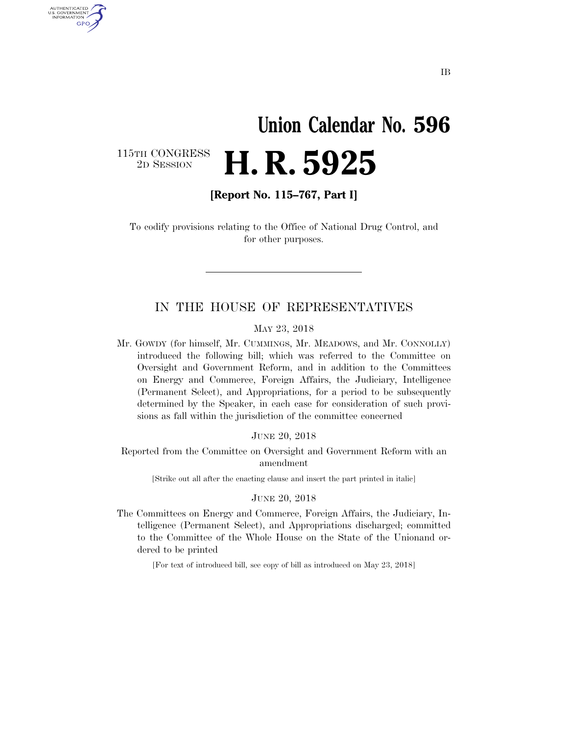IB

# Union Calendar No. 596

115TH CONGRESS
2D SESSION

# H. R. 5925

**[Report No. 115–767, Part I]**

To codify provisions relating to the Office of National Drug Control, and for other purposes.

---

## IN THE HOUSE OF REPRESENTATIVES

MAY 23, 2018

Mr. GOWDY (for himself, Mr. CUMMINGS, Mr. MEADOWS, and Mr. CONNOLLY) introduced the following bill; which was referred to the Committee on Oversight and Government Reform, and in addition to the Committees on Energy and Commerce, Foreign Affairs, the Judiciary, Intelligence (Permanent Select), and Appropriations, for a period to be subsequently determined by the Speaker, in each case for consideration of such provisions as fall within the jurisdiction of the committee concerned

JUNE 20, 2018

Reported from the Committee on Oversight and Government Reform with an amendment

[Strike out all after the enacting clause and insert the part printed in italic]

JUNE 20, 2018

The Committees on Energy and Commerce, Foreign Affairs, the Judiciary, Intelligence (Permanent Select), and Appropriations discharged; committed to the Committee of the Whole House on the State of the Unionand ordered to be printed

[For text of introduced bill, see copy of bill as introduced on May 23, 2018]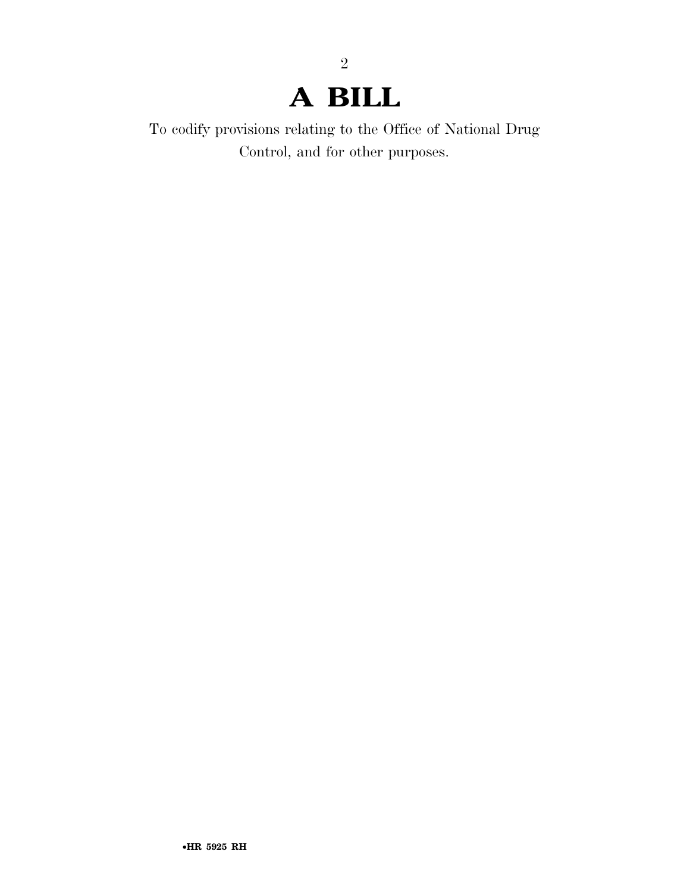# A BILL

To codify provisions relating to the Office of National Drug Control, and for other purposes.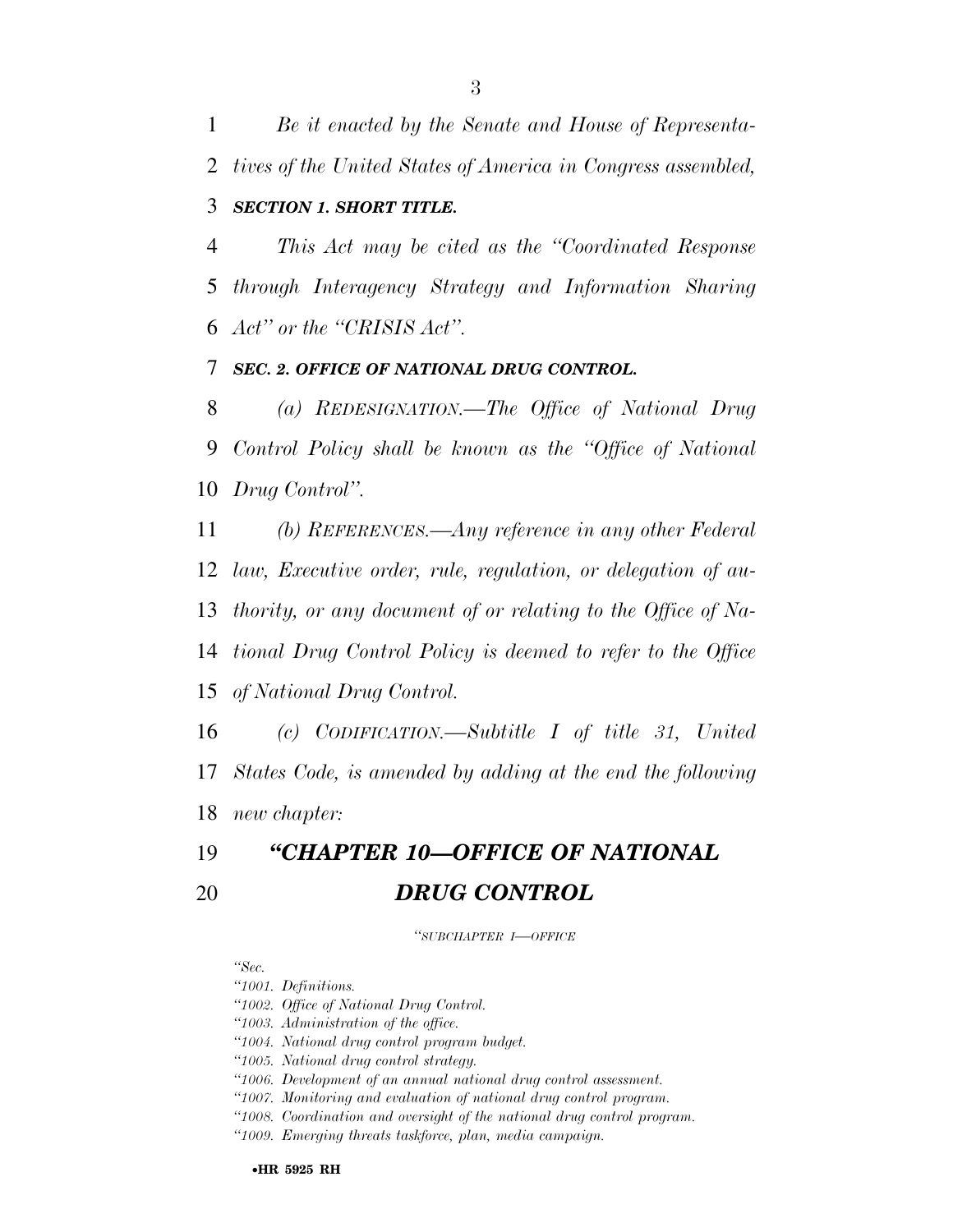*Be it enacted by the Senate and House of Representatives of the United States of America in Congress assembled,*

***SECTION 1. SHORT TITLE.***

*This Act may be cited as the "Coordinated Response through Interagency Strategy and Information Sharing Act" or the "CRISIS Act".*

***SEC. 2. OFFICE OF NATIONAL DRUG CONTROL.***

*(a) REDESIGNATION.—The Office of National Drug Control Policy shall be known as the "Office of National Drug Control".*

*(b) REFERENCES.—Any reference in any other Federal law, Executive order, rule, regulation, or delegation of authority, or any document of or relating to the Office of National Drug Control Policy is deemed to refer to the Office of National Drug Control.*

*(c) CODIFICATION.—Subtitle I of title 31, United States Code, is amended by adding at the end the following new chapter:*

## *"CHAPTER 10—OFFICE OF NATIONAL DRUG CONTROL*

*"SUBCHAPTER I—OFFICE*

*"Sec.*

*"1001. Definitions.*

*"1002. Office of National Drug Control.*

*"1003. Administration of the office.*

*"1004. National drug control program budget.*

*"1005. National drug control strategy.*

*"1006. Development of an annual national drug control assessment.*

*"1007. Monitoring and evaluation of national drug control program.*

*"1008. Coordination and oversight of the national drug control program.*

*"1009. Emerging threats taskforce, plan, media campaign.*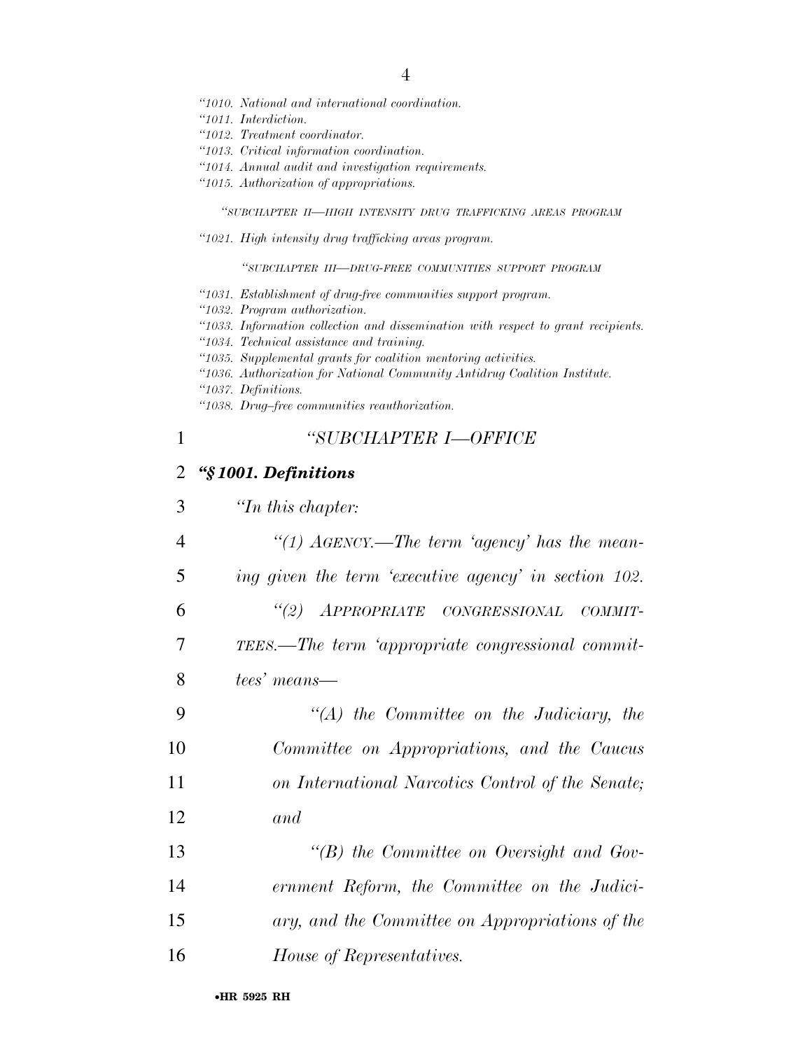*"1010. National and international coordination.*
*"1011. Interdiction.*
*"1012. Treatment coordinator.*
*"1013. Critical information coordination.*
*"1014. Annual audit and investigation requirements.*
*"1015. Authorization of appropriations.*

*"SUBCHAPTER II—HIGH INTENSITY DRUG TRAFFICKING AREAS PROGRAM*

*"1021. High intensity drug trafficking areas program.*

*"SUBCHAPTER III—DRUG-FREE COMMUNITIES SUPPORT PROGRAM*

*"1031. Establishment of drug-free communities support program.*
*"1032. Program authorization.*
*"1033. Information collection and dissemination with respect to grant recipients.*
*"1034. Technical assistance and training.*
*"1035. Supplemental grants for coalition mentoring activities.*
*"1036. Authorization for National Community Antidrug Coalition Institute.*
*"1037. Definitions.*
*"1038. Drug-free communities reauthorization.*

*"SUBCHAPTER I—OFFICE*

***"§ 1001. Definitions***

*"In this chapter:*

*"(1) AGENCY.—The term 'agency' has the meaning given the term 'executive agency' in section 102.*

*"(2) APPROPRIATE CONGRESSIONAL COMMITTEES.—The term 'appropriate congressional committees' means—*

*"(A) the Committee on the Judiciary, the Committee on Appropriations, and the Caucus on International Narcotics Control of the Senate; and*

*"(B) the Committee on Oversight and Government Reform, the Committee on the Judiciary, and the Committee on Appropriations of the House of Representatives.*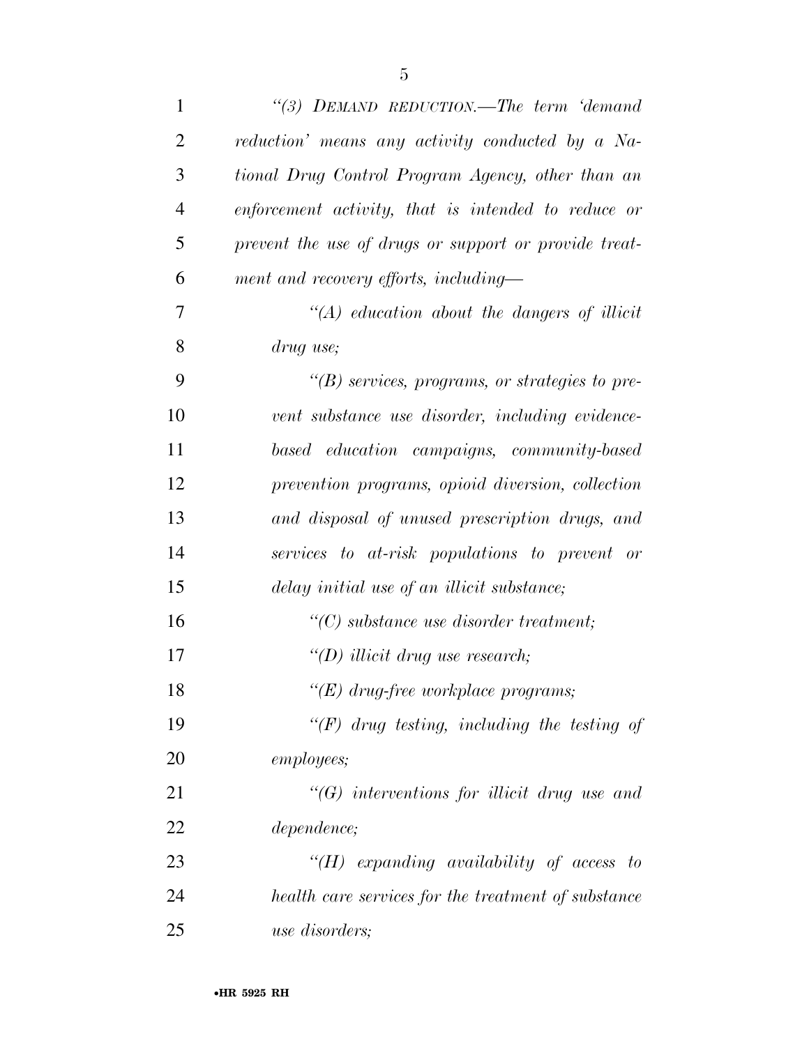*"(3) DEMAND REDUCTION.—The term 'demand reduction' means any activity conducted by a National Drug Control Program Agency, other than an enforcement activity, that is intended to reduce or prevent the use of drugs or support or provide treatment and recovery efforts, including—*

*"(A) education about the dangers of illicit drug use;*

*"(B) services, programs, or strategies to prevent substance use disorder, including evidence-based education campaigns, community-based prevention programs, opioid diversion, collection and disposal of unused prescription drugs, and services to at-risk populations to prevent or delay initial use of an illicit substance;*

*"(C) substance use disorder treatment;*

*"(D) illicit drug use research;*

*"(E) drug-free workplace programs;*

*"(F) drug testing, including the testing of employees;*

*"(G) interventions for illicit drug use and dependence;*

*"(H) expanding availability of access to health care services for the treatment of substance use disorders;*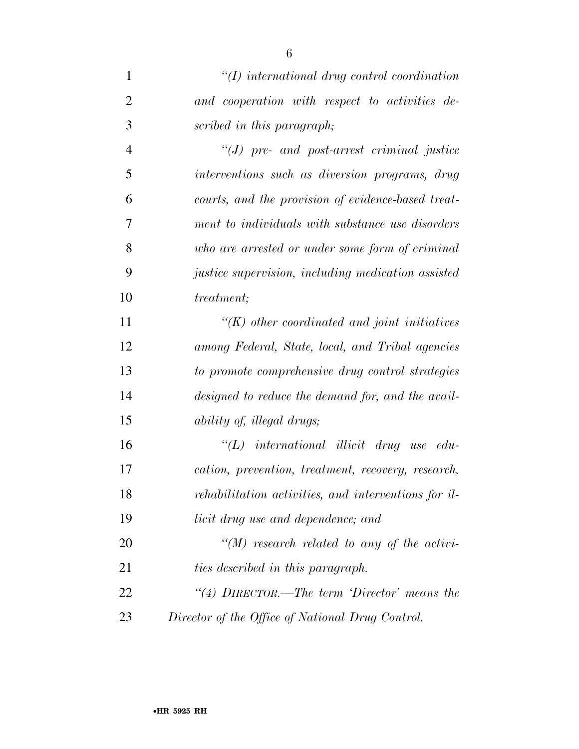*"(I) international drug control coordination and cooperation with respect to activities described in this paragraph;*

*"(J) pre- and post-arrest criminal justice interventions such as diversion programs, drug courts, and the provision of evidence-based treatment to individuals with substance use disorders who are arrested or under some form of criminal justice supervision, including medication assisted treatment;*

*"(K) other coordinated and joint initiatives among Federal, State, local, and Tribal agencies to promote comprehensive drug control strategies designed to reduce the demand for, and the availability of, illegal drugs;*

*"(L) international illicit drug use education, prevention, treatment, recovery, research, rehabilitation activities, and interventions for illicit drug use and dependence; and*

*"(M) research related to any of the activities described in this paragraph.*

*"(4) DIRECTOR.—The term 'Director' means the Director of the Office of National Drug Control.*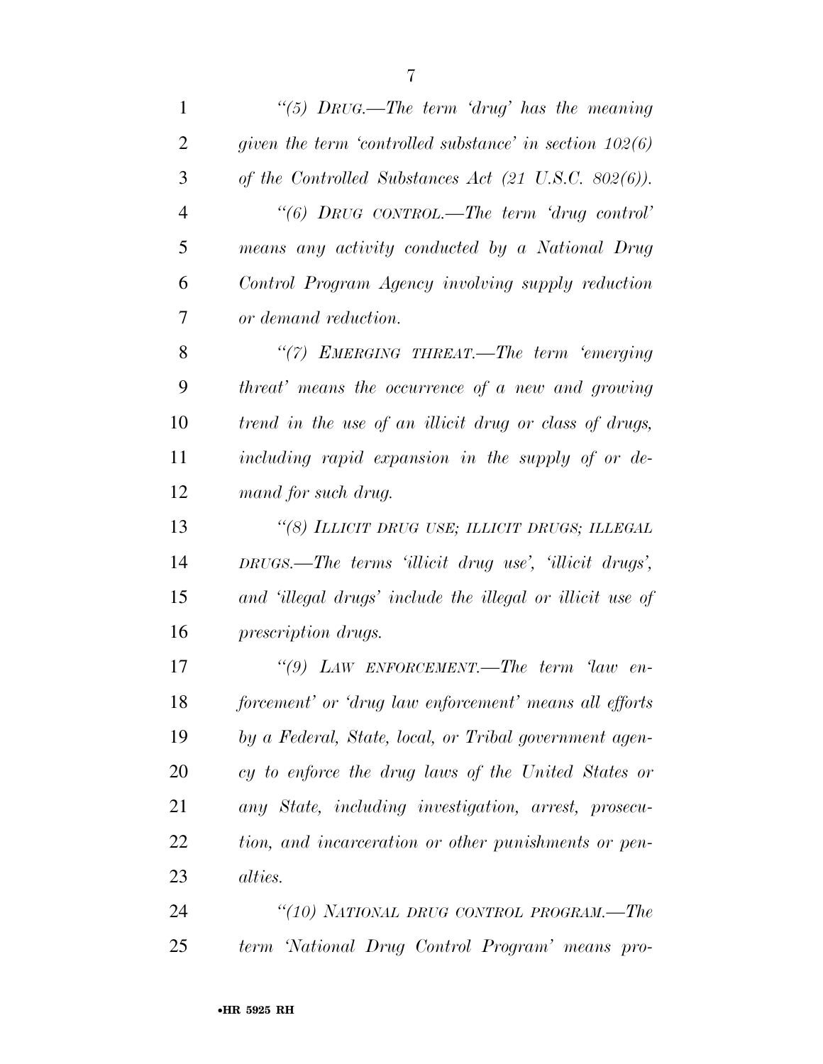*"(5) DRUG.—The term 'drug' has the meaning given the term 'controlled substance' in section 102(6) of the Controlled Substances Act (21 U.S.C. 802(6)).*

*"(6) DRUG CONTROL.—The term 'drug control' means any activity conducted by a National Drug Control Program Agency involving supply reduction or demand reduction.*

*"(7) EMERGING THREAT.—The term 'emerging threat' means the occurrence of a new and growing trend in the use of an illicit drug or class of drugs, including rapid expansion in the supply of or demand for such drug.*

*"(8) ILLICIT DRUG USE; ILLICIT DRUGS; ILLEGAL DRUGS.—The terms 'illicit drug use', 'illicit drugs', and 'illegal drugs' include the illegal or illicit use of prescription drugs.*

*"(9) LAW ENFORCEMENT.—The term 'law enforcement' or 'drug law enforcement' means all efforts by a Federal, State, local, or Tribal government agency to enforce the drug laws of the United States or any State, including investigation, arrest, prosecution, and incarceration or other punishments or penalties.*

*"(10) NATIONAL DRUG CONTROL PROGRAM.—The term 'National Drug Control Program' means pro-*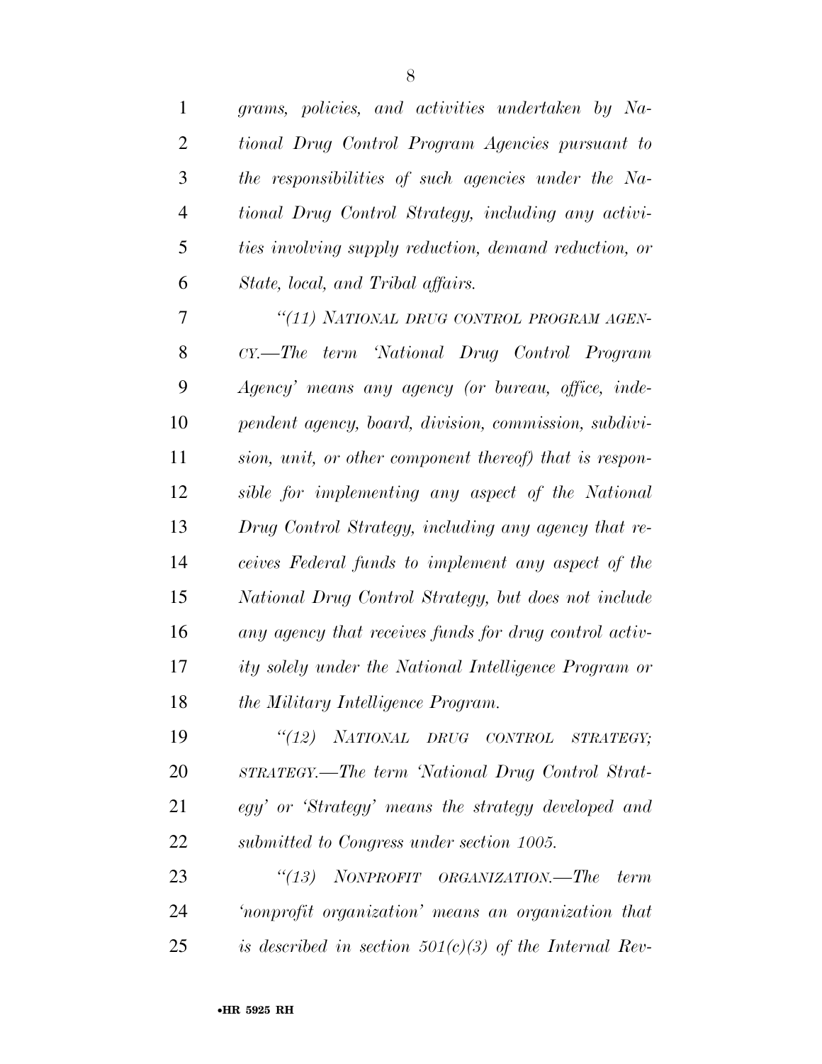*grams, policies, and activities undertaken by National Drug Control Program Agencies pursuant to the responsibilities of such agencies under the National Drug Control Strategy, including any activities involving supply reduction, demand reduction, or State, local, and Tribal affairs.*

*"(11) NATIONAL DRUG CONTROL PROGRAM AGENCY.—The term 'National Drug Control Program Agency' means any agency (or bureau, office, independent agency, board, division, commission, subdivision, unit, or other component thereof) that is responsible for implementing any aspect of the National Drug Control Strategy, including any agency that receives Federal funds to implement any aspect of the National Drug Control Strategy, but does not include any agency that receives funds for drug control activity solely under the National Intelligence Program or the Military Intelligence Program.*

*"(12) NATIONAL DRUG CONTROL STRATEGY; STRATEGY.—The term 'National Drug Control Strategy' or 'Strategy' means the strategy developed and submitted to Congress under section 1005.*

*"(13) NONPROFIT ORGANIZATION.—The term 'nonprofit organization' means an organization that is described in section 501(c)(3) of the Internal Rev-*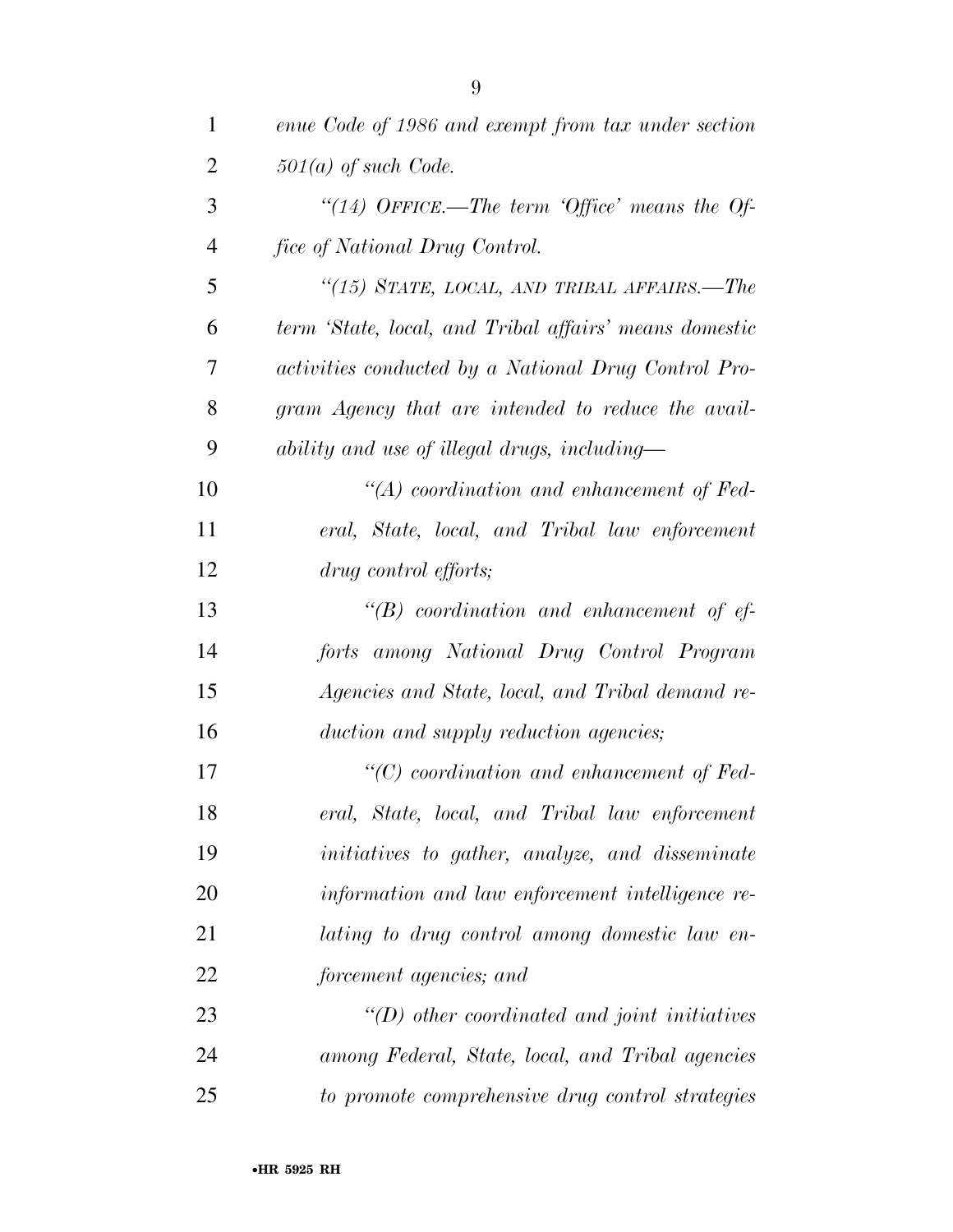*enue Code of 1986 and exempt from tax under section 501(a) of such Code.*

*"(14) OFFICE.—The term 'Office' means the Office of National Drug Control.*

*"(15) STATE, LOCAL, AND TRIBAL AFFAIRS.—The term 'State, local, and Tribal affairs' means domestic activities conducted by a National Drug Control Program Agency that are intended to reduce the availability and use of illegal drugs, including—*

*"(A) coordination and enhancement of Federal, State, local, and Tribal law enforcement drug control efforts;*

*"(B) coordination and enhancement of efforts among National Drug Control Program Agencies and State, local, and Tribal demand reduction and supply reduction agencies;*

*"(C) coordination and enhancement of Federal, State, local, and Tribal law enforcement initiatives to gather, analyze, and disseminate information and law enforcement intelligence relating to drug control among domestic law enforcement agencies; and*

*"(D) other coordinated and joint initiatives among Federal, State, local, and Tribal agencies to promote comprehensive drug control strategies*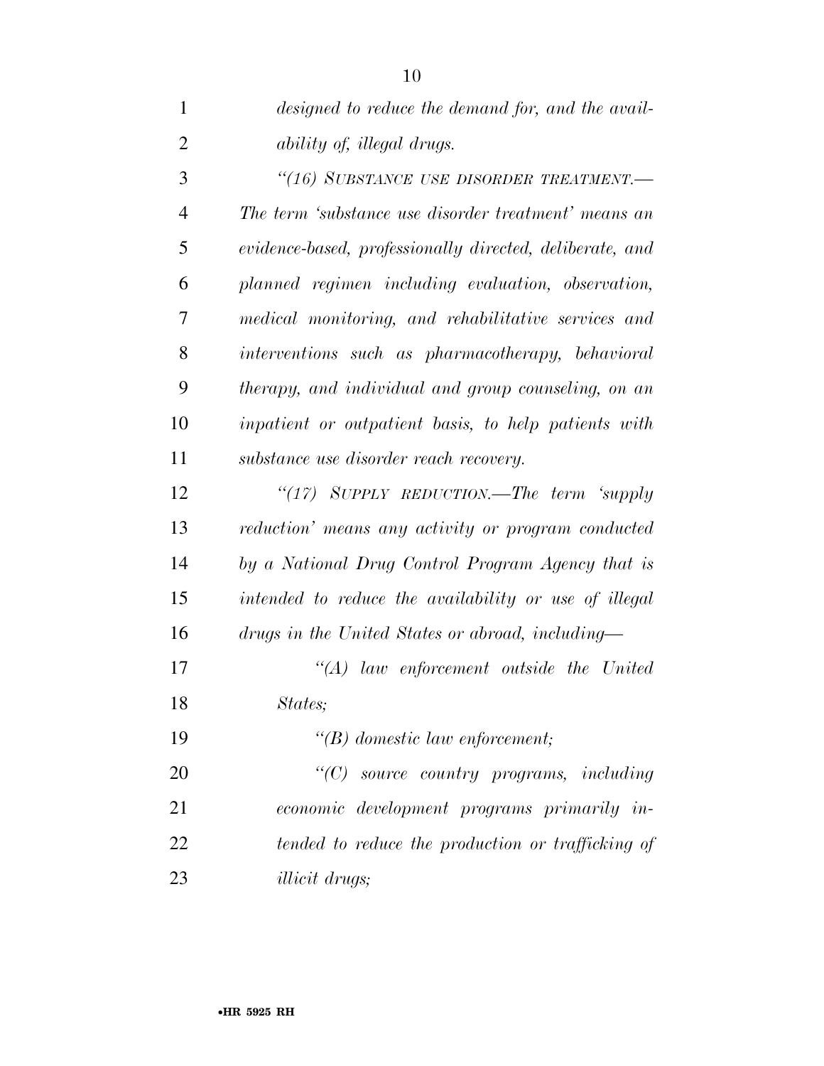*designed to reduce the demand for, and the availability of, illegal drugs.*

*"(16) SUBSTANCE USE DISORDER TREATMENT.—The term 'substance use disorder treatment' means an evidence-based, professionally directed, deliberate, and planned regimen including evaluation, observation, medical monitoring, and rehabilitative services and interventions such as pharmacotherapy, behavioral therapy, and individual and group counseling, on an inpatient or outpatient basis, to help patients with substance use disorder reach recovery.*

*"(17) SUPPLY REDUCTION.—The term 'supply reduction' means any activity or program conducted by a National Drug Control Program Agency that is intended to reduce the availability or use of illegal drugs in the United States or abroad, including—*

*"(A) law enforcement outside the United States;*

*"(B) domestic law enforcement;*

*"(C) source country programs, including economic development programs primarily intended to reduce the production or trafficking of illicit drugs;*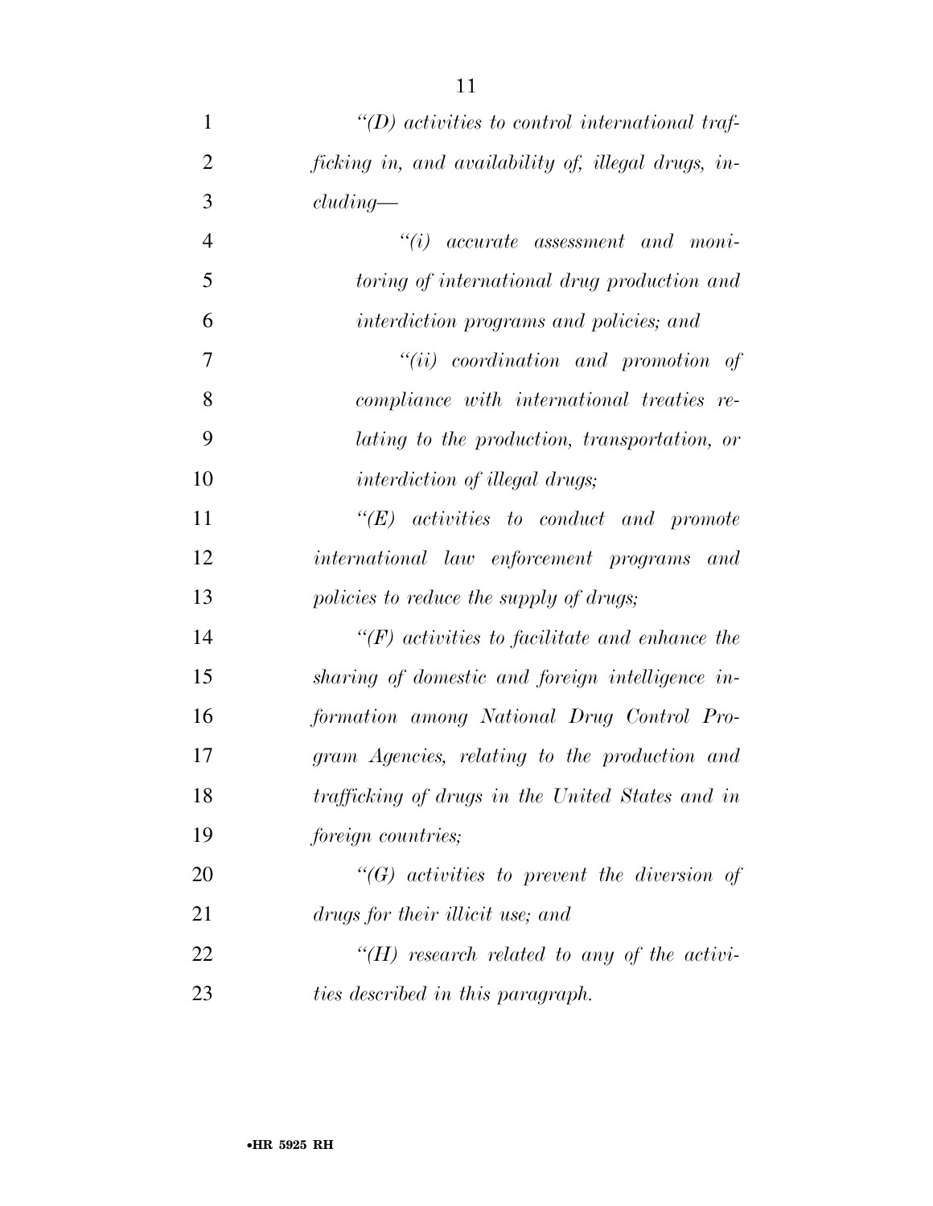*"(D) activities to control international trafficking in, and availability of, illegal drugs, including—*

*"(i) accurate assessment and monitoring of international drug production and interdiction programs and policies; and*

*"(ii) coordination and promotion of compliance with international treaties relating to the production, transportation, or interdiction of illegal drugs;*

*"(E) activities to conduct and promote international law enforcement programs and policies to reduce the supply of drugs;*

*"(F) activities to facilitate and enhance the sharing of domestic and foreign intelligence information among National Drug Control Program Agencies, relating to the production and trafficking of drugs in the United States and in foreign countries;*

*"(G) activities to prevent the diversion of drugs for their illicit use; and*

*"(H) research related to any of the activities described in this paragraph.*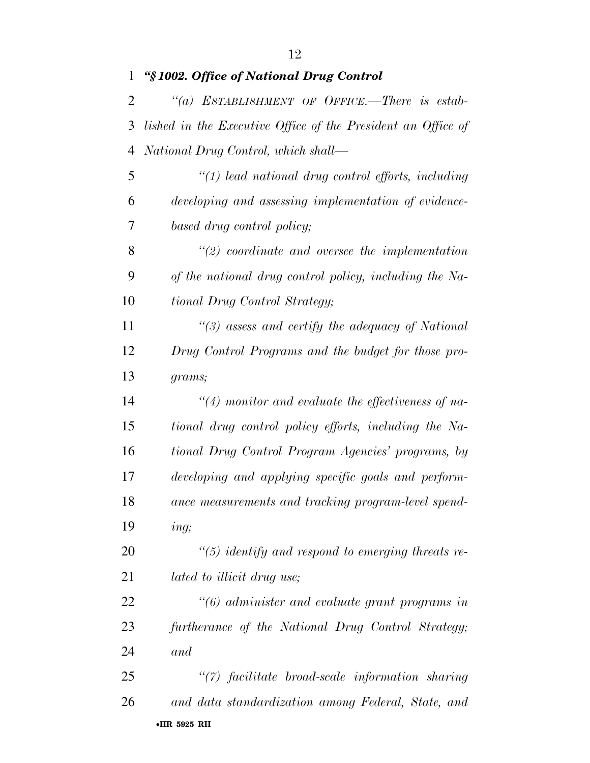***"§ 1002. Office of National Drug Control***

*"(a) ESTABLISHMENT OF OFFICE.—There is established in the Executive Office of the President an Office of National Drug Control, which shall—*

*"(1) lead national drug control efforts, including developing and assessing implementation of evidence-based drug control policy;*

*"(2) coordinate and oversee the implementation of the national drug control policy, including the National Drug Control Strategy;*

*"(3) assess and certify the adequacy of National Drug Control Programs and the budget for those programs;*

*"(4) monitor and evaluate the effectiveness of national drug control policy efforts, including the National Drug Control Program Agencies' programs, by developing and applying specific goals and performance measurements and tracking program-level spending;*

*"(5) identify and respond to emerging threats related to illicit drug use;*

*"(6) administer and evaluate grant programs in furtherance of the National Drug Control Strategy; and*

*"(7) facilitate broad-scale information sharing and data standardization among Federal, State, and*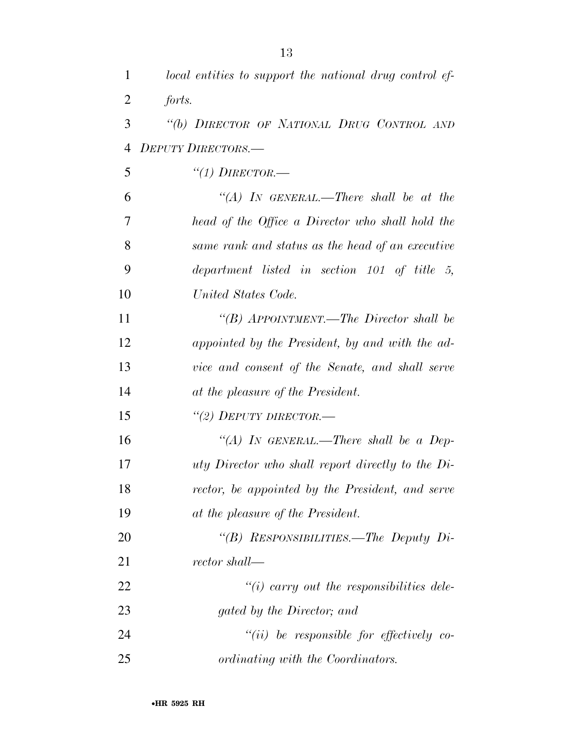*local entities to support the national drug control efforts.*

*"(b) DIRECTOR OF NATIONAL DRUG CONTROL AND DEPUTY DIRECTORS.—*

*"(1) DIRECTOR.—*

*"(A) IN GENERAL.—There shall be at the head of the Office a Director who shall hold the same rank and status as the head of an executive department listed in section 101 of title 5, United States Code.*

*"(B) APPOINTMENT.—The Director shall be appointed by the President, by and with the advice and consent of the Senate, and shall serve at the pleasure of the President.*

*"(2) DEPUTY DIRECTOR.—*

*"(A) IN GENERAL.—There shall be a Deputy Director who shall report directly to the Director, be appointed by the President, and serve at the pleasure of the President.*

*"(B) RESPONSIBILITIES.—The Deputy Director shall—*

*"(i) carry out the responsibilities delegated by the Director; and*

*"(ii) be responsible for effectively coordinating with the Coordinators.*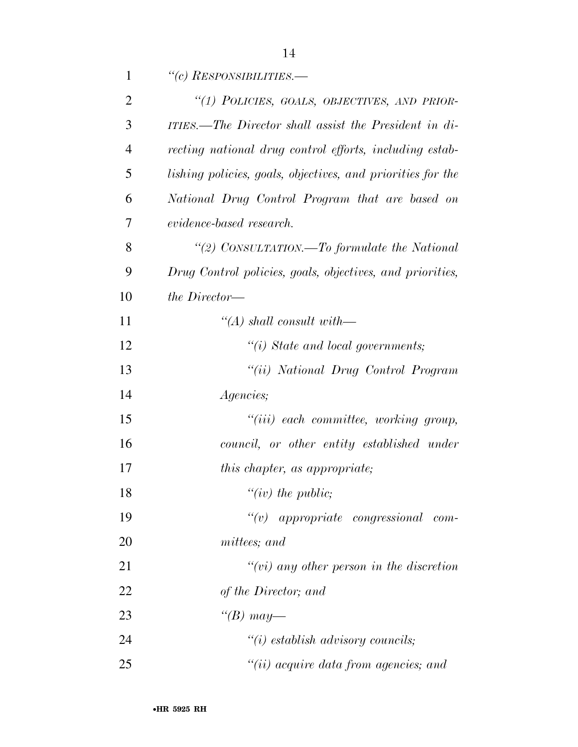*"(c) RESPONSIBILITIES.—*

*"(1) POLICIES, GOALS, OBJECTIVES, AND PRIORITIES.—The Director shall assist the President in directing national drug control efforts, including establishing policies, goals, objectives, and priorities for the National Drug Control Program that are based on evidence-based research.*

*"(2) CONSULTATION.—To formulate the National Drug Control policies, goals, objectives, and priorities, the Director—*

*"(A) shall consult with—*

*"(i) State and local governments;*

*"(ii) National Drug Control Program Agencies;*

*"(iii) each committee, working group, council, or other entity established under this chapter, as appropriate;*

*"(iv) the public;*

*"(v) appropriate congressional committees; and*

*"(vi) any other person in the discretion of the Director; and*

*"(B) may—*

*"(i) establish advisory councils;*

*"(ii) acquire data from agencies; and*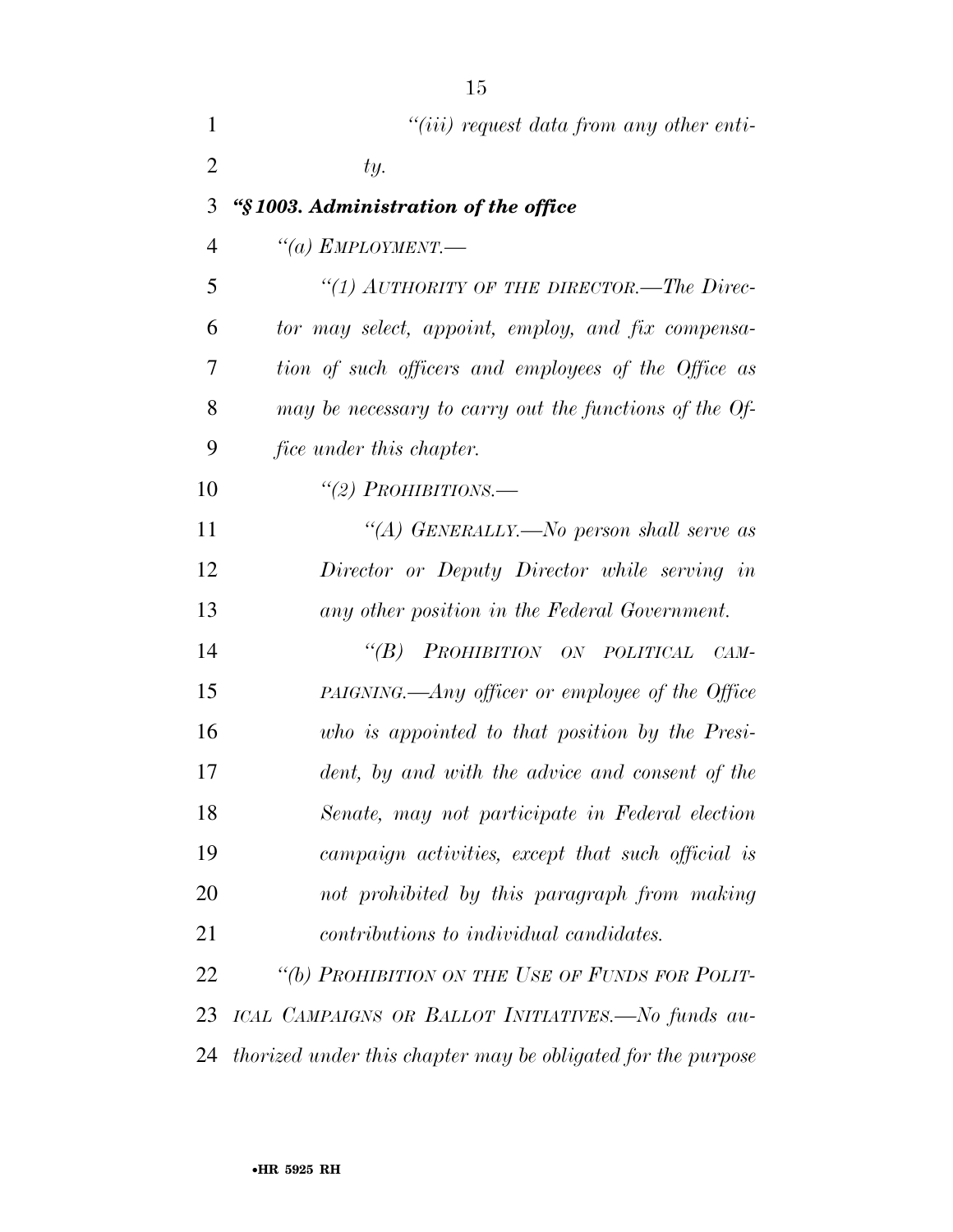*"(iii) request data from any other entity.*

***"§ 1003. Administration of the office***

*"(a) EMPLOYMENT.—*

*"(1) AUTHORITY OF THE DIRECTOR.—The Director may select, appoint, employ, and fix compensation of such officers and employees of the Office as may be necessary to carry out the functions of the Office under this chapter.*

*"(2) PROHIBITIONS.—*

*"(A) GENERALLY.—No person shall serve as Director or Deputy Director while serving in any other position in the Federal Government.*

*"(B) PROHIBITION ON POLITICAL CAMPAIGNING.—Any officer or employee of the Office who is appointed to that position by the President, by and with the advice and consent of the Senate, may not participate in Federal election campaign activities, except that such official is not prohibited by this paragraph from making contributions to individual candidates.*

*"(b) PROHIBITION ON THE USE OF FUNDS FOR POLITICAL CAMPAIGNS OR BALLOT INITIATIVES.—No funds authorized under this chapter may be obligated for the purpose*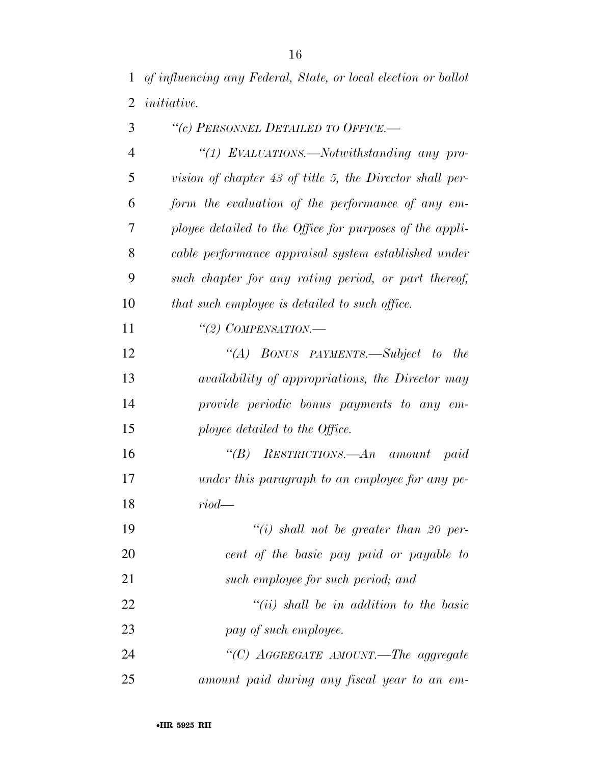*of influencing any Federal, State, or local election or ballot initiative.*

*"(c) PERSONNEL DETAILED TO OFFICE.—*

*"(1) EVALUATIONS.—Notwithstanding any provision of chapter 43 of title 5, the Director shall perform the evaluation of the performance of any employee detailed to the Office for purposes of the applicable performance appraisal system established under such chapter for any rating period, or part thereof, that such employee is detailed to such office.*

*"(2) COMPENSATION.—*

*"(A) BONUS PAYMENTS.—Subject to the availability of appropriations, the Director may provide periodic bonus payments to any employee detailed to the Office.*

*"(B) RESTRICTIONS.—An amount paid under this paragraph to an employee for any period—*

*"(i) shall not be greater than 20 percent of the basic pay paid or payable to such employee for such period; and*

*"(ii) shall be in addition to the basic pay of such employee.*

*"(C) AGGREGATE AMOUNT.—The aggregate amount paid during any fiscal year to an em-*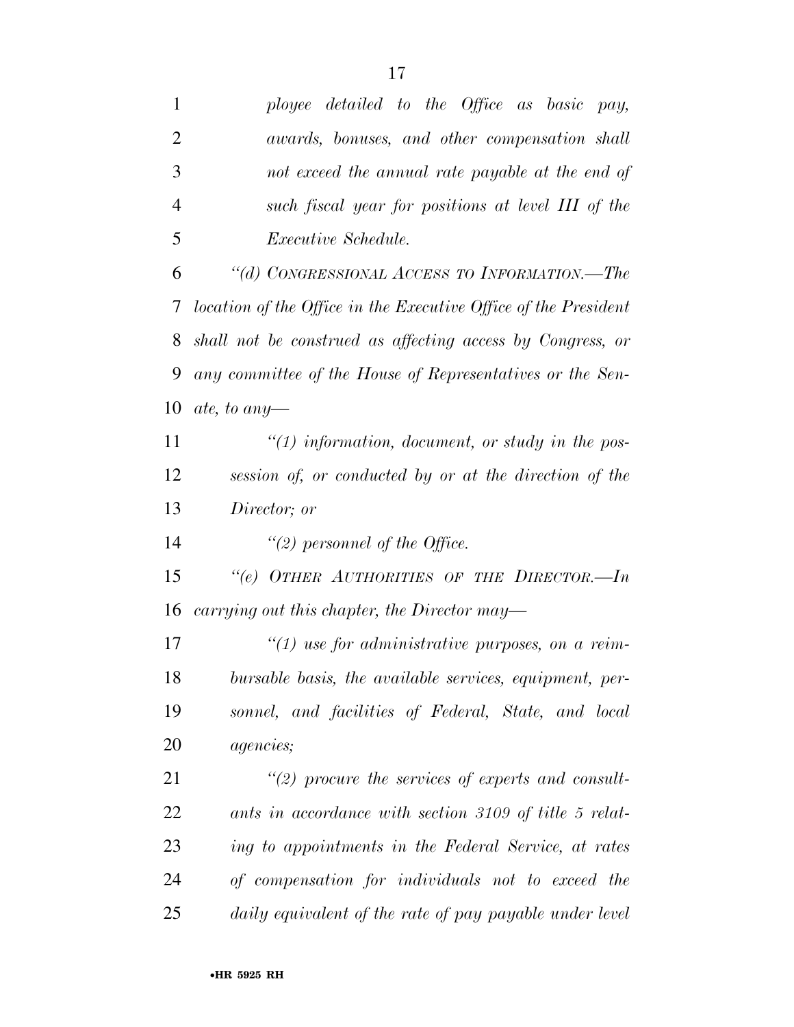*ployee detailed to the Office as basic pay, awards, bonuses, and other compensation shall not exceed the annual rate payable at the end of such fiscal year for positions at level III of the Executive Schedule.*

*"(d) CONGRESSIONAL ACCESS TO INFORMATION.—The location of the Office in the Executive Office of the President shall not be construed as affecting access by Congress, or any committee of the House of Representatives or the Senate, to any—*

*"(1) information, document, or study in the possession of, or conducted by or at the direction of the Director; or*

*"(2) personnel of the Office.*

*"(e) OTHER AUTHORITIES OF THE DIRECTOR.—In carrying out this chapter, the Director may—*

*"(1) use for administrative purposes, on a reimbursable basis, the available services, equipment, personnel, and facilities of Federal, State, and local agencies;*

*"(2) procure the services of experts and consultants in accordance with section 3109 of title 5 relating to appointments in the Federal Service, at rates of compensation for individuals not to exceed the daily equivalent of the rate of pay payable under level*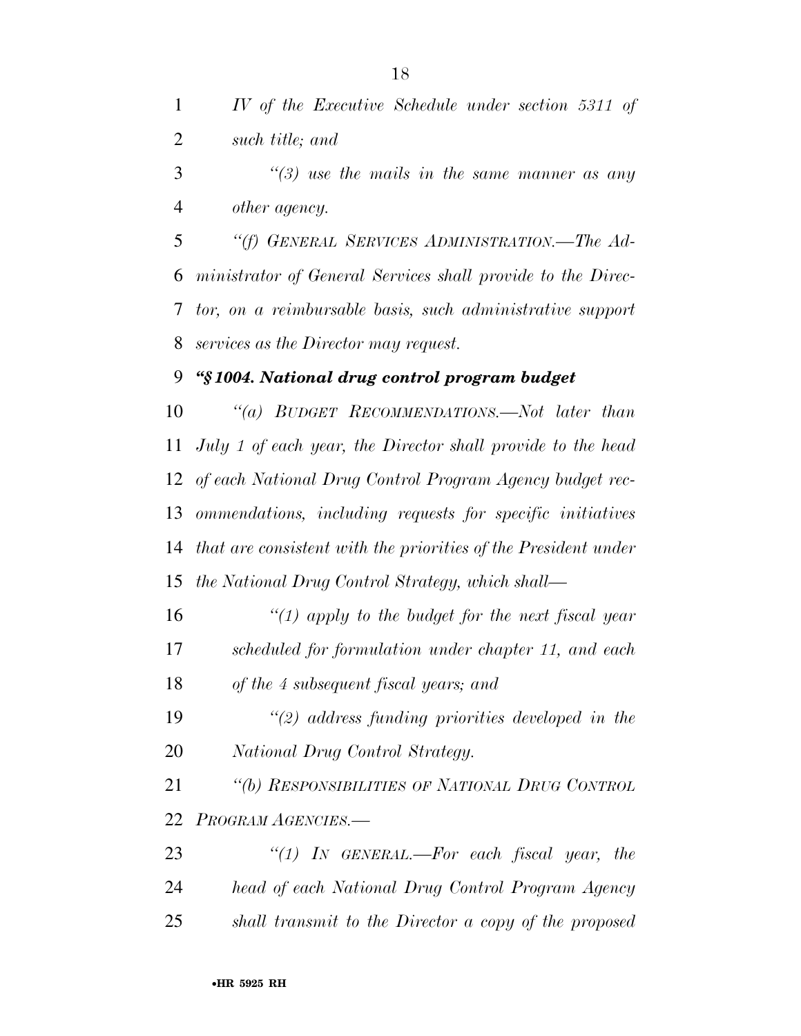*IV of the Executive Schedule under section 5311 of such title; and*

*"(3) use the mails in the same manner as any other agency.*

*"(f) GENERAL SERVICES ADMINISTRATION.—The Administrator of General Services shall provide to the Director, on a reimbursable basis, such administrative support services as the Director may request.*

***"§ 1004. National drug control program budget***

*"(a) BUDGET RECOMMENDATIONS.—Not later than July 1 of each year, the Director shall provide to the head of each National Drug Control Program Agency budget recommendations, including requests for specific initiatives that are consistent with the priorities of the President under the National Drug Control Strategy, which shall—*

*"(1) apply to the budget for the next fiscal year scheduled for formulation under chapter 11, and each of the 4 subsequent fiscal years; and*

*"(2) address funding priorities developed in the National Drug Control Strategy.*

*"(b) RESPONSIBILITIES OF NATIONAL DRUG CONTROL PROGRAM AGENCIES.—*

*"(1) IN GENERAL.—For each fiscal year, the head of each National Drug Control Program Agency shall transmit to the Director a copy of the proposed*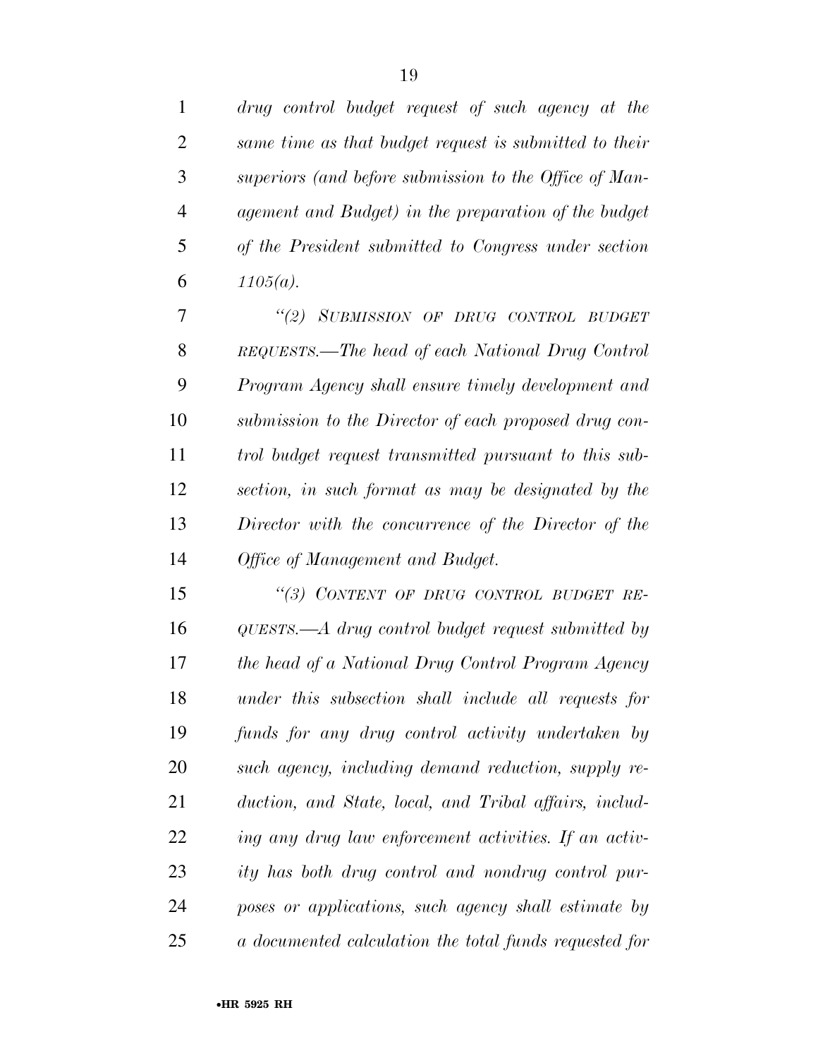*drug control budget request of such agency at the same time as that budget request is submitted to their superiors (and before submission to the Office of Management and Budget) in the preparation of the budget of the President submitted to Congress under section 1105(a).*

*"(2) SUBMISSION OF DRUG CONTROL BUDGET REQUESTS.—The head of each National Drug Control Program Agency shall ensure timely development and submission to the Director of each proposed drug control budget request transmitted pursuant to this subsection, in such format as may be designated by the Director with the concurrence of the Director of the Office of Management and Budget.*

*"(3) CONTENT OF DRUG CONTROL BUDGET REQUESTS.—A drug control budget request submitted by the head of a National Drug Control Program Agency under this subsection shall include all requests for funds for any drug control activity undertaken by such agency, including demand reduction, supply reduction, and State, local, and Tribal affairs, including any drug law enforcement activities. If an activity has both drug control and nondrug control purposes or applications, such agency shall estimate by a documented calculation the total funds requested for*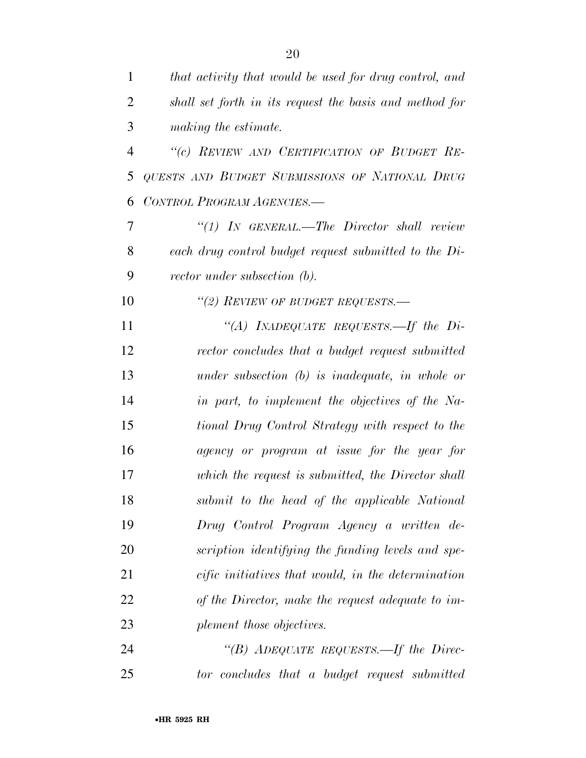*that activity that would be used for drug control, and shall set forth in its request the basis and method for making the estimate.*

*"(c) REVIEW AND CERTIFICATION OF BUDGET REQUESTS AND BUDGET SUBMISSIONS OF NATIONAL DRUG CONTROL PROGRAM AGENCIES.—*

*"(1) IN GENERAL.—The Director shall review each drug control budget request submitted to the Director under subsection (b).*

*"(2) REVIEW OF BUDGET REQUESTS.—*

*"(A) INADEQUATE REQUESTS.—If the Director concludes that a budget request submitted under subsection (b) is inadequate, in whole or in part, to implement the objectives of the National Drug Control Strategy with respect to the agency or program at issue for the year for which the request is submitted, the Director shall submit to the head of the applicable National Drug Control Program Agency a written description identifying the funding levels and specific initiatives that would, in the determination of the Director, make the request adequate to implement those objectives.*

*"(B) ADEQUATE REQUESTS.—If the Director concludes that a budget request submitted*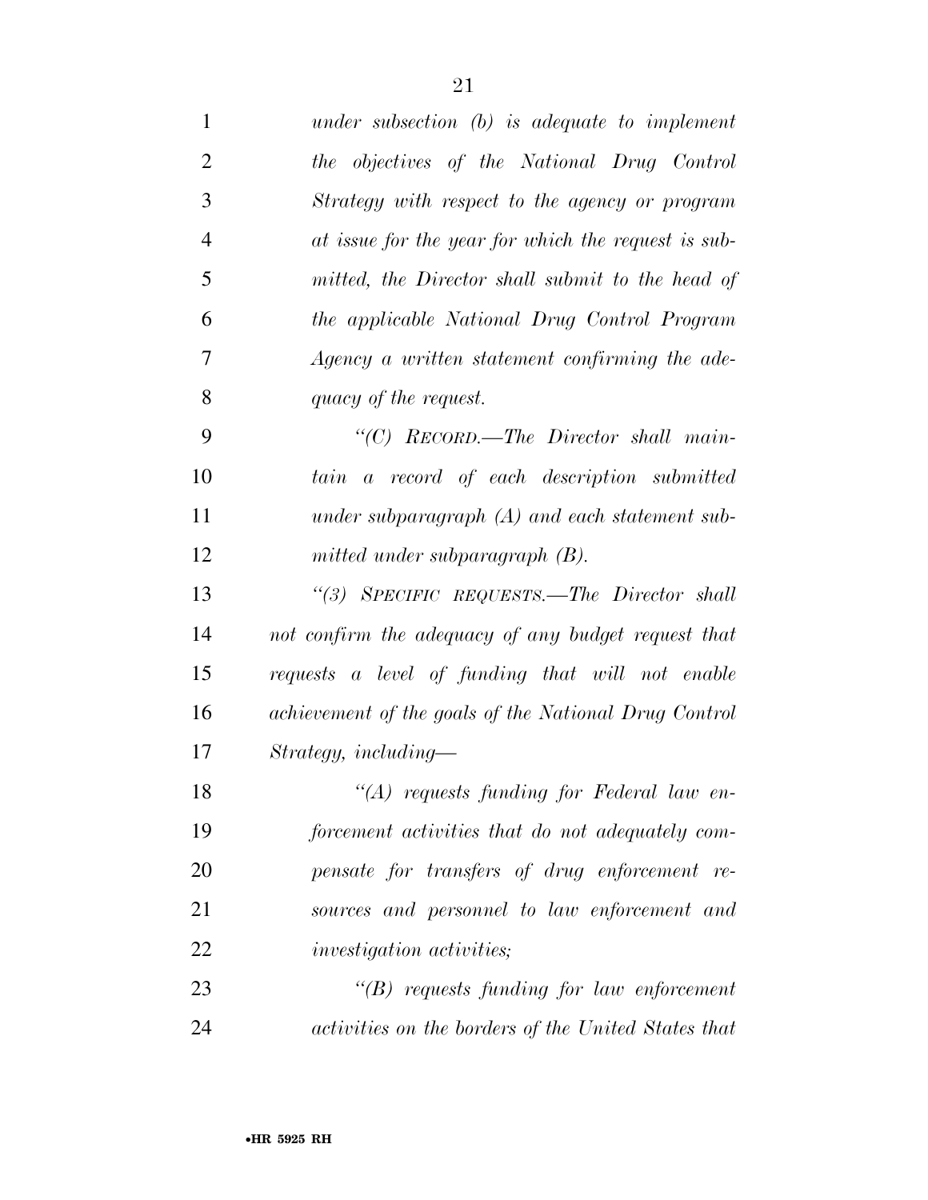*under subsection (b) is adequate to implement the objectives of the National Drug Control Strategy with respect to the agency or program at issue for the year for which the request is submitted, the Director shall submit to the head of the applicable National Drug Control Program Agency a written statement confirming the adequacy of the request.*

*"(C) RECORD.—The Director shall maintain a record of each description submitted under subparagraph (A) and each statement submitted under subparagraph (B).*

*"(3) SPECIFIC REQUESTS.—The Director shall not confirm the adequacy of any budget request that requests a level of funding that will not enable achievement of the goals of the National Drug Control Strategy, including—*

*"(A) requests funding for Federal law enforcement activities that do not adequately compensate for transfers of drug enforcement resources and personnel to law enforcement and investigation activities;*

*"(B) requests funding for law enforcement activities on the borders of the United States that*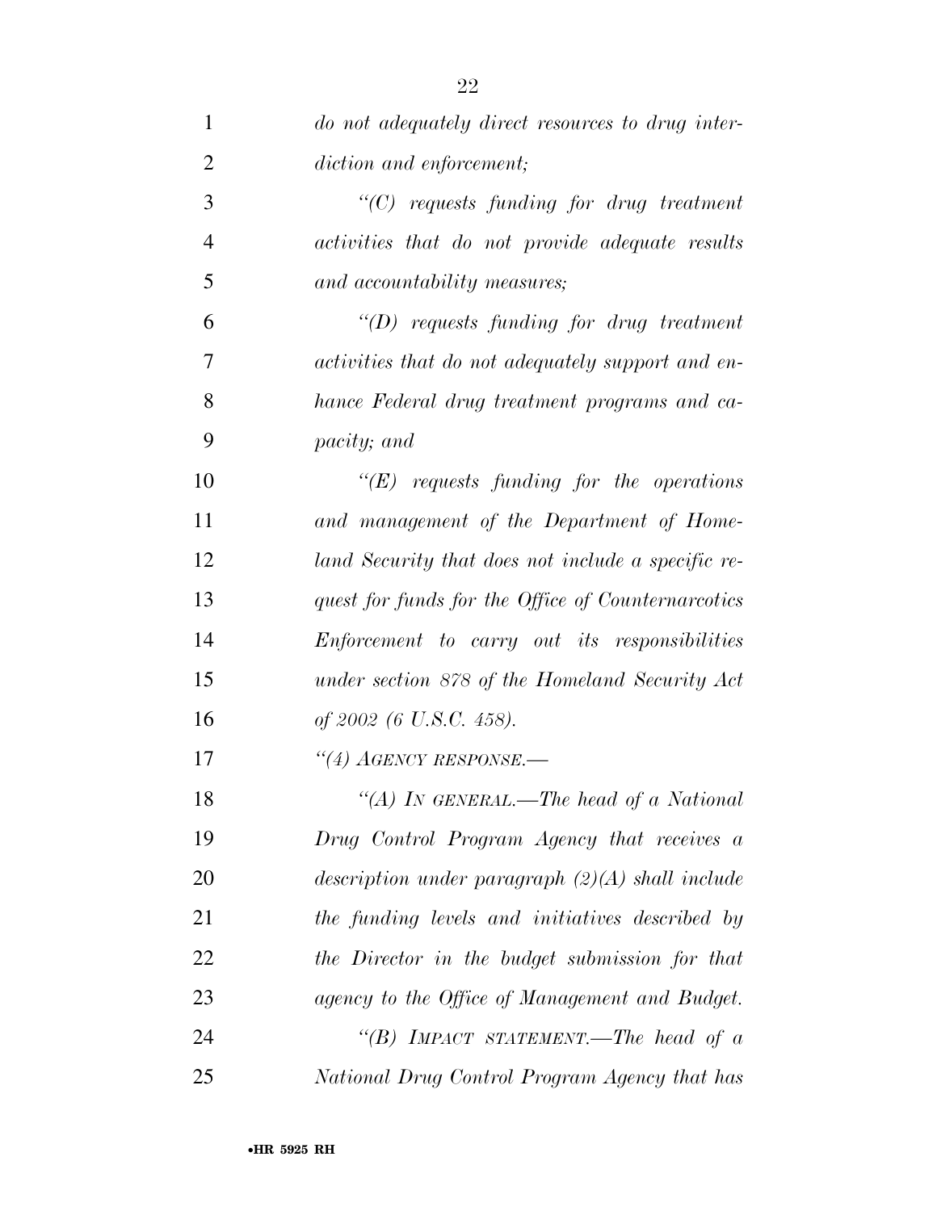*do not adequately direct resources to drug interdiction and enforcement;*

*"(C) requests funding for drug treatment activities that do not provide adequate results and accountability measures;*

*"(D) requests funding for drug treatment activities that do not adequately support and enhance Federal drug treatment programs and capacity; and*

*"(E) requests funding for the operations and management of the Department of Homeland Security that does not include a specific request for funds for the Office of Counternarcotics Enforcement to carry out its responsibilities under section 878 of the Homeland Security Act of 2002 (6 U.S.C. 458).*

*"(4) AGENCY RESPONSE.—*

*"(A) IN GENERAL.—The head of a National Drug Control Program Agency that receives a description under paragraph (2)(A) shall include the funding levels and initiatives described by the Director in the budget submission for that agency to the Office of Management and Budget.*

*"(B) IMPACT STATEMENT.—The head of a National Drug Control Program Agency that has*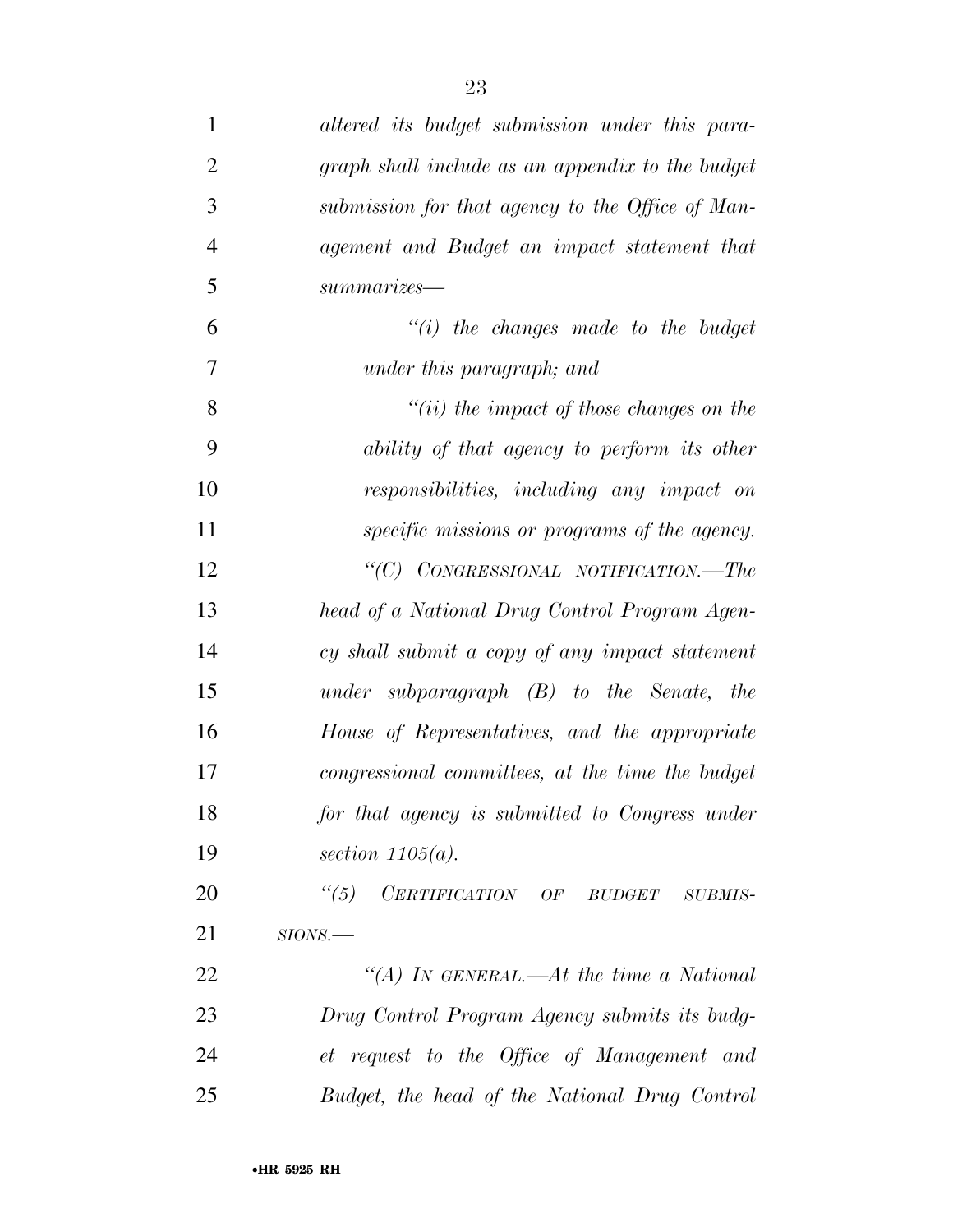*altered its budget submission under this paragraph shall include as an appendix to the budget submission for that agency to the Office of Management and Budget an impact statement that summarizes—*

*"(i) the changes made to the budget under this paragraph; and*

*"(ii) the impact of those changes on the ability of that agency to perform its other responsibilities, including any impact on specific missions or programs of the agency.*

*"(C) CONGRESSIONAL NOTIFICATION.—The head of a National Drug Control Program Agency shall submit a copy of any impact statement under subparagraph (B) to the Senate, the House of Representatives, and the appropriate congressional committees, at the time the budget for that agency is submitted to Congress under section 1105(a).*

*"(5) CERTIFICATION OF BUDGET SUBMISSIONS.—*

*"(A) IN GENERAL.—At the time a National Drug Control Program Agency submits its budget request to the Office of Management and Budget, the head of the National Drug Control*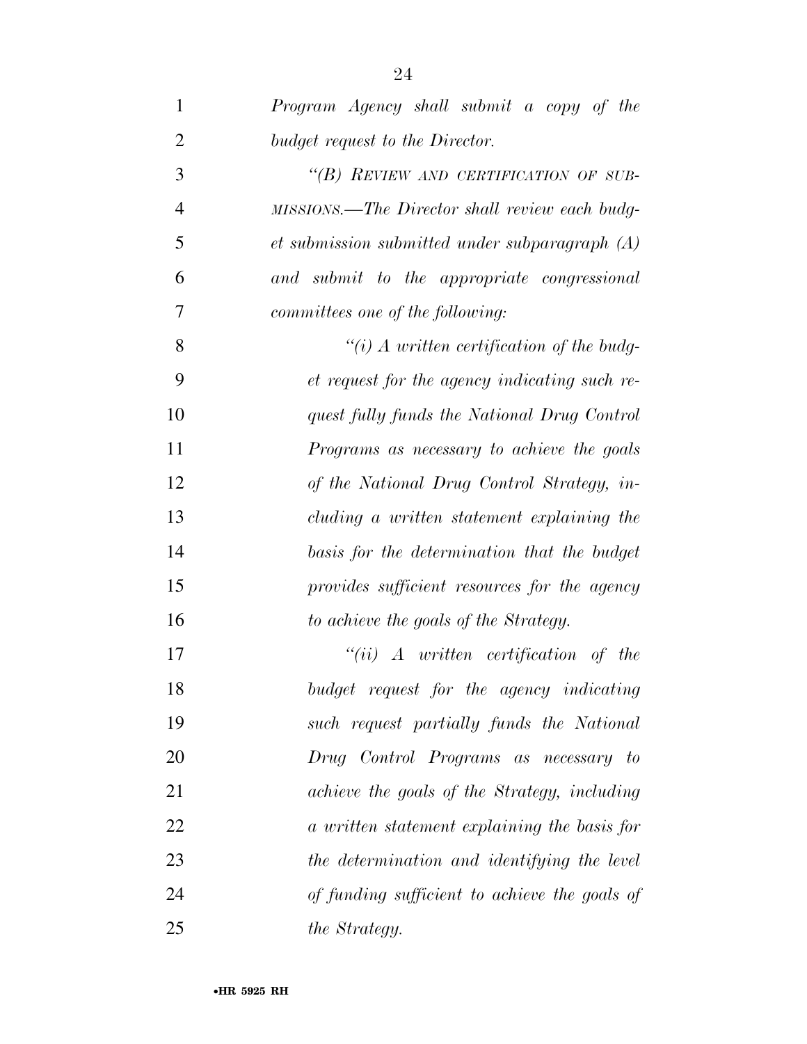*Program Agency shall submit a copy of the budget request to the Director.*

*"(B) REVIEW AND CERTIFICATION OF SUBMISSIONS.—The Director shall review each budget submission submitted under subparagraph (A) and submit to the appropriate congressional committees one of the following:*

*"(i) A written certification of the budget request for the agency indicating such request fully funds the National Drug Control Programs as necessary to achieve the goals of the National Drug Control Strategy, including a written statement explaining the basis for the determination that the budget provides sufficient resources for the agency to achieve the goals of the Strategy.*

*"(ii) A written certification of the budget request for the agency indicating such request partially funds the National Drug Control Programs as necessary to achieve the goals of the Strategy, including a written statement explaining the basis for the determination and identifying the level of funding sufficient to achieve the goals of the Strategy.*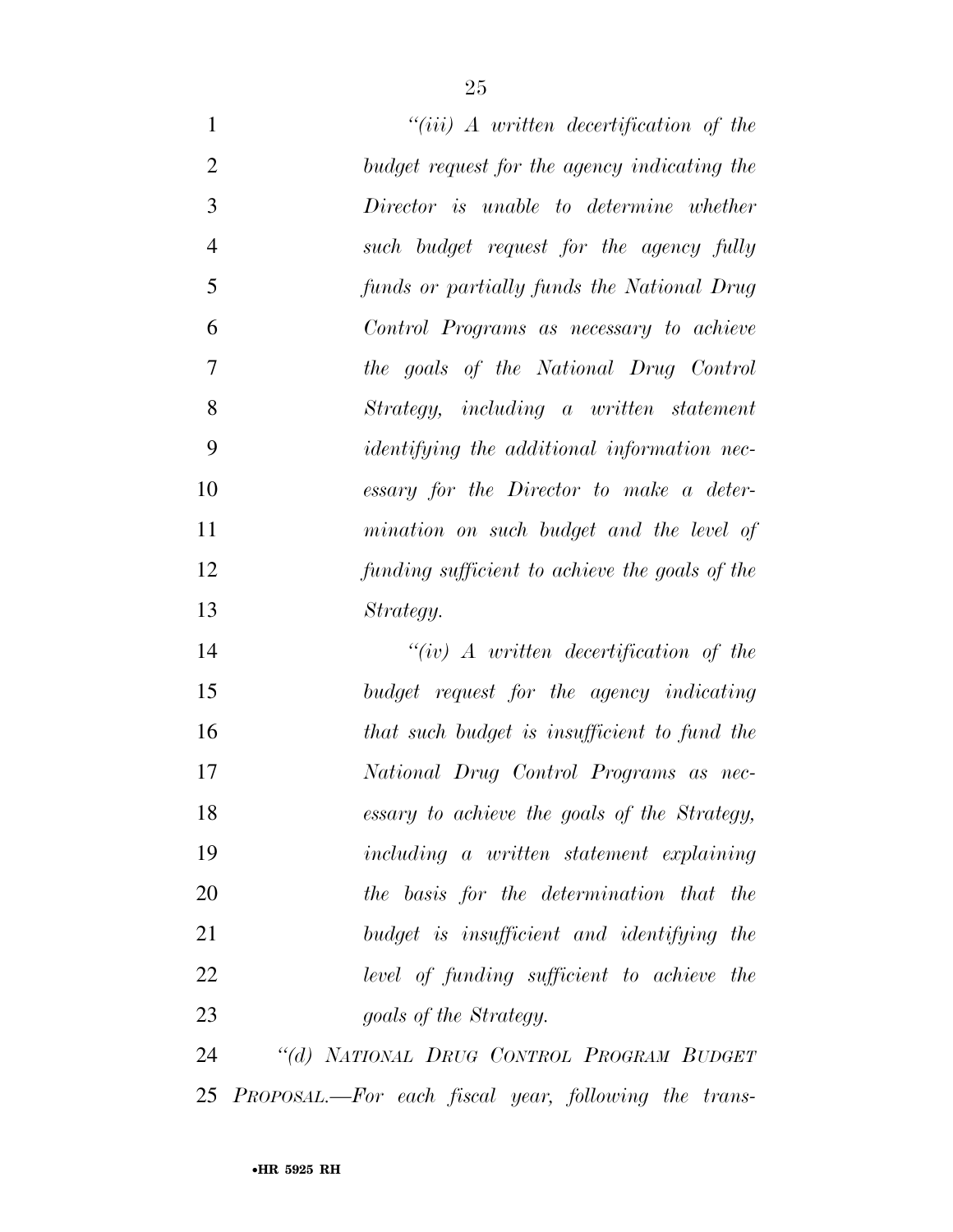*"(iii) A written decertification of the budget request for the agency indicating the Director is unable to determine whether such budget request for the agency fully funds or partially funds the National Drug Control Programs as necessary to achieve the goals of the National Drug Control Strategy, including a written statement identifying the additional information necessary for the Director to make a determination on such budget and the level of funding sufficient to achieve the goals of the Strategy.*

*"(iv) A written decertification of the budget request for the agency indicating that such budget is insufficient to fund the National Drug Control Programs as necessary to achieve the goals of the Strategy, including a written statement explaining the basis for the determination that the budget is insufficient and identifying the level of funding sufficient to achieve the goals of the Strategy.*

*"(d) NATIONAL DRUG CONTROL PROGRAM BUDGET PROPOSAL.—For each fiscal year, following the trans-*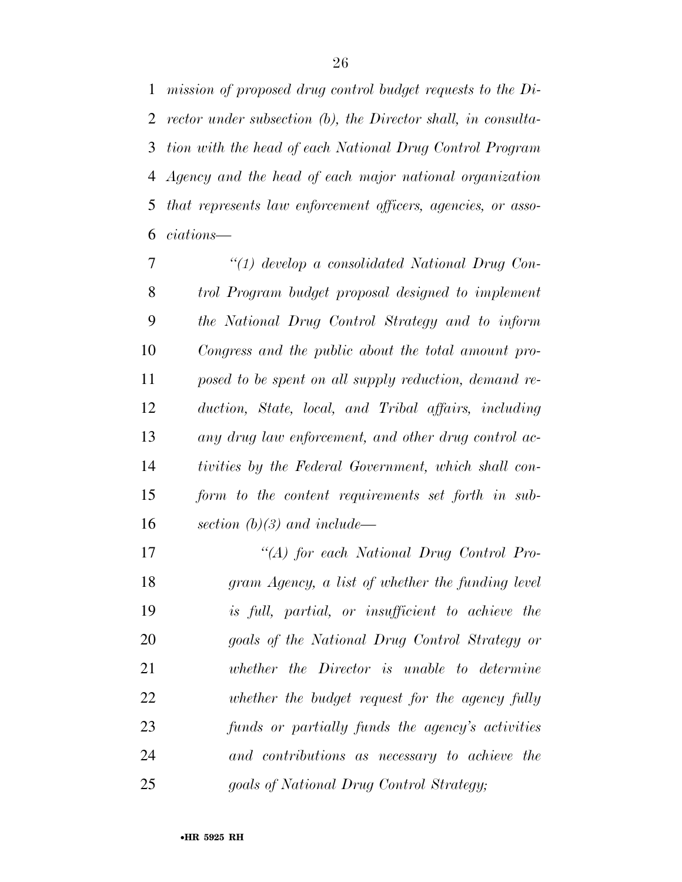*mission of proposed drug control budget requests to the Director under subsection (b), the Director shall, in consultation with the head of each National Drug Control Program Agency and the head of each major national organization that represents law enforcement officers, agencies, or associations—*

*"(1) develop a consolidated National Drug Control Program budget proposal designed to implement the National Drug Control Strategy and to inform Congress and the public about the total amount proposed to be spent on all supply reduction, demand reduction, State, local, and Tribal affairs, including any drug law enforcement, and other drug control activities by the Federal Government, which shall conform to the content requirements set forth in subsection (b)(3) and include—*

*"(A) for each National Drug Control Program Agency, a list of whether the funding level is full, partial, or insufficient to achieve the goals of the National Drug Control Strategy or whether the Director is unable to determine whether the budget request for the agency fully funds or partially funds the agency's activities and contributions as necessary to achieve the goals of National Drug Control Strategy;*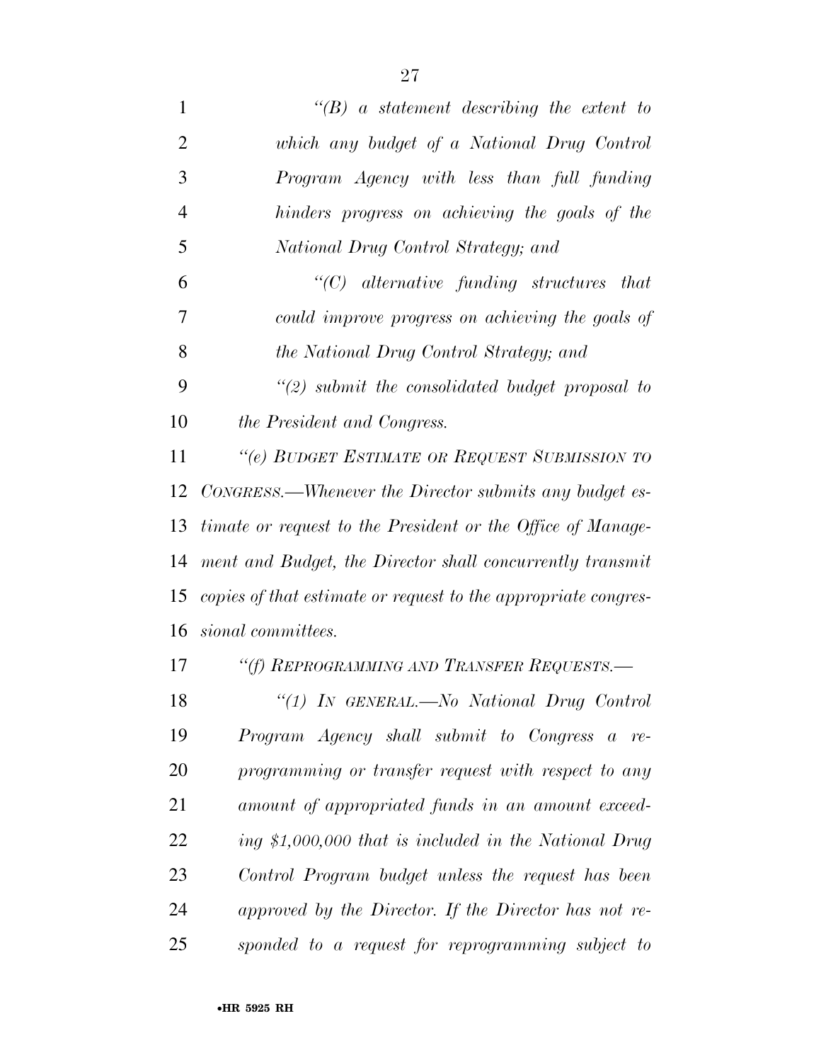*"(B) a statement describing the extent to which any budget of a National Drug Control Program Agency with less than full funding hinders progress on achieving the goals of the National Drug Control Strategy; and*

*"(C) alternative funding structures that could improve progress on achieving the goals of the National Drug Control Strategy; and*

*"(2) submit the consolidated budget proposal to the President and Congress.*

*"(e) BUDGET ESTIMATE OR REQUEST SUBMISSION TO CONGRESS.—Whenever the Director submits any budget estimate or request to the President or the Office of Management and Budget, the Director shall concurrently transmit copies of that estimate or request to the appropriate congressional committees.*

*"(f) REPROGRAMMING AND TRANSFER REQUESTS.—*

*"(1) IN GENERAL.—No National Drug Control Program Agency shall submit to Congress a reprogramming or transfer request with respect to any amount of appropriated funds in an amount exceeding $1,000,000 that is included in the National Drug Control Program budget unless the request has been approved by the Director. If the Director has not responded to a request for reprogramming subject to*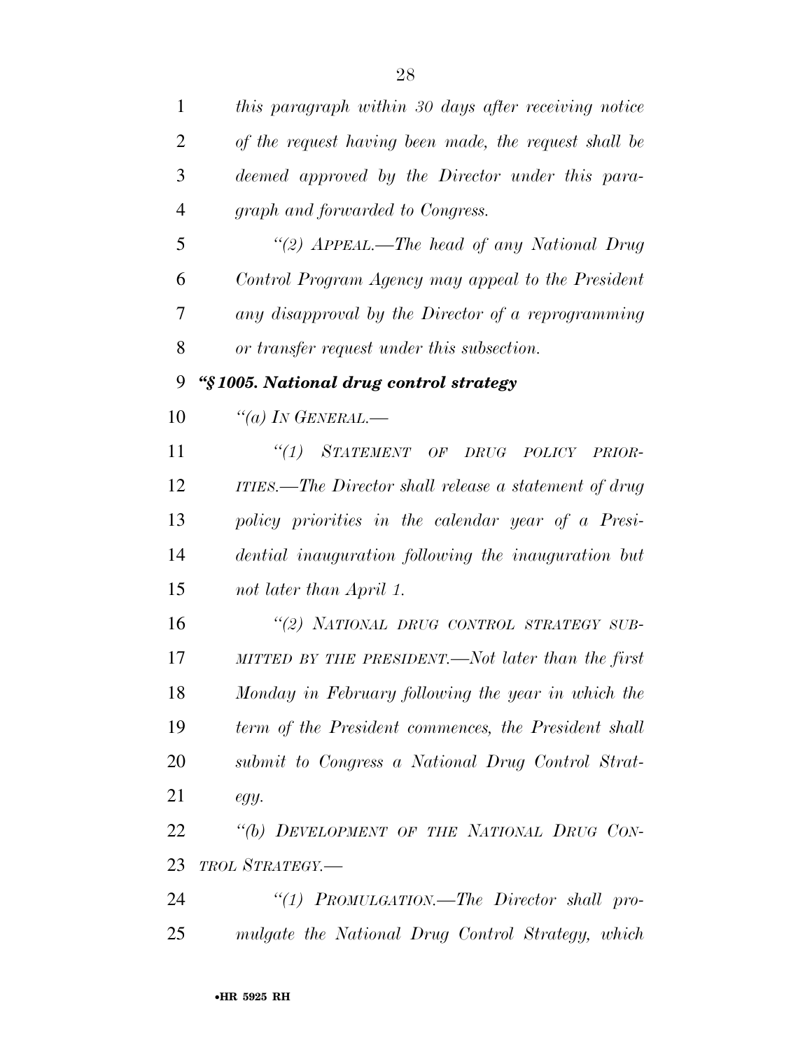*this paragraph within 30 days after receiving notice of the request having been made, the request shall be deemed approved by the Director under this paragraph and forwarded to Congress.*

*"(2) APPEAL.—The head of any National Drug Control Program Agency may appeal to the President any disapproval by the Director of a reprogramming or transfer request under this subsection.*

***"§ 1005. National drug control strategy***

*"(a) IN GENERAL.—*

*"(1) STATEMENT OF DRUG POLICY PRIORITIES.—The Director shall release a statement of drug policy priorities in the calendar year of a Presidential inauguration following the inauguration but not later than April 1.*

*"(2) NATIONAL DRUG CONTROL STRATEGY SUBMITTED BY THE PRESIDENT.—Not later than the first Monday in February following the year in which the term of the President commences, the President shall submit to Congress a National Drug Control Strategy.*

*"(b) DEVELOPMENT OF THE NATIONAL DRUG CONTROL STRATEGY.—*

*"(1) PROMULGATION.—The Director shall promulgate the National Drug Control Strategy, which*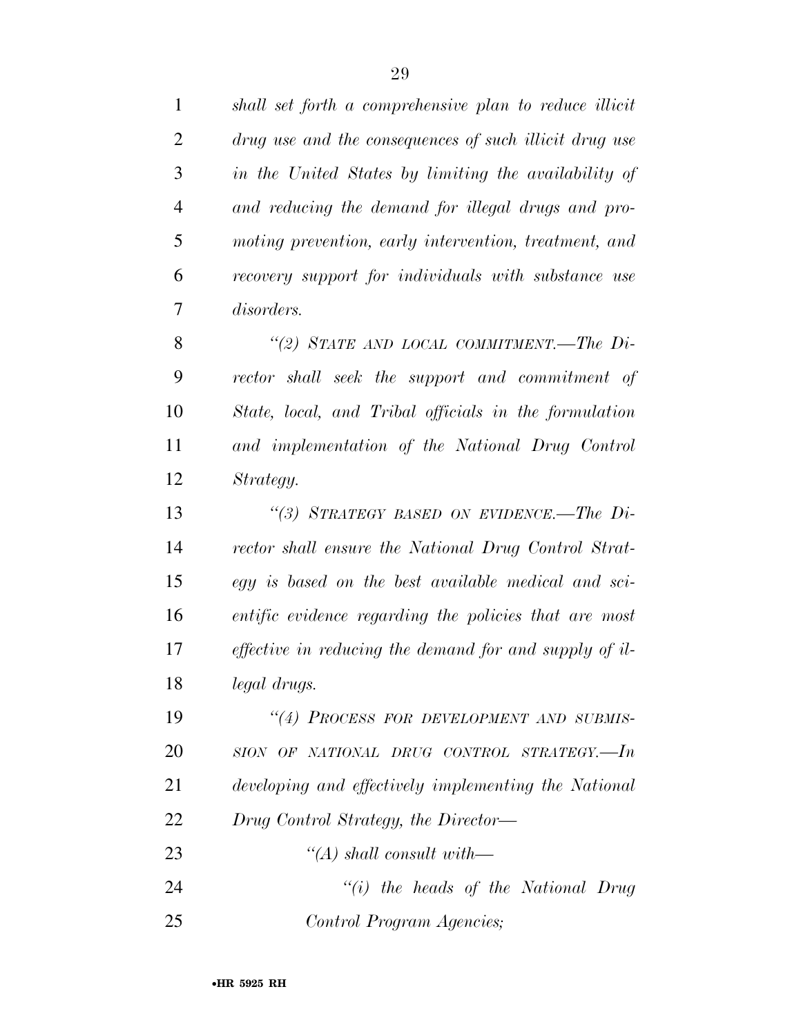*shall set forth a comprehensive plan to reduce illicit drug use and the consequences of such illicit drug use in the United States by limiting the availability of and reducing the demand for illegal drugs and promoting prevention, early intervention, treatment, and recovery support for individuals with substance use disorders.*

*"(2) STATE AND LOCAL COMMITMENT.—The Director shall seek the support and commitment of State, local, and Tribal officials in the formulation and implementation of the National Drug Control Strategy.*

*"(3) STRATEGY BASED ON EVIDENCE.—The Director shall ensure the National Drug Control Strategy is based on the best available medical and scientific evidence regarding the policies that are most effective in reducing the demand for and supply of illegal drugs.*

*"(4) PROCESS FOR DEVELOPMENT AND SUBMISSION OF NATIONAL DRUG CONTROL STRATEGY.—In developing and effectively implementing the National Drug Control Strategy, the Director—*

*"(A) shall consult with—*

*"(i) the heads of the National Drug Control Program Agencies;*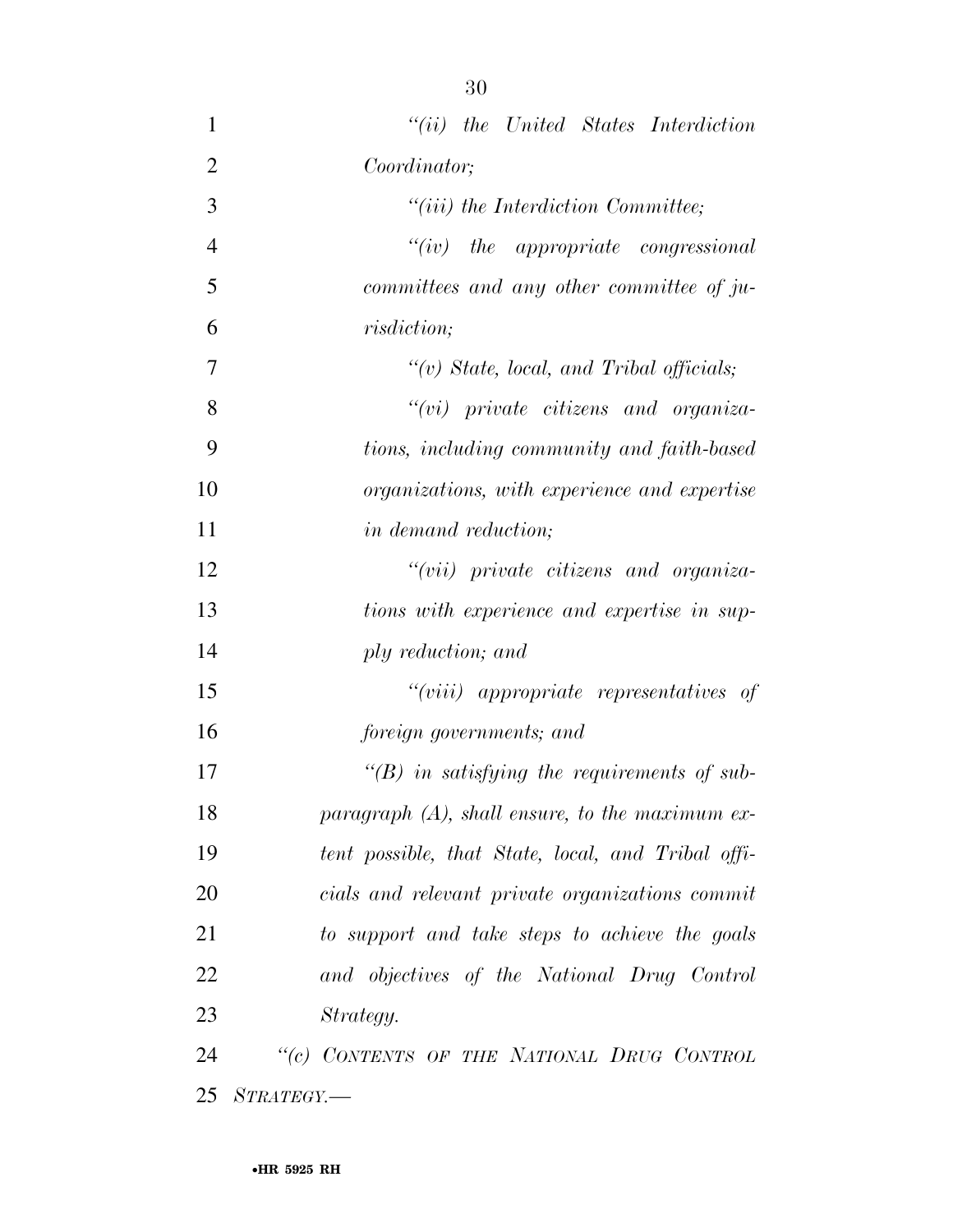*"(ii) the United States Interdiction Coordinator;*

*"(iii) the Interdiction Committee;*

*"(iv) the appropriate congressional committees and any other committee of jurisdiction;*

*"(v) State, local, and Tribal officials;*

*"(vi) private citizens and organizations, including community and faith-based organizations, with experience and expertise in demand reduction;*

*"(vii) private citizens and organizations with experience and expertise in supply reduction; and*

*"(viii) appropriate representatives of foreign governments; and*

*"(B) in satisfying the requirements of subparagraph (A), shall ensure, to the maximum extent possible, that State, local, and Tribal officials and relevant private organizations commit to support and take steps to achieve the goals and objectives of the National Drug Control Strategy.*

*"(c) CONTENTS OF THE NATIONAL DRUG CONTROL STRATEGY.—*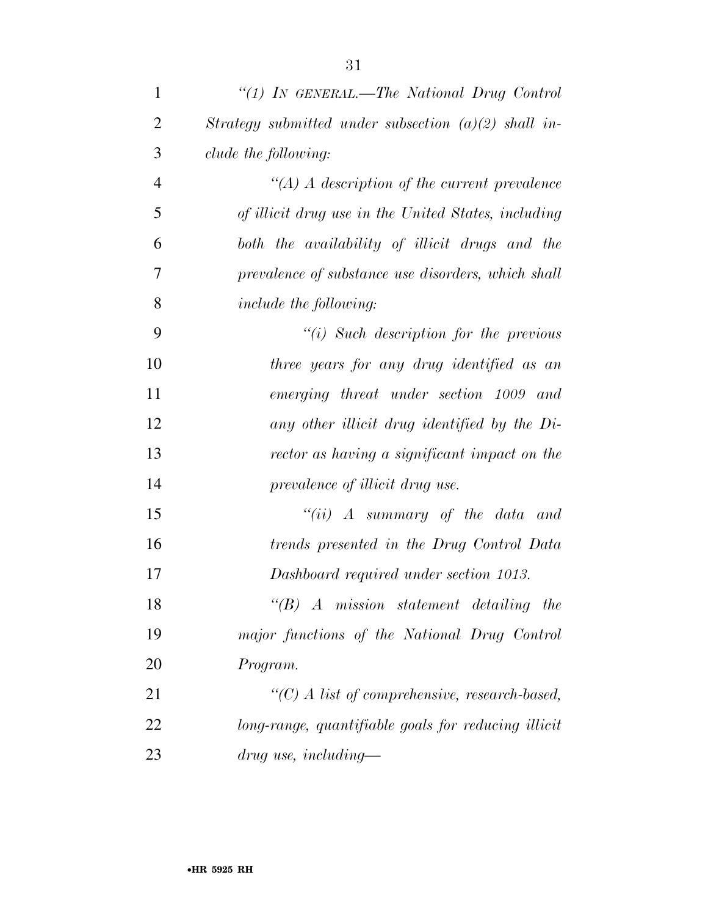*"(1) IN GENERAL.—The National Drug Control Strategy submitted under subsection (a)(2) shall include the following:*

*"(A) A description of the current prevalence of illicit drug use in the United States, including both the availability of illicit drugs and the prevalence of substance use disorders, which shall include the following:*

*"(i) Such description for the previous three years for any drug identified as an emerging threat under section 1009 and any other illicit drug identified by the Director as having a significant impact on the prevalence of illicit drug use.*

*"(ii) A summary of the data and trends presented in the Drug Control Data Dashboard required under section 1013.*

*"(B) A mission statement detailing the major functions of the National Drug Control Program.*

*"(C) A list of comprehensive, research-based, long-range, quantifiable goals for reducing illicit drug use, including—*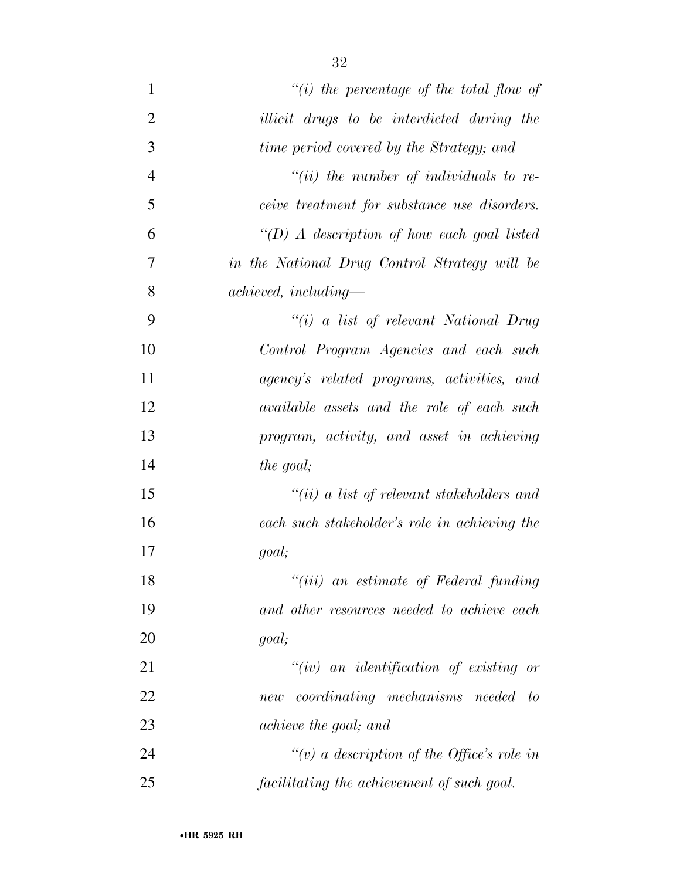*"(i) the percentage of the total flow of illicit drugs to be interdicted during the time period covered by the Strategy; and*

*"(ii) the number of individuals to receive treatment for substance use disorders.*

*"(D) A description of how each goal listed in the National Drug Control Strategy will be achieved, including—*

*"(i) a list of relevant National Drug Control Program Agencies and each such agency's related programs, activities, and available assets and the role of each such program, activity, and asset in achieving the goal;*

*"(ii) a list of relevant stakeholders and each such stakeholder's role in achieving the goal;*

*"(iii) an estimate of Federal funding and other resources needed to achieve each goal;*

*"(iv) an identification of existing or new coordinating mechanisms needed to achieve the goal; and*

*"(v) a description of the Office's role in facilitating the achievement of such goal.*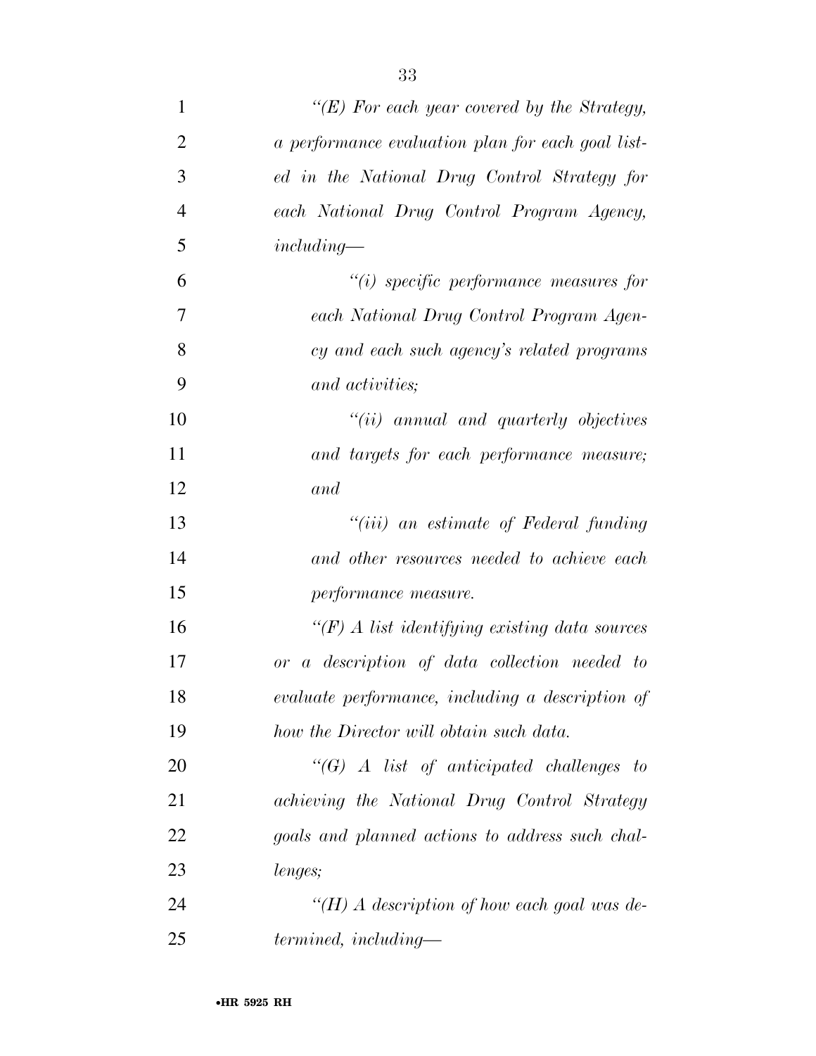*"(E) For each year covered by the Strategy, a performance evaluation plan for each goal listed in the National Drug Control Strategy for each National Drug Control Program Agency, including—*

*"(i) specific performance measures for each National Drug Control Program Agency and each such agency's related programs and activities;*

*"(ii) annual and quarterly objectives and targets for each performance measure; and*

*"(iii) an estimate of Federal funding and other resources needed to achieve each performance measure.*

*"(F) A list identifying existing data sources or a description of data collection needed to evaluate performance, including a description of how the Director will obtain such data.*

*"(G) A list of anticipated challenges to achieving the National Drug Control Strategy goals and planned actions to address such challenges;*

*"(H) A description of how each goal was determined, including—*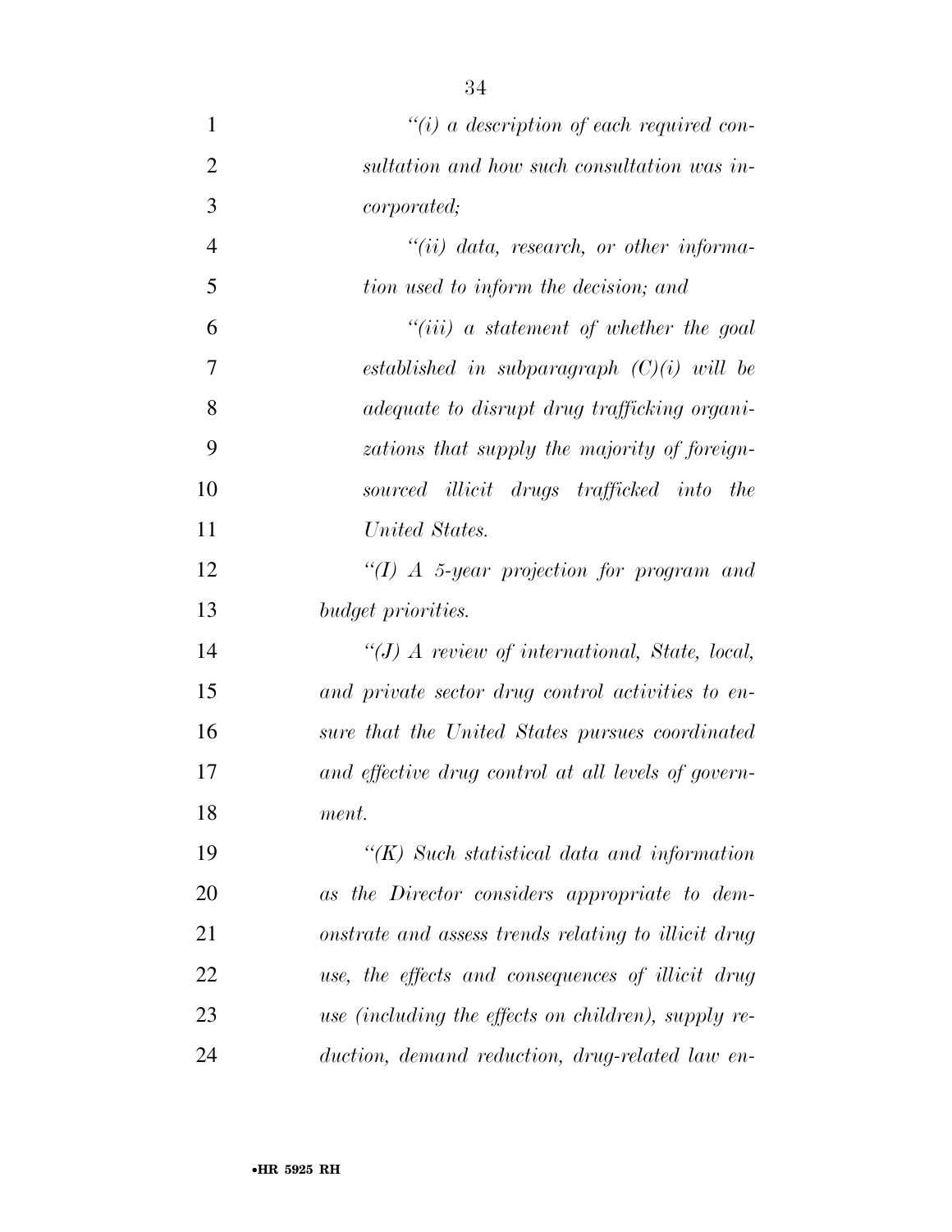*"(i) a description of each required consultation and how such consultation was incorporated;*

*"(ii) data, research, or other information used to inform the decision; and*

*"(iii) a statement of whether the goal established in subparagraph (C)(i) will be adequate to disrupt drug trafficking organizations that supply the majority of foreign-sourced illicit drugs trafficked into the United States.*

*"(I) A 5-year projection for program and budget priorities.*

*"(J) A review of international, State, local, and private sector drug control activities to ensure that the United States pursues coordinated and effective drug control at all levels of government.*

*"(K) Such statistical data and information as the Director considers appropriate to demonstrate and assess trends relating to illicit drug use, the effects and consequences of illicit drug use (including the effects on children), supply reduction, demand reduction, drug-related law en-*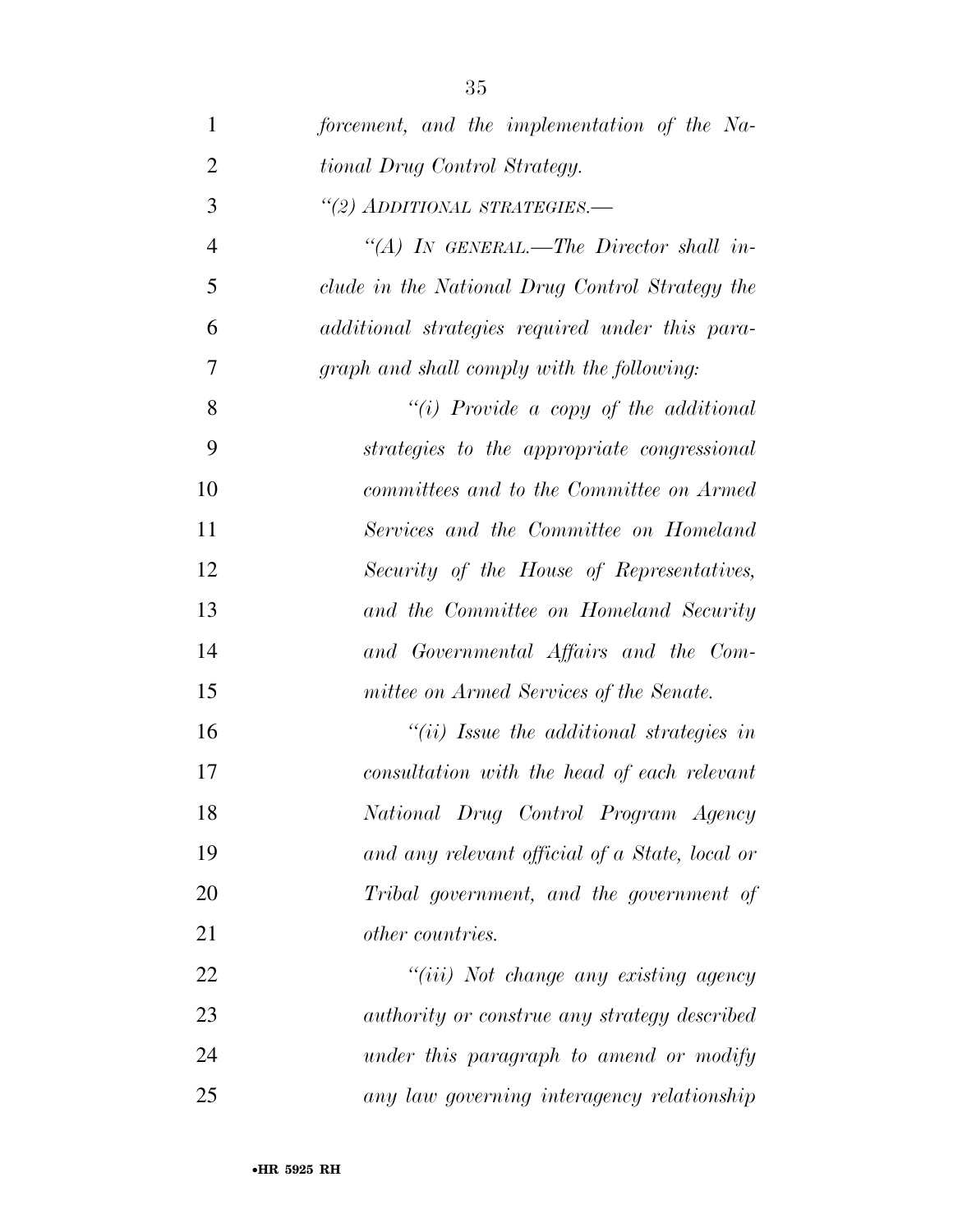*forcement, and the implementation of the National Drug Control Strategy.*

*"(2) ADDITIONAL STRATEGIES.—*

*"(A) IN GENERAL.—The Director shall include in the National Drug Control Strategy the additional strategies required under this paragraph and shall comply with the following:*

*"(i) Provide a copy of the additional strategies to the appropriate congressional committees and to the Committee on Armed Services and the Committee on Homeland Security of the House of Representatives, and the Committee on Homeland Security and Governmental Affairs and the Committee on Armed Services of the Senate.*

*"(ii) Issue the additional strategies in consultation with the head of each relevant National Drug Control Program Agency and any relevant official of a State, local or Tribal government, and the government of other countries.*

*"(iii) Not change any existing agency authority or construe any strategy described under this paragraph to amend or modify any law governing interagency relationship*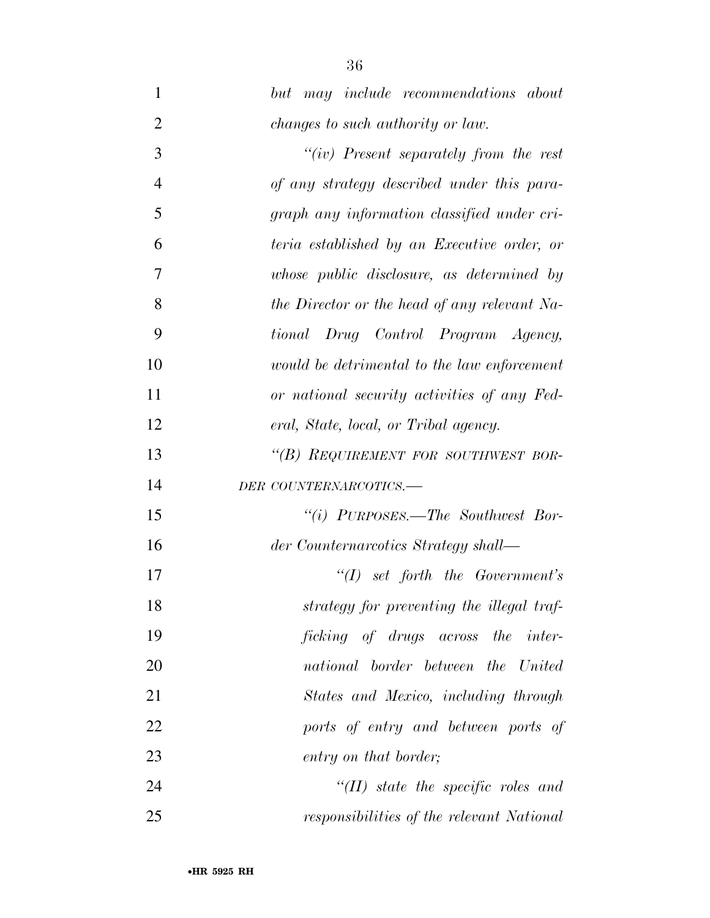*but may include recommendations about changes to such authority or law.*

*"(iv) Present separately from the rest of any strategy described under this paragraph any information classified under criteria established by an Executive order, or whose public disclosure, as determined by the Director or the head of any relevant National Drug Control Program Agency, would be detrimental to the law enforcement or national security activities of any Federal, State, local, or Tribal agency.*

*"(B) REQUIREMENT FOR SOUTHWEST BORDER COUNTERNARCOTICS.—*

*"(i) PURPOSES.—The Southwest Border Counternarcotics Strategy shall—*

*"(I) set forth the Government's strategy for preventing the illegal trafficking of drugs across the international border between the United States and Mexico, including through ports of entry and between ports of entry on that border;*

*"(II) state the specific roles and responsibilities of the relevant National*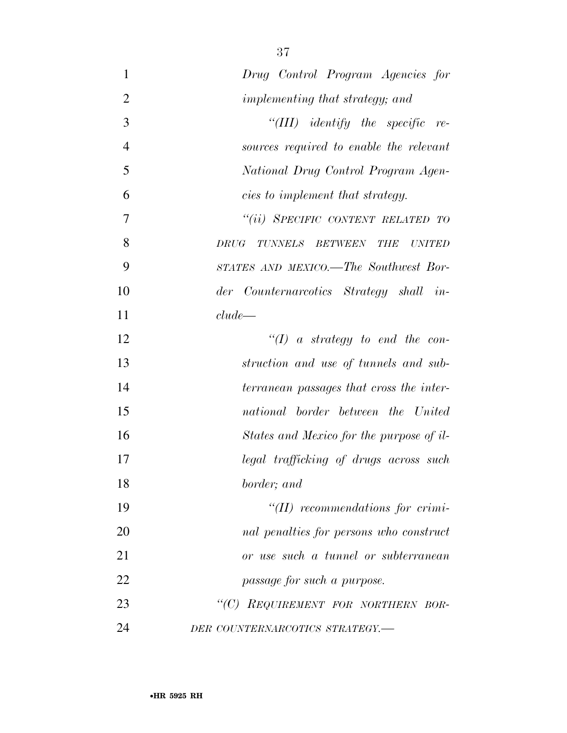*Drug Control Program Agencies for implementing that strategy; and*

*"(III) identify the specific resources required to enable the relevant National Drug Control Program Agencies to implement that strategy.*

*"(ii) SPECIFIC CONTENT RELATED TO DRUG TUNNELS BETWEEN THE UNITED STATES AND MEXICO.—The Southwest Border Counternarcotics Strategy shall include—*

*"(I) a strategy to end the construction and use of tunnels and subterranean passages that cross the international border between the United States and Mexico for the purpose of illegal trafficking of drugs across such border; and*

*"(II) recommendations for criminal penalties for persons who construct or use such a tunnel or subterranean passage for such a purpose.*

*"(C) REQUIREMENT FOR NORTHERN BORDER COUNTERNARCOTICS STRATEGY.—*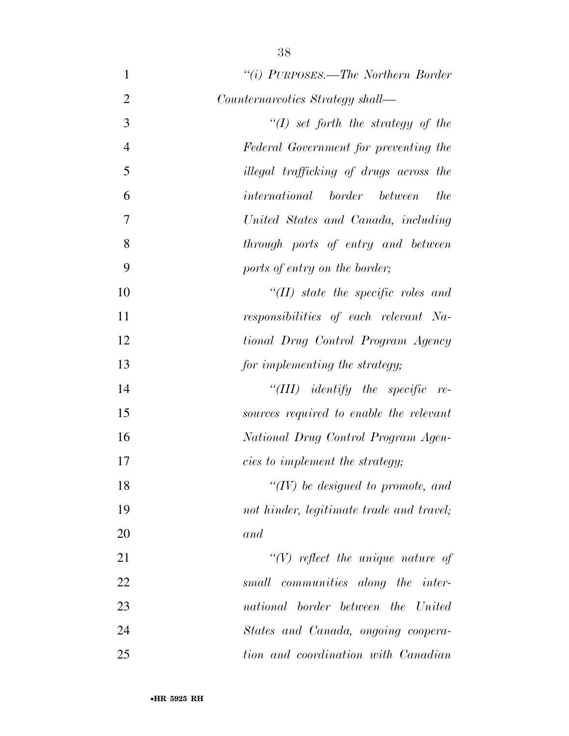*"(i) PURPOSES.—The Northern Border Counternarcotics Strategy shall—*

*"(I) set forth the strategy of the Federal Government for preventing the illegal trafficking of drugs across the international border between the United States and Canada, including through ports of entry and between ports of entry on the border;*

*"(II) state the specific roles and responsibilities of each relevant National Drug Control Program Agency for implementing the strategy;*

*"(III) identify the specific resources required to enable the relevant National Drug Control Program Agencies to implement the strategy;*

*"(IV) be designed to promote, and not hinder, legitimate trade and travel; and*

*"(V) reflect the unique nature of small communities along the international border between the United States and Canada, ongoing cooperation and coordination with Canadian*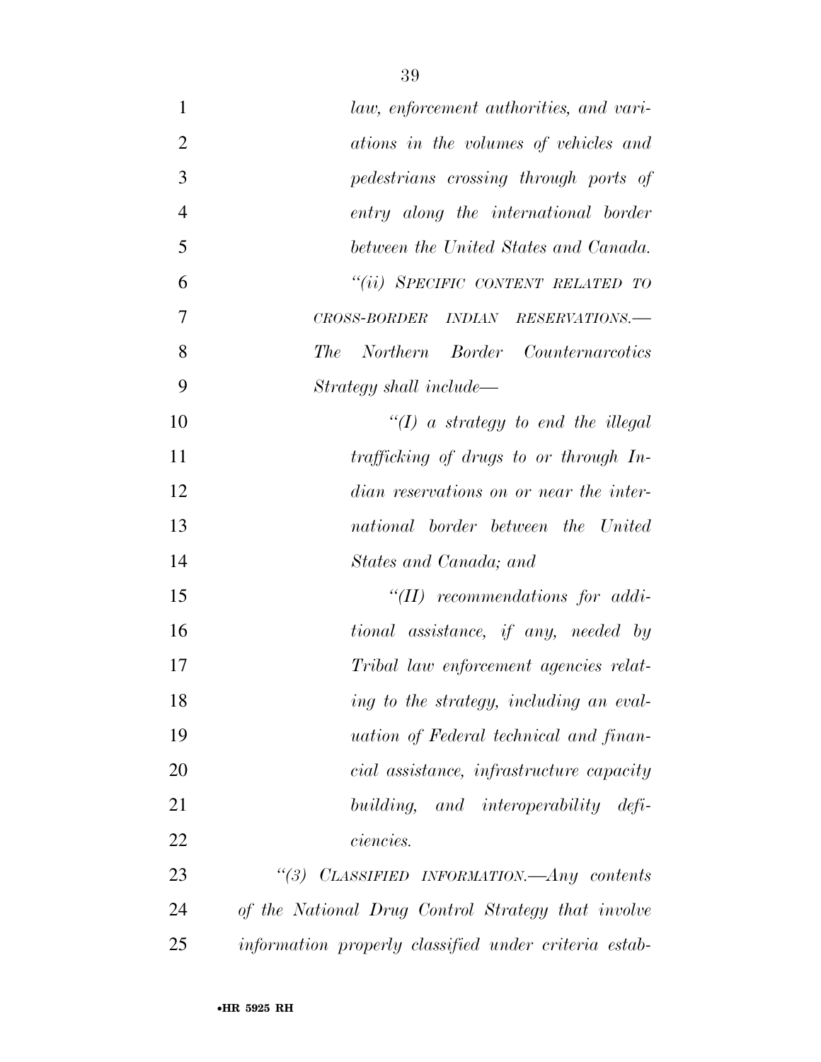*law, enforcement authorities, and variations in the volumes of vehicles and pedestrians crossing through ports of entry along the international border between the United States and Canada.*

*"(ii) SPECIFIC CONTENT RELATED TO CROSS-BORDER INDIAN RESERVATIONS.—The Northern Border Counternarcotics Strategy shall include—*

*"(I) a strategy to end the illegal trafficking of drugs to or through Indian reservations on or near the international border between the United States and Canada; and*

*"(II) recommendations for additional assistance, if any, needed by Tribal law enforcement agencies relating to the strategy, including an evaluation of Federal technical and financial assistance, infrastructure capacity building, and interoperability deficiencies.*

*"(3) CLASSIFIED INFORMATION.—Any contents of the National Drug Control Strategy that involve information properly classified under criteria estab-*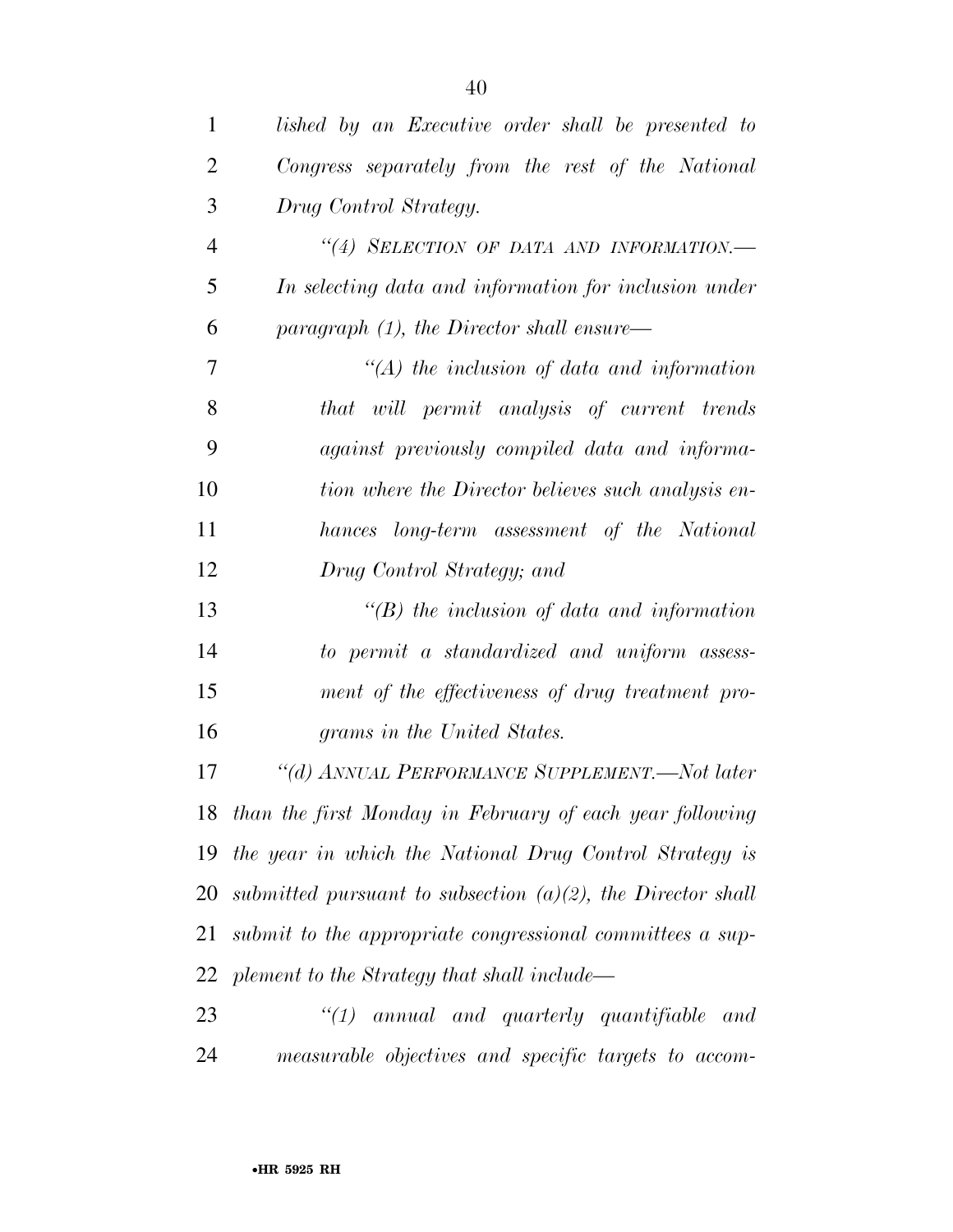*lished by an Executive order shall be presented to Congress separately from the rest of the National Drug Control Strategy.*

*"(4) SELECTION OF DATA AND INFORMATION.— In selecting data and information for inclusion under paragraph (1), the Director shall ensure—*

*"(A) the inclusion of data and information that will permit analysis of current trends against previously compiled data and information where the Director believes such analysis enhances long-term assessment of the National Drug Control Strategy; and*

*"(B) the inclusion of data and information to permit a standardized and uniform assessment of the effectiveness of drug treatment programs in the United States.*

*"(d) ANNUAL PERFORMANCE SUPPLEMENT.—Not later than the first Monday in February of each year following the year in which the National Drug Control Strategy is submitted pursuant to subsection (a)(2), the Director shall submit to the appropriate congressional committees a supplement to the Strategy that shall include—*

*"(1) annual and quarterly quantifiable and measurable objectives and specific targets to accom-*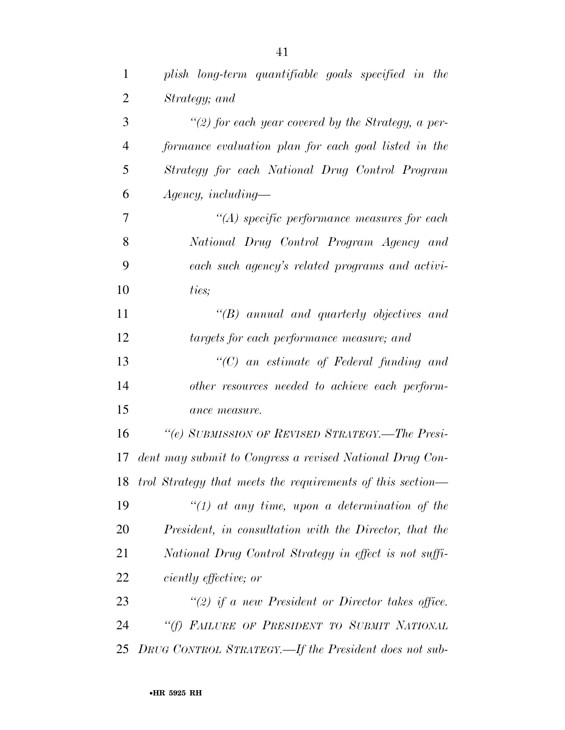*plish long-term quantifiable goals specified in the Strategy; and*

*"(2) for each year covered by the Strategy, a performance evaluation plan for each goal listed in the Strategy for each National Drug Control Program Agency, including—*

*"(A) specific performance measures for each National Drug Control Program Agency and each such agency's related programs and activities;*

*"(B) annual and quarterly objectives and targets for each performance measure; and*

*"(C) an estimate of Federal funding and other resources needed to achieve each performance measure.*

*"(e) SUBMISSION OF REVISED STRATEGY.—The President may submit to Congress a revised National Drug Control Strategy that meets the requirements of this section—*

*"(1) at any time, upon a determination of the President, in consultation with the Director, that the National Drug Control Strategy in effect is not sufficiently effective; or*

*"(2) if a new President or Director takes office.*

*"(f) FAILURE OF PRESIDENT TO SUBMIT NATIONAL DRUG CONTROL STRATEGY.—If the President does not sub-*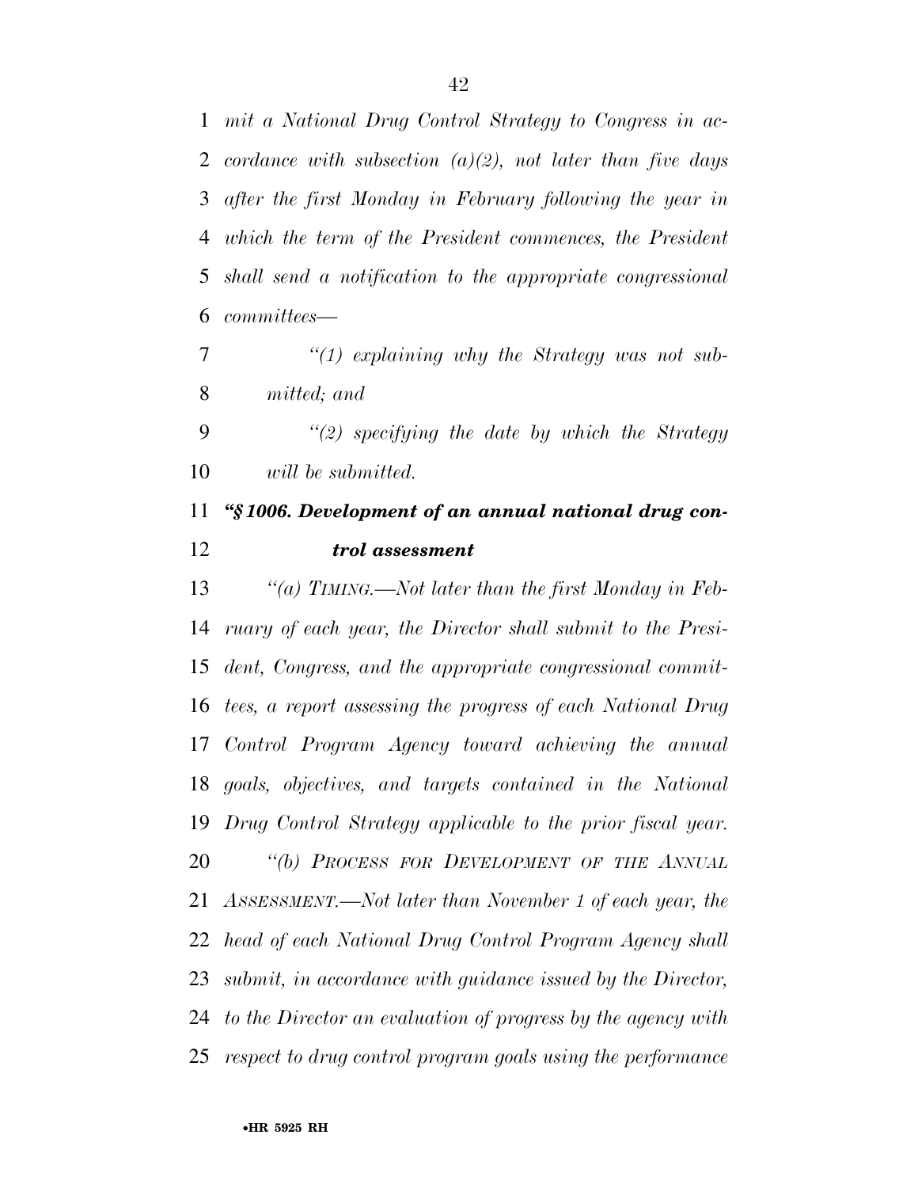*mit a National Drug Control Strategy to Congress in accordance with subsection (a)(2), not later than five days after the first Monday in February following the year in which the term of the President commences, the President shall send a notification to the appropriate congressional committees—*

*"(1) explaining why the Strategy was not submitted; and*

*"(2) specifying the date by which the Strategy will be submitted.*

***"§ 1006. Development of an annual national drug control assessment***

*"(a) TIMING.—Not later than the first Monday in February of each year, the Director shall submit to the President, Congress, and the appropriate congressional committees, a report assessing the progress of each National Drug Control Program Agency toward achieving the annual goals, objectives, and targets contained in the National Drug Control Strategy applicable to the prior fiscal year.*

*"(b) PROCESS FOR DEVELOPMENT OF THE ANNUAL ASSESSMENT.—Not later than November 1 of each year, the head of each National Drug Control Program Agency shall submit, in accordance with guidance issued by the Director, to the Director an evaluation of progress by the agency with respect to drug control program goals using the performance*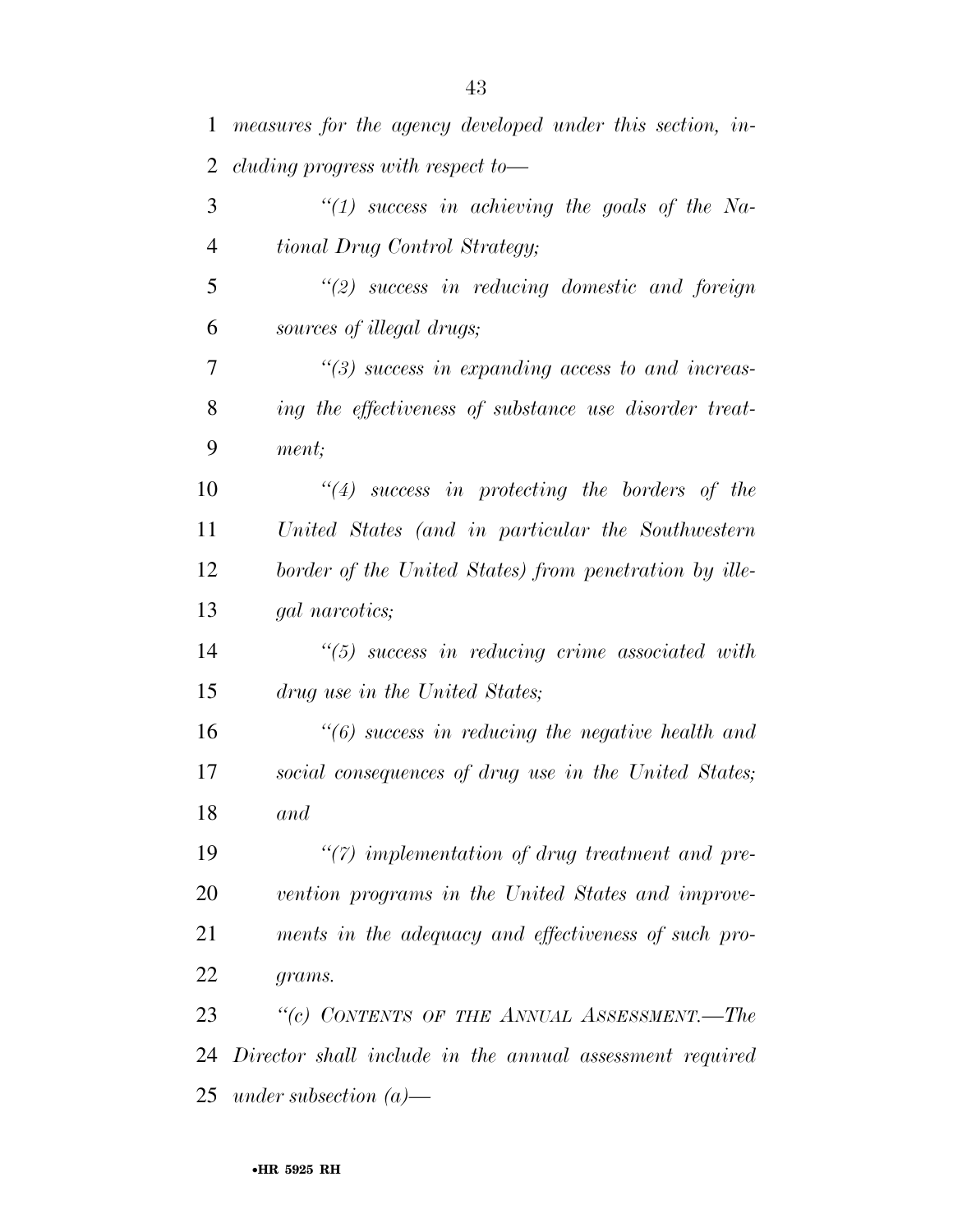*measures for the agency developed under this section, including progress with respect to—*

*"(1) success in achieving the goals of the National Drug Control Strategy;*

*"(2) success in reducing domestic and foreign sources of illegal drugs;*

*"(3) success in expanding access to and increasing the effectiveness of substance use disorder treatment;*

*"(4) success in protecting the borders of the United States (and in particular the Southwestern border of the United States) from penetration by illegal narcotics;*

*"(5) success in reducing crime associated with drug use in the United States;*

*"(6) success in reducing the negative health and social consequences of drug use in the United States; and*

*"(7) implementation of drug treatment and prevention programs in the United States and improvements in the adequacy and effectiveness of such programs.*

*"(c) CONTENTS OF THE ANNUAL ASSESSMENT.—The Director shall include in the annual assessment required under subsection (a)—*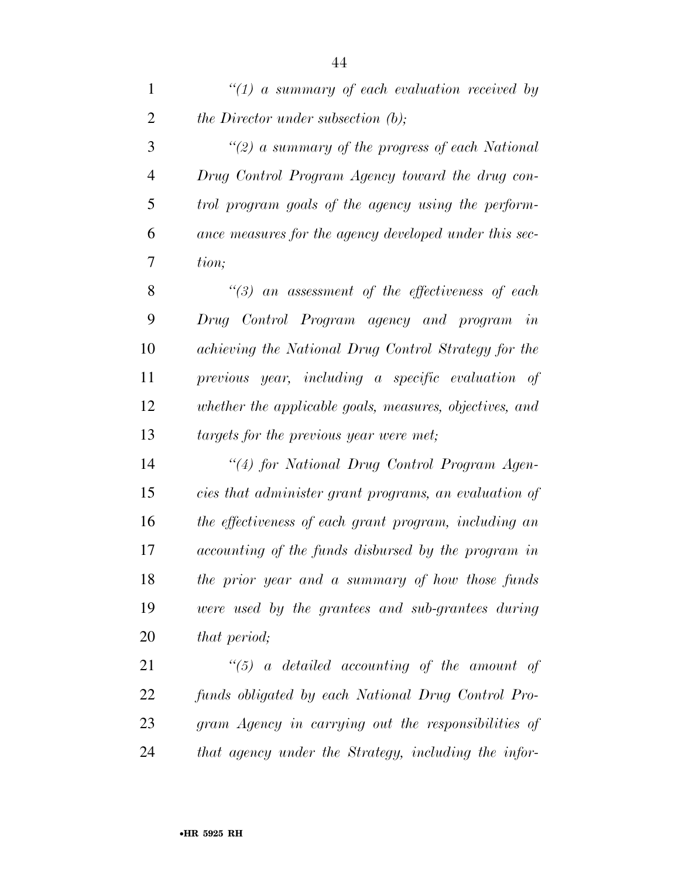*"(1) a summary of each evaluation received by the Director under subsection (b);*

*"(2) a summary of the progress of each National Drug Control Program Agency toward the drug control program goals of the agency using the performance measures for the agency developed under this section;*

*"(3) an assessment of the effectiveness of each Drug Control Program agency and program in achieving the National Drug Control Strategy for the previous year, including a specific evaluation of whether the applicable goals, measures, objectives, and targets for the previous year were met;*

*"(4) for National Drug Control Program Agencies that administer grant programs, an evaluation of the effectiveness of each grant program, including an accounting of the funds disbursed by the program in the prior year and a summary of how those funds were used by the grantees and sub-grantees during that period;*

*"(5) a detailed accounting of the amount of funds obligated by each National Drug Control Program Agency in carrying out the responsibilities of that agency under the Strategy, including the infor-*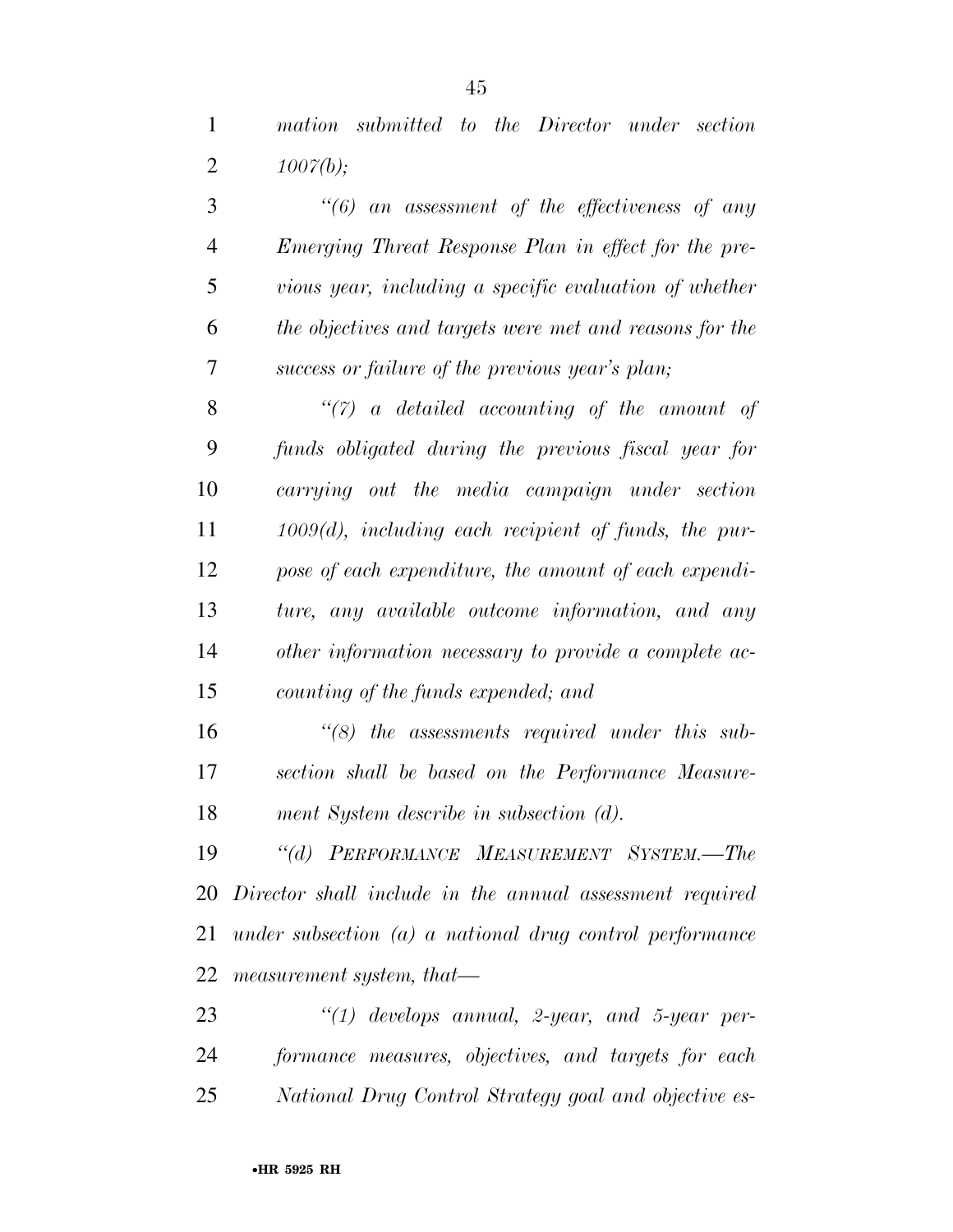*mation submitted to the Director under section 1007(b);*

*"(6) an assessment of the effectiveness of any Emerging Threat Response Plan in effect for the previous year, including a specific evaluation of whether the objectives and targets were met and reasons for the success or failure of the previous year's plan;*

*"(7) a detailed accounting of the amount of funds obligated during the previous fiscal year for carrying out the media campaign under section 1009(d), including each recipient of funds, the purpose of each expenditure, the amount of each expenditure, any available outcome information, and any other information necessary to provide a complete accounting of the funds expended; and*

*"(8) the assessments required under this subsection shall be based on the Performance Measurement System describe in subsection (d).*

*"(d) PERFORMANCE MEASUREMENT SYSTEM.—The Director shall include in the annual assessment required under subsection (a) a national drug control performance measurement system, that—*

*"(1) develops annual, 2-year, and 5-year performance measures, objectives, and targets for each National Drug Control Strategy goal and objective es-*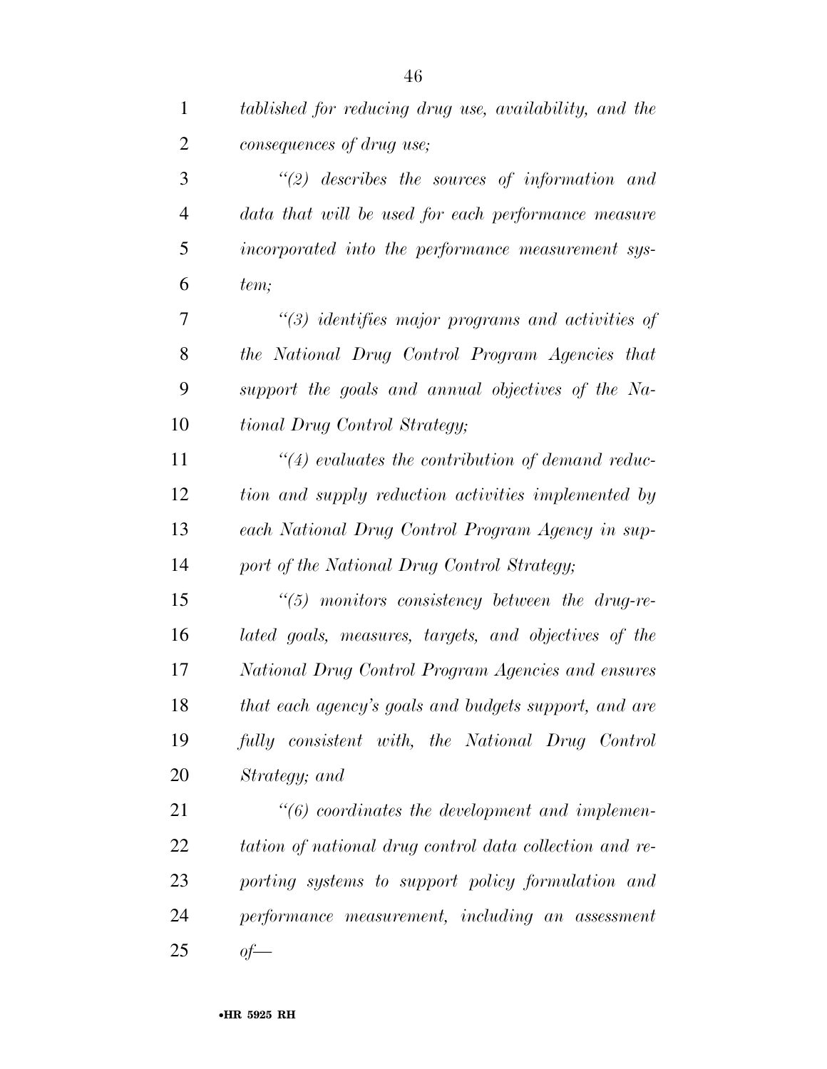*tablished for reducing drug use, availability, and the consequences of drug use;*

*"(2) describes the sources of information and data that will be used for each performance measure incorporated into the performance measurement system;*

*"(3) identifies major programs and activities of the National Drug Control Program Agencies that support the goals and annual objectives of the National Drug Control Strategy;*

*"(4) evaluates the contribution of demand reduction and supply reduction activities implemented by each National Drug Control Program Agency in support of the National Drug Control Strategy;*

*"(5) monitors consistency between the drug-related goals, measures, targets, and objectives of the National Drug Control Program Agencies and ensures that each agency's goals and budgets support, and are fully consistent with, the National Drug Control Strategy; and*

*"(6) coordinates the development and implementation of national drug control data collection and reporting systems to support policy formulation and performance measurement, including an assessment of—*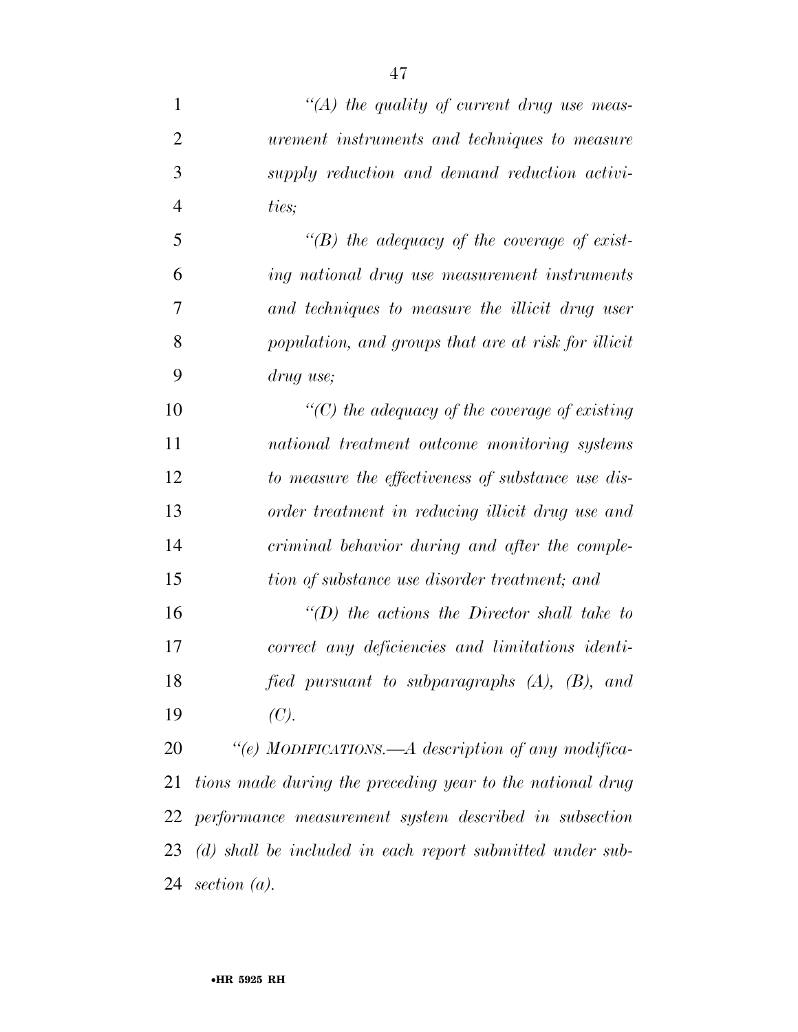*"(A) the quality of current drug use measurement instruments and techniques to measure supply reduction and demand reduction activities;*

*"(B) the adequacy of the coverage of existing national drug use measurement instruments and techniques to measure the illicit drug user population, and groups that are at risk for illicit drug use;*

*"(C) the adequacy of the coverage of existing national treatment outcome monitoring systems to measure the effectiveness of substance use disorder treatment in reducing illicit drug use and criminal behavior during and after the completion of substance use disorder treatment; and*

*"(D) the actions the Director shall take to correct any deficiencies and limitations identified pursuant to subparagraphs (A), (B), and (C).*

*"(e) MODIFICATIONS.—A description of any modifications made during the preceding year to the national drug performance measurement system described in subsection (d) shall be included in each report submitted under subsection (a).*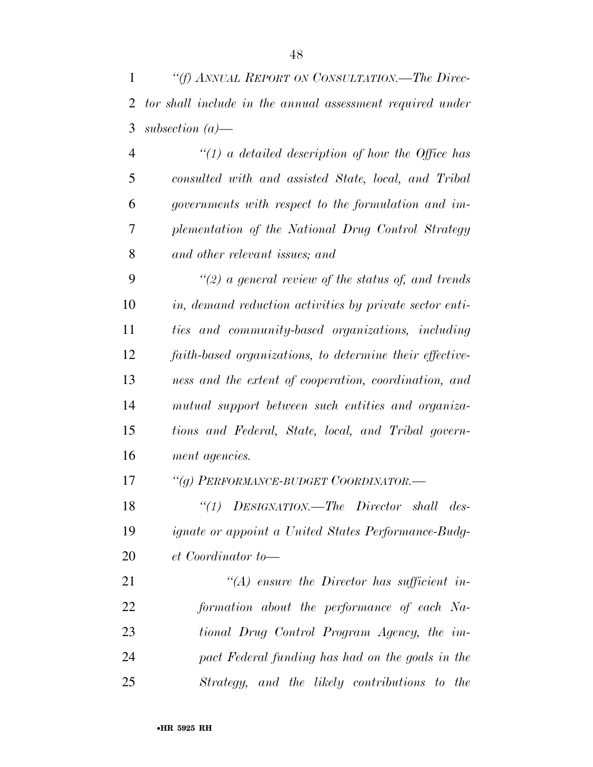*"(f) ANNUAL REPORT ON CONSULTATION.—The Director shall include in the annual assessment required under subsection (a)—*

*"(1) a detailed description of how the Office has consulted with and assisted State, local, and Tribal governments with respect to the formulation and implementation of the National Drug Control Strategy and other relevant issues; and*

*"(2) a general review of the status of, and trends in, demand reduction activities by private sector entities and community-based organizations, including faith-based organizations, to determine their effectiveness and the extent of cooperation, coordination, and mutual support between such entities and organizations and Federal, State, local, and Tribal government agencies.*

*"(g) PERFORMANCE-BUDGET COORDINATOR.—*

*"(1) DESIGNATION.—The Director shall designate or appoint a United States Performance-Budget Coordinator to—*

*"(A) ensure the Director has sufficient information about the performance of each National Drug Control Program Agency, the impact Federal funding has had on the goals in the Strategy, and the likely contributions to the*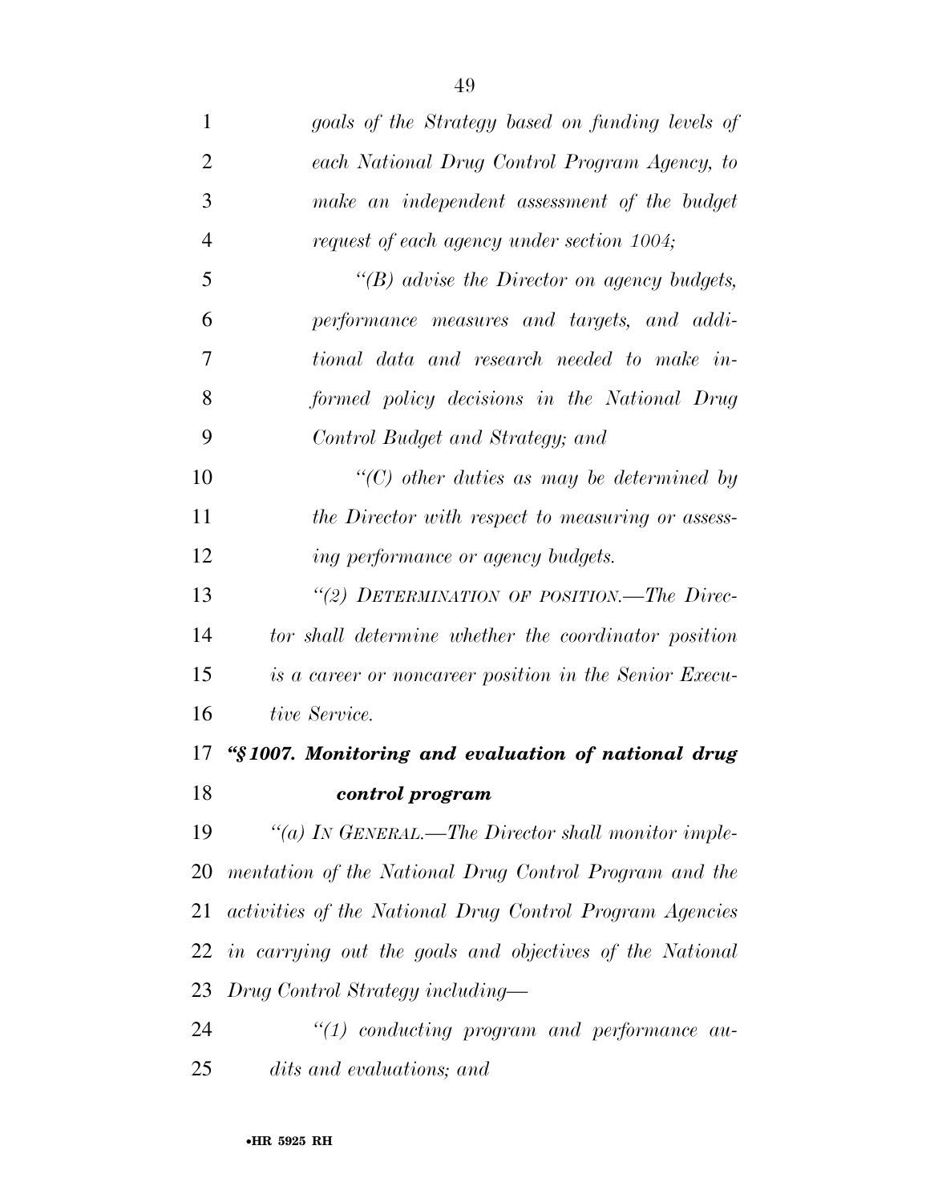*goals of the Strategy based on funding levels of each National Drug Control Program Agency, to make an independent assessment of the budget request of each agency under section 1004;*

*"(B) advise the Director on agency budgets, performance measures and targets, and additional data and research needed to make informed policy decisions in the National Drug Control Budget and Strategy; and*

*"(C) other duties as may be determined by the Director with respect to measuring or assessing performance or agency budgets.*

*"(2) DETERMINATION OF POSITION.—The Director shall determine whether the coordinator position is a career or noncareer position in the Senior Executive Service.*

### ***"§1007. Monitoring and evaluation of national drug control program***

*"(a) IN GENERAL.—The Director shall monitor implementation of the National Drug Control Program and the activities of the National Drug Control Program Agencies in carrying out the goals and objectives of the National Drug Control Strategy including—*

*"(1) conducting program and performance audits and evaluations; and*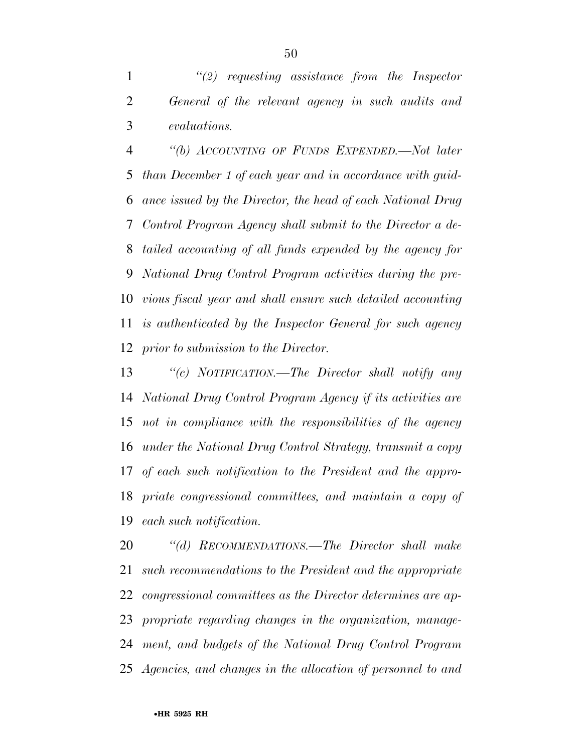*"(2) requesting assistance from the Inspector General of the relevant agency in such audits and evaluations.*

*"(b) ACCOUNTING OF FUNDS EXPENDED.—Not later than December 1 of each year and in accordance with guidance issued by the Director, the head of each National Drug Control Program Agency shall submit to the Director a detailed accounting of all funds expended by the agency for National Drug Control Program activities during the previous fiscal year and shall ensure such detailed accounting is authenticated by the Inspector General for such agency prior to submission to the Director.*

*"(c) NOTIFICATION.—The Director shall notify any National Drug Control Program Agency if its activities are not in compliance with the responsibilities of the agency under the National Drug Control Strategy, transmit a copy of each such notification to the President and the appropriate congressional committees, and maintain a copy of each such notification.*

*"(d) RECOMMENDATIONS.—The Director shall make such recommendations to the President and the appropriate congressional committees as the Director determines are appropriate regarding changes in the organization, management, and budgets of the National Drug Control Program Agencies, and changes in the allocation of personnel to and*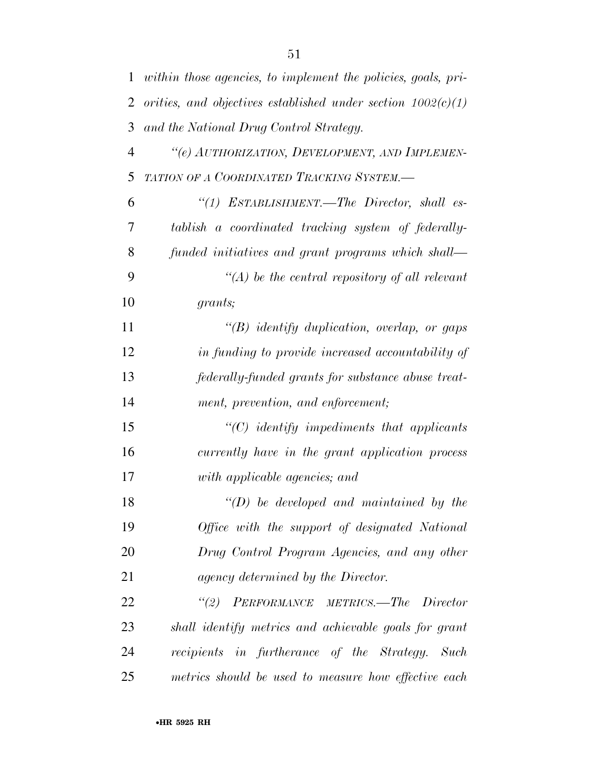*within those agencies, to implement the policies, goals, priorities, and objectives established under section 1002(c)(1) and the National Drug Control Strategy.*

*"(e) AUTHORIZATION, DEVELOPMENT, AND IMPLEMENTATION OF A COORDINATED TRACKING SYSTEM.—*

*"(1) ESTABLISHMENT.—The Director, shall establish a coordinated tracking system of federally-funded initiatives and grant programs which shall—*

*"(A) be the central repository of all relevant grants;*

*"(B) identify duplication, overlap, or gaps in funding to provide increased accountability of federally-funded grants for substance abuse treatment, prevention, and enforcement;*

*"(C) identify impediments that applicants currently have in the grant application process with applicable agencies; and*

*"(D) be developed and maintained by the Office with the support of designated National Drug Control Program Agencies, and any other agency determined by the Director.*

*"(2) PERFORMANCE METRICS.—The Director shall identify metrics and achievable goals for grant recipients in furtherance of the Strategy. Such metrics should be used to measure how effective each*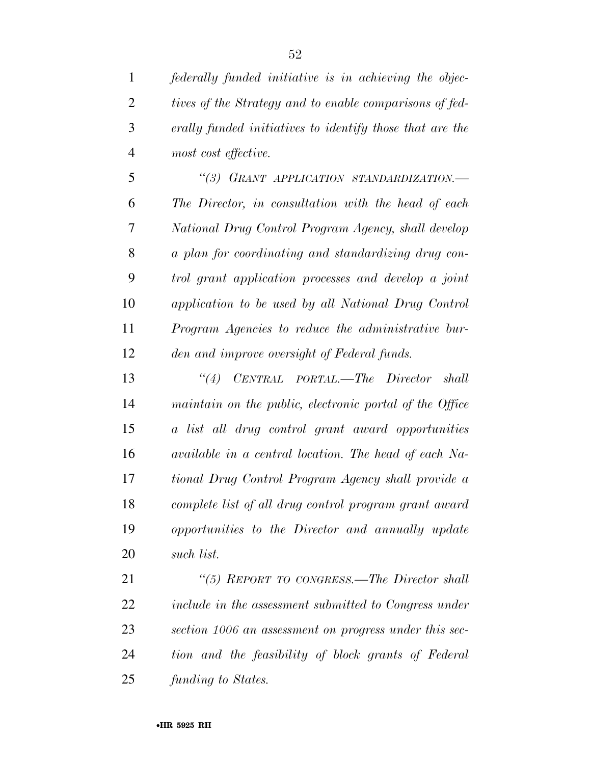*federally funded initiative is in achieving the objectives of the Strategy and to enable comparisons of federally funded initiatives to identify those that are the most cost effective.*

*"(3) GRANT APPLICATION STANDARDIZATION.—The Director, in consultation with the head of each National Drug Control Program Agency, shall develop a plan for coordinating and standardizing drug control grant application processes and develop a joint application to be used by all National Drug Control Program Agencies to reduce the administrative burden and improve oversight of Federal funds.*

*"(4) CENTRAL PORTAL.—The Director shall maintain on the public, electronic portal of the Office a list all drug control grant award opportunities available in a central location. The head of each National Drug Control Program Agency shall provide a complete list of all drug control program grant award opportunities to the Director and annually update such list.*

*"(5) REPORT TO CONGRESS.—The Director shall include in the assessment submitted to Congress under section 1006 an assessment on progress under this section and the feasibility of block grants of Federal funding to States.*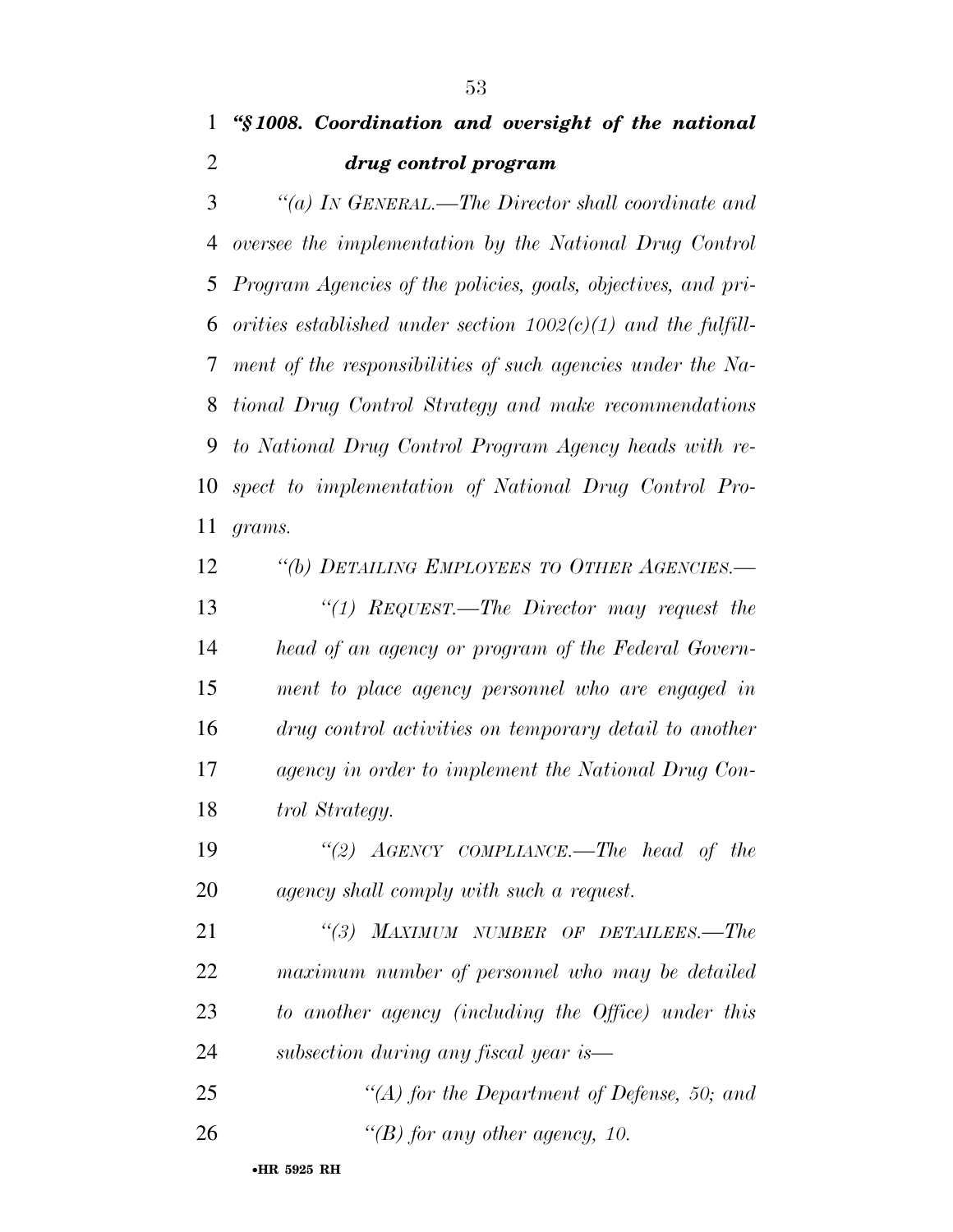### *"§ 1008. Coordination and oversight of the national drug control program*

*"(a) In General.—The Director shall coordinate and oversee the implementation by the National Drug Control Program Agencies of the policies, goals, objectives, and priorities established under section 1002(c)(1) and the fulfillment of the responsibilities of such agencies under the National Drug Control Strategy and make recommendations to National Drug Control Program Agency heads with respect to implementation of National Drug Control Programs.*

*"(b) Detailing Employees to Other Agencies.—*

*"(1) Request.—The Director may request the head of an agency or program of the Federal Government to place agency personnel who are engaged in drug control activities on temporary detail to another agency in order to implement the National Drug Control Strategy.*

*"(2) Agency compliance.—The head of the agency shall comply with such a request.*

*"(3) Maximum number of detailees.—The maximum number of personnel who may be detailed to another agency (including the Office) under this subsection during any fiscal year is—*

*"(A) for the Department of Defense, 50; and*

*"(B) for any other agency, 10.*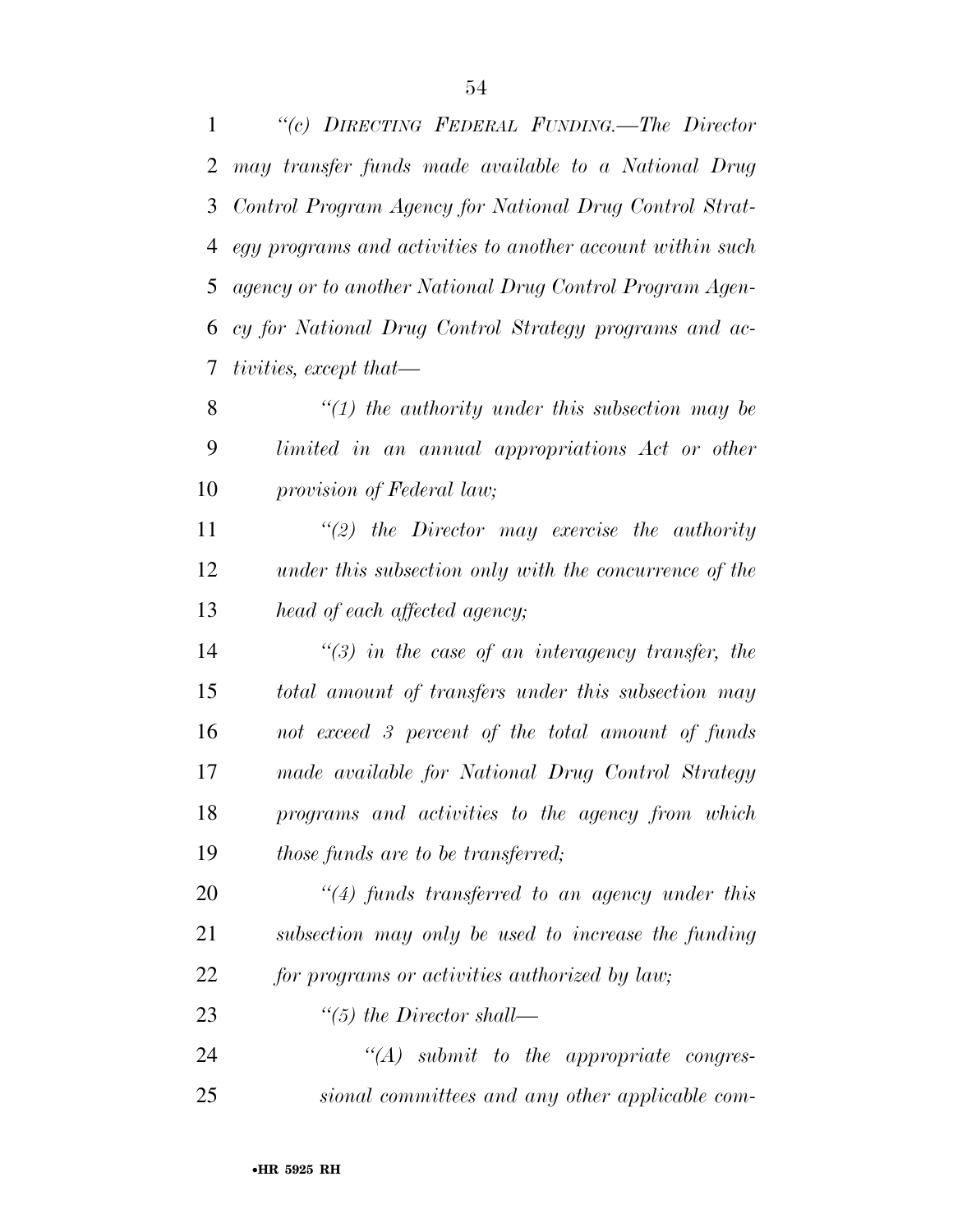*"(c) DIRECTING FEDERAL FUNDING.—The Director may transfer funds made available to a National Drug Control Program Agency for National Drug Control Strategy programs and activities to another account within such agency or to another National Drug Control Program Agency for National Drug Control Strategy programs and activities, except that—*

*"(1) the authority under this subsection may be limited in an annual appropriations Act or other provision of Federal law;*

*"(2) the Director may exercise the authority under this subsection only with the concurrence of the head of each affected agency;*

*"(3) in the case of an interagency transfer, the total amount of transfers under this subsection may not exceed 3 percent of the total amount of funds made available for National Drug Control Strategy programs and activities to the agency from which those funds are to be transferred;*

*"(4) funds transferred to an agency under this subsection may only be used to increase the funding for programs or activities authorized by law;*

*"(5) the Director shall—*

*"(A) submit to the appropriate congressional committees and any other applicable com-*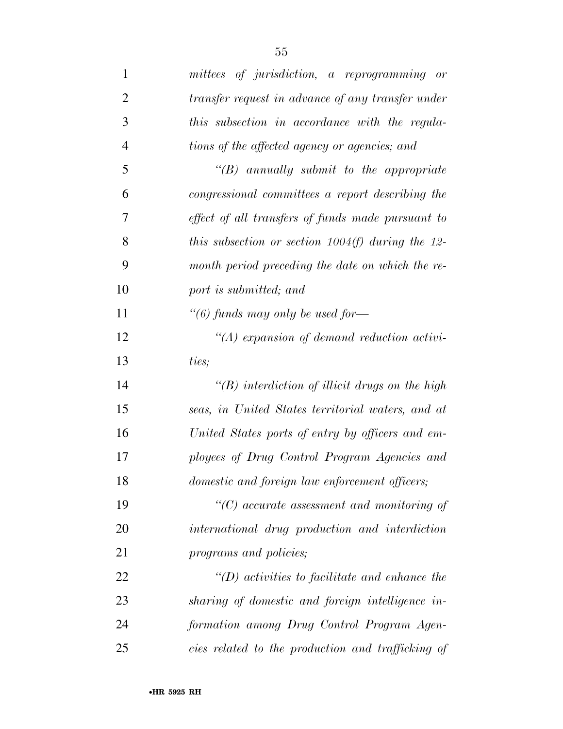*mittees of jurisdiction, a reprogramming or transfer request in advance of any transfer under this subsection in accordance with the regulations of the affected agency or agencies; and*

*"(B) annually submit to the appropriate congressional committees a report describing the effect of all transfers of funds made pursuant to this subsection or section 1004(f) during the 12-month period preceding the date on which the report is submitted; and*

*"(6) funds may only be used for—*

*"(A) expansion of demand reduction activities;*

*"(B) interdiction of illicit drugs on the high seas, in United States territorial waters, and at United States ports of entry by officers and employees of Drug Control Program Agencies and domestic and foreign law enforcement officers;*

*"(C) accurate assessment and monitoring of international drug production and interdiction programs and policies;*

*"(D) activities to facilitate and enhance the sharing of domestic and foreign intelligence information among Drug Control Program Agencies related to the production and trafficking of*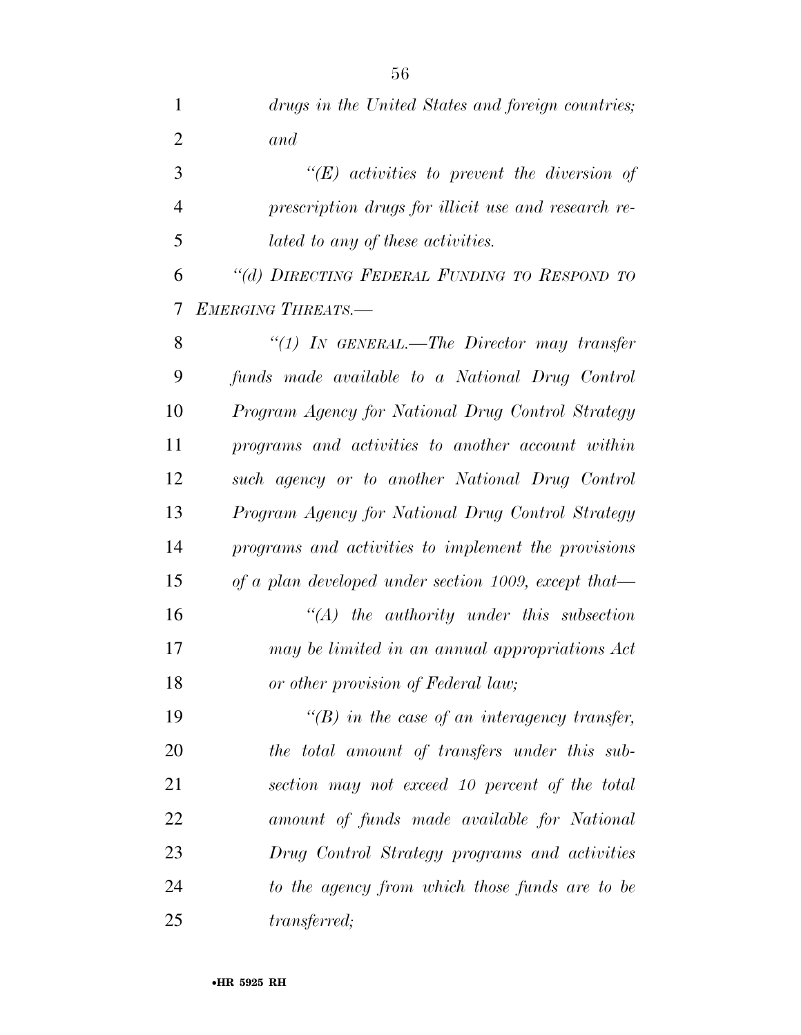*drugs in the United States and foreign countries; and*

*"(E) activities to prevent the diversion of prescription drugs for illicit use and research related to any of these activities.*

*"(d) DIRECTING FEDERAL FUNDING TO RESPOND TO EMERGING THREATS.—*

*"(1) IN GENERAL.—The Director may transfer funds made available to a National Drug Control Program Agency for National Drug Control Strategy programs and activities to another account within such agency or to another National Drug Control Program Agency for National Drug Control Strategy programs and activities to implement the provisions of a plan developed under section 1009, except that—*

*"(A) the authority under this subsection may be limited in an annual appropriations Act or other provision of Federal law;*

*"(B) in the case of an interagency transfer, the total amount of transfers under this subsection may not exceed 10 percent of the total amount of funds made available for National Drug Control Strategy programs and activities to the agency from which those funds are to be transferred;*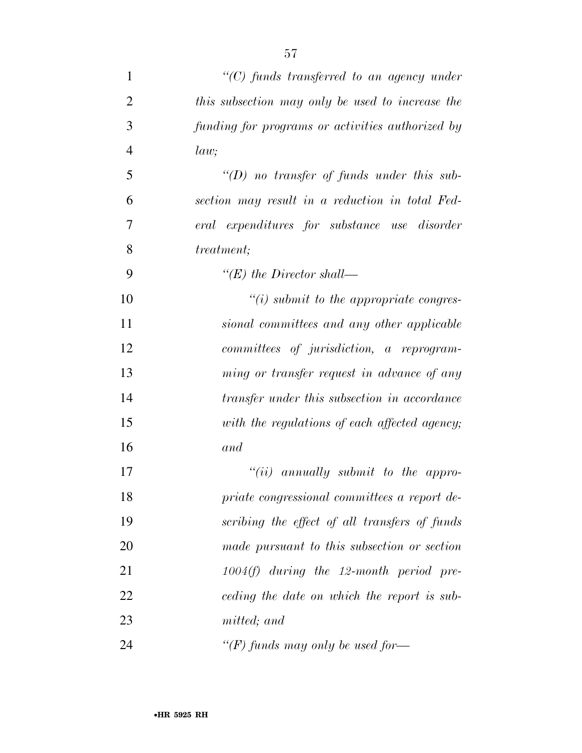*"(C) funds transferred to an agency under this subsection may only be used to increase the funding for programs or activities authorized by law;*

*"(D) no transfer of funds under this subsection may result in a reduction in total Federal expenditures for substance use disorder treatment;*

*"(E) the Director shall—*

*"(i) submit to the appropriate congressional committees and any other applicable committees of jurisdiction, a reprogramming or transfer request in advance of any transfer under this subsection in accordance with the regulations of each affected agency; and*

*"(ii) annually submit to the appropriate congressional committees a report describing the effect of all transfers of funds made pursuant to this subsection or section 1004(f) during the 12-month period preceding the date on which the report is submitted; and*

*"(F) funds may only be used for—*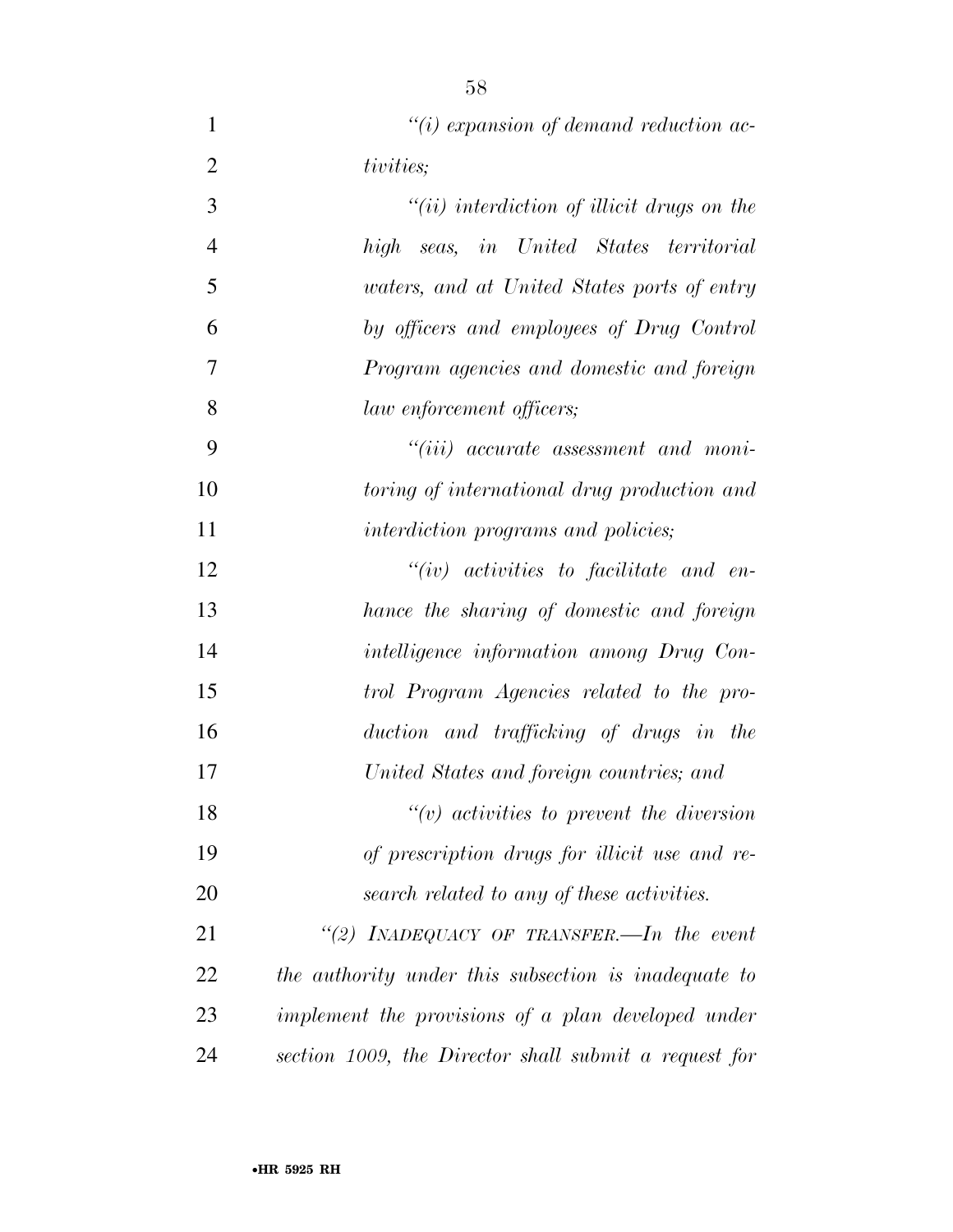*"(i) expansion of demand reduction activities;*

*"(ii) interdiction of illicit drugs on the high seas, in United States territorial waters, and at United States ports of entry by officers and employees of Drug Control Program agencies and domestic and foreign law enforcement officers;*

*"(iii) accurate assessment and monitoring of international drug production and interdiction programs and policies;*

*"(iv) activities to facilitate and enhance the sharing of domestic and foreign intelligence information among Drug Control Program Agencies related to the production and trafficking of drugs in the United States and foreign countries; and*

*"(v) activities to prevent the diversion of prescription drugs for illicit use and research related to any of these activities.*

*"(2) INADEQUACY OF TRANSFER.—In the event the authority under this subsection is inadequate to implement the provisions of a plan developed under section 1009, the Director shall submit a request for*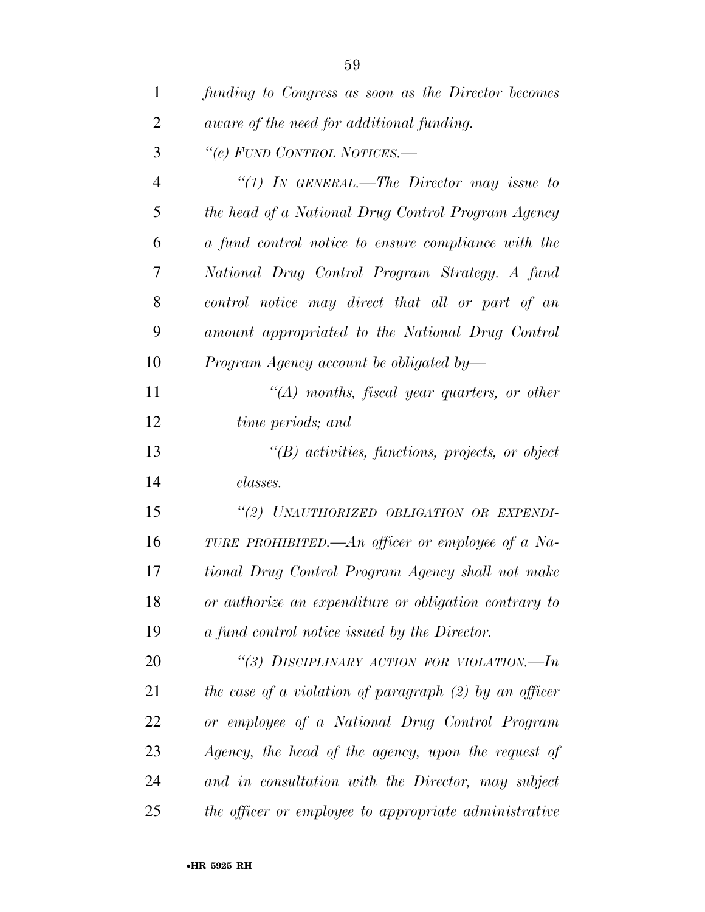*funding to Congress as soon as the Director becomes aware of the need for additional funding.*

*"(e) FUND CONTROL NOTICES.—*

*"(1) IN GENERAL.—The Director may issue to the head of a National Drug Control Program Agency a fund control notice to ensure compliance with the National Drug Control Program Strategy. A fund control notice may direct that all or part of an amount appropriated to the National Drug Control Program Agency account be obligated by—*

*"(A) months, fiscal year quarters, or other time periods; and*

*"(B) activities, functions, projects, or object classes.*

*"(2) UNAUTHORIZED OBLIGATION OR EXPENDITURE PROHIBITED.—An officer or employee of a National Drug Control Program Agency shall not make or authorize an expenditure or obligation contrary to a fund control notice issued by the Director.*

*"(3) DISCIPLINARY ACTION FOR VIOLATION.—In the case of a violation of paragraph (2) by an officer or employee of a National Drug Control Program Agency, the head of the agency, upon the request of and in consultation with the Director, may subject the officer or employee to appropriate administrative*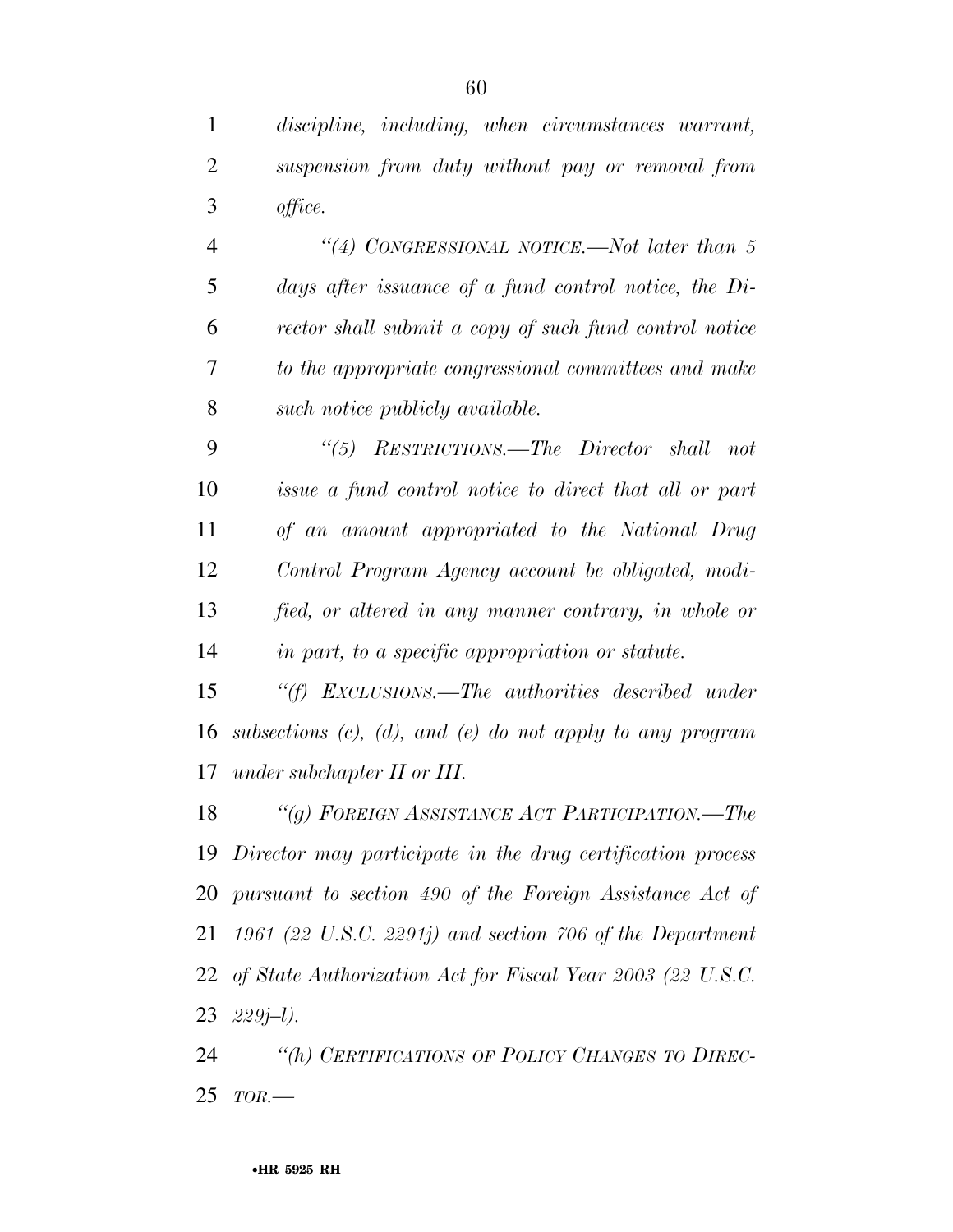*discipline, including, when circumstances warrant, suspension from duty without pay or removal from office.*

*“(4) CONGRESSIONAL NOTICE.—Not later than 5 days after issuance of a fund control notice, the Director shall submit a copy of such fund control notice to the appropriate congressional committees and make such notice publicly available.*

*“(5) RESTRICTIONS.—The Director shall not issue a fund control notice to direct that all or part of an amount appropriated to the National Drug Control Program Agency account be obligated, modified, or altered in any manner contrary, in whole or in part, to a specific appropriation or statute.*

*“(f) EXCLUSIONS.—The authorities described under subsections (c), (d), and (e) do not apply to any program under subchapter II or III.*

*“(g) FOREIGN ASSISTANCE ACT PARTICIPATION.—The Director may participate in the drug certification process pursuant to section 490 of the Foreign Assistance Act of 1961 (22 U.S.C. 2291j) and section 706 of the Department of State Authorization Act for Fiscal Year 2003 (22 U.S.C. 229j–l).*

*“(h) CERTIFICATIONS OF POLICY CHANGES TO DIRECTOR.—*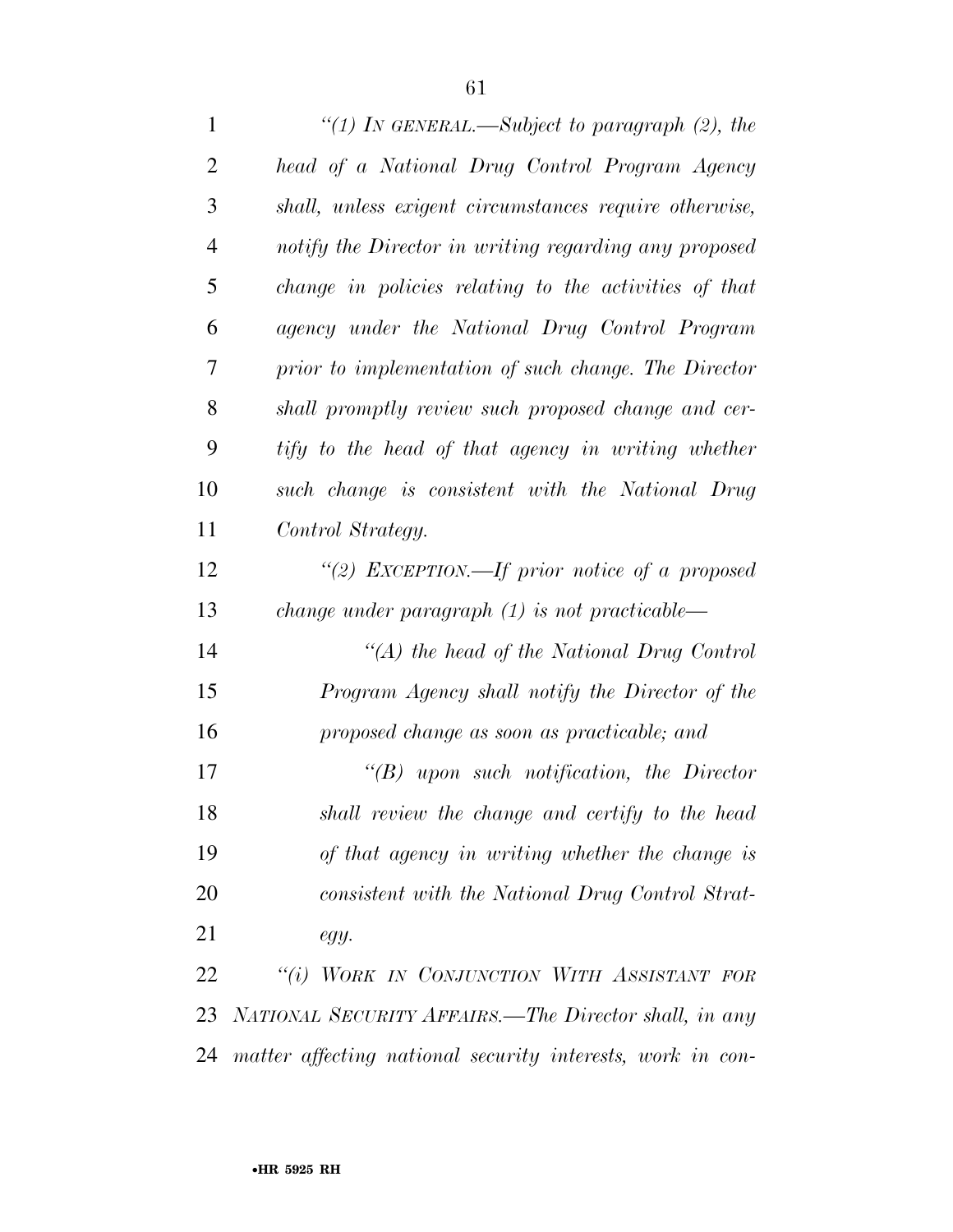*"(1) IN GENERAL.—Subject to paragraph (2), the head of a National Drug Control Program Agency shall, unless exigent circumstances require otherwise, notify the Director in writing regarding any proposed change in policies relating to the activities of that agency under the National Drug Control Program prior to implementation of such change. The Director shall promptly review such proposed change and certify to the head of that agency in writing whether such change is consistent with the National Drug Control Strategy.*

*"(2) EXCEPTION.—If prior notice of a proposed change under paragraph (1) is not practicable—*

*"(A) the head of the National Drug Control Program Agency shall notify the Director of the proposed change as soon as practicable; and*

*"(B) upon such notification, the Director shall review the change and certify to the head of that agency in writing whether the change is consistent with the National Drug Control Strategy.*

*"(i) WORK IN CONJUNCTION WITH ASSISTANT FOR NATIONAL SECURITY AFFAIRS.—The Director shall, in any matter affecting national security interests, work in con-*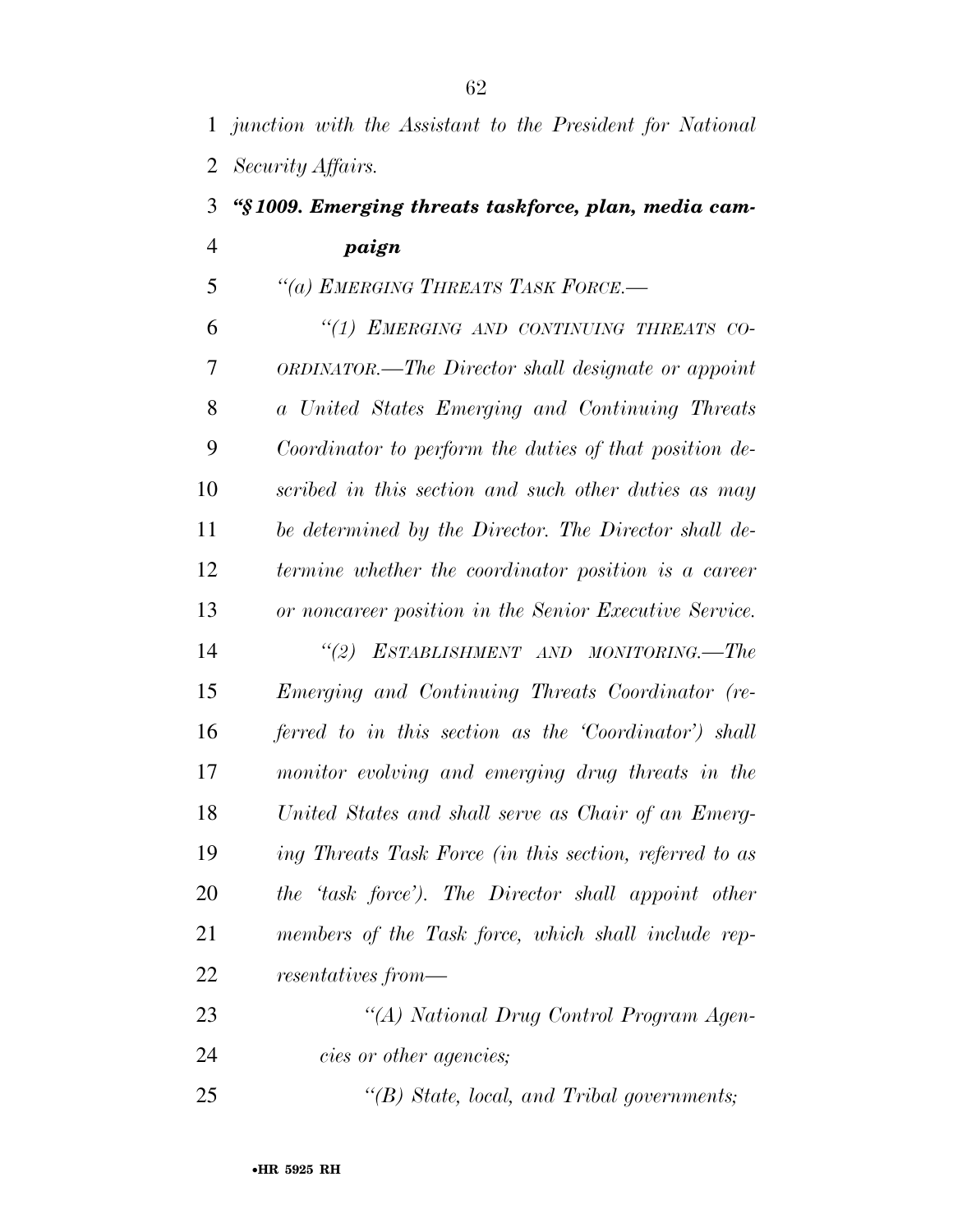*junction with the Assistant to the President for National Security Affairs.*

***"§ 1009. Emerging threats taskforce, plan, media campaign***

*"(a) EMERGING THREATS TASK FORCE.—*

*"(1) EMERGING AND CONTINUING THREATS COORDINATOR.—The Director shall designate or appoint a United States Emerging and Continuing Threats Coordinator to perform the duties of that position described in this section and such other duties as may be determined by the Director. The Director shall determine whether the coordinator position is a career or noncareer position in the Senior Executive Service.*

*"(2) ESTABLISHMENT AND MONITORING.—The Emerging and Continuing Threats Coordinator (referred to in this section as the 'Coordinator') shall monitor evolving and emerging drug threats in the United States and shall serve as Chair of an Emerging Threats Task Force (in this section, referred to as the 'task force'). The Director shall appoint other members of the Task force, which shall include representatives from—*

*"(A) National Drug Control Program Agencies or other agencies;*

*"(B) State, local, and Tribal governments;*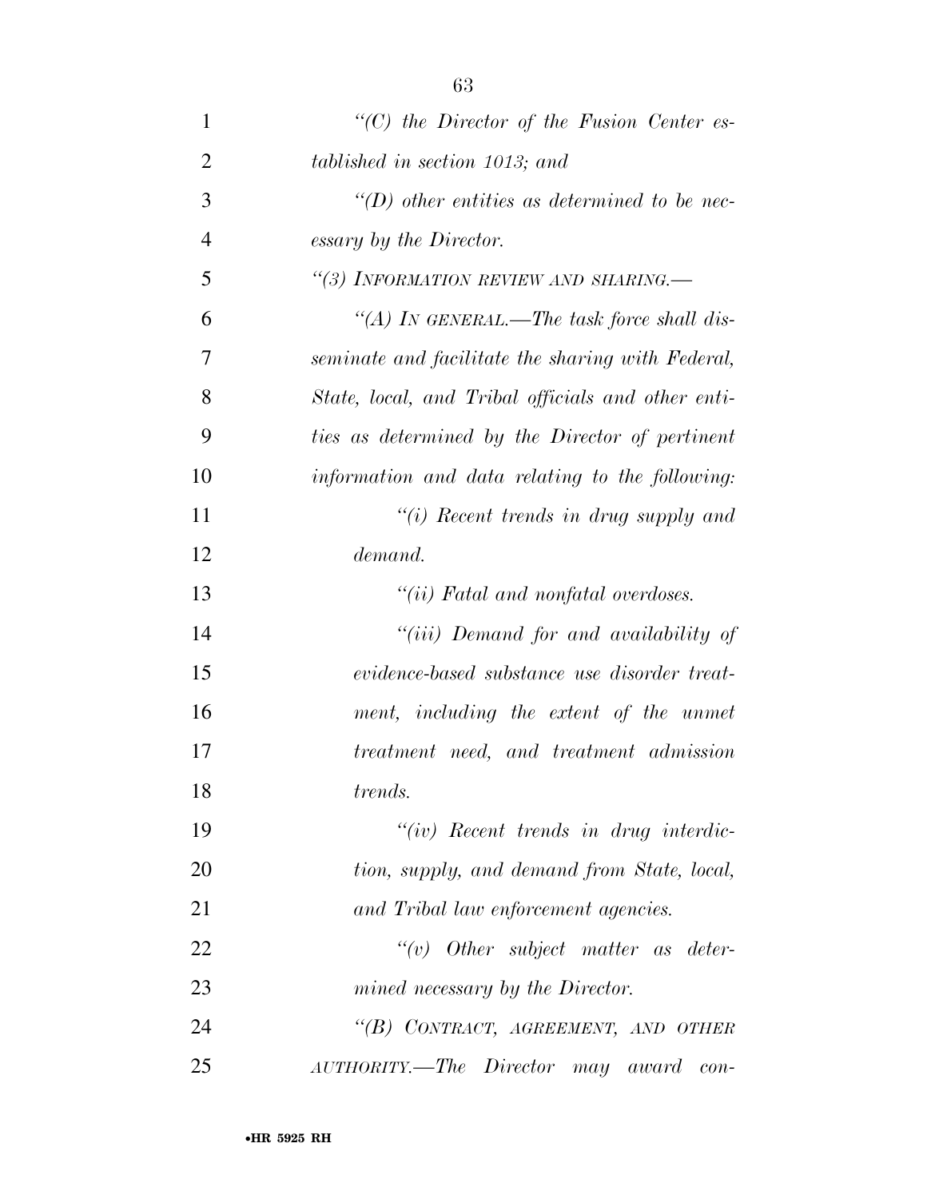*"(C) the Director of the Fusion Center established in section 1013; and*

*"(D) other entities as determined to be necessary by the Director.*

*"(3) INFORMATION REVIEW AND SHARING.—*

*"(A) IN GENERAL.—The task force shall disseminate and facilitate the sharing with Federal, State, local, and Tribal officials and other entities as determined by the Director of pertinent information and data relating to the following:*

*"(i) Recent trends in drug supply and demand.*

*"(ii) Fatal and nonfatal overdoses.*

*"(iii) Demand for and availability of evidence-based substance use disorder treatment, including the extent of the unmet treatment need, and treatment admission trends.*

*"(iv) Recent trends in drug interdiction, supply, and demand from State, local, and Tribal law enforcement agencies.*

*"(v) Other subject matter as determined necessary by the Director.*

*"(B) CONTRACT, AGREEMENT, AND OTHER AUTHORITY.—The Director may award con-*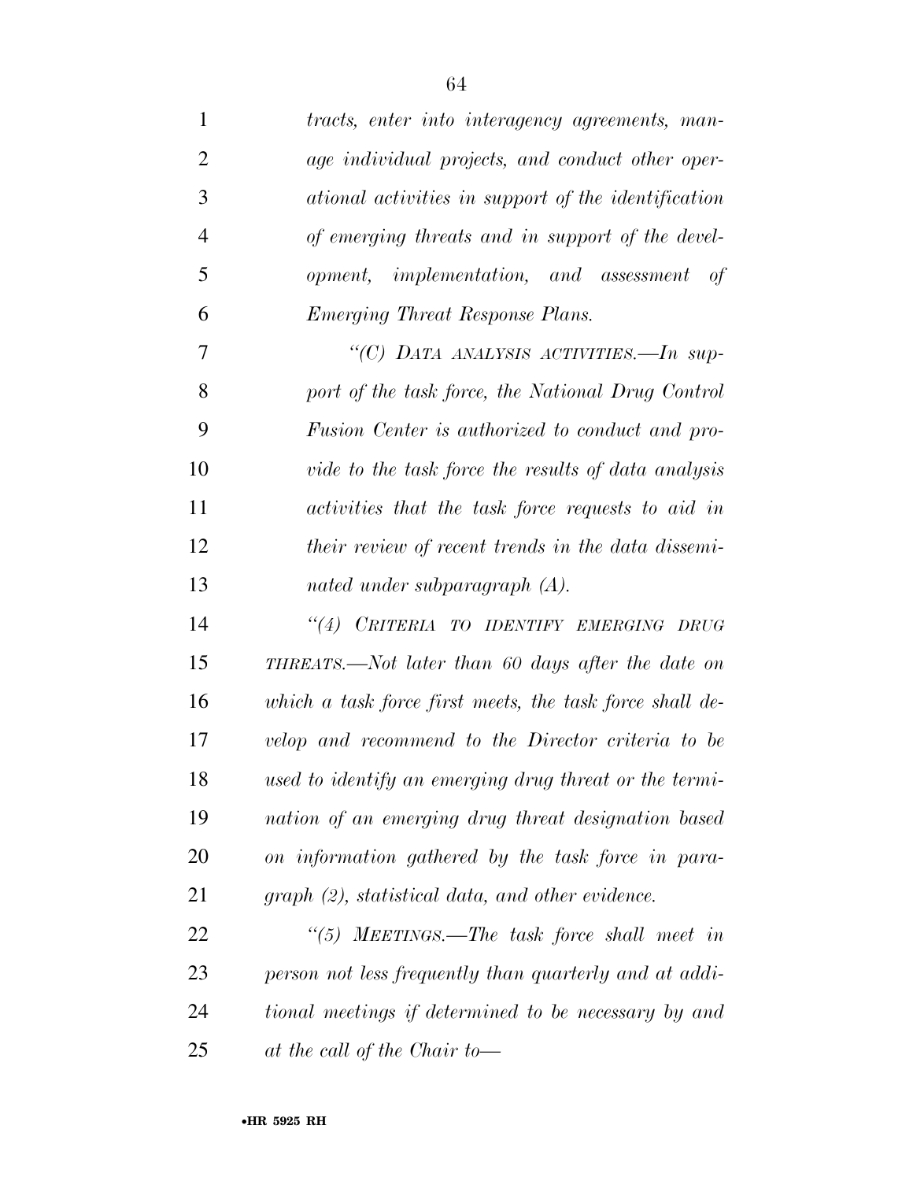*tracts, enter into interagency agreements, manage individual projects, and conduct other operational activities in support of the identification of emerging threats and in support of the development, implementation, and assessment of Emerging Threat Response Plans.*

*"(C) DATA ANALYSIS ACTIVITIES.—In support of the task force, the National Drug Control Fusion Center is authorized to conduct and provide to the task force the results of data analysis activities that the task force requests to aid in their review of recent trends in the data disseminated under subparagraph (A).*

*"(4) CRITERIA TO IDENTIFY EMERGING DRUG THREATS.—Not later than 60 days after the date on which a task force first meets, the task force shall develop and recommend to the Director criteria to be used to identify an emerging drug threat or the termination of an emerging drug threat designation based on information gathered by the task force in paragraph (2), statistical data, and other evidence.*

*"(5) MEETINGS.—The task force shall meet in person not less frequently than quarterly and at additional meetings if determined to be necessary by and at the call of the Chair to—*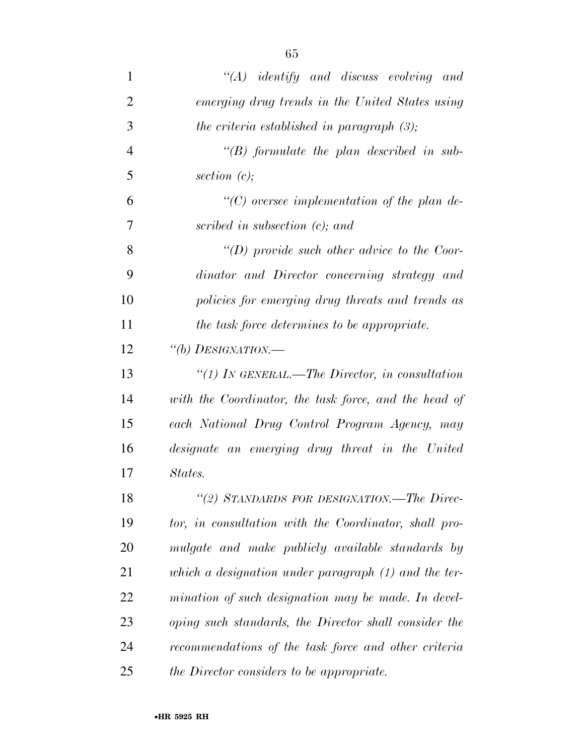*“(A) identify and discuss evolving and emerging drug trends in the United States using the criteria established in paragraph (3);*

*“(B) formulate the plan described in subsection (c);*

*“(C) oversee implementation of the plan described in subsection (c); and*

*“(D) provide such other advice to the Coordinator and Director concerning strategy and policies for emerging drug threats and trends as the task force determines to be appropriate.*

*“(b) DESIGNATION.—*

*“(1) IN GENERAL.—The Director, in consultation with the Coordinator, the task force, and the head of each National Drug Control Program Agency, may designate an emerging drug threat in the United States.*

*“(2) STANDARDS FOR DESIGNATION.—The Director, in consultation with the Coordinator, shall promulgate and make publicly available standards by which a designation under paragraph (1) and the termination of such designation may be made. In developing such standards, the Director shall consider the recommendations of the task force and other criteria the Director considers to be appropriate.*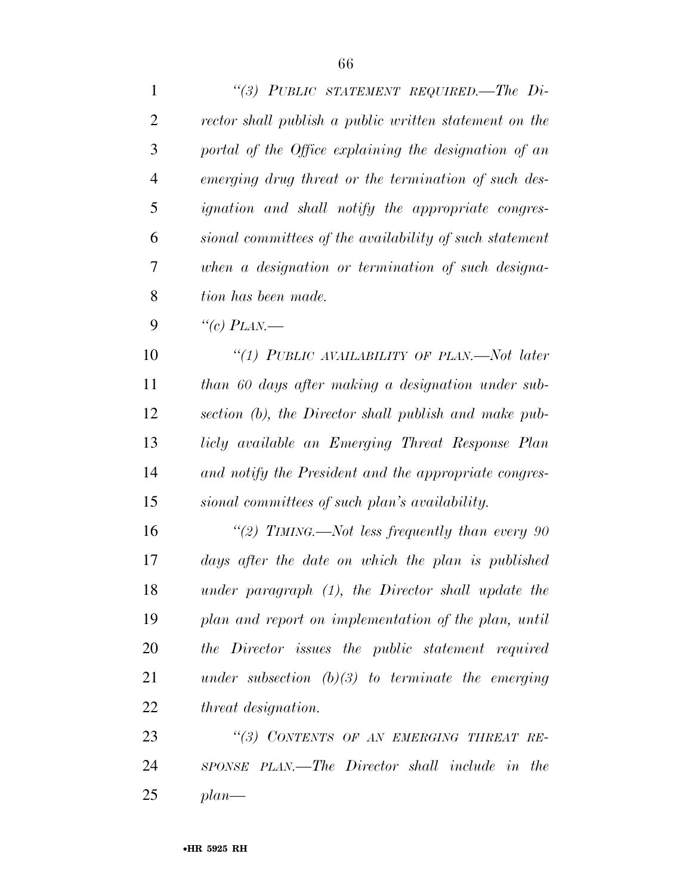*"(3) PUBLIC STATEMENT REQUIRED.—The Director shall publish a public written statement on the portal of the Office explaining the designation of an emerging drug threat or the termination of such designation and shall notify the appropriate congressional committees of the availability of such statement when a designation or termination of such designation has been made.*

*"(c) PLAN.—*

*"(1) PUBLIC AVAILABILITY OF PLAN.—Not later than 60 days after making a designation under subsection (b), the Director shall publish and make publicly available an Emerging Threat Response Plan and notify the President and the appropriate congressional committees of such plan's availability.*

*"(2) TIMING.—Not less frequently than every 90 days after the date on which the plan is published under paragraph (1), the Director shall update the plan and report on implementation of the plan, until the Director issues the public statement required under subsection (b)(3) to terminate the emerging threat designation.*

*"(3) CONTENTS OF AN EMERGING THREAT RESPONSE PLAN.—The Director shall include in the plan—*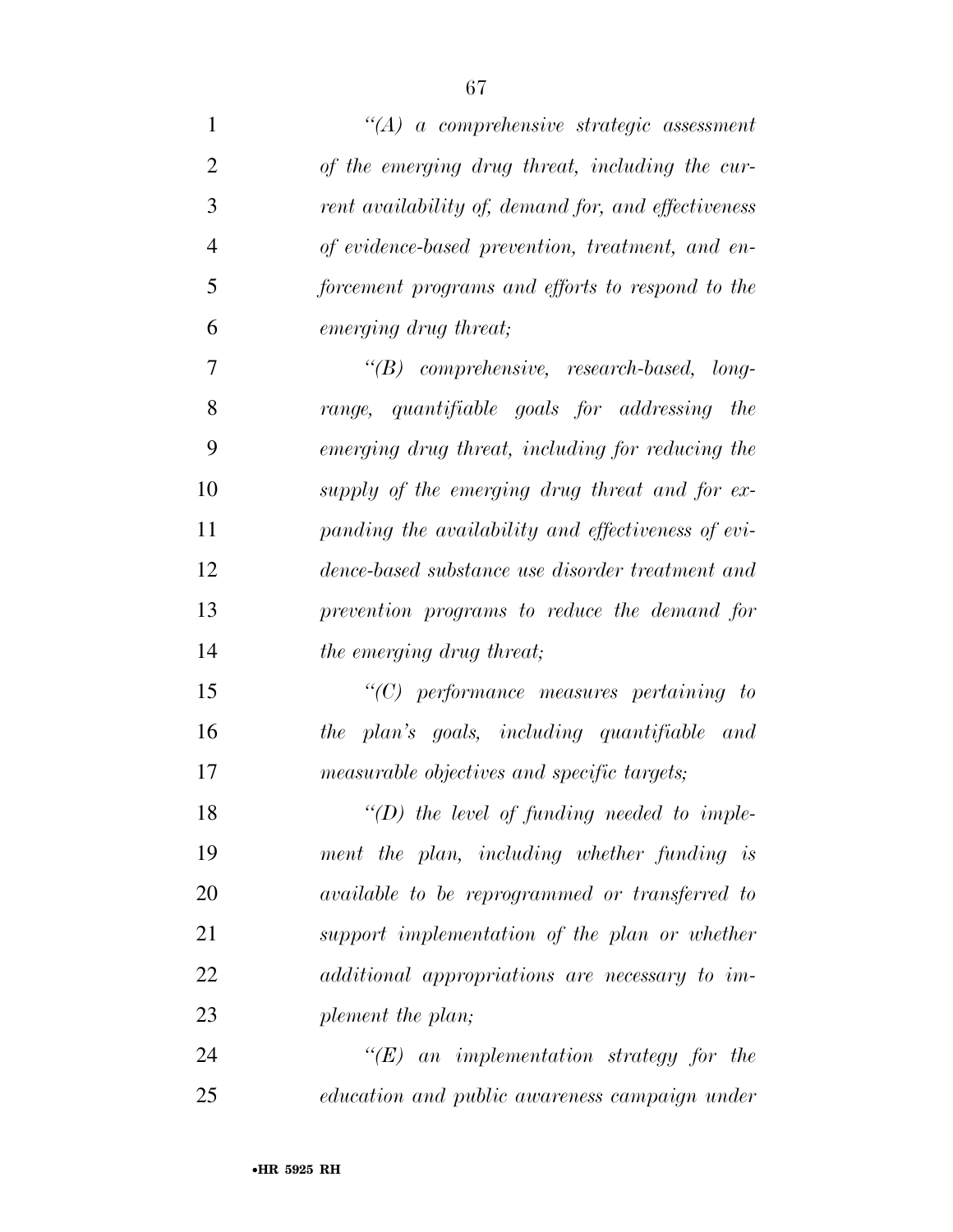*"(A) a comprehensive strategic assessment of the emerging drug threat, including the current availability of, demand for, and effectiveness of evidence-based prevention, treatment, and enforcement programs and efforts to respond to the emerging drug threat;*

*"(B) comprehensive, research-based, long-range, quantifiable goals for addressing the emerging drug threat, including for reducing the supply of the emerging drug threat and for expanding the availability and effectiveness of evidence-based substance use disorder treatment and prevention programs to reduce the demand for the emerging drug threat;*

*"(C) performance measures pertaining to the plan's goals, including quantifiable and measurable objectives and specific targets;*

*"(D) the level of funding needed to implement the plan, including whether funding is available to be reprogrammed or transferred to support implementation of the plan or whether additional appropriations are necessary to implement the plan;*

*"(E) an implementation strategy for the education and public awareness campaign under*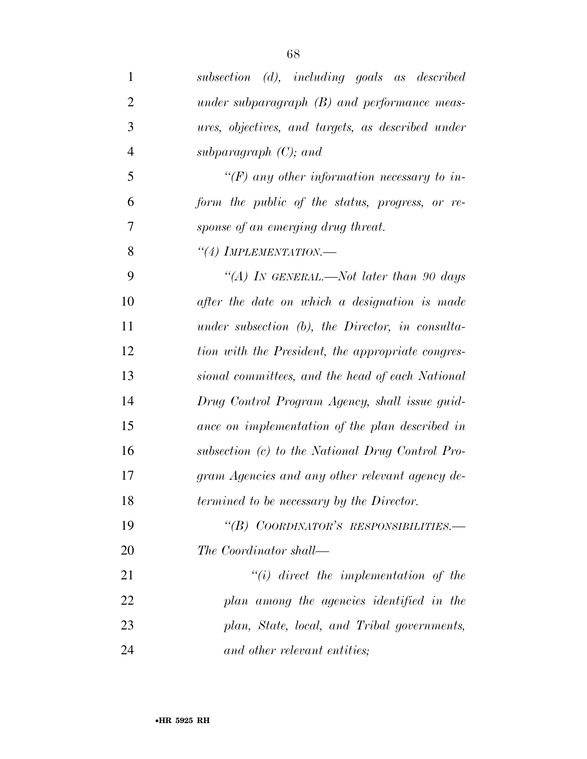*subsection (d), including goals as described under subparagraph (B) and performance measures, objectives, and targets, as described under subparagraph (C); and*

*"(F) any other information necessary to inform the public of the status, progress, or response of an emerging drug threat.*

*"(4) IMPLEMENTATION.—*

*"(A) IN GENERAL.—Not later than 90 days after the date on which a designation is made under subsection (b), the Director, in consultation with the President, the appropriate congressional committees, and the head of each National Drug Control Program Agency, shall issue guidance on implementation of the plan described in subsection (c) to the National Drug Control Program Agencies and any other relevant agency determined to be necessary by the Director.*

*"(B) COORDINATOR'S RESPONSIBILITIES.—The Coordinator shall—*

*"(i) direct the implementation of the plan among the agencies identified in the plan, State, local, and Tribal governments, and other relevant entities;*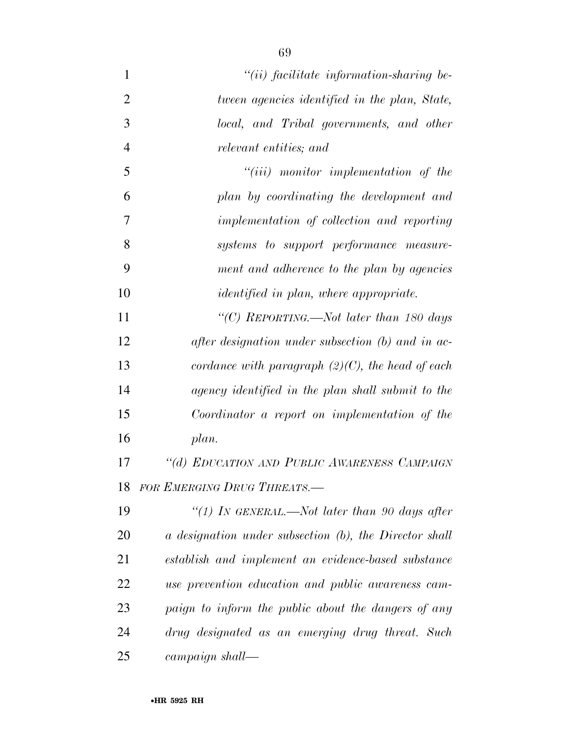*"(ii) facilitate information-sharing between agencies identified in the plan, State, local, and Tribal governments, and other relevant entities; and*

*"(iii) monitor implementation of the plan by coordinating the development and implementation of collection and reporting systems to support performance measurement and adherence to the plan by agencies identified in plan, where appropriate.*

*"(C) REPORTING.—Not later than 180 days after designation under subsection (b) and in accordance with paragraph (2)(C), the head of each agency identified in the plan shall submit to the Coordinator a report on implementation of the plan.*

*"(d) EDUCATION AND PUBLIC AWARENESS CAMPAIGN FOR EMERGING DRUG THREATS.—*

*"(1) IN GENERAL.—Not later than 90 days after a designation under subsection (b), the Director shall establish and implement an evidence-based substance use prevention education and public awareness campaign to inform the public about the dangers of any drug designated as an emerging drug threat. Such campaign shall—*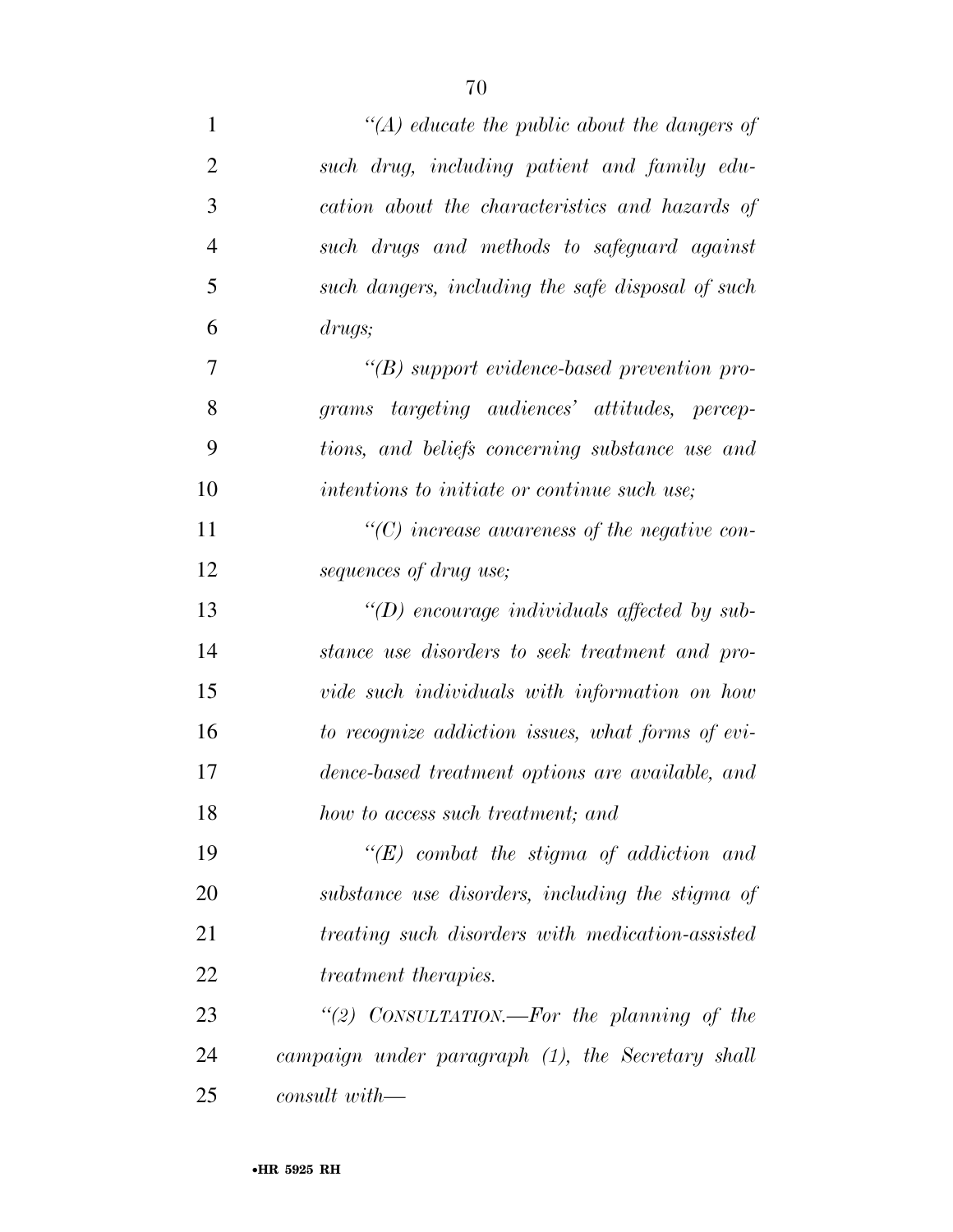*"(A) educate the public about the dangers of such drug, including patient and family education about the characteristics and hazards of such drugs and methods to safeguard against such dangers, including the safe disposal of such drugs;*

*"(B) support evidence-based prevention programs targeting audiences' attitudes, perceptions, and beliefs concerning substance use and intentions to initiate or continue such use;*

*"(C) increase awareness of the negative consequences of drug use;*

*"(D) encourage individuals affected by substance use disorders to seek treatment and provide such individuals with information on how to recognize addiction issues, what forms of evidence-based treatment options are available, and how to access such treatment; and*

*"(E) combat the stigma of addiction and substance use disorders, including the stigma of treating such disorders with medication-assisted treatment therapies.*

*"(2) CONSULTATION.—For the planning of the campaign under paragraph (1), the Secretary shall consult with—*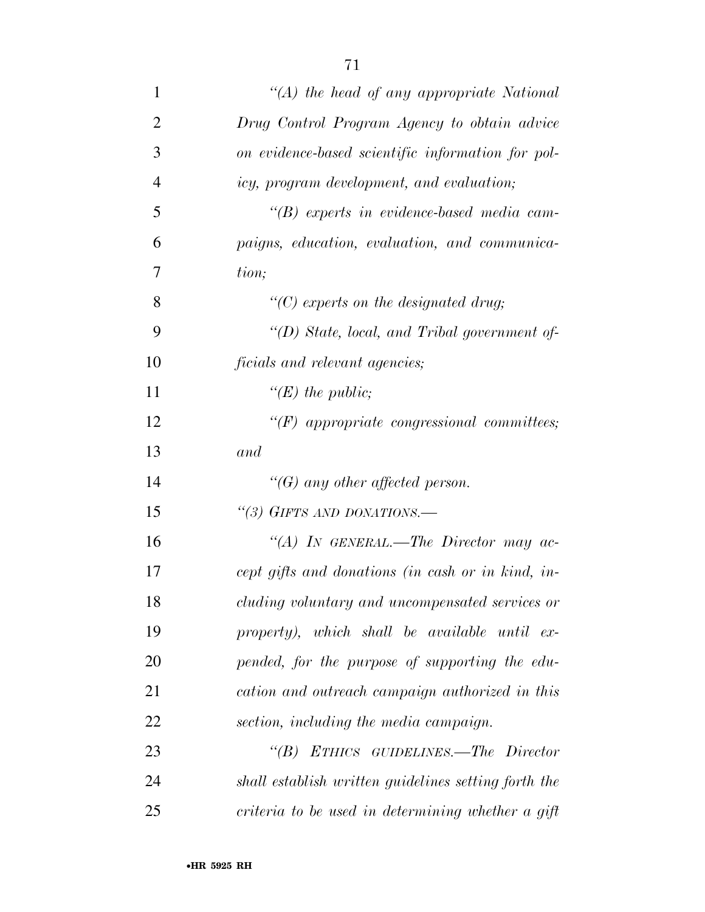*"(A) the head of any appropriate National Drug Control Program Agency to obtain advice on evidence-based scientific information for policy, program development, and evaluation;*

*"(B) experts in evidence-based media campaigns, education, evaluation, and communication;*

*"(C) experts on the designated drug;*

*"(D) State, local, and Tribal government officials and relevant agencies;*

*"(E) the public;*

*"(F) appropriate congressional committees; and*

*"(G) any other affected person.*

*"(3) GIFTS AND DONATIONS.—*

*"(A) IN GENERAL.—The Director may accept gifts and donations (in cash or in kind, including voluntary and uncompensated services or property), which shall be available until expended, for the purpose of supporting the education and outreach campaign authorized in this section, including the media campaign.*

*"(B) ETHICS GUIDELINES.—The Director shall establish written guidelines setting forth the criteria to be used in determining whether a gift*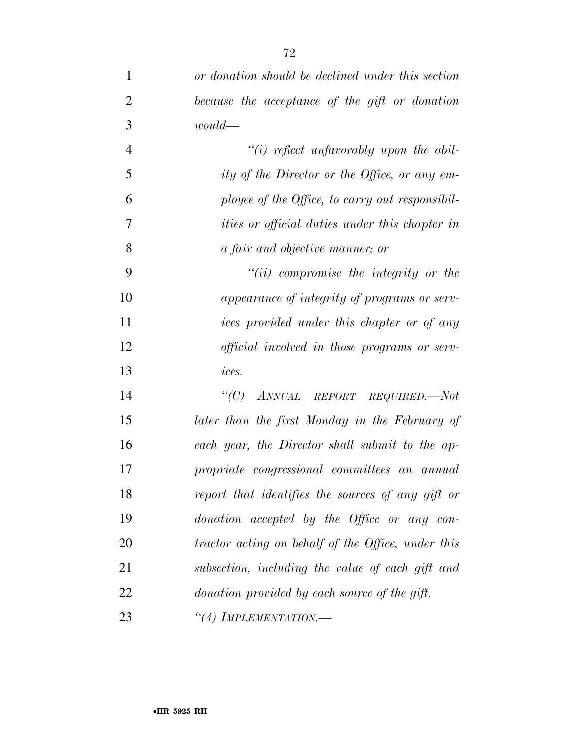*or donation should be declined under this section because the acceptance of the gift or donation would—*

*"(i) reflect unfavorably upon the ability of the Director or the Office, or any employee of the Office, to carry out responsibilities or official duties under this chapter in a fair and objective manner; or*

*"(ii) compromise the integrity or the appearance of integrity of programs or services provided under this chapter or of any official involved in those programs or services.*

*"(C) ANNUAL REPORT REQUIRED.—Not later than the first Monday in the February of each year, the Director shall submit to the appropriate congressional committees an annual report that identifies the sources of any gift or donation accepted by the Office or any contractor acting on behalf of the Office, under this subsection, including the value of each gift and donation provided by each source of the gift.*

*"(4) IMPLEMENTATION.—*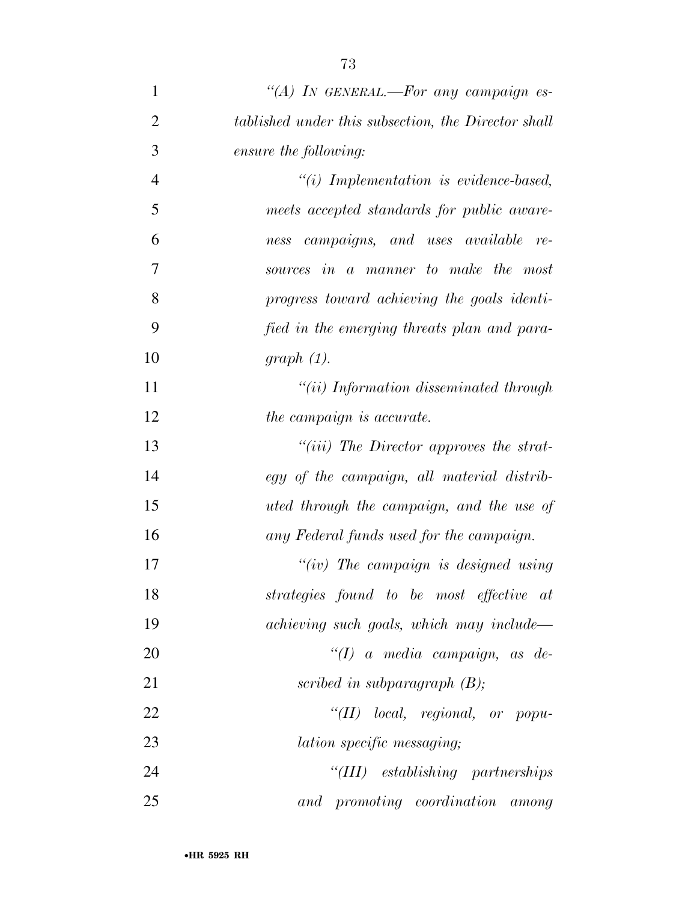*"(A) IN GENERAL.—For any campaign established under this subsection, the Director shall ensure the following:*

*"(i) Implementation is evidence-based, meets accepted standards for public awareness campaigns, and uses available resources in a manner to make the most progress toward achieving the goals identified in the emerging threats plan and paragraph (1).*

*"(ii) Information disseminated through the campaign is accurate.*

*"(iii) The Director approves the strategy of the campaign, all material distributed through the campaign, and the use of any Federal funds used for the campaign.*

*"(iv) The campaign is designed using strategies found to be most effective at achieving such goals, which may include—*

*"(I) a media campaign, as described in subparagraph (B);*

*"(II) local, regional, or population specific messaging;*

*"(III) establishing partnerships and promoting coordination among*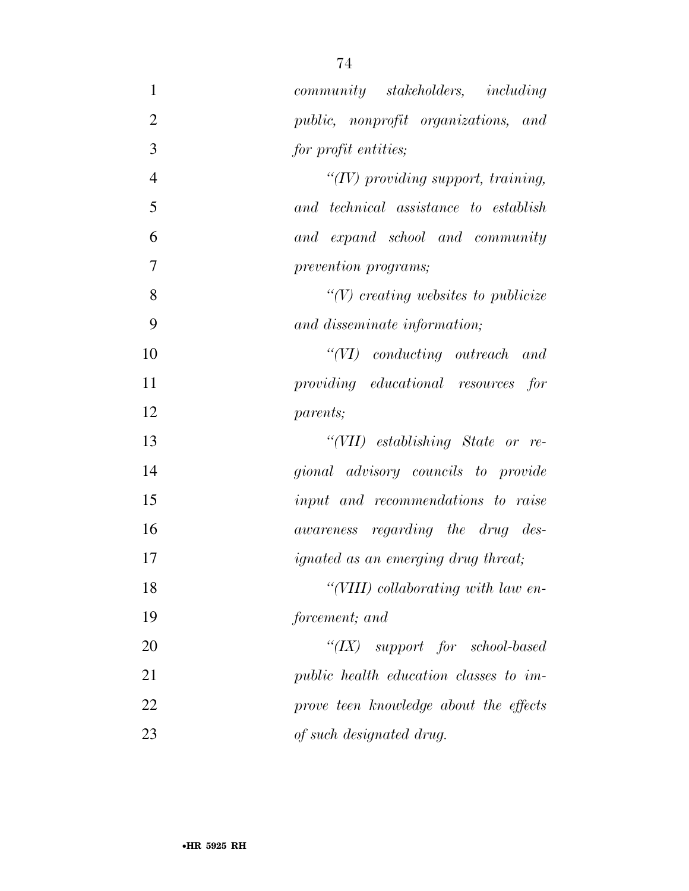*community stakeholders, including public, nonprofit organizations, and for profit entities;*

*"(IV) providing support, training, and technical assistance to establish and expand school and community prevention programs;*

*"(V) creating websites to publicize and disseminate information;*

*"(VI) conducting outreach and providing educational resources for parents;*

*"(VII) establishing State or regional advisory councils to provide input and recommendations to raise awareness regarding the drug designated as an emerging drug threat;*

*"(VIII) collaborating with law enforcement; and*

*"(IX) support for school-based public health education classes to improve teen knowledge about the effects of such designated drug.*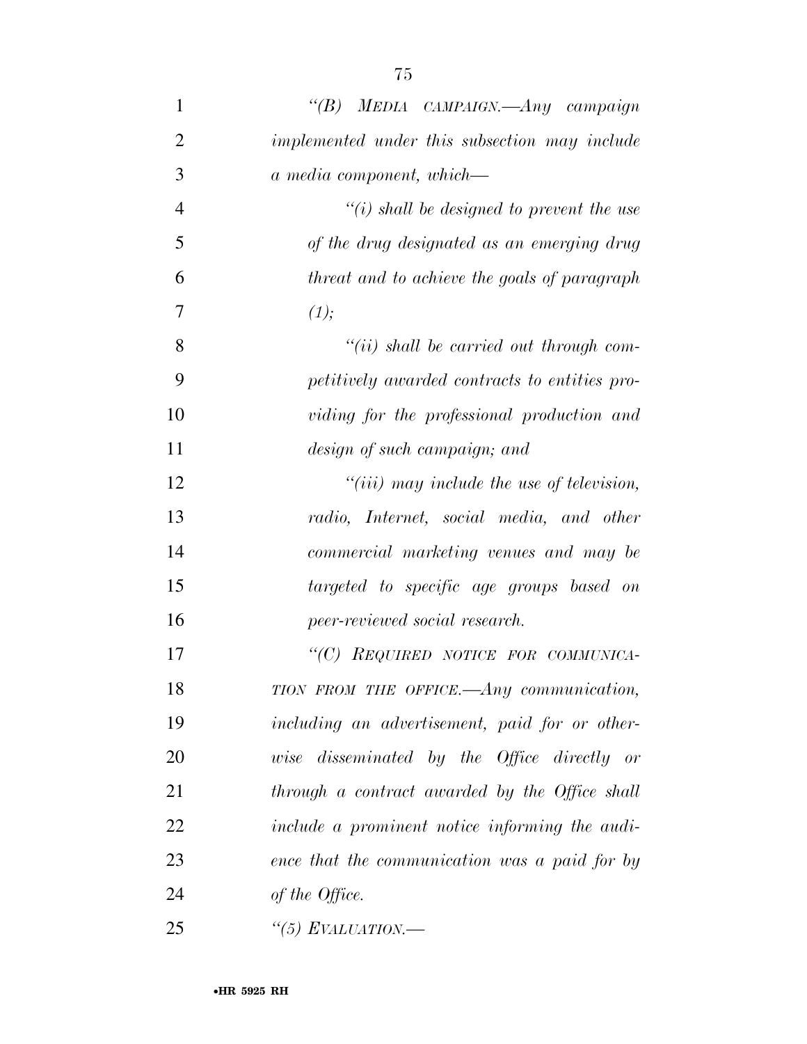*"(B) MEDIA CAMPAIGN.—Any campaign implemented under this subsection may include a media component, which—*

*"(i) shall be designed to prevent the use of the drug designated as an emerging drug threat and to achieve the goals of paragraph (1);*

*"(ii) shall be carried out through competitively awarded contracts to entities providing for the professional production and design of such campaign; and*

*"(iii) may include the use of television, radio, Internet, social media, and other commercial marketing venues and may be targeted to specific age groups based on peer-reviewed social research.*

*"(C) REQUIRED NOTICE FOR COMMUNICATION FROM THE OFFICE.—Any communication, including an advertisement, paid for or otherwise disseminated by the Office directly or through a contract awarded by the Office shall include a prominent notice informing the audience that the communication was a paid for by of the Office.*

*"(5) EVALUATION.—*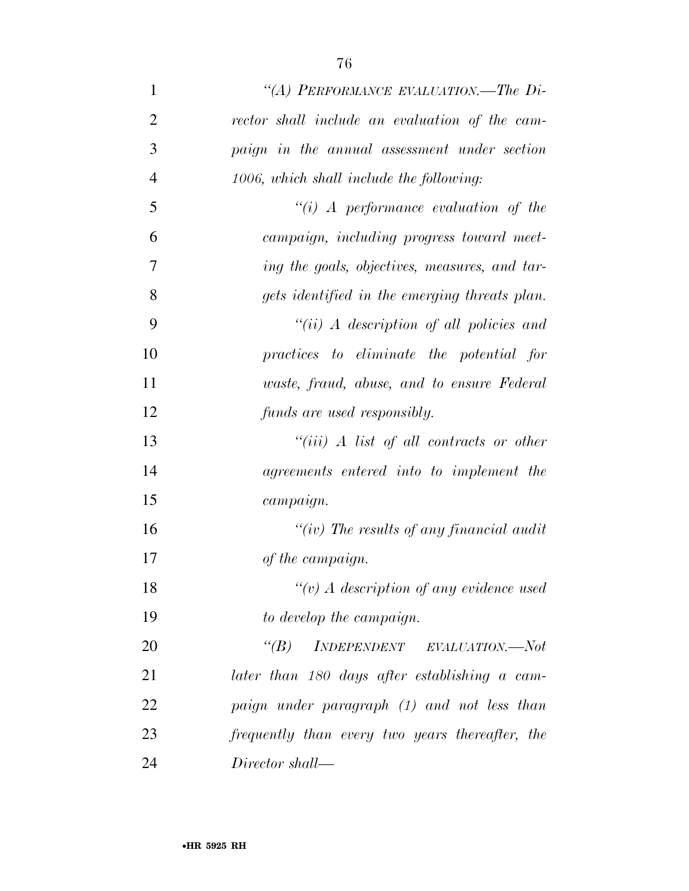*"(A) PERFORMANCE EVALUATION.—The Director shall include an evaluation of the campaign in the annual assessment under section 1006, which shall include the following:*

*"(i) A performance evaluation of the campaign, including progress toward meeting the goals, objectives, measures, and targets identified in the emerging threats plan.*

*"(ii) A description of all policies and practices to eliminate the potential for waste, fraud, abuse, and to ensure Federal funds are used responsibly.*

*"(iii) A list of all contracts or other agreements entered into to implement the campaign.*

*"(iv) The results of any financial audit of the campaign.*

*"(v) A description of any evidence used to develop the campaign.*

*"(B) INDEPENDENT EVALUATION.—Not later than 180 days after establishing a campaign under paragraph (1) and not less than frequently than every two years thereafter, the Director shall—*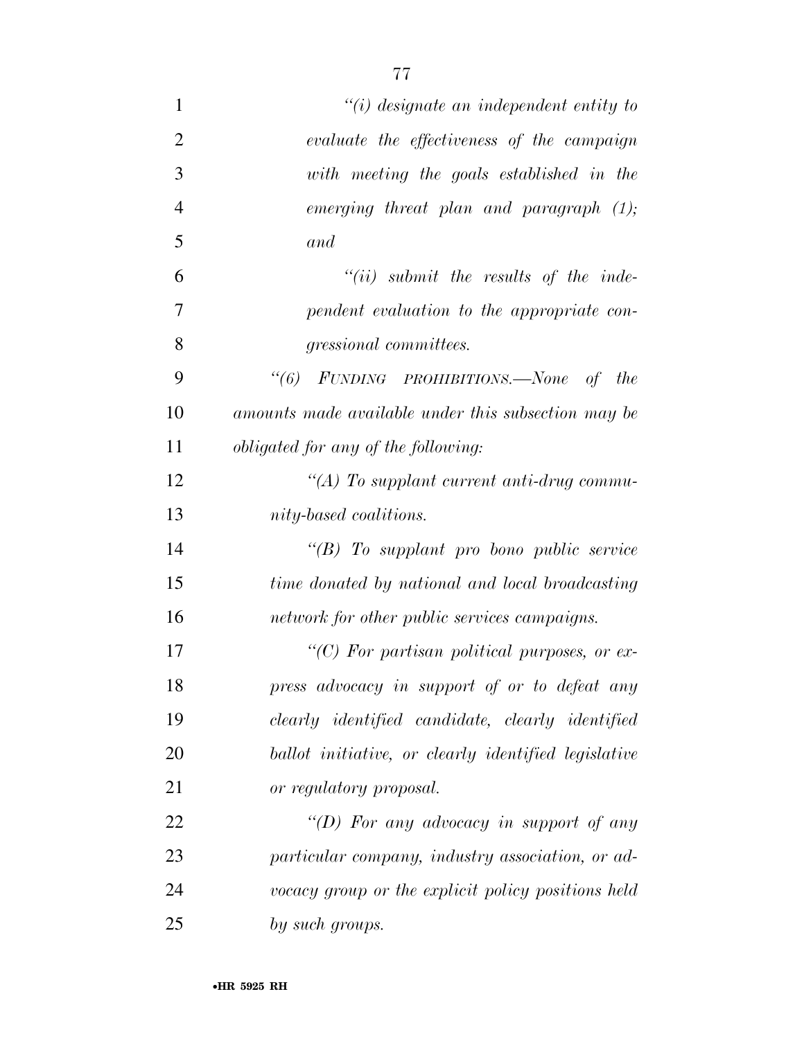*"(i) designate an independent entity to evaluate the effectiveness of the campaign with meeting the goals established in the emerging threat plan and paragraph (1); and*

*"(ii) submit the results of the independent evaluation to the appropriate congressional committees.*

*"(6) FUNDING PROHIBITIONS.—None of the amounts made available under this subsection may be obligated for any of the following:*

*"(A) To supplant current anti-drug community-based coalitions.*

*"(B) To supplant pro bono public service time donated by national and local broadcasting network for other public services campaigns.*

*"(C) For partisan political purposes, or express advocacy in support of or to defeat any clearly identified candidate, clearly identified ballot initiative, or clearly identified legislative or regulatory proposal.*

*"(D) For any advocacy in support of any particular company, industry association, or advocacy group or the explicit policy positions held by such groups.*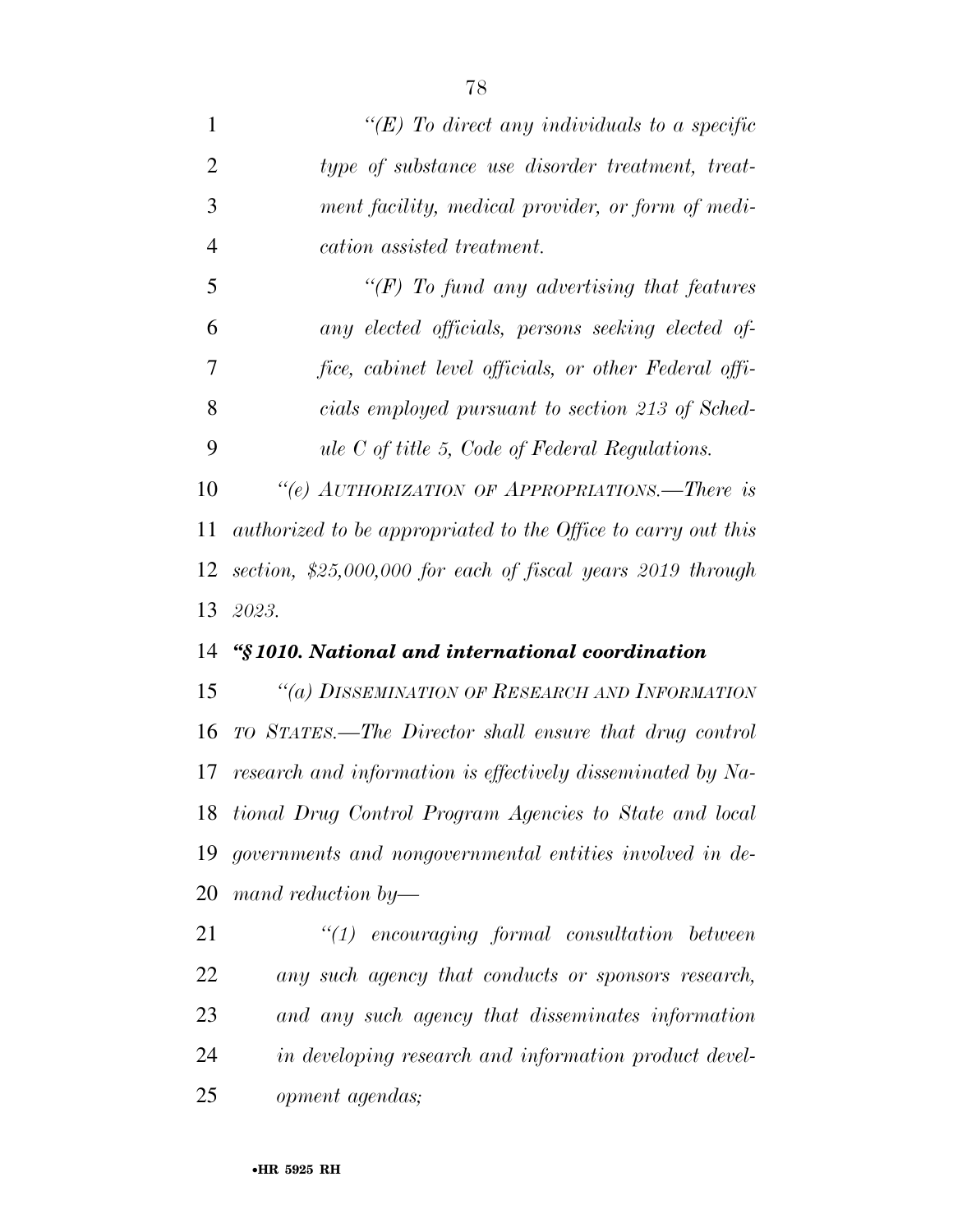*"(E) To direct any individuals to a specific type of substance use disorder treatment, treatment facility, medical provider, or form of medication assisted treatment.*

*"(F) To fund any advertising that features any elected officials, persons seeking elected office, cabinet level officials, or other Federal officials employed pursuant to section 213 of Schedule C of title 5, Code of Federal Regulations.*

*"(e) AUTHORIZATION OF APPROPRIATIONS.—There is authorized to be appropriated to the Office to carry out this section, $25,000,000 for each of fiscal years 2019 through 2023.*

***"§ 1010. National and international coordination***

*"(a) DISSEMINATION OF RESEARCH AND INFORMATION TO STATES.—The Director shall ensure that drug control research and information is effectively disseminated by National Drug Control Program Agencies to State and local governments and nongovernmental entities involved in demand reduction by—*

*"(1) encouraging formal consultation between any such agency that conducts or sponsors research, and any such agency that disseminates information in developing research and information product development agendas;*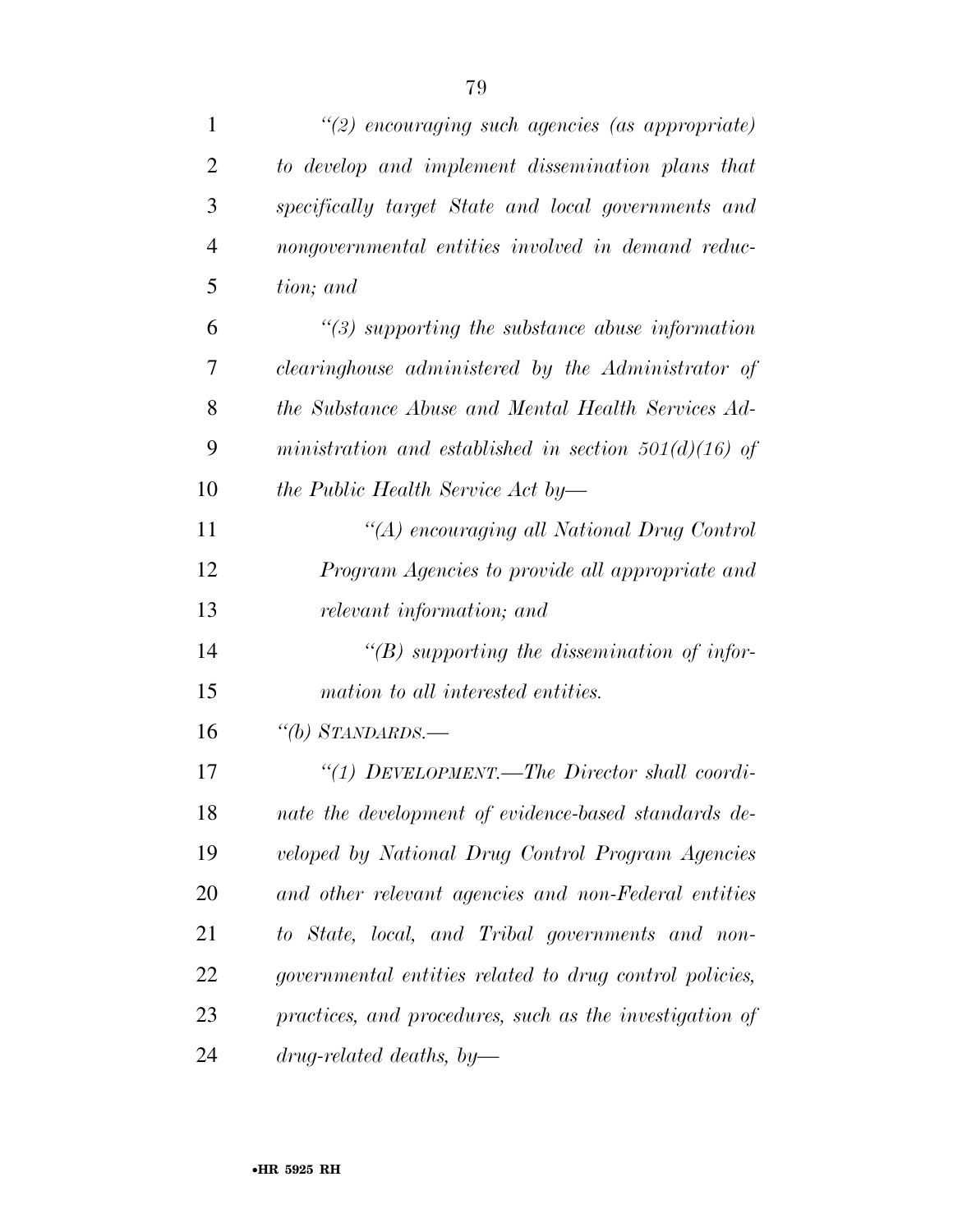*"(2) encouraging such agencies (as appropriate) to develop and implement dissemination plans that specifically target State and local governments and nongovernmental entities involved in demand reduction; and*

*"(3) supporting the substance abuse information clearinghouse administered by the Administrator of the Substance Abuse and Mental Health Services Administration and established in section 501(d)(16) of the Public Health Service Act by—*

*"(A) encouraging all National Drug Control Program Agencies to provide all appropriate and relevant information; and*

*"(B) supporting the dissemination of information to all interested entities.*

*"(b) STANDARDS.—*

*"(1) DEVELOPMENT.—The Director shall coordinate the development of evidence-based standards developed by National Drug Control Program Agencies and other relevant agencies and non-Federal entities to State, local, and Tribal governments and nongovernmental entities related to drug control policies, practices, and procedures, such as the investigation of drug-related deaths, by—*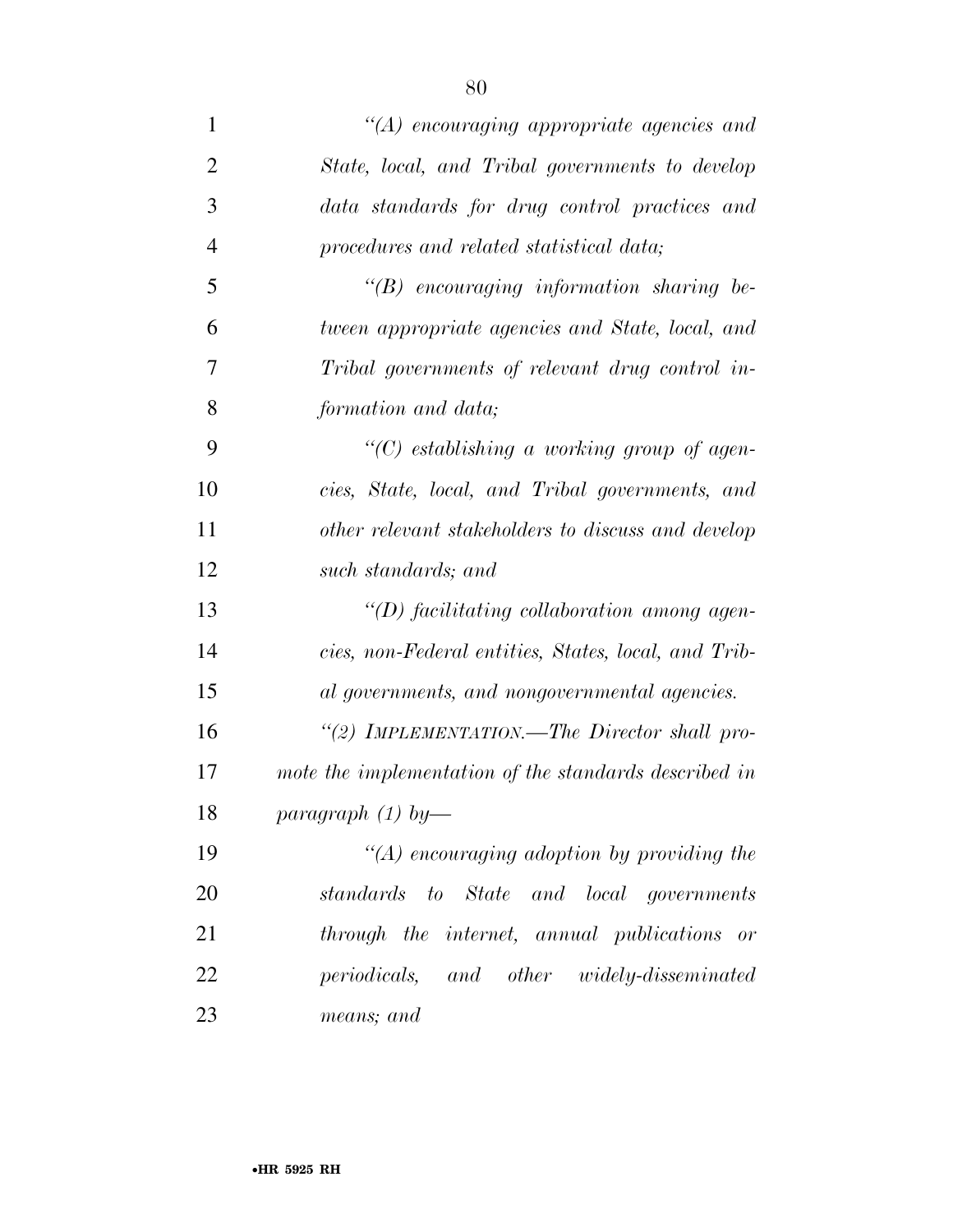*"(A) encouraging appropriate agencies and State, local, and Tribal governments to develop data standards for drug control practices and procedures and related statistical data;*

*"(B) encouraging information sharing between appropriate agencies and State, local, and Tribal governments of relevant drug control information and data;*

*"(C) establishing a working group of agencies, State, local, and Tribal governments, and other relevant stakeholders to discuss and develop such standards; and*

*"(D) facilitating collaboration among agencies, non-Federal entities, States, local, and Tribal governments, and nongovernmental agencies.*

*"(2) IMPLEMENTATION.—The Director shall promote the implementation of the standards described in paragraph (1) by—*

*"(A) encouraging adoption by providing the standards to State and local governments through the internet, annual publications or periodicals, and other widely-disseminated means; and*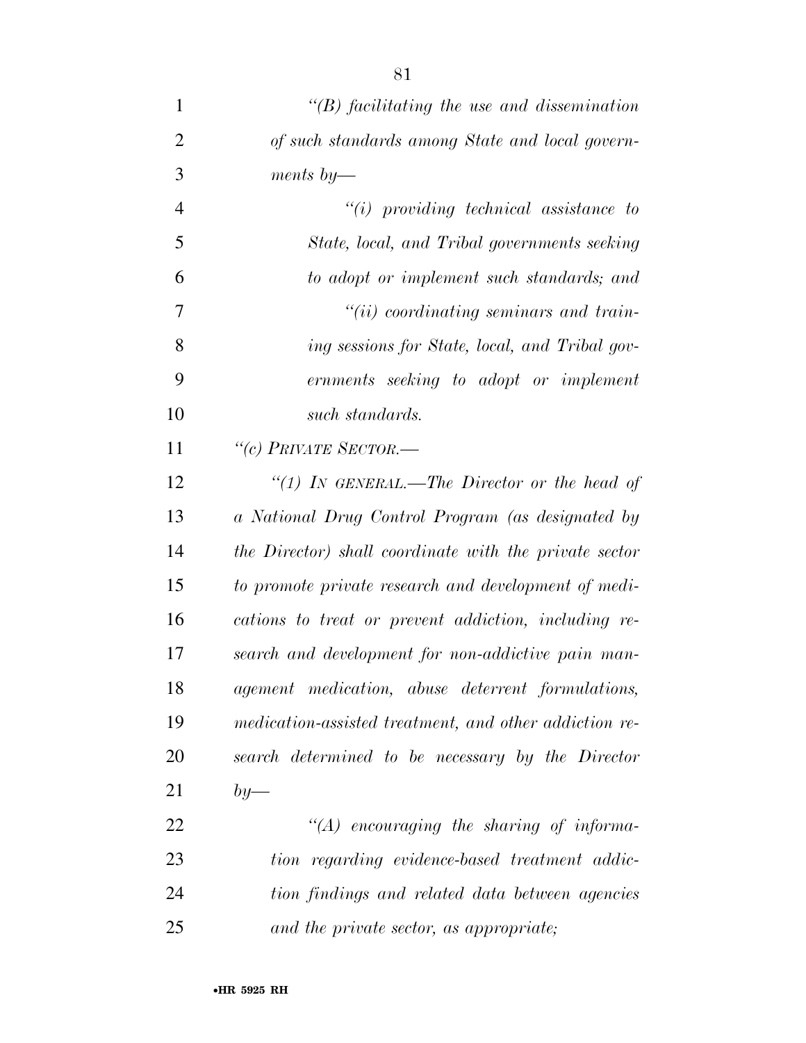*"(B) facilitating the use and dissemination of such standards among State and local governments by—*

*"(i) providing technical assistance to State, local, and Tribal governments seeking to adopt or implement such standards; and*

*"(ii) coordinating seminars and training sessions for State, local, and Tribal governments seeking to adopt or implement such standards.*

*"(c) PRIVATE SECTOR.—*

*"(1) IN GENERAL.—The Director or the head of a National Drug Control Program (as designated by the Director) shall coordinate with the private sector to promote private research and development of medications to treat or prevent addiction, including research and development for non-addictive pain management medication, abuse deterrent formulations, medication-assisted treatment, and other addiction research determined to be necessary by the Director by—*

*"(A) encouraging the sharing of information regarding evidence-based treatment addiction findings and related data between agencies and the private sector, as appropriate;*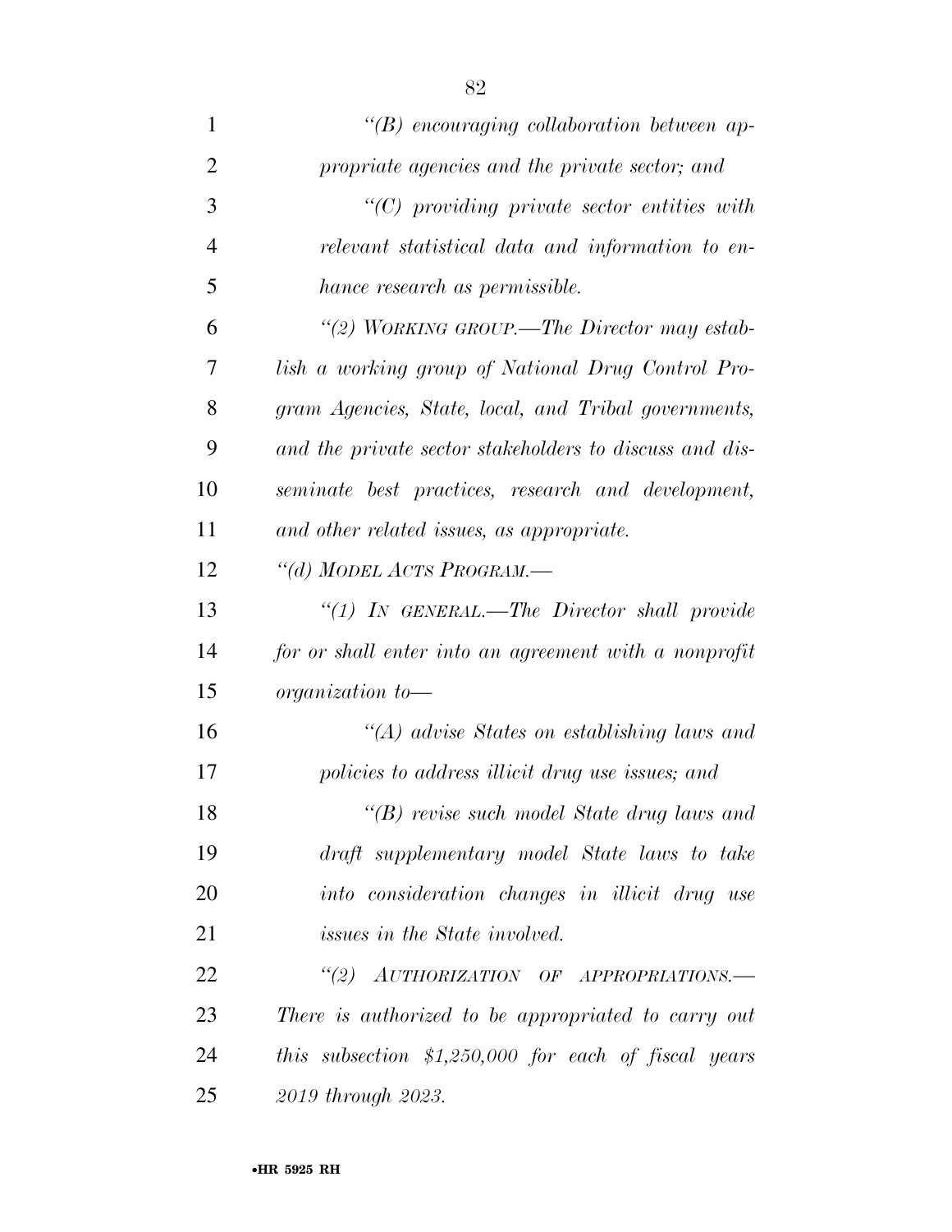*"(B) encouraging collaboration between appropriate agencies and the private sector; and*

*"(C) providing private sector entities with relevant statistical data and information to enhance research as permissible.*

*"(2) WORKING GROUP.—The Director may establish a working group of National Drug Control Program Agencies, State, local, and Tribal governments, and the private sector stakeholders to discuss and disseminate best practices, research and development, and other related issues, as appropriate.*

*"(d) MODEL ACTS PROGRAM.—*

*"(1) IN GENERAL.—The Director shall provide for or shall enter into an agreement with a nonprofit organization to—*

*"(A) advise States on establishing laws and policies to address illicit drug use issues; and*

*"(B) revise such model State drug laws and draft supplementary model State laws to take into consideration changes in illicit drug use issues in the State involved.*

*"(2) AUTHORIZATION OF APPROPRIATIONS.—There is authorized to be appropriated to carry out this subsection $1,250,000 for each of fiscal years 2019 through 2023.*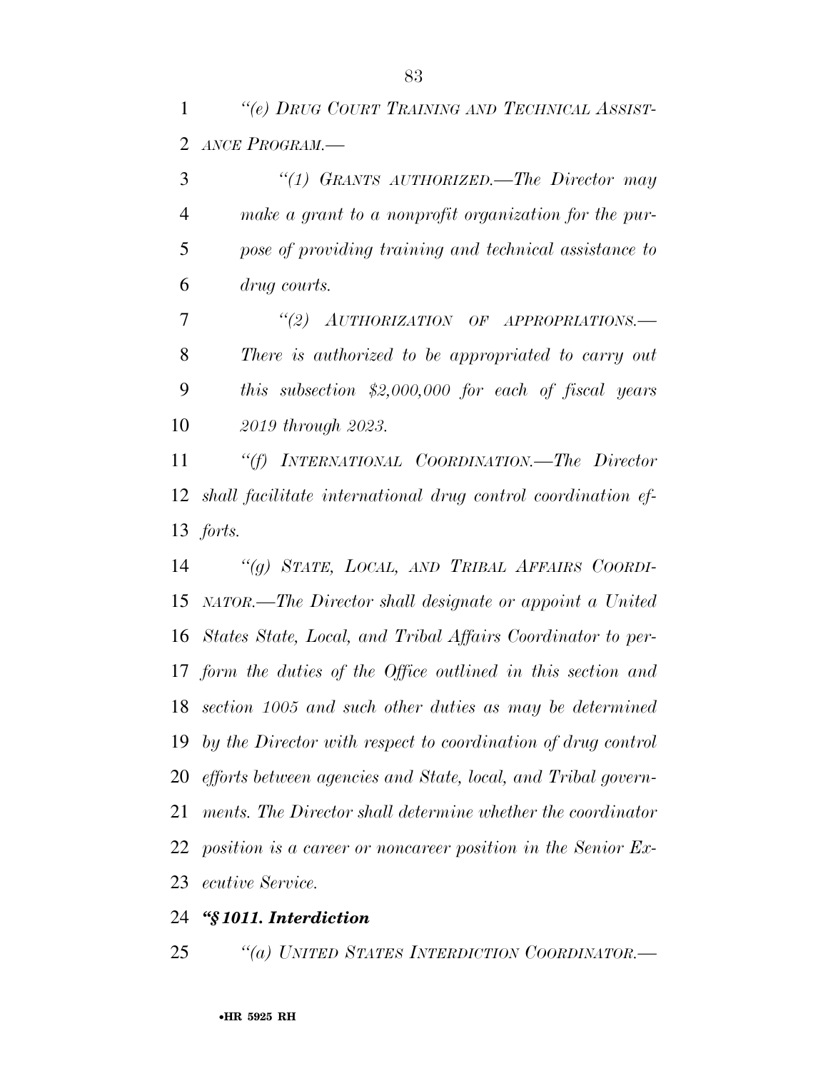*"(e) DRUG COURT TRAINING AND TECHNICAL ASSISTANCE PROGRAM.—*

*"(1) GRANTS AUTHORIZED.—The Director may make a grant to a nonprofit organization for the purpose of providing training and technical assistance to drug courts.*

*"(2) AUTHORIZATION OF APPROPRIATIONS.—There is authorized to be appropriated to carry out this subsection $2,000,000 for each of fiscal years 2019 through 2023.*

*"(f) INTERNATIONAL COORDINATION.—The Director shall facilitate international drug control coordination efforts.*

*"(g) STATE, LOCAL, AND TRIBAL AFFAIRS COORDINATOR.—The Director shall designate or appoint a United States State, Local, and Tribal Affairs Coordinator to perform the duties of the Office outlined in this section and section 1005 and such other duties as may be determined by the Director with respect to coordination of drug control efforts between agencies and State, local, and Tribal governments. The Director shall determine whether the coordinator position is a career or noncareer position in the Senior Executive Service.*

***"§ 1011. Interdiction***

*"(a) UNITED STATES INTERDICTION COORDINATOR.—*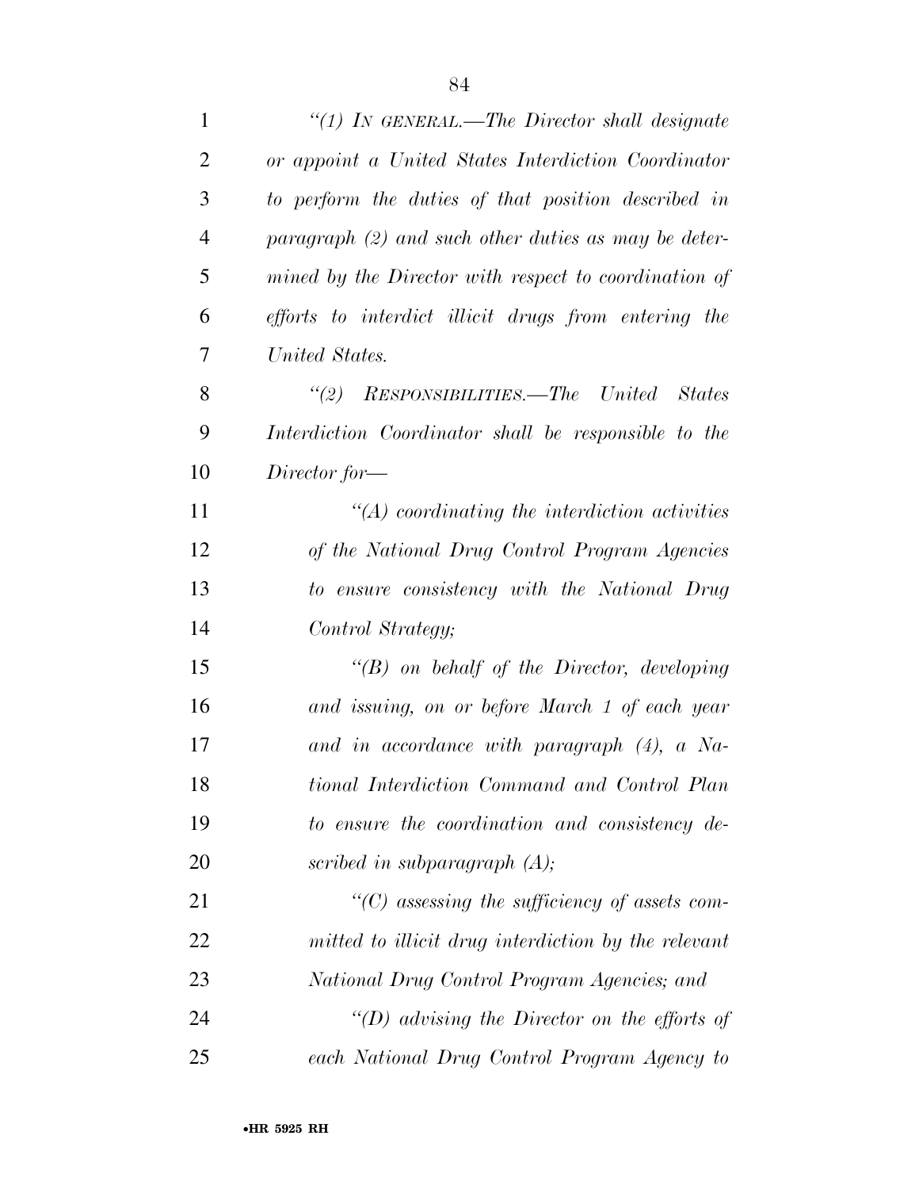*"(1) IN GENERAL.—The Director shall designate or appoint a United States Interdiction Coordinator to perform the duties of that position described in paragraph (2) and such other duties as may be determined by the Director with respect to coordination of efforts to interdict illicit drugs from entering the United States.*

*"(2) RESPONSIBILITIES.—The United States Interdiction Coordinator shall be responsible to the Director for—*

*"(A) coordinating the interdiction activities of the National Drug Control Program Agencies to ensure consistency with the National Drug Control Strategy;*

*"(B) on behalf of the Director, developing and issuing, on or before March 1 of each year and in accordance with paragraph (4), a National Interdiction Command and Control Plan to ensure the coordination and consistency described in subparagraph (A);*

*"(C) assessing the sufficiency of assets committed to illicit drug interdiction by the relevant National Drug Control Program Agencies; and*

*"(D) advising the Director on the efforts of each National Drug Control Program Agency to*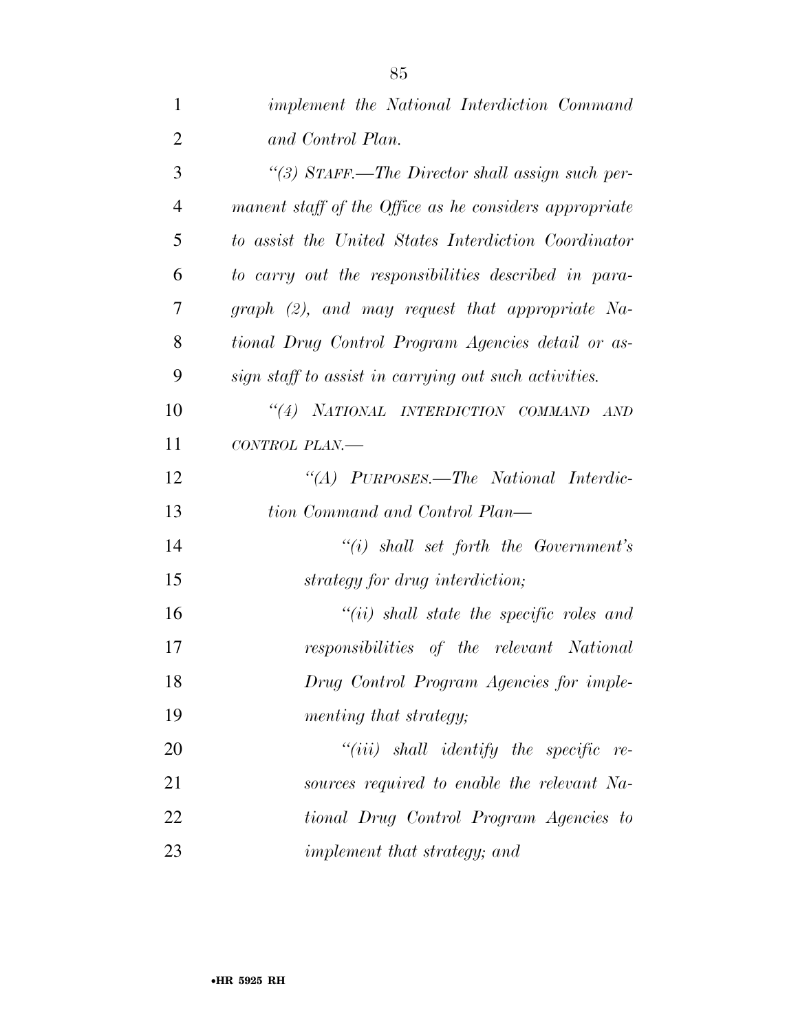*implement the National Interdiction Command and Control Plan.*

*"(3) STAFF.—The Director shall assign such permanent staff of the Office as he considers appropriate to assist the United States Interdiction Coordinator to carry out the responsibilities described in paragraph (2), and may request that appropriate National Drug Control Program Agencies detail or assign staff to assist in carrying out such activities.*

*"(4) NATIONAL INTERDICTION COMMAND AND CONTROL PLAN.—*

*"(A) PURPOSES.—The National Interdiction Command and Control Plan—*

*"(i) shall set forth the Government's strategy for drug interdiction;*

*"(ii) shall state the specific roles and responsibilities of the relevant National Drug Control Program Agencies for implementing that strategy;*

*"(iii) shall identify the specific resources required to enable the relevant National Drug Control Program Agencies to implement that strategy; and*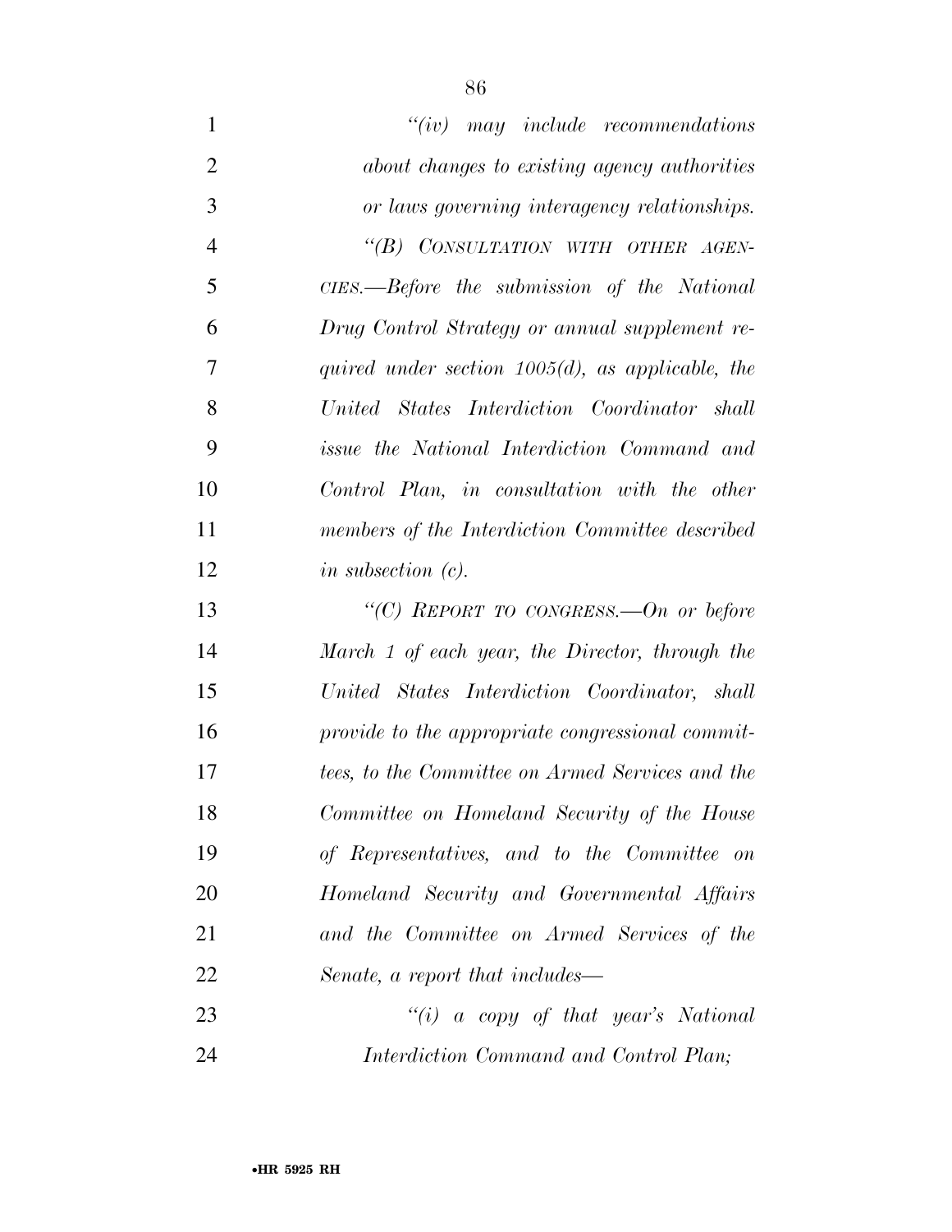*"(iv) may include recommendations about changes to existing agency authorities or laws governing interagency relationships.*

*"(B) CONSULTATION WITH OTHER AGENCIES.—Before the submission of the National Drug Control Strategy or annual supplement required under section 1005(d), as applicable, the United States Interdiction Coordinator shall issue the National Interdiction Command and Control Plan, in consultation with the other members of the Interdiction Committee described in subsection (c).*

*"(C) REPORT TO CONGRESS.—On or before March 1 of each year, the Director, through the United States Interdiction Coordinator, shall provide to the appropriate congressional committees, to the Committee on Armed Services and the Committee on Homeland Security of the House of Representatives, and to the Committee on Homeland Security and Governmental Affairs and the Committee on Armed Services of the Senate, a report that includes—*

*"(i) a copy of that year's National Interdiction Command and Control Plan;*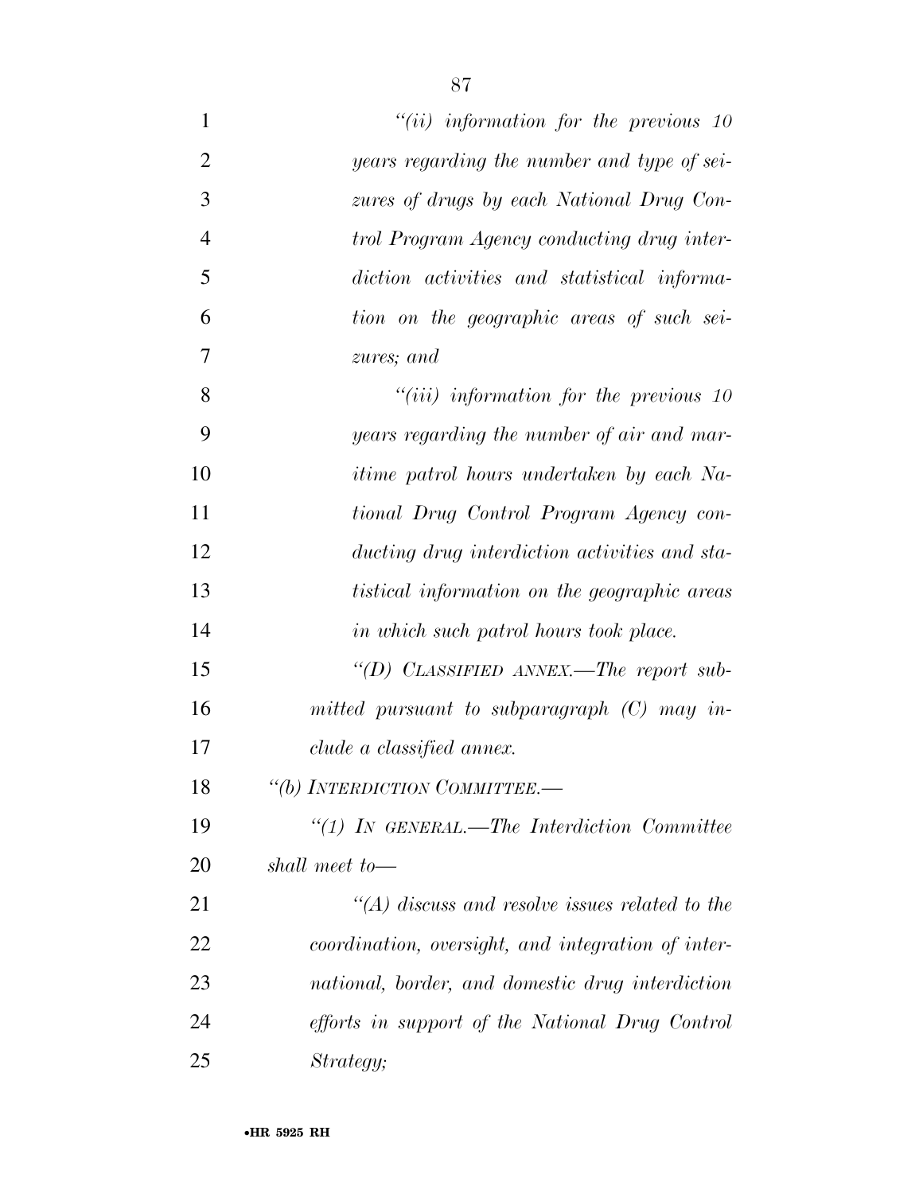*"(ii) information for the previous 10 years regarding the number and type of seizures of drugs by each National Drug Control Program Agency conducting drug interdiction activities and statistical information on the geographic areas of such seizures; and*

*"(iii) information for the previous 10 years regarding the number of air and maritime patrol hours undertaken by each National Drug Control Program Agency conducting drug interdiction activities and statistical information on the geographic areas in which such patrol hours took place.*

*"(D) CLASSIFIED ANNEX.—The report submitted pursuant to subparagraph (C) may include a classified annex.*

*"(b) INTERDICTION COMMITTEE.—*

*"(1) IN GENERAL.—The Interdiction Committee shall meet to—*

*"(A) discuss and resolve issues related to the coordination, oversight, and integration of international, border, and domestic drug interdiction efforts in support of the National Drug Control Strategy;*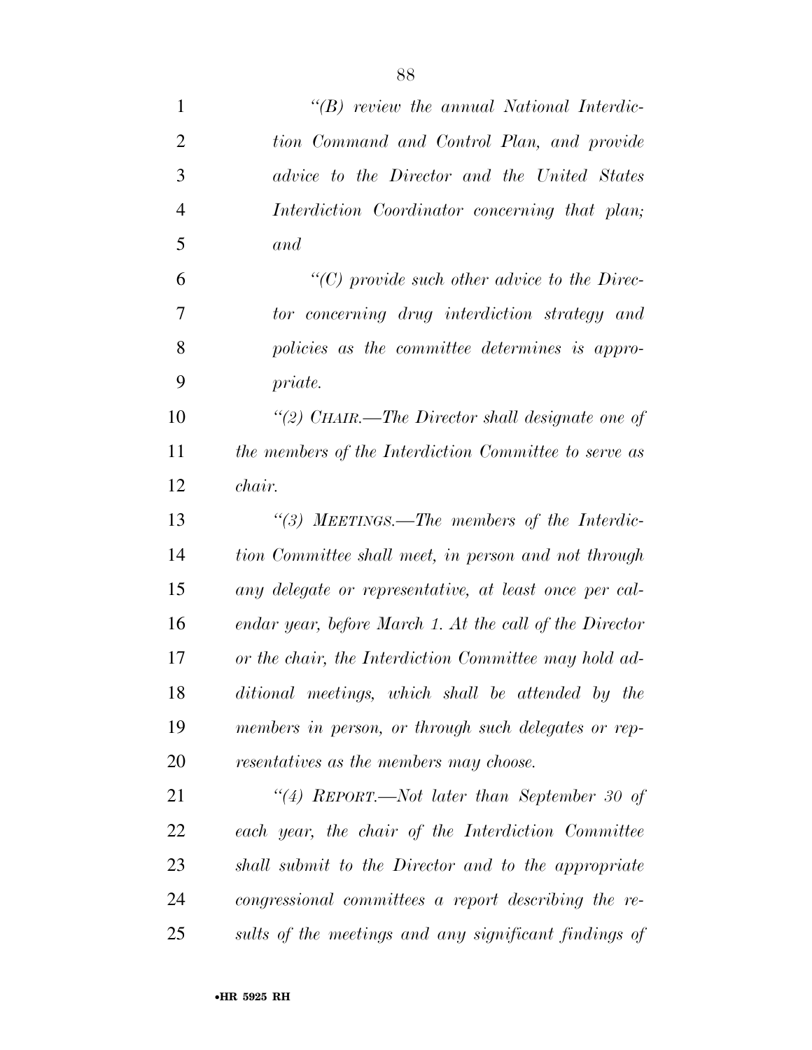*"(B) review the annual National Interdiction Command and Control Plan, and provide advice to the Director and the United States Interdiction Coordinator concerning that plan; and*

*"(C) provide such other advice to the Director concerning drug interdiction strategy and policies as the committee determines is appropriate.*

*"(2) CHAIR.—The Director shall designate one of the members of the Interdiction Committee to serve as chair.*

*"(3) MEETINGS.—The members of the Interdiction Committee shall meet, in person and not through any delegate or representative, at least once per calendar year, before March 1. At the call of the Director or the chair, the Interdiction Committee may hold additional meetings, which shall be attended by the members in person, or through such delegates or representatives as the members may choose.*

*"(4) REPORT.—Not later than September 30 of each year, the chair of the Interdiction Committee shall submit to the Director and to the appropriate congressional committees a report describing the results of the meetings and any significant findings of*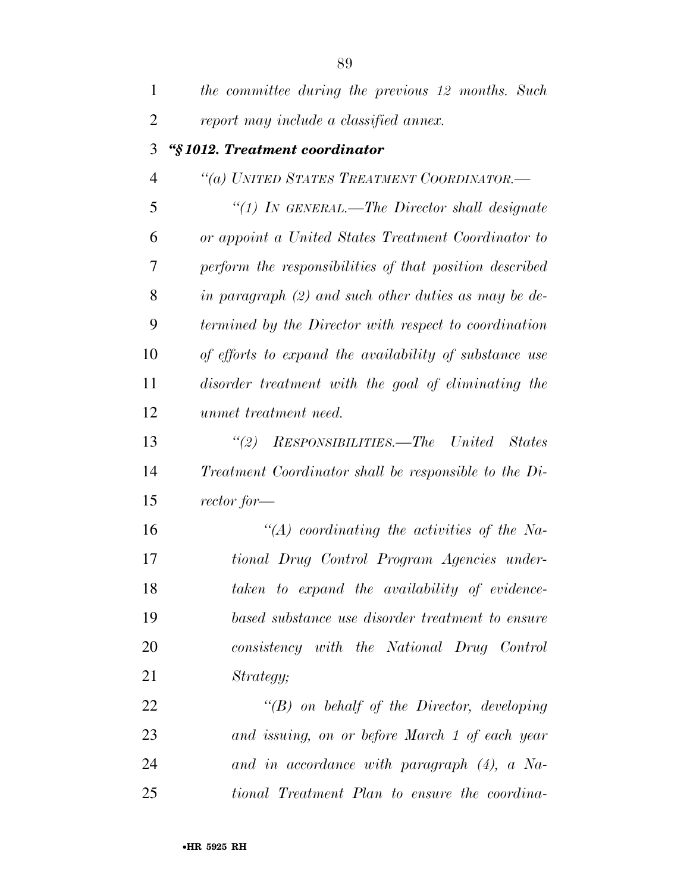*the committee during the previous 12 months. Such report may include a classified annex.*

***"§ 1012. Treatment coordinator***

*"(a) UNITED STATES TREATMENT COORDINATOR.—*

*"(1) IN GENERAL.—The Director shall designate or appoint a United States Treatment Coordinator to perform the responsibilities of that position described in paragraph (2) and such other duties as may be determined by the Director with respect to coordination of efforts to expand the availability of substance use disorder treatment with the goal of eliminating the unmet treatment need.*

*"(2) RESPONSIBILITIES.—The United States Treatment Coordinator shall be responsible to the Director for—*

*"(A) coordinating the activities of the National Drug Control Program Agencies undertaken to expand the availability of evidence-based substance use disorder treatment to ensure consistency with the National Drug Control Strategy;*

*"(B) on behalf of the Director, developing and issuing, on or before March 1 of each year and in accordance with paragraph (4), a National Treatment Plan to ensure the coordina-*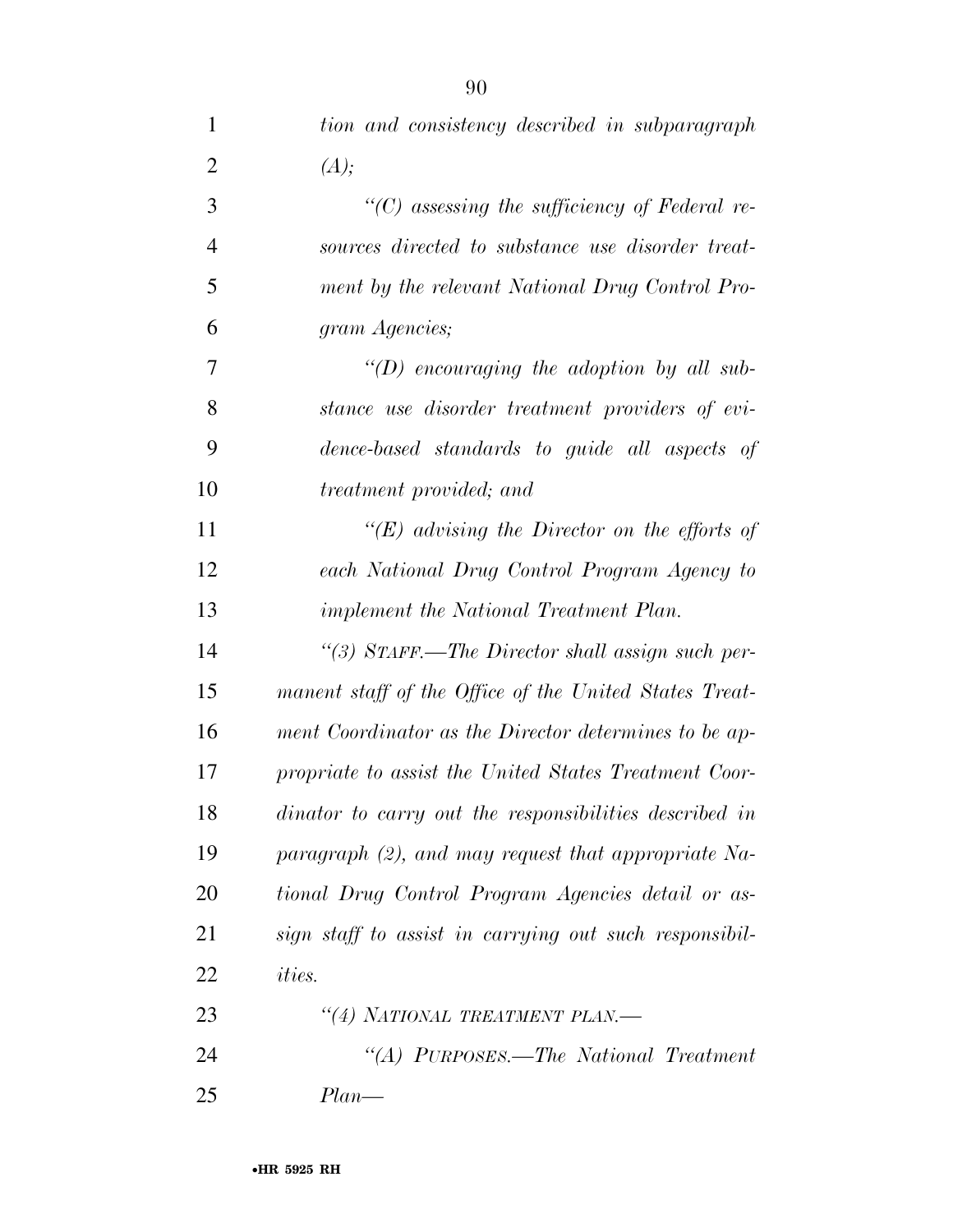*tion and consistency described in subparagraph (A);*

*"(C) assessing the sufficiency of Federal resources directed to substance use disorder treatment by the relevant National Drug Control Program Agencies;*

*"(D) encouraging the adoption by all substance use disorder treatment providers of evidence-based standards to guide all aspects of treatment provided; and*

*"(E) advising the Director on the efforts of each National Drug Control Program Agency to implement the National Treatment Plan.*

*"(3) STAFF.—The Director shall assign such permanent staff of the Office of the United States Treatment Coordinator as the Director determines to be appropriate to assist the United States Treatment Coordinator to carry out the responsibilities described in paragraph (2), and may request that appropriate National Drug Control Program Agencies detail or assign staff to assist in carrying out such responsibilities.*

*"(4) NATIONAL TREATMENT PLAN.—*

*"(A) PURPOSES.—The National Treatment Plan—*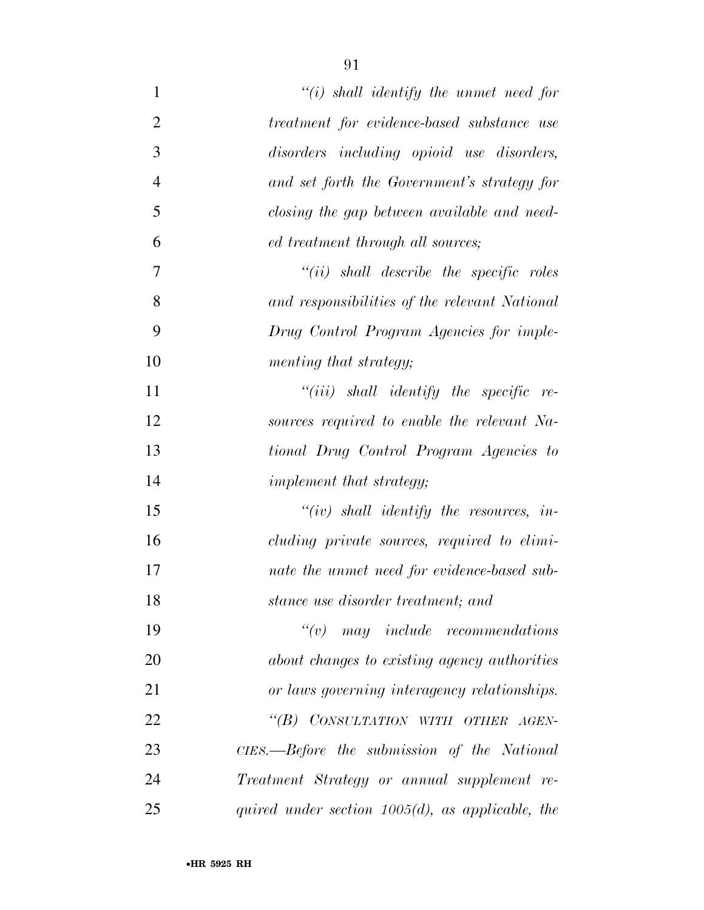*"(i) shall identify the unmet need for treatment for evidence-based substance use disorders including opioid use disorders, and set forth the Government's strategy for closing the gap between available and needed treatment through all sources;*

*"(ii) shall describe the specific roles and responsibilities of the relevant National Drug Control Program Agencies for implementing that strategy;*

*"(iii) shall identify the specific resources required to enable the relevant National Drug Control Program Agencies to implement that strategy;*

*"(iv) shall identify the resources, including private sources, required to eliminate the unmet need for evidence-based substance use disorder treatment; and*

*"(v) may include recommendations about changes to existing agency authorities or laws governing interagency relationships.*

*"(B) CONSULTATION WITH OTHER AGENCIES.—Before the submission of the National Treatment Strategy or annual supplement required under section 1005(d), as applicable, the*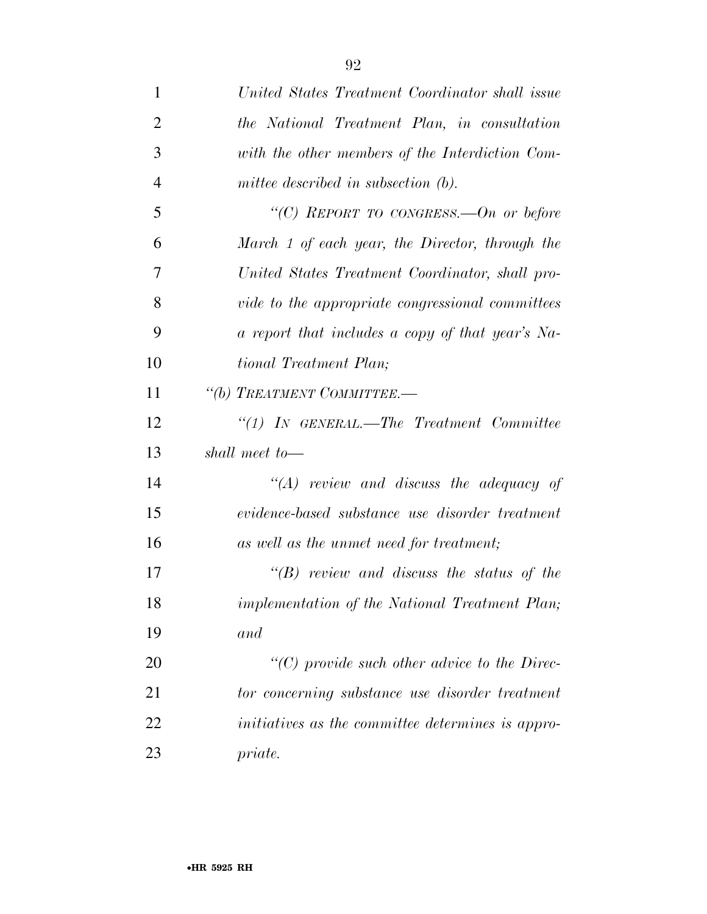*United States Treatment Coordinator shall issue the National Treatment Plan, in consultation with the other members of the Interdiction Committee described in subsection (b).*

*"(C) REPORT TO CONGRESS.—On or before March 1 of each year, the Director, through the United States Treatment Coordinator, shall provide to the appropriate congressional committees a report that includes a copy of that year's National Treatment Plan;*

*"(b) TREATMENT COMMITTEE.—*

*"(1) IN GENERAL.—The Treatment Committee shall meet to—*

*"(A) review and discuss the adequacy of evidence-based substance use disorder treatment as well as the unmet need for treatment;*

*"(B) review and discuss the status of the implementation of the National Treatment Plan; and*

*"(C) provide such other advice to the Director concerning substance use disorder treatment initiatives as the committee determines is appropriate.*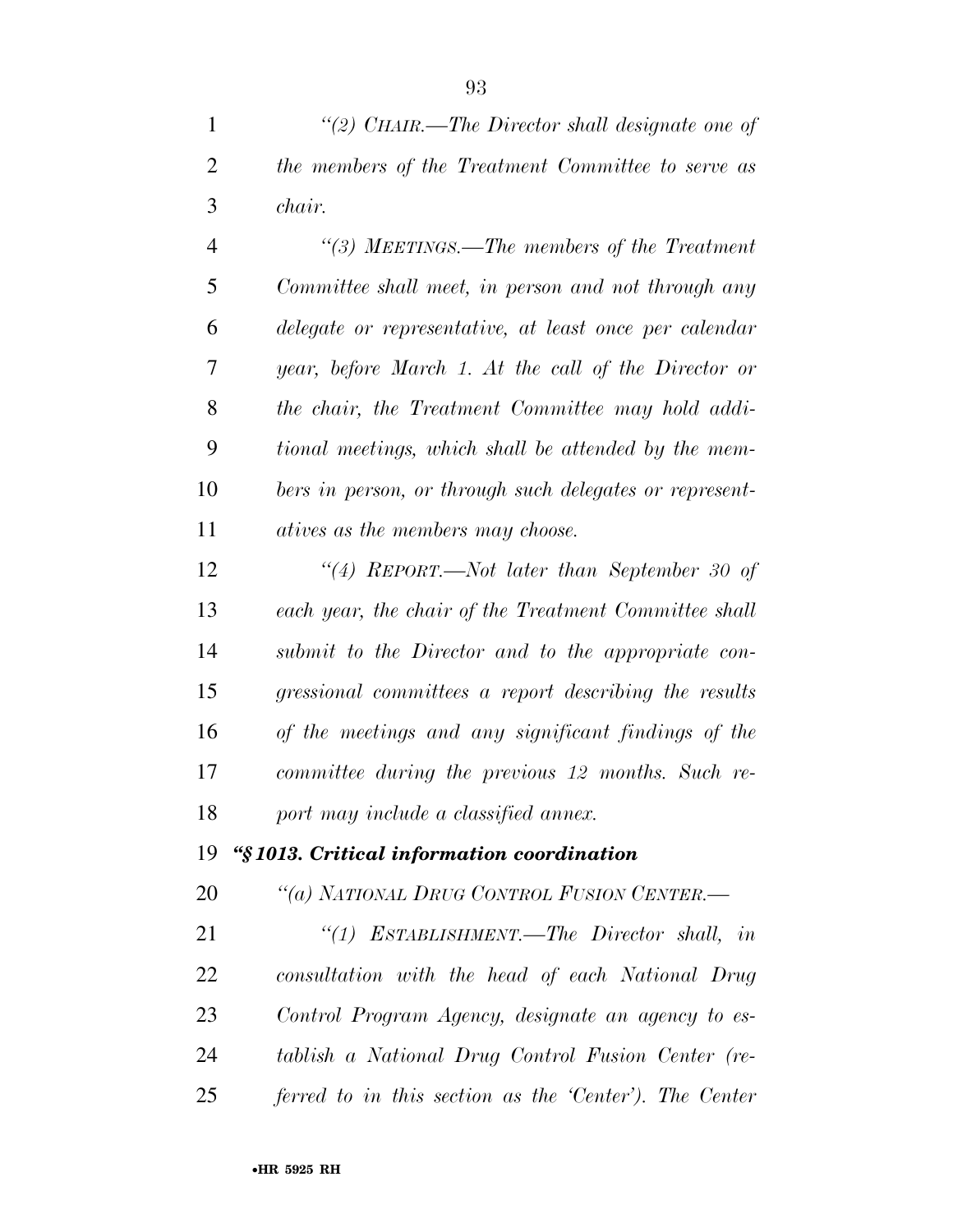*"(2) CHAIR.—The Director shall designate one of the members of the Treatment Committee to serve as chair.*

*"(3) MEETINGS.—The members of the Treatment Committee shall meet, in person and not through any delegate or representative, at least once per calendar year, before March 1. At the call of the Director or the chair, the Treatment Committee may hold additional meetings, which shall be attended by the members in person, or through such delegates or representatives as the members may choose.*

*"(4) REPORT.—Not later than September 30 of each year, the chair of the Treatment Committee shall submit to the Director and to the appropriate congressional committees a report describing the results of the meetings and any significant findings of the committee during the previous 12 months. Such report may include a classified annex.*

***"§ 1013. Critical information coordination***

*"(a) NATIONAL DRUG CONTROL FUSION CENTER.—*

*"(1) ESTABLISHMENT.—The Director shall, in consultation with the head of each National Drug Control Program Agency, designate an agency to establish a National Drug Control Fusion Center (referred to in this section as the 'Center'). The Center*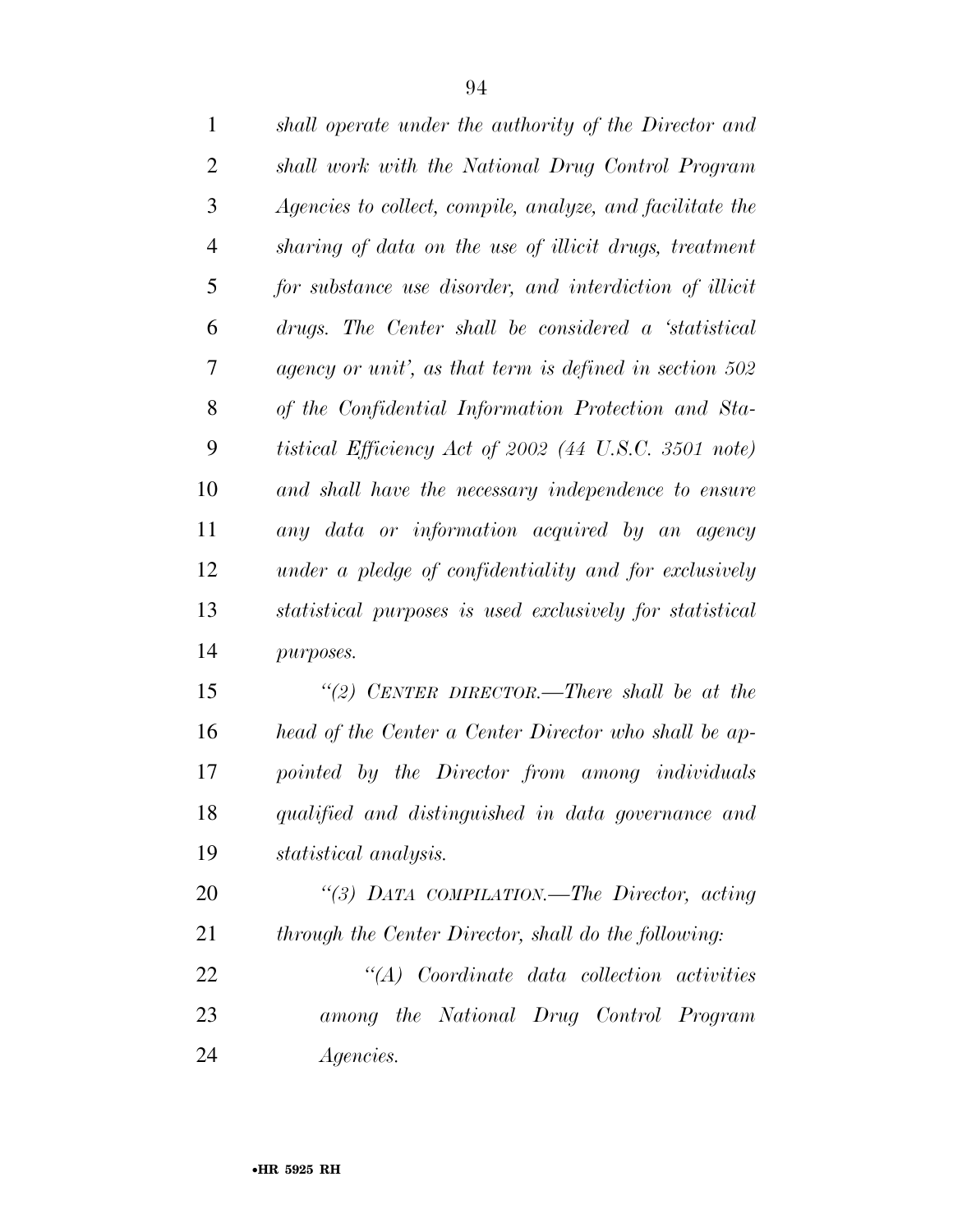*shall operate under the authority of the Director and shall work with the National Drug Control Program Agencies to collect, compile, analyze, and facilitate the sharing of data on the use of illicit drugs, treatment for substance use disorder, and interdiction of illicit drugs. The Center shall be considered a 'statistical agency or unit', as that term is defined in section 502 of the Confidential Information Protection and Statistical Efficiency Act of 2002 (44 U.S.C. 3501 note) and shall have the necessary independence to ensure any data or information acquired by an agency under a pledge of confidentiality and for exclusively statistical purposes is used exclusively for statistical purposes.*

*"(2) CENTER DIRECTOR.—There shall be at the head of the Center a Center Director who shall be appointed by the Director from among individuals qualified and distinguished in data governance and statistical analysis.*

*"(3) DATA COMPILATION.—The Director, acting through the Center Director, shall do the following:*

*"(A) Coordinate data collection activities among the National Drug Control Program Agencies.*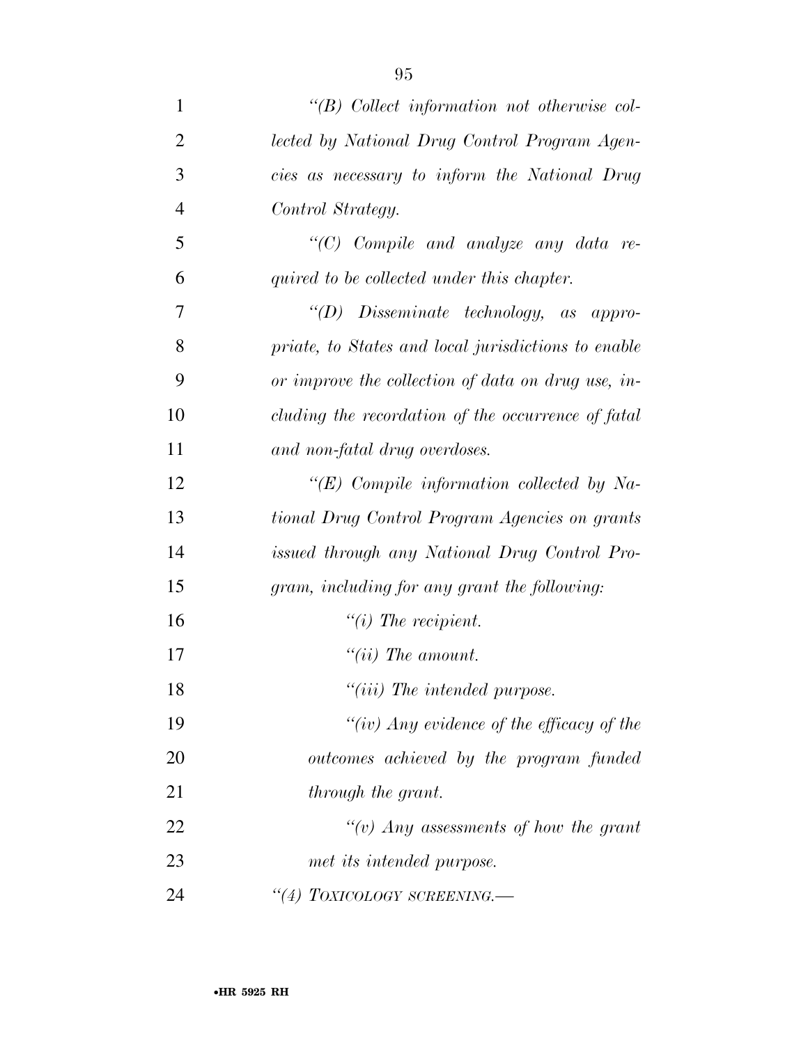*"(B) Collect information not otherwise collected by National Drug Control Program Agencies as necessary to inform the National Drug Control Strategy.*

*"(C) Compile and analyze any data required to be collected under this chapter.*

*"(D) Disseminate technology, as appropriate, to States and local jurisdictions to enable or improve the collection of data on drug use, including the recordation of the occurrence of fatal and non-fatal drug overdoses.*

*"(E) Compile information collected by National Drug Control Program Agencies on grants issued through any National Drug Control Program, including for any grant the following:*

*"(i) The recipient.*

*"(ii) The amount.*

*"(iii) The intended purpose.*

*"(iv) Any evidence of the efficacy of the outcomes achieved by the program funded through the grant.*

*"(v) Any assessments of how the grant met its intended purpose.*

*"(4) TOXICOLOGY SCREENING.—*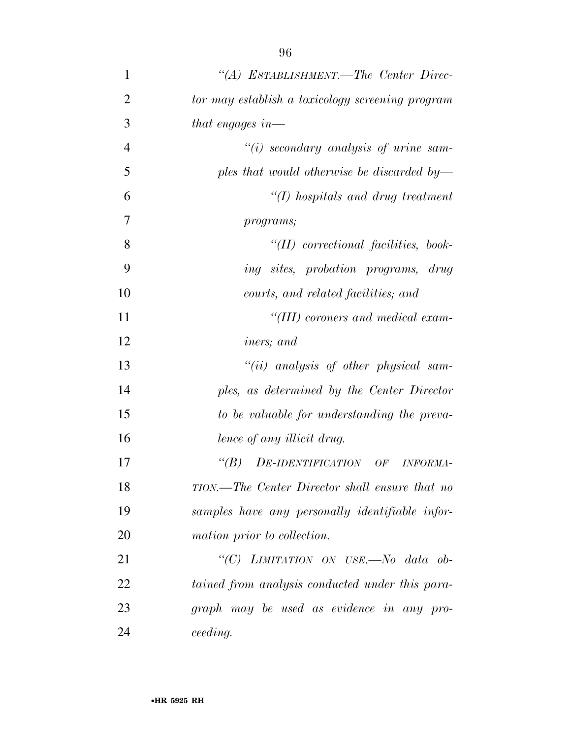*"(A) ESTABLISHMENT.—The Center Director may establish a toxicology screening program that engages in—*

*"(i) secondary analysis of urine samples that would otherwise be discarded by—*

*"(I) hospitals and drug treatment programs;*

*"(II) correctional facilities, booking sites, probation programs, drug courts, and related facilities; and*

*"(III) coroners and medical examiners; and*

*"(ii) analysis of other physical samples, as determined by the Center Director to be valuable for understanding the prevalence of any illicit drug.*

*"(B) DE-IDENTIFICATION OF INFORMATION.—The Center Director shall ensure that no samples have any personally identifiable information prior to collection.*

*"(C) LIMITATION ON USE.—No data obtained from analysis conducted under this paragraph may be used as evidence in any proceeding.*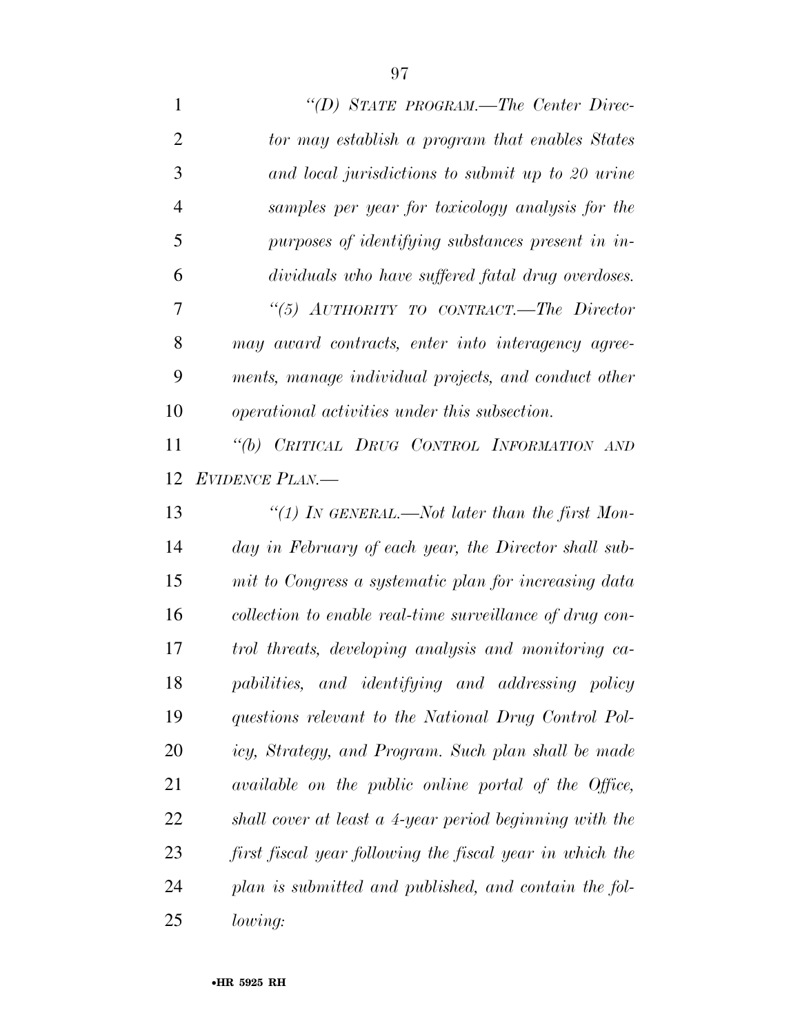*"(D) STATE PROGRAM.—The Center Director may establish a program that enables States and local jurisdictions to submit up to 20 urine samples per year for toxicology analysis for the purposes of identifying substances present in individuals who have suffered fatal drug overdoses.*

*"(5) AUTHORITY TO CONTRACT.—The Director may award contracts, enter into interagency agreements, manage individual projects, and conduct other operational activities under this subsection.*

*"(b) CRITICAL DRUG CONTROL INFORMATION AND EVIDENCE PLAN.—*

*"(1) IN GENERAL.—Not later than the first Monday in February of each year, the Director shall submit to Congress a systematic plan for increasing data collection to enable real-time surveillance of drug control threats, developing analysis and monitoring capabilities, and identifying and addressing policy questions relevant to the National Drug Control Policy, Strategy, and Program. Such plan shall be made available on the public online portal of the Office, shall cover at least a 4-year period beginning with the first fiscal year following the fiscal year in which the plan is submitted and published, and contain the following:*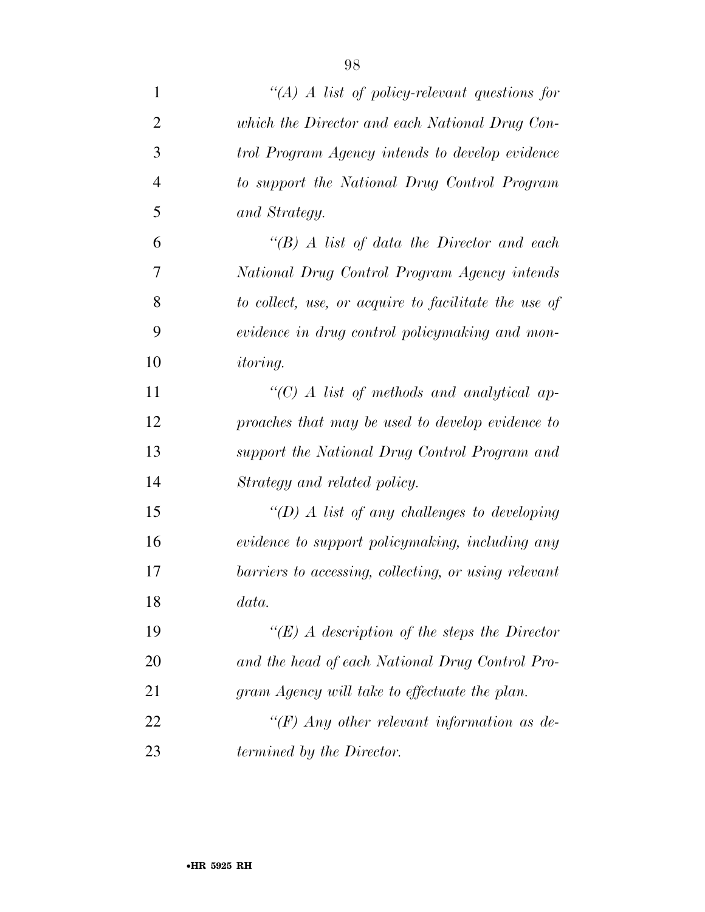*"(A) A list of policy-relevant questions for which the Director and each National Drug Control Program Agency intends to develop evidence to support the National Drug Control Program and Strategy.*

*"(B) A list of data the Director and each National Drug Control Program Agency intends to collect, use, or acquire to facilitate the use of evidence in drug control policymaking and monitoring.*

*"(C) A list of methods and analytical approaches that may be used to develop evidence to support the National Drug Control Program and Strategy and related policy.*

*"(D) A list of any challenges to developing evidence to support policymaking, including any barriers to accessing, collecting, or using relevant data.*

*"(E) A description of the steps the Director and the head of each National Drug Control Program Agency will take to effectuate the plan.*

*"(F) Any other relevant information as determined by the Director.*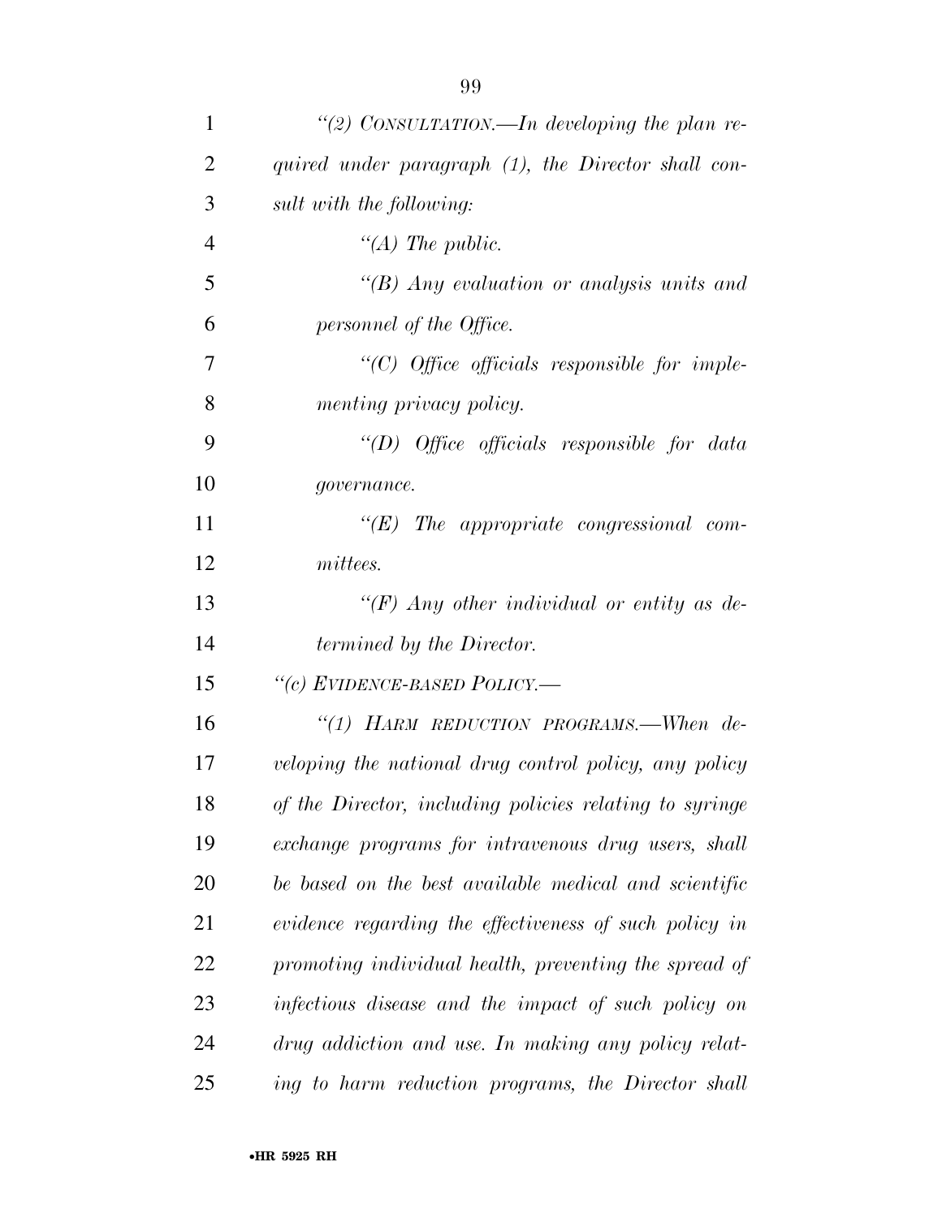*"(2) CONSULTATION.—In developing the plan required under paragraph (1), the Director shall consult with the following:*

*"(A) The public.*

*"(B) Any evaluation or analysis units and personnel of the Office.*

*"(C) Office officials responsible for implementing privacy policy.*

*"(D) Office officials responsible for data governance.*

*"(E) The appropriate congressional committees.*

*"(F) Any other individual or entity as determined by the Director.*

*"(c) EVIDENCE-BASED POLICY.—*

*"(1) HARM REDUCTION PROGRAMS.—When developing the national drug control policy, any policy of the Director, including policies relating to syringe exchange programs for intravenous drug users, shall be based on the best available medical and scientific evidence regarding the effectiveness of such policy in promoting individual health, preventing the spread of infectious disease and the impact of such policy on drug addiction and use. In making any policy relating to harm reduction programs, the Director shall*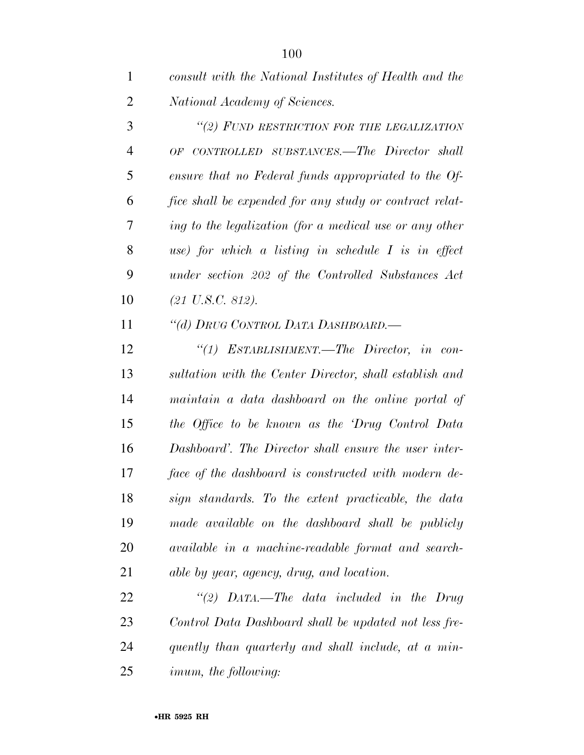*consult with the National Institutes of Health and the National Academy of Sciences.*

*"(2) FUND RESTRICTION FOR THE LEGALIZATION OF CONTROLLED SUBSTANCES.—The Director shall ensure that no Federal funds appropriated to the Office shall be expended for any study or contract relating to the legalization (for a medical use or any other use) for which a listing in schedule I is in effect under section 202 of the Controlled Substances Act (21 U.S.C. 812).*

*"(d) DRUG CONTROL DATA DASHBOARD.—*

*"(1) ESTABLISHMENT.—The Director, in consultation with the Center Director, shall establish and maintain a data dashboard on the online portal of the Office to be known as the 'Drug Control Data Dashboard'. The Director shall ensure the user interface of the dashboard is constructed with modern design standards. To the extent practicable, the data made available on the dashboard shall be publicly available in a machine-readable format and searchable by year, agency, drug, and location.*

*"(2) DATA.—The data included in the Drug Control Data Dashboard shall be updated not less frequently than quarterly and shall include, at a minimum, the following:*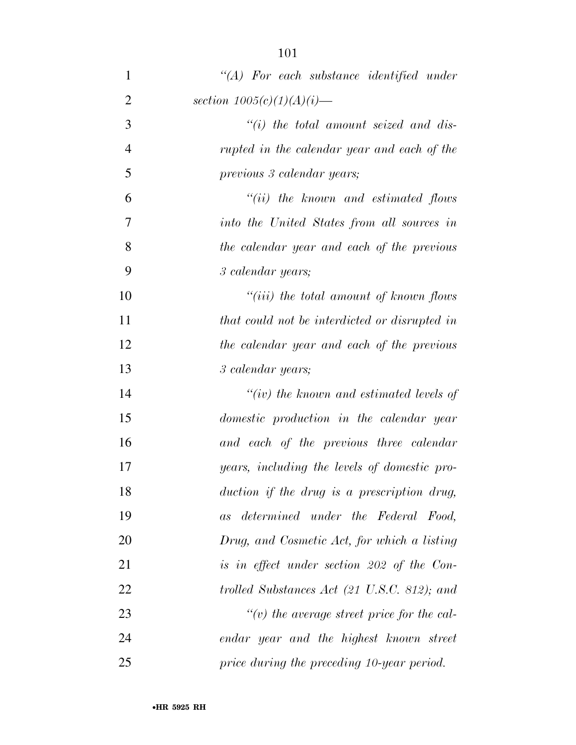*“(A) For each substance identified under section 1005(c)(1)(A)(i)—*

*“(i) the total amount seized and disrupted in the calendar year and each of the previous 3 calendar years;*

*“(ii) the known and estimated flows into the United States from all sources in the calendar year and each of the previous 3 calendar years;*

*“(iii) the total amount of known flows that could not be interdicted or disrupted in the calendar year and each of the previous 3 calendar years;*

*“(iv) the known and estimated levels of domestic production in the calendar year and each of the previous three calendar years, including the levels of domestic production if the drug is a prescription drug, as determined under the Federal Food, Drug, and Cosmetic Act, for which a listing is in effect under section 202 of the Controlled Substances Act (21 U.S.C. 812); and*

*“(v) the average street price for the calendar year and the highest known street price during the preceding 10-year period.*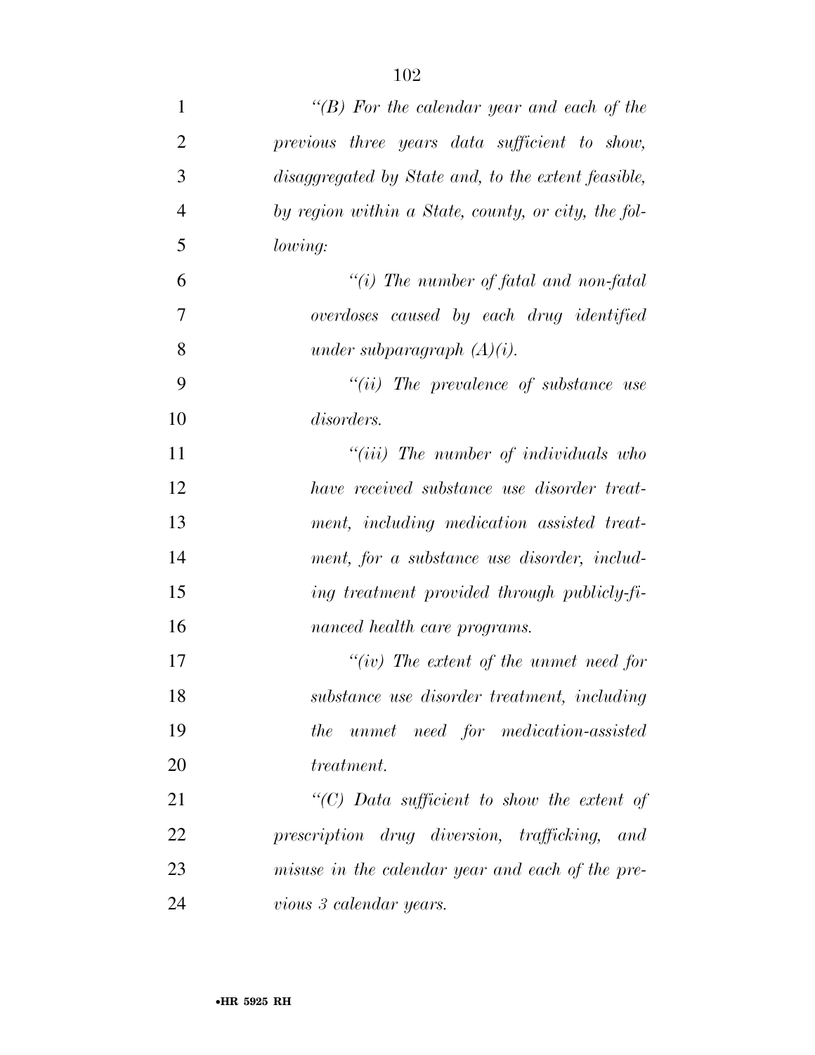*"(B) For the calendar year and each of the previous three years data sufficient to show, disaggregated by State and, to the extent feasible, by region within a State, county, or city, the following:*

*"(i) The number of fatal and non-fatal overdoses caused by each drug identified under subparagraph (A)(i).*

*"(ii) The prevalence of substance use disorders.*

*"(iii) The number of individuals who have received substance use disorder treatment, including medication assisted treatment, for a substance use disorder, including treatment provided through publicly-financed health care programs.*

*"(iv) The extent of the unmet need for substance use disorder treatment, including the unmet need for medication-assisted treatment.*

*"(C) Data sufficient to show the extent of prescription drug diversion, trafficking, and misuse in the calendar year and each of the previous 3 calendar years.*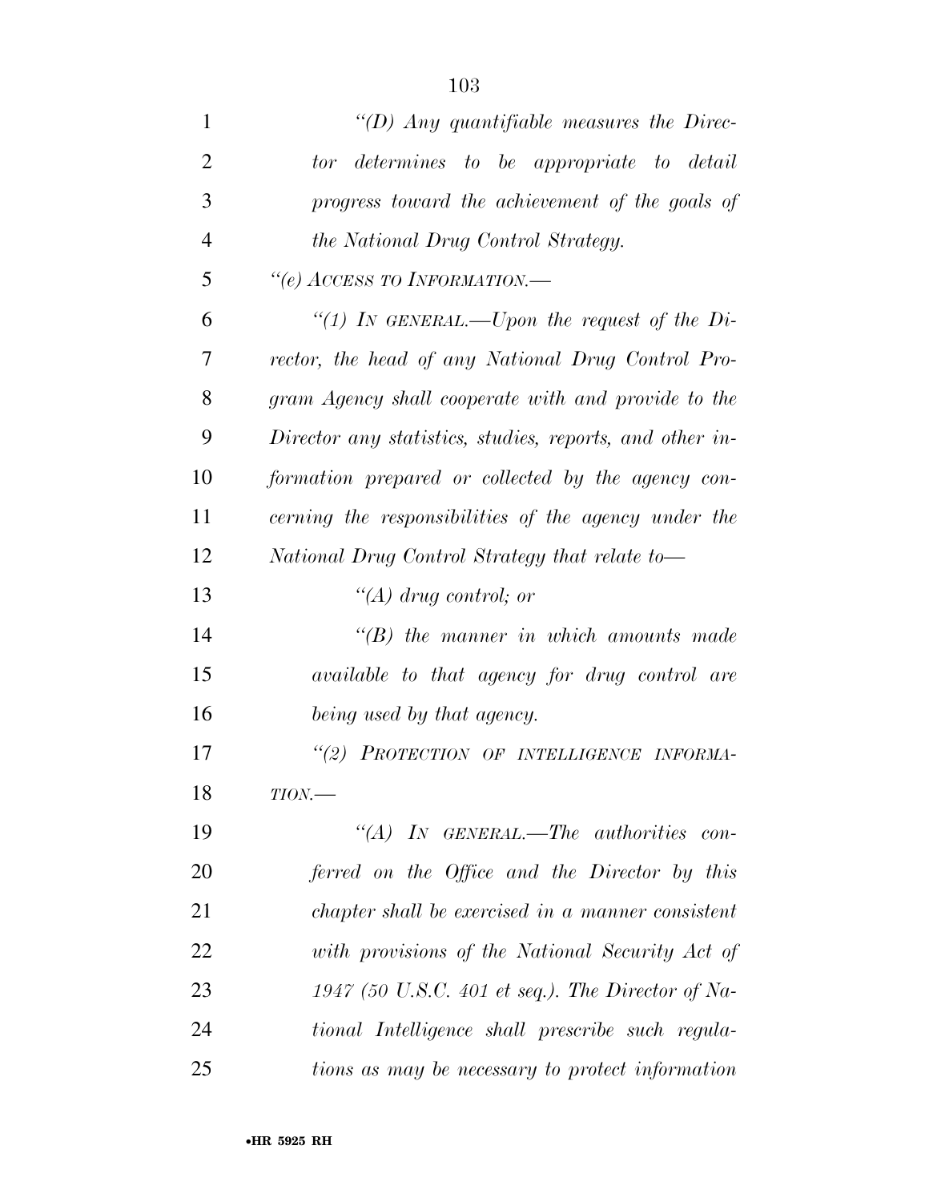*"(D) Any quantifiable measures the Director determines to be appropriate to detail progress toward the achievement of the goals of the National Drug Control Strategy.*

*"(e) ACCESS TO INFORMATION.—*

*"(1) IN GENERAL.—Upon the request of the Director, the head of any National Drug Control Program Agency shall cooperate with and provide to the Director any statistics, studies, reports, and other information prepared or collected by the agency concerning the responsibilities of the agency under the National Drug Control Strategy that relate to—*

*"(A) drug control; or*

*"(B) the manner in which amounts made available to that agency for drug control are being used by that agency.*

*"(2) PROTECTION OF INTELLIGENCE INFORMATION.—*

*"(A) IN GENERAL.—The authorities conferred on the Office and the Director by this chapter shall be exercised in a manner consistent with provisions of the National Security Act of 1947 (50 U.S.C. 401 et seq.). The Director of National Intelligence shall prescribe such regulations as may be necessary to protect information*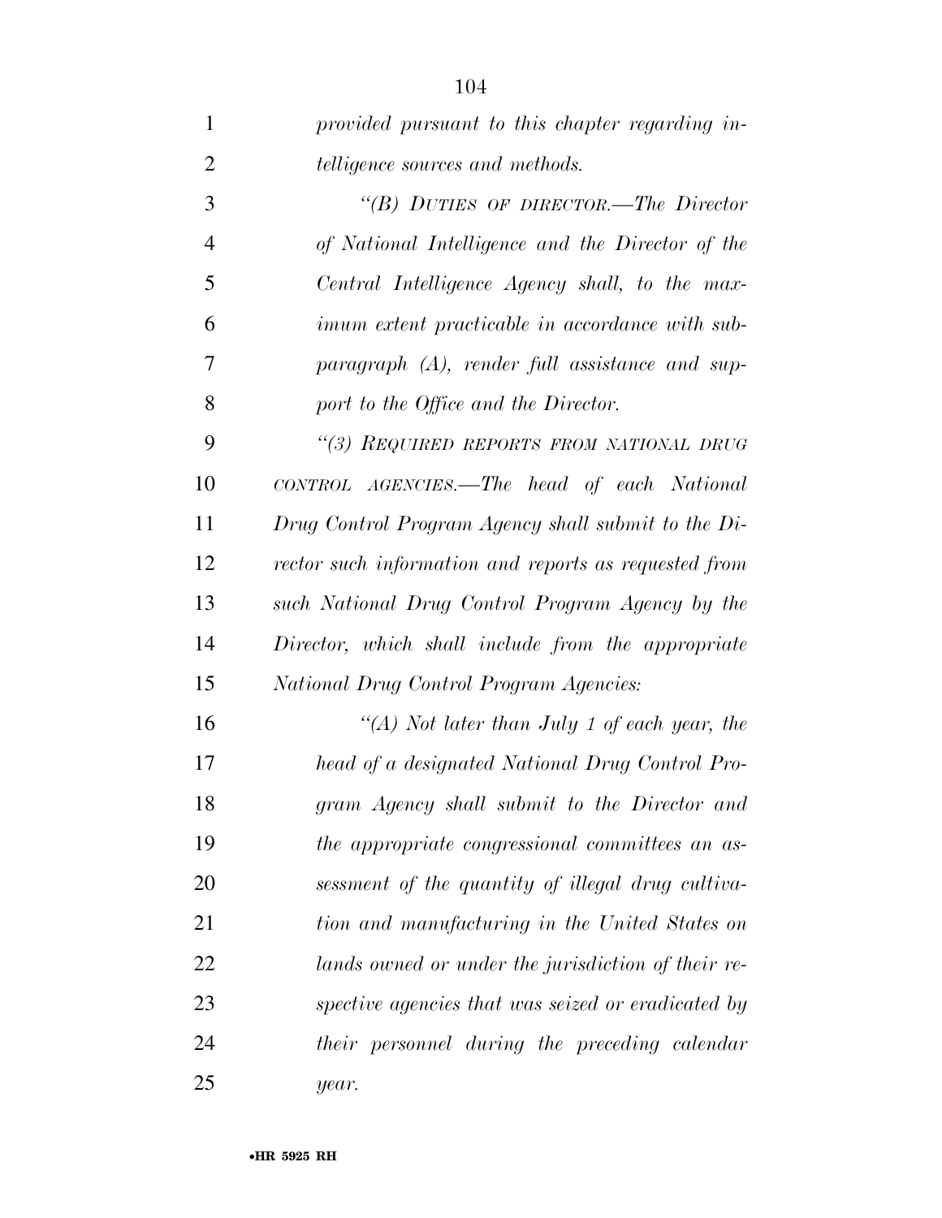*provided pursuant to this chapter regarding intelligence sources and methods.*

*"(B) DUTIES OF DIRECTOR.—The Director of National Intelligence and the Director of the Central Intelligence Agency shall, to the maximum extent practicable in accordance with subparagraph (A), render full assistance and support to the Office and the Director.*

*"(3) REQUIRED REPORTS FROM NATIONAL DRUG CONTROL AGENCIES.—The head of each National Drug Control Program Agency shall submit to the Director such information and reports as requested from such National Drug Control Program Agency by the Director, which shall include from the appropriate National Drug Control Program Agencies:*

*"(A) Not later than July 1 of each year, the head of a designated National Drug Control Program Agency shall submit to the Director and the appropriate congressional committees an assessment of the quantity of illegal drug cultivation and manufacturing in the United States on lands owned or under the jurisdiction of their respective agencies that was seized or eradicated by their personnel during the preceding calendar year.*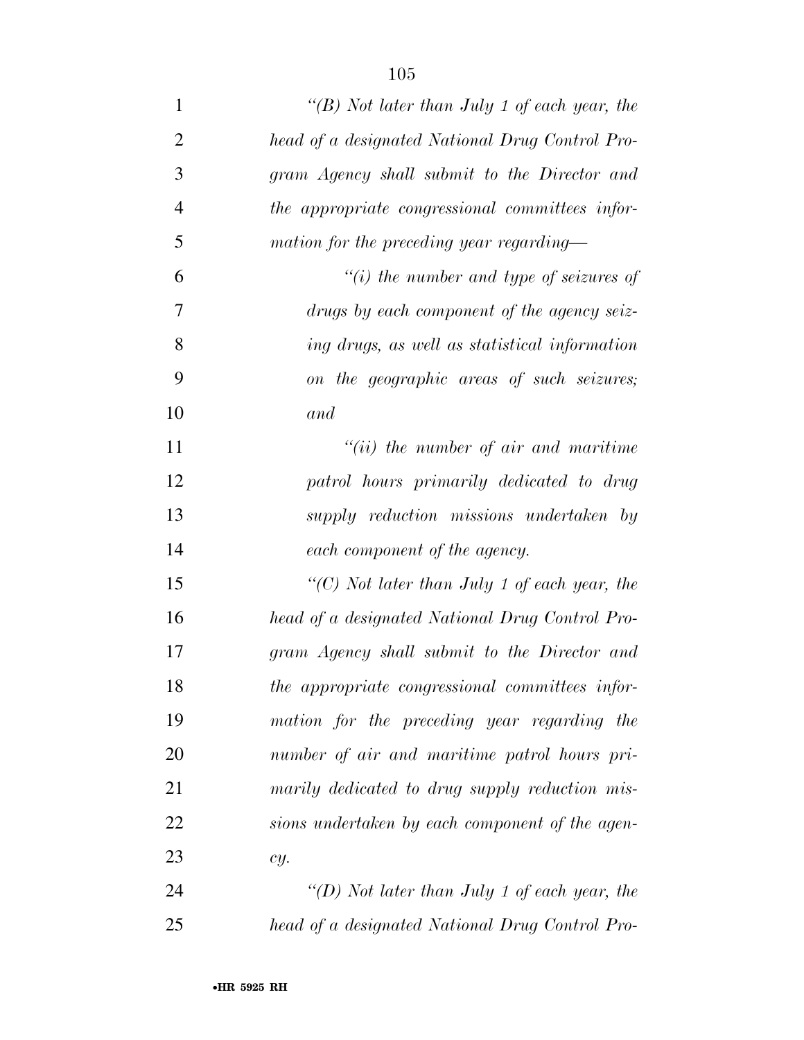*"(B) Not later than July 1 of each year, the head of a designated National Drug Control Program Agency shall submit to the Director and the appropriate congressional committees information for the preceding year regarding—*

*"(i) the number and type of seizures of drugs by each component of the agency seizing drugs, as well as statistical information on the geographic areas of such seizures; and*

*"(ii) the number of air and maritime patrol hours primarily dedicated to drug supply reduction missions undertaken by each component of the agency.*

*"(C) Not later than July 1 of each year, the head of a designated National Drug Control Program Agency shall submit to the Director and the appropriate congressional committees information for the preceding year regarding the number of air and maritime patrol hours primarily dedicated to drug supply reduction missions undertaken by each component of the agency.*

*"(D) Not later than July 1 of each year, the head of a designated National Drug Control Pro-*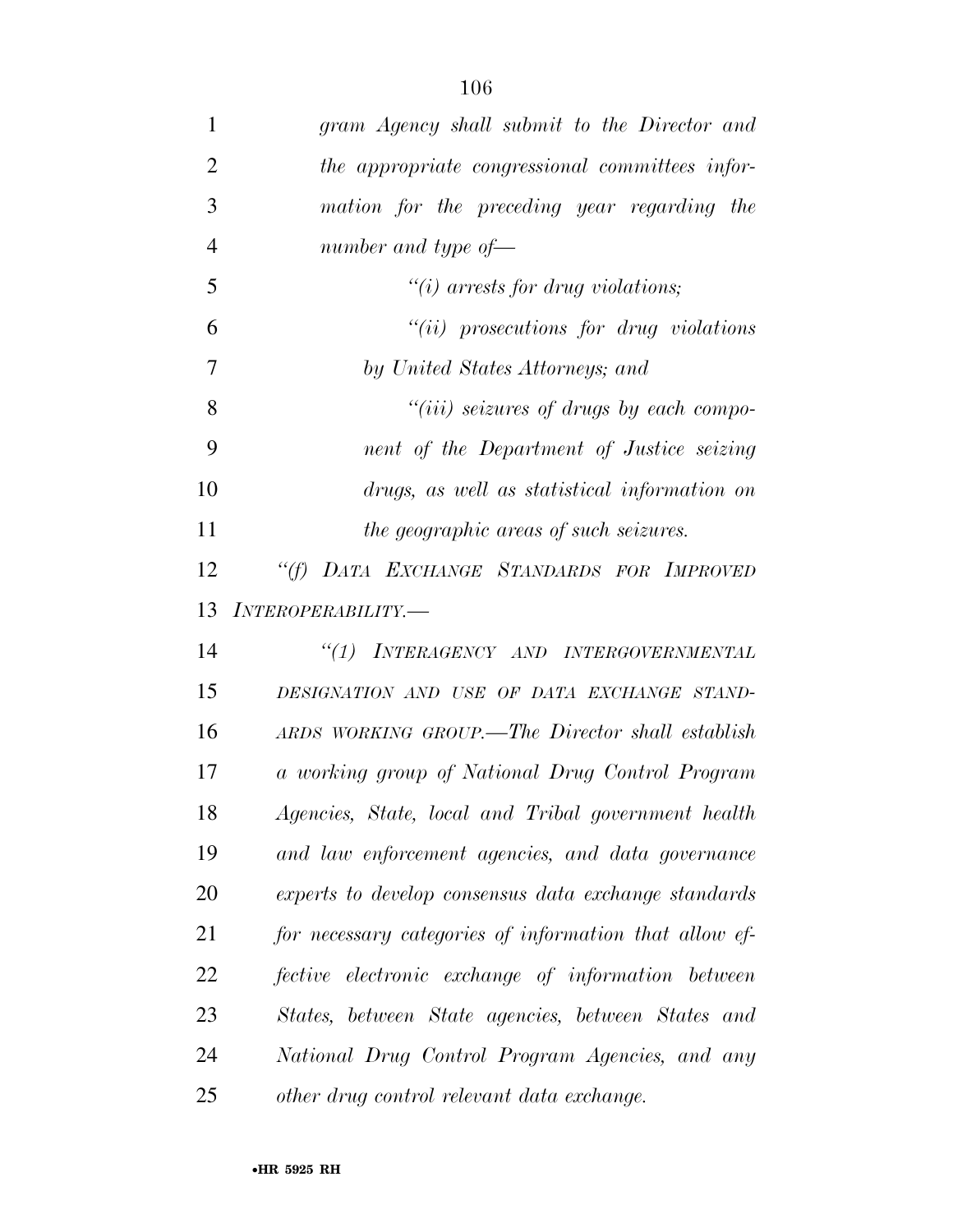*gram Agency shall submit to the Director and the appropriate congressional committees information for the preceding year regarding the number and type of—*

*"(i) arrests for drug violations;*

*"(ii) prosecutions for drug violations by United States Attorneys; and*

*"(iii) seizures of drugs by each component of the Department of Justice seizing drugs, as well as statistical information on the geographic areas of such seizures.*

*"(f) DATA EXCHANGE STANDARDS FOR IMPROVED INTEROPERABILITY.—*

*"(1) INTERAGENCY AND INTERGOVERNMENTAL DESIGNATION AND USE OF DATA EXCHANGE STANDARDS WORKING GROUP.—The Director shall establish a working group of National Drug Control Program Agencies, State, local and Tribal government health and law enforcement agencies, and data governance experts to develop consensus data exchange standards for necessary categories of information that allow effective electronic exchange of information between States, between State agencies, between States and National Drug Control Program Agencies, and any other drug control relevant data exchange.*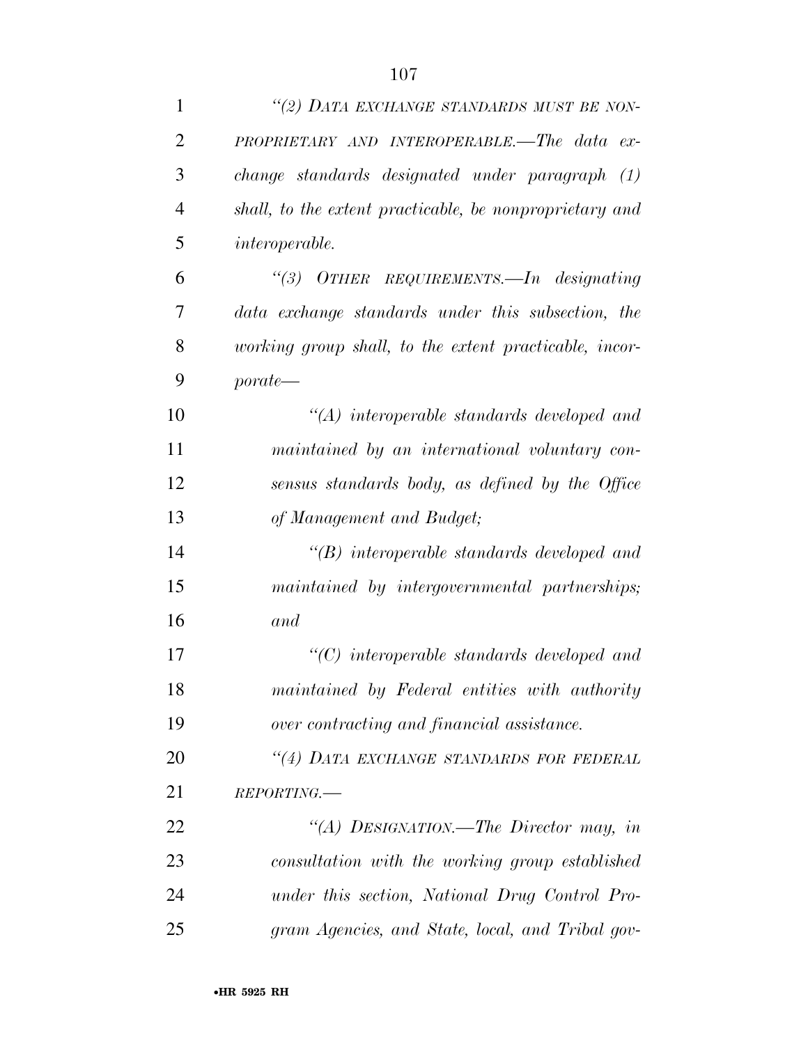*"(2) DATA EXCHANGE STANDARDS MUST BE NON-PROPRIETARY AND INTEROPERABLE.—The data exchange standards designated under paragraph (1) shall, to the extent practicable, be nonproprietary and interoperable.*

*"(3) OTHER REQUIREMENTS.—In designating data exchange standards under this subsection, the working group shall, to the extent practicable, incorporate—*

*"(A) interoperable standards developed and maintained by an international voluntary consensus standards body, as defined by the Office of Management and Budget;*

*"(B) interoperable standards developed and maintained by intergovernmental partnerships; and*

*"(C) interoperable standards developed and maintained by Federal entities with authority over contracting and financial assistance.*

*"(4) DATA EXCHANGE STANDARDS FOR FEDERAL REPORTING.—*

*"(A) DESIGNATION.—The Director may, in consultation with the working group established under this section, National Drug Control Program Agencies, and State, local, and Tribal gov-*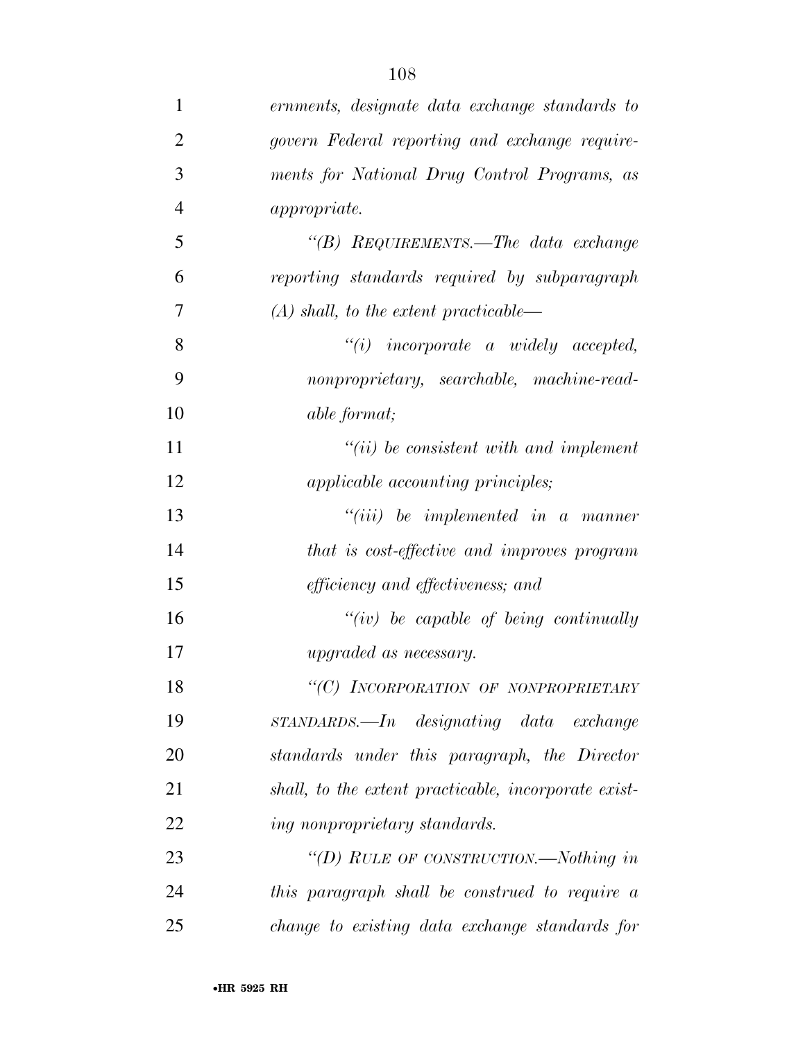*ernments, designate data exchange standards to govern Federal reporting and exchange requirements for National Drug Control Programs, as appropriate.*

*"(B) REQUIREMENTS.—The data exchange reporting standards required by subparagraph (A) shall, to the extent practicable—*

*"(i) incorporate a widely accepted, nonproprietary, searchable, machine-readable format;*

*"(ii) be consistent with and implement applicable accounting principles;*

*"(iii) be implemented in a manner that is cost-effective and improves program efficiency and effectiveness; and*

*"(iv) be capable of being continually upgraded as necessary.*

*"(C) INCORPORATION OF NONPROPRIETARY STANDARDS.—In designating data exchange standards under this paragraph, the Director shall, to the extent practicable, incorporate existing nonproprietary standards.*

*"(D) RULE OF CONSTRUCTION.—Nothing in this paragraph shall be construed to require a change to existing data exchange standards for*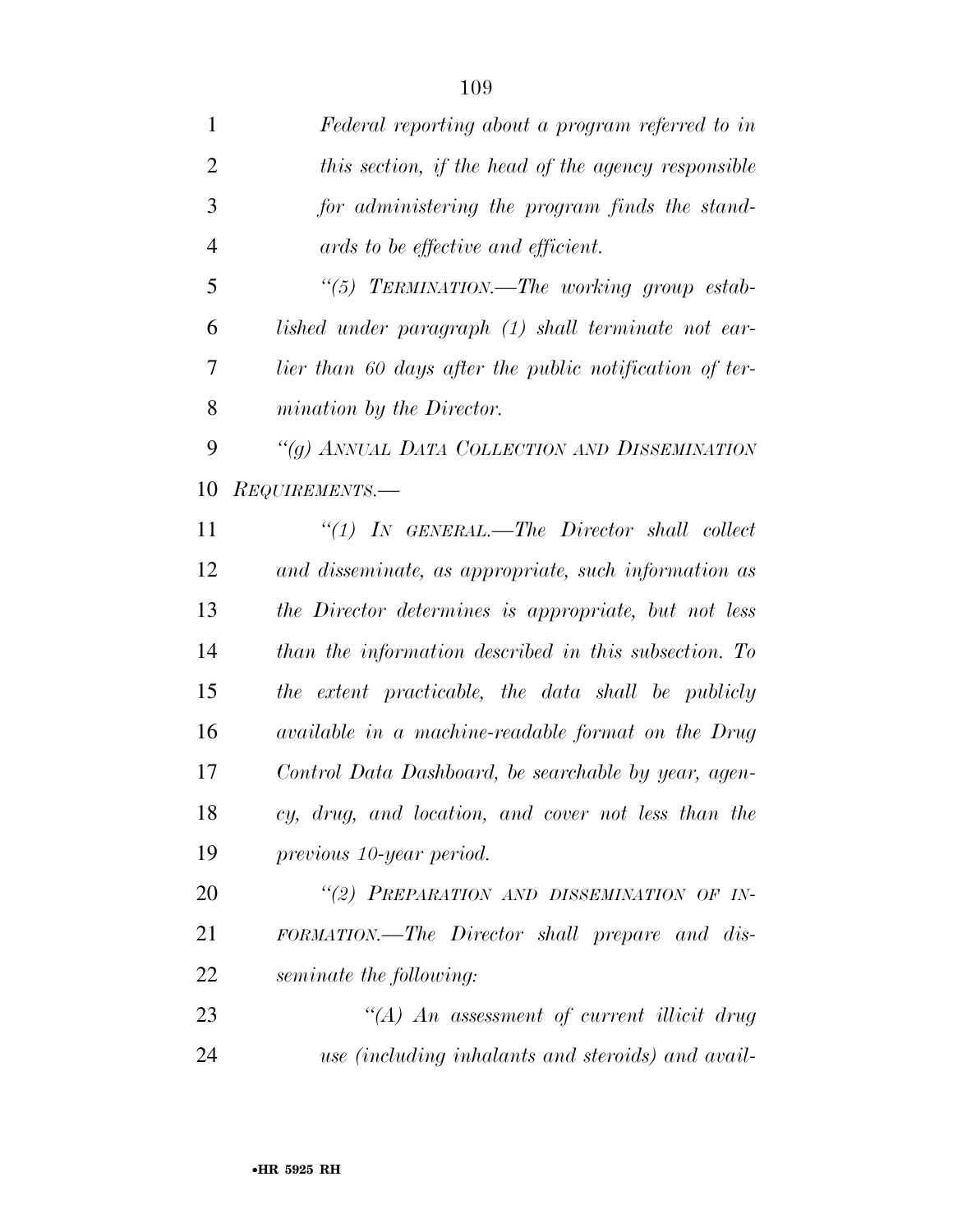*Federal reporting about a program referred to in this section, if the head of the agency responsible for administering the program finds the standards to be effective and efficient.*

*"(5) TERMINATION.—The working group established under paragraph (1) shall terminate not earlier than 60 days after the public notification of termination by the Director.*

*"(g) ANNUAL DATA COLLECTION AND DISSEMINATION REQUIREMENTS.—*

*"(1) IN GENERAL.—The Director shall collect and disseminate, as appropriate, such information as the Director determines is appropriate, but not less than the information described in this subsection. To the extent practicable, the data shall be publicly available in a machine-readable format on the Drug Control Data Dashboard, be searchable by year, agency, drug, and location, and cover not less than the previous 10-year period.*

*"(2) PREPARATION AND DISSEMINATION OF INFORMATION.—The Director shall prepare and disseminate the following:*

*"(A) An assessment of current illicit drug use (including inhalants and steroids) and avail-*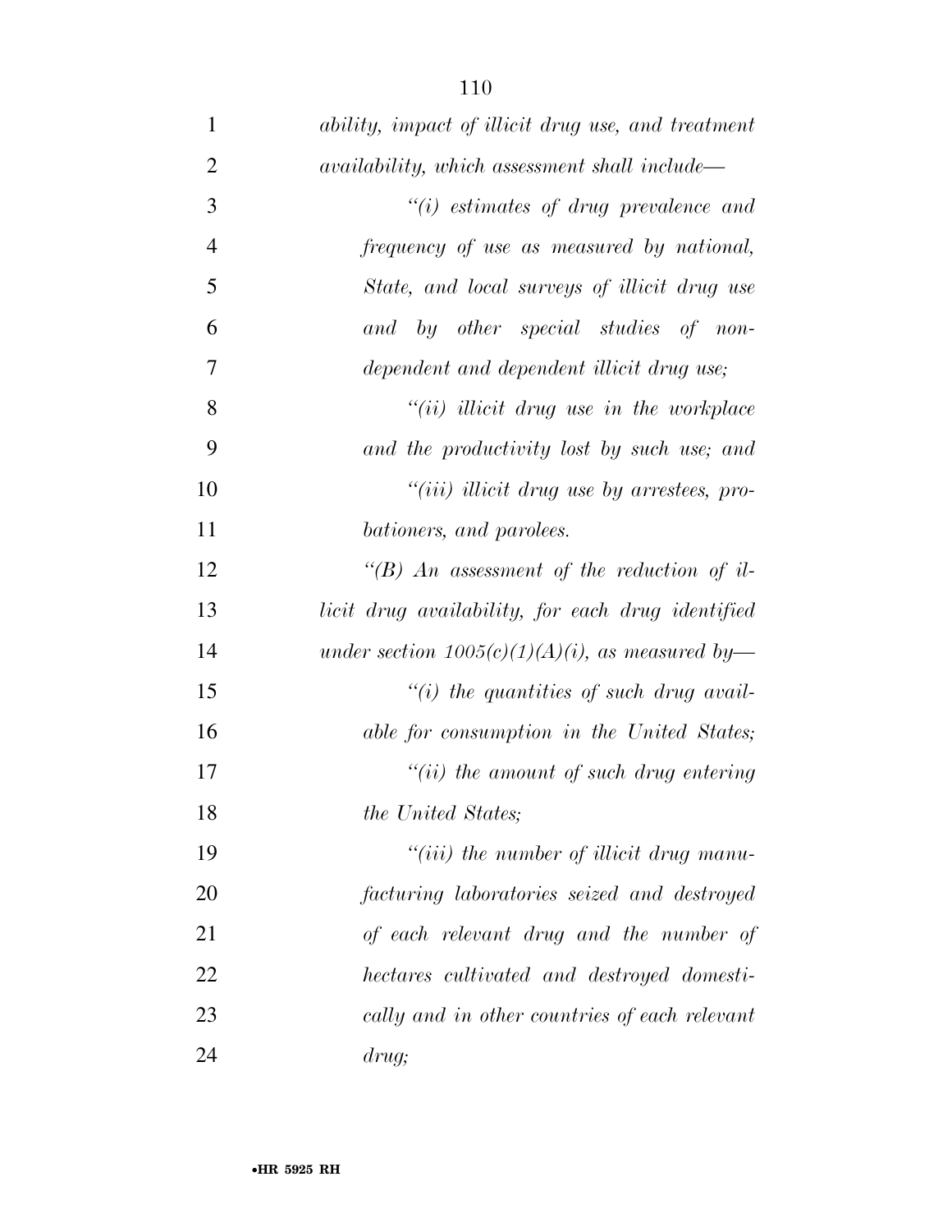*ability, impact of illicit drug use, and treatment availability, which assessment shall include—*

*"(i) estimates of drug prevalence and frequency of use as measured by national, State, and local surveys of illicit drug use and by other special studies of non-dependent and dependent illicit drug use;*

*"(ii) illicit drug use in the workplace and the productivity lost by such use; and*

*"(iii) illicit drug use by arrestees, probationers, and parolees.*

*"(B) An assessment of the reduction of illicit drug availability, for each drug identified under section 1005(c)(1)(A)(i), as measured by—*

*"(i) the quantities of such drug available for consumption in the United States;*

*"(ii) the amount of such drug entering the United States;*

*"(iii) the number of illicit drug manufacturing laboratories seized and destroyed of each relevant drug and the number of hectares cultivated and destroyed domestically and in other countries of each relevant drug;*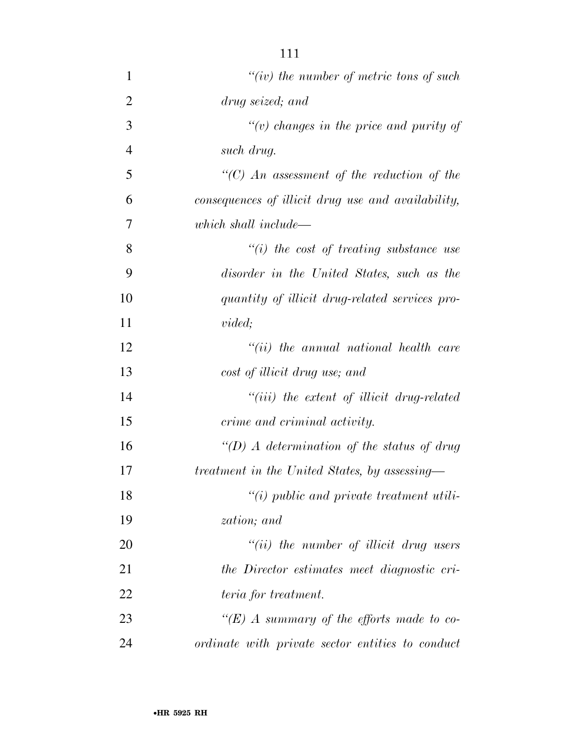*"(iv) the number of metric tons of such drug seized; and*

*"(v) changes in the price and purity of such drug.*

*"(C) An assessment of the reduction of the consequences of illicit drug use and availability, which shall include—*

*"(i) the cost of treating substance use disorder in the United States, such as the quantity of illicit drug-related services provided;*

*"(ii) the annual national health care cost of illicit drug use; and*

*"(iii) the extent of illicit drug-related crime and criminal activity.*

*"(D) A determination of the status of drug treatment in the United States, by assessing—*

*"(i) public and private treatment utilization; and*

*"(ii) the number of illicit drug users the Director estimates meet diagnostic criteria for treatment.*

*"(E) A summary of the efforts made to coordinate with private sector entities to conduct*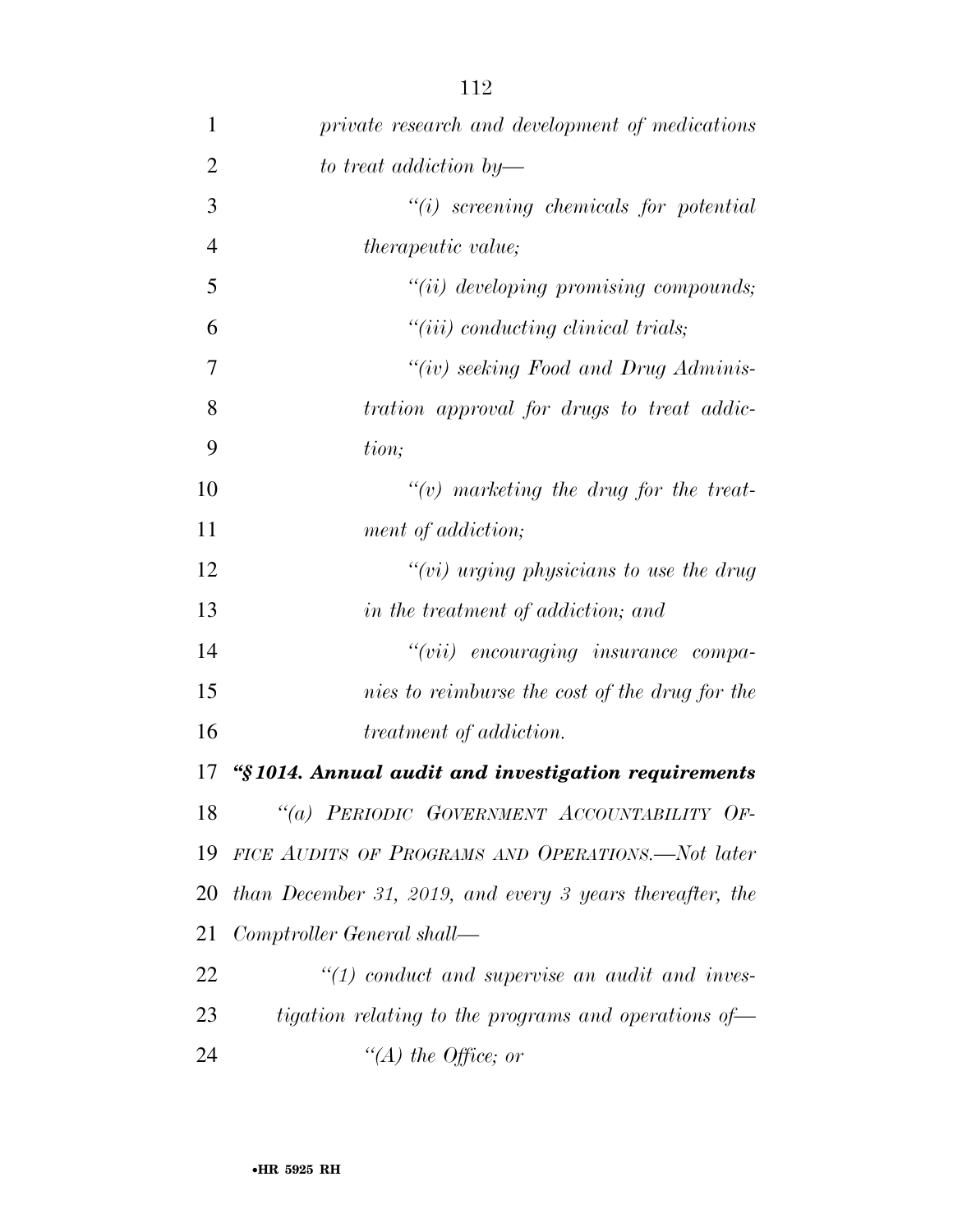*private research and development of medications to treat addiction by—*

*"(i) screening chemicals for potential therapeutic value;*

*"(ii) developing promising compounds;*

*"(iii) conducting clinical trials;*

*"(iv) seeking Food and Drug Administration approval for drugs to treat addiction;*

*"(v) marketing the drug for the treatment of addiction;*

*"(vi) urging physicians to use the drug in the treatment of addiction; and*

*"(vii) encouraging insurance companies to reimburse the cost of the drug for the treatment of addiction.*

***"§ 1014. Annual audit and investigation requirements***

*"(a) PERIODIC GOVERNMENT ACCOUNTABILITY OFFICE AUDITS OF PROGRAMS AND OPERATIONS.—Not later than December 31, 2019, and every 3 years thereafter, the Comptroller General shall—*

*"(1) conduct and supervise an audit and investigation relating to the programs and operations of—*

*"(A) the Office; or*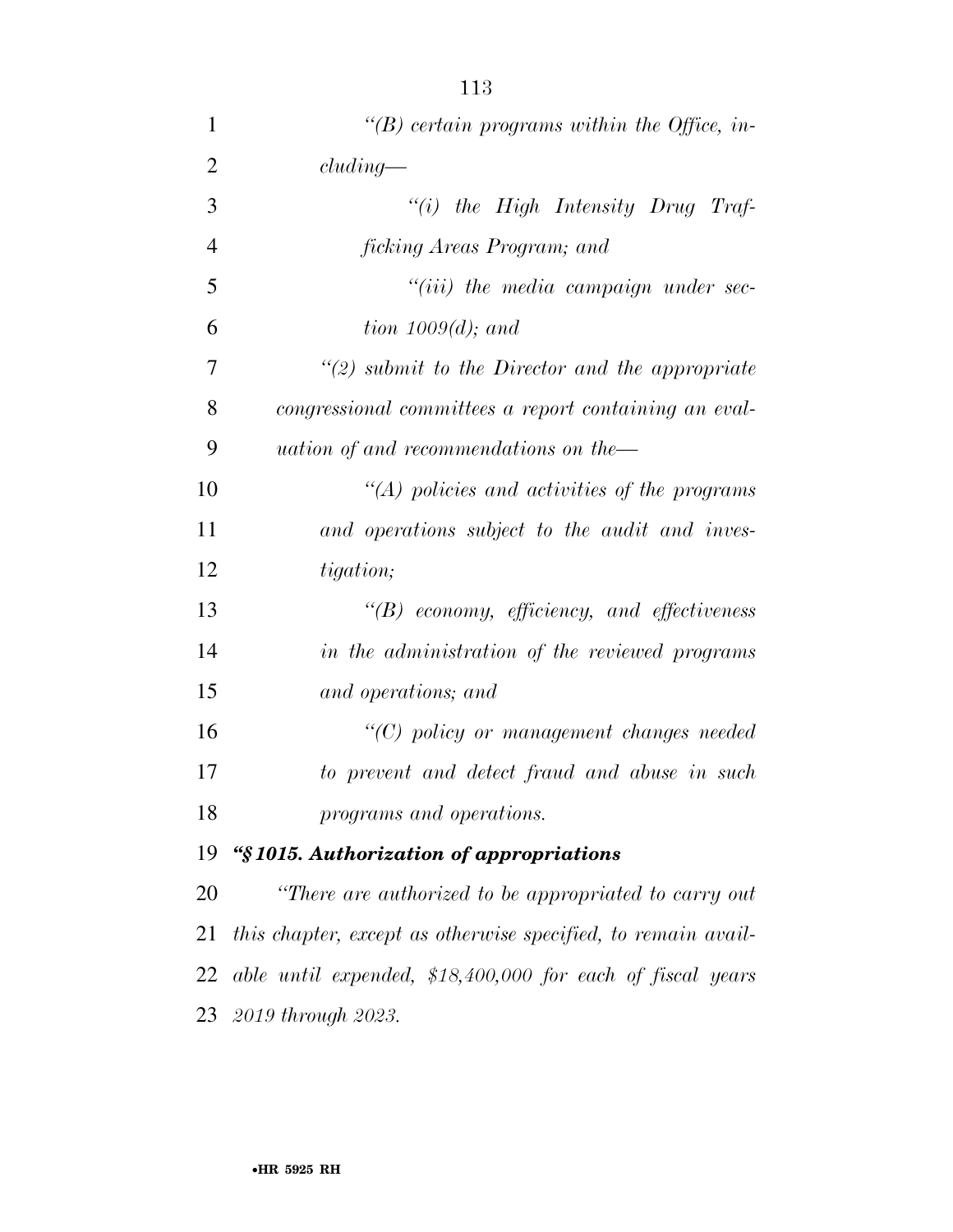*"(B) certain programs within the Office, including—*

*"(i) the High Intensity Drug Trafficking Areas Program; and*

*"(iii) the media campaign under section 1009(d); and*

*"(2) submit to the Director and the appropriate congressional committees a report containing an evaluation of and recommendations on the—*

*"(A) policies and activities of the programs and operations subject to the audit and investigation;*

*"(B) economy, efficiency, and effectiveness in the administration of the reviewed programs and operations; and*

*"(C) policy or management changes needed to prevent and detect fraud and abuse in such programs and operations.*

***"§1015. Authorization of appropriations***

*"There are authorized to be appropriated to carry out this chapter, except as otherwise specified, to remain available until expended, $18,400,000 for each of fiscal years 2019 through 2023.*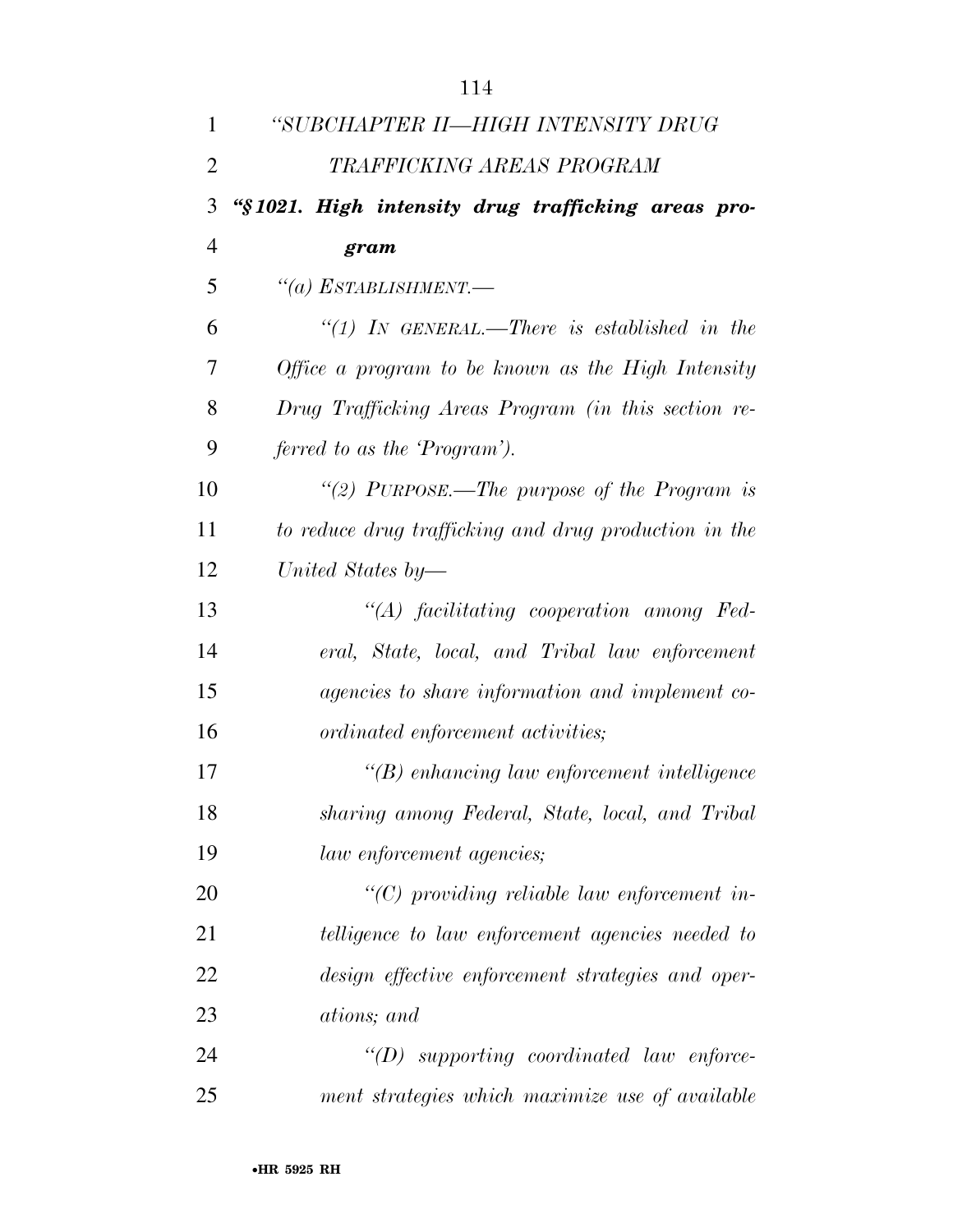*"SUBCHAPTER II—HIGH INTENSITY DRUG TRAFFICKING AREAS PROGRAM*

***"§ 1021. High intensity drug trafficking areas program***

*"(a) ESTABLISHMENT.—*

*"(1) IN GENERAL.—There is established in the Office a program to be known as the High Intensity Drug Trafficking Areas Program (in this section referred to as the 'Program').*

*"(2) PURPOSE.—The purpose of the Program is to reduce drug trafficking and drug production in the United States by—*

*"(A) facilitating cooperation among Federal, State, local, and Tribal law enforcement agencies to share information and implement coordinated enforcement activities;*

*"(B) enhancing law enforcement intelligence sharing among Federal, State, local, and Tribal law enforcement agencies;*

*"(C) providing reliable law enforcement intelligence to law enforcement agencies needed to design effective enforcement strategies and operations; and*

*"(D) supporting coordinated law enforcement strategies which maximize use of available*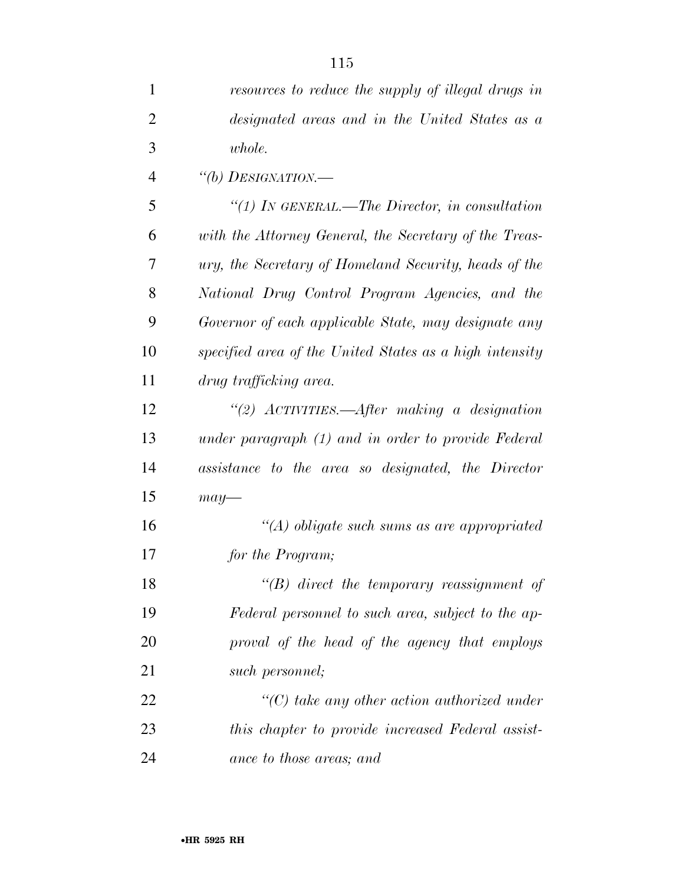*resources to reduce the supply of illegal drugs in designated areas and in the United States as a whole.*

*"(b) DESIGNATION.—*

*"(1) IN GENERAL.—The Director, in consultation with the Attorney General, the Secretary of the Treasury, the Secretary of Homeland Security, heads of the National Drug Control Program Agencies, and the Governor of each applicable State, may designate any specified area of the United States as a high intensity drug trafficking area.*

*"(2) ACTIVITIES.—After making a designation under paragraph (1) and in order to provide Federal assistance to the area so designated, the Director may—*

*"(A) obligate such sums as are appropriated for the Program;*

*"(B) direct the temporary reassignment of Federal personnel to such area, subject to the approval of the head of the agency that employs such personnel;*

*"(C) take any other action authorized under this chapter to provide increased Federal assistance to those areas; and*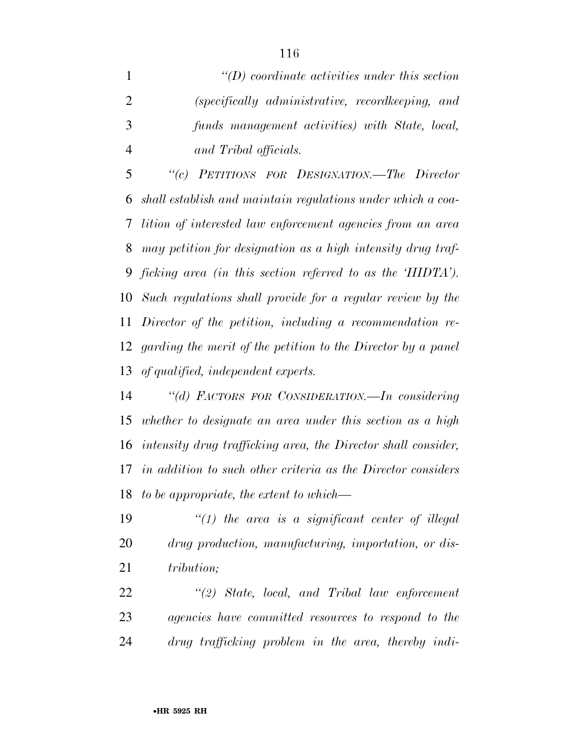*"(D) coordinate activities under this section (specifically administrative, recordkeeping, and funds management activities) with State, local, and Tribal officials.*

*"(c) PETITIONS FOR DESIGNATION.—The Director shall establish and maintain regulations under which a coalition of interested law enforcement agencies from an area may petition for designation as a high intensity drug trafficking area (in this section referred to as the 'HIDTA'). Such regulations shall provide for a regular review by the Director of the petition, including a recommendation regarding the merit of the petition to the Director by a panel of qualified, independent experts.*

*"(d) FACTORS FOR CONSIDERATION.—In considering whether to designate an area under this section as a high intensity drug trafficking area, the Director shall consider, in addition to such other criteria as the Director considers to be appropriate, the extent to which—*

*"(1) the area is a significant center of illegal drug production, manufacturing, importation, or distribution;*

*"(2) State, local, and Tribal law enforcement agencies have committed resources to respond to the drug trafficking problem in the area, thereby indi-*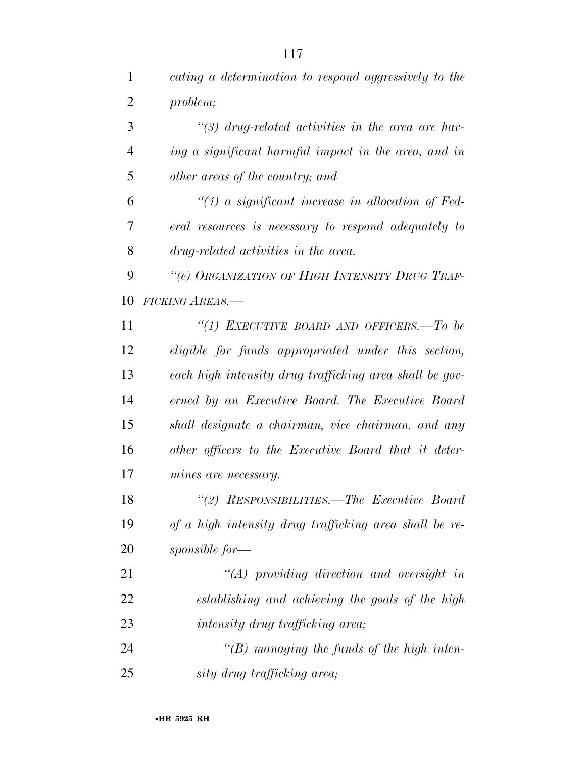*cating a determination to respond aggressively to the problem;*

*"(3) drug-related activities in the area are having a significant harmful impact in the area, and in other areas of the country; and*

*"(4) a significant increase in allocation of Federal resources is necessary to respond adequately to drug-related activities in the area.*

*"(e) ORGANIZATION OF HIGH INTENSITY DRUG TRAFFICKING AREAS.—*

*"(1) EXECUTIVE BOARD AND OFFICERS.—To be eligible for funds appropriated under this section, each high intensity drug trafficking area shall be governed by an Executive Board. The Executive Board shall designate a chairman, vice chairman, and any other officers to the Executive Board that it determines are necessary.*

*"(2) RESPONSIBILITIES.—The Executive Board of a high intensity drug trafficking area shall be responsible for—*

*"(A) providing direction and oversight in establishing and achieving the goals of the high intensity drug trafficking area;*

*"(B) managing the funds of the high intensity drug trafficking area;*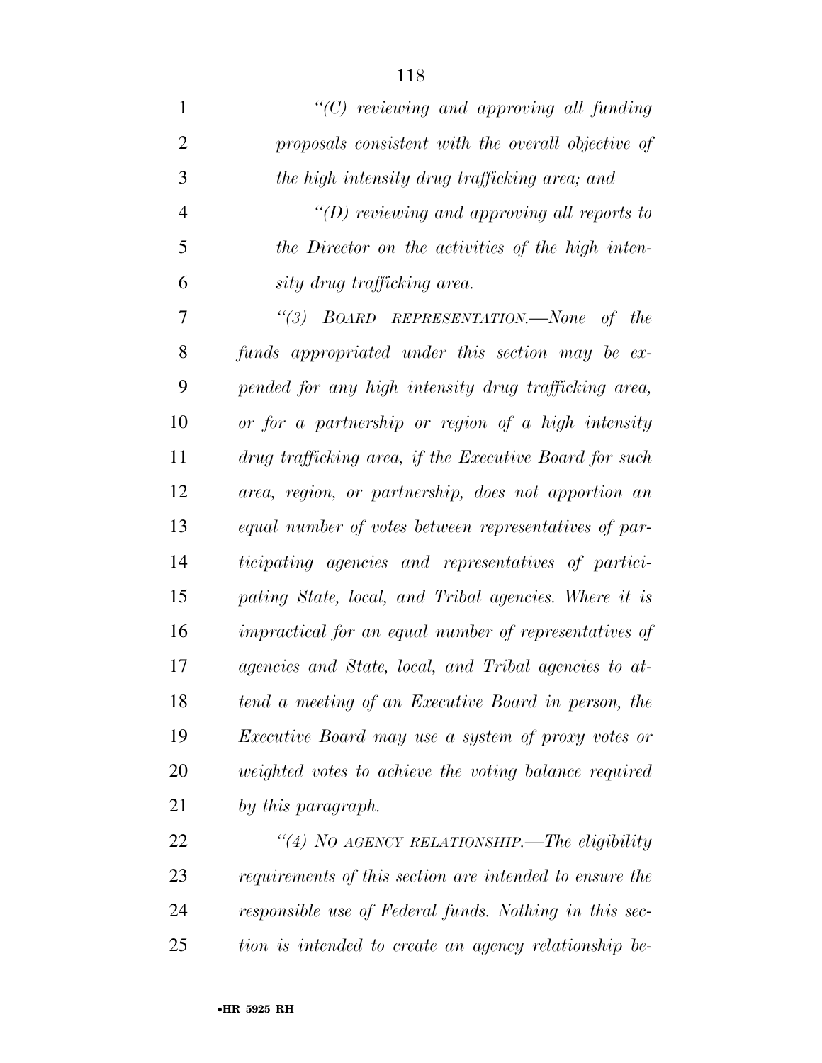*"(C) reviewing and approving all funding proposals consistent with the overall objective of the high intensity drug trafficking area; and*

*"(D) reviewing and approving all reports to the Director on the activities of the high intensity drug trafficking area.*

*"(3) BOARD REPRESENTATION.—None of the funds appropriated under this section may be expended for any high intensity drug trafficking area, or for a partnership or region of a high intensity drug trafficking area, if the Executive Board for such area, region, or partnership, does not apportion an equal number of votes between representatives of participating agencies and representatives of participating State, local, and Tribal agencies. Where it is impractical for an equal number of representatives of agencies and State, local, and Tribal agencies to attend a meeting of an Executive Board in person, the Executive Board may use a system of proxy votes or weighted votes to achieve the voting balance required by this paragraph.*

*"(4) NO AGENCY RELATIONSHIP.—The eligibility requirements of this section are intended to ensure the responsible use of Federal funds. Nothing in this section is intended to create an agency relationship be-*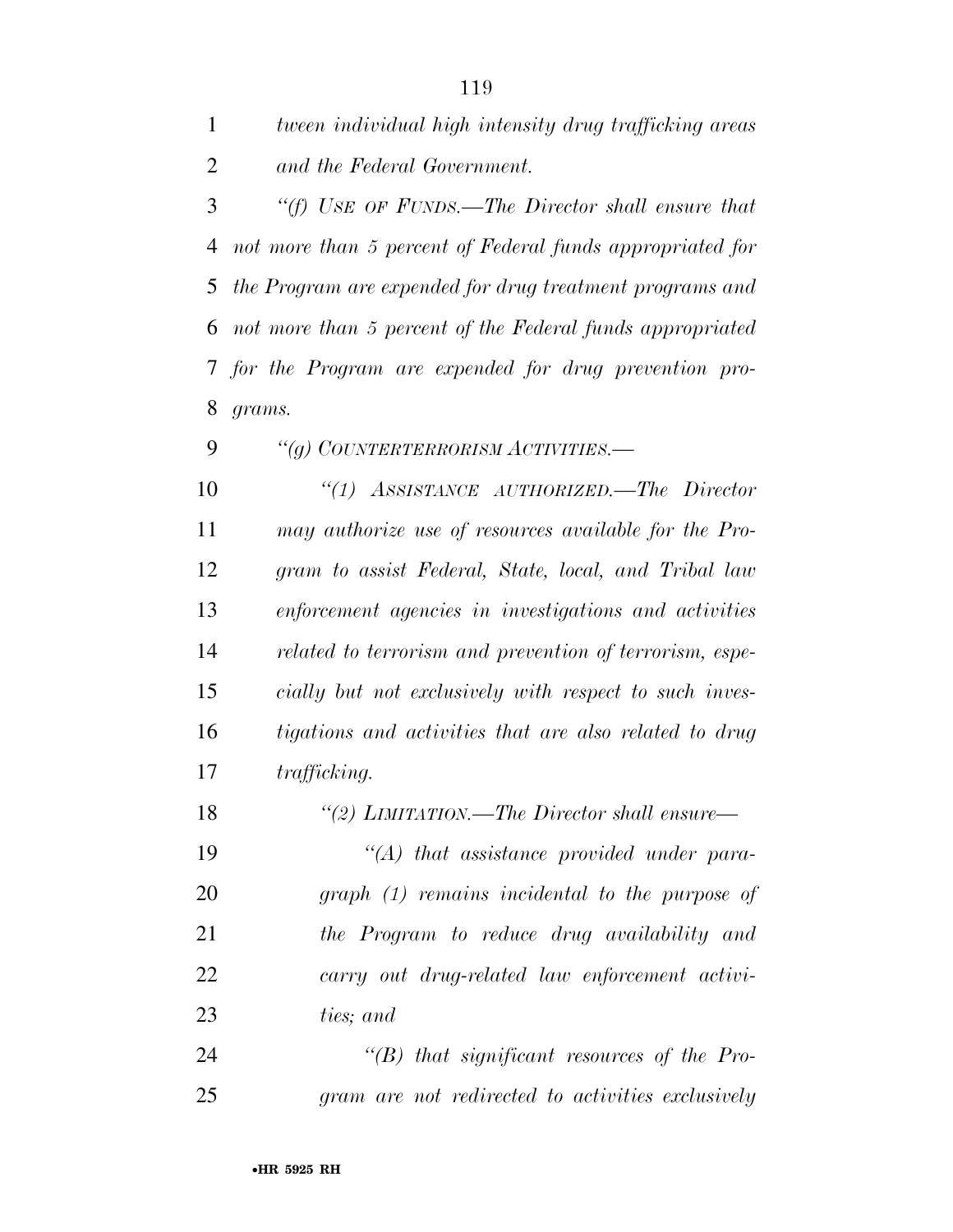*tween individual high intensity drug trafficking areas and the Federal Government.*

*"(f) USE OF FUNDS.—The Director shall ensure that not more than 5 percent of Federal funds appropriated for the Program are expended for drug treatment programs and not more than 5 percent of the Federal funds appropriated for the Program are expended for drug prevention programs.*

*"(g) COUNTERTERRORISM ACTIVITIES.—*

*"(1) ASSISTANCE AUTHORIZED.—The Director may authorize use of resources available for the Program to assist Federal, State, local, and Tribal law enforcement agencies in investigations and activities related to terrorism and prevention of terrorism, especially but not exclusively with respect to such investigations and activities that are also related to drug trafficking.*

*"(2) LIMITATION.—The Director shall ensure—*

*"(A) that assistance provided under paragraph (1) remains incidental to the purpose of the Program to reduce drug availability and carry out drug-related law enforcement activities; and*

*"(B) that significant resources of the Program are not redirected to activities exclusively*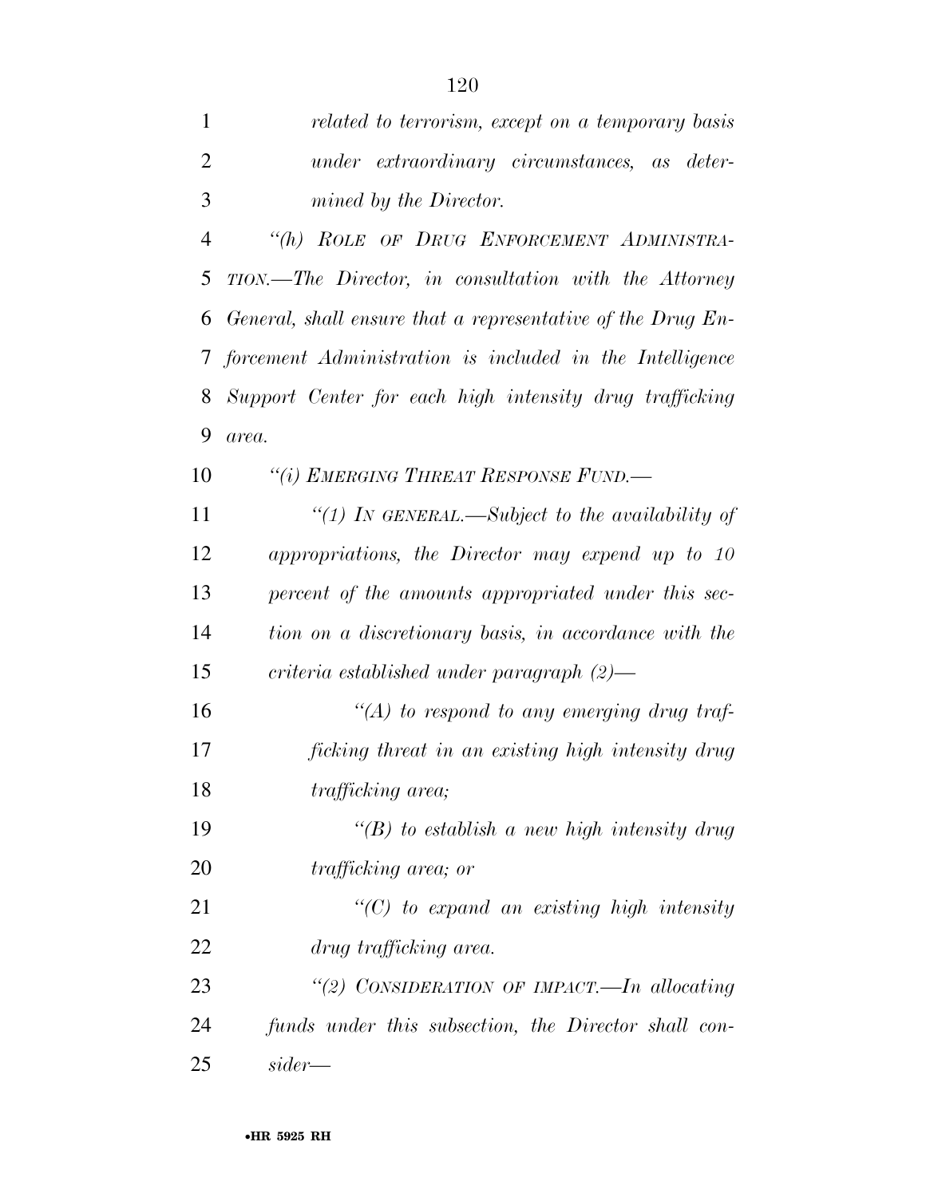*related to terrorism, except on a temporary basis under extraordinary circumstances, as determined by the Director.*

*"(h) ROLE OF DRUG ENFORCEMENT ADMINISTRATION.—The Director, in consultation with the Attorney General, shall ensure that a representative of the Drug Enforcement Administration is included in the Intelligence Support Center for each high intensity drug trafficking area.*

*"(i) EMERGING THREAT RESPONSE FUND.—*

*"(1) IN GENERAL.—Subject to the availability of appropriations, the Director may expend up to 10 percent of the amounts appropriated under this section on a discretionary basis, in accordance with the criteria established under paragraph (2)—*

*"(A) to respond to any emerging drug trafficking threat in an existing high intensity drug trafficking area;*

*"(B) to establish a new high intensity drug trafficking area; or*

*"(C) to expand an existing high intensity drug trafficking area.*

*"(2) CONSIDERATION OF IMPACT.—In allocating funds under this subsection, the Director shall consider—*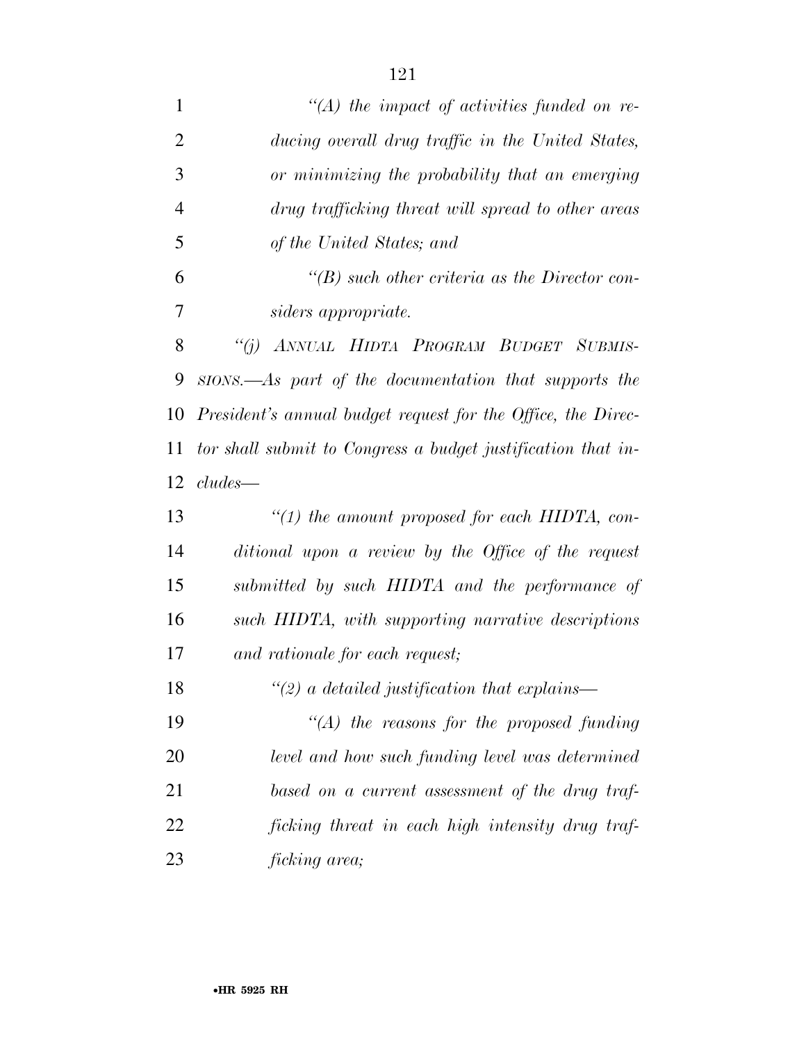*"(A) the impact of activities funded on reducing overall drug traffic in the United States, or minimizing the probability that an emerging drug trafficking threat will spread to other areas of the United States; and*

*"(B) such other criteria as the Director considers appropriate.*

*"(j) ANNUAL HIDTA PROGRAM BUDGET SUBMISSIONS.—As part of the documentation that supports the President's annual budget request for the Office, the Director shall submit to Congress a budget justification that includes—*

*"(1) the amount proposed for each HIDTA, conditional upon a review by the Office of the request submitted by such HIDTA and the performance of such HIDTA, with supporting narrative descriptions and rationale for each request;*

*"(2) a detailed justification that explains—*

*"(A) the reasons for the proposed funding level and how such funding level was determined based on a current assessment of the drug trafficking threat in each high intensity drug trafficking area;*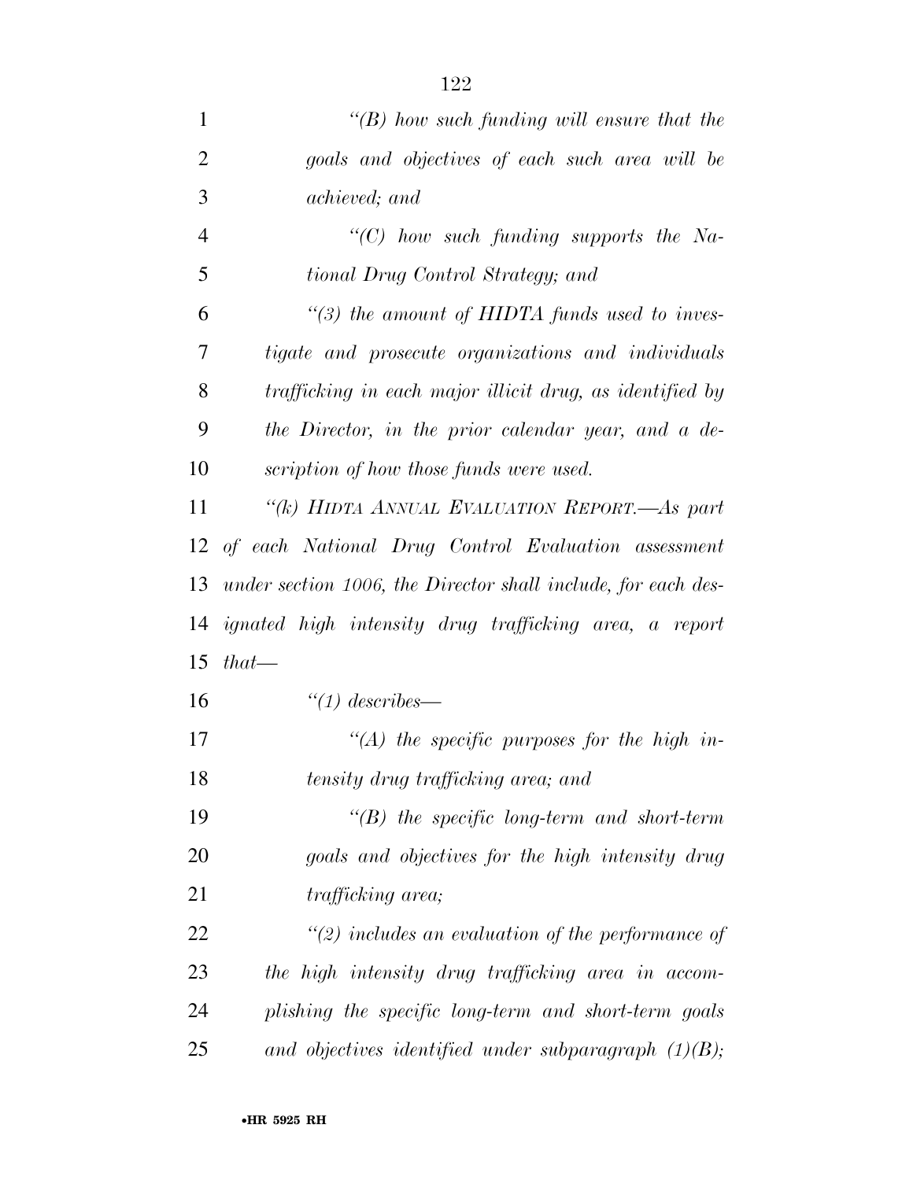*"(B) how such funding will ensure that the goals and objectives of each such area will be achieved; and*

*"(C) how such funding supports the National Drug Control Strategy; and*

*"(3) the amount of HIDTA funds used to investigate and prosecute organizations and individuals trafficking in each major illicit drug, as identified by the Director, in the prior calendar year, and a description of how those funds were used.*

*"(k) HIDTA ANNUAL EVALUATION REPORT.—As part of each National Drug Control Evaluation assessment under section 1006, the Director shall include, for each designated high intensity drug trafficking area, a report that—*

*"(1) describes—*

*"(A) the specific purposes for the high intensity drug trafficking area; and*

*"(B) the specific long-term and short-term goals and objectives for the high intensity drug trafficking area;*

*"(2) includes an evaluation of the performance of the high intensity drug trafficking area in accomplishing the specific long-term and short-term goals and objectives identified under subparagraph (1)(B);*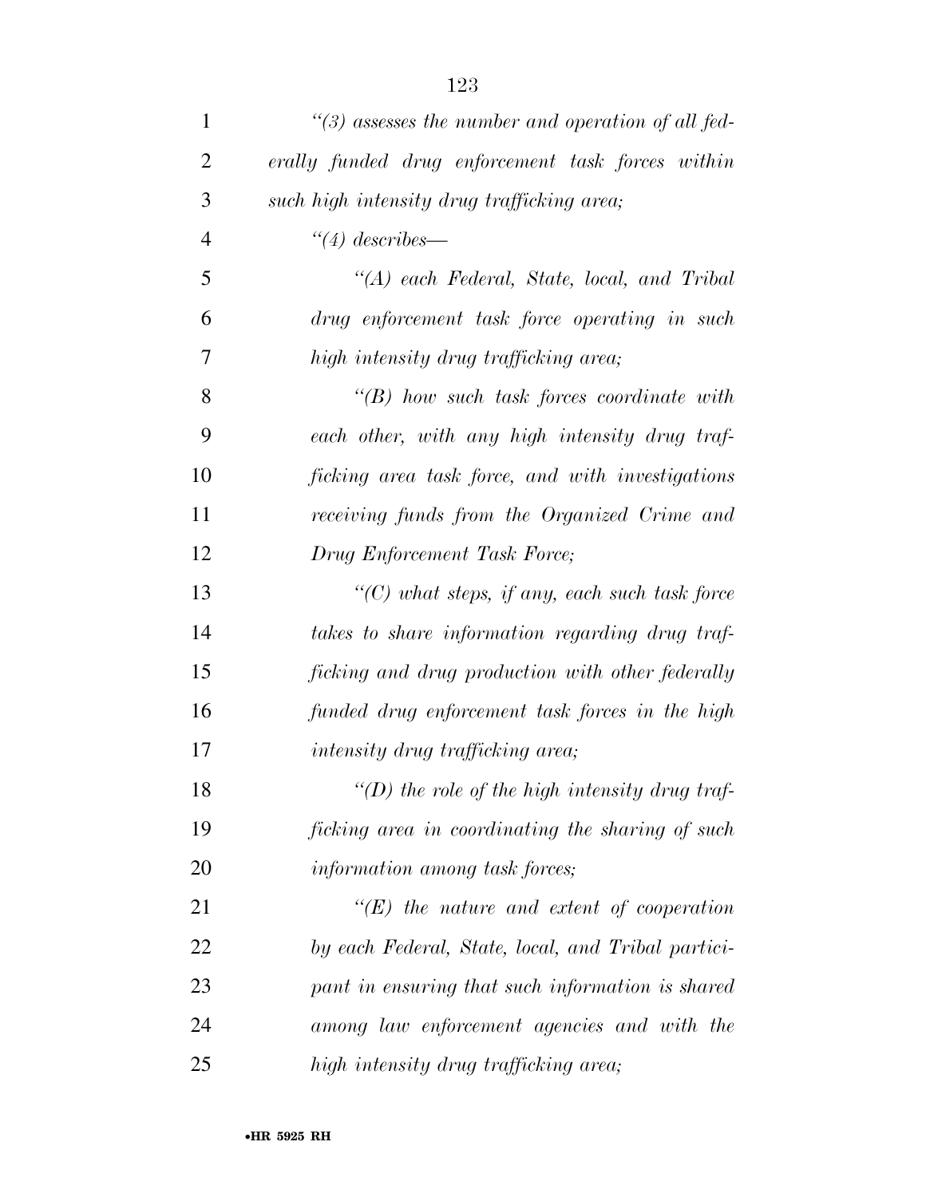*"(3) assesses the number and operation of all federally funded drug enforcement task forces within such high intensity drug trafficking area;*

*"(4) describes—*

*"(A) each Federal, State, local, and Tribal drug enforcement task force operating in such high intensity drug trafficking area;*

*"(B) how such task forces coordinate with each other, with any high intensity drug trafficking area task force, and with investigations receiving funds from the Organized Crime and Drug Enforcement Task Force;*

*"(C) what steps, if any, each such task force takes to share information regarding drug trafficking and drug production with other federally funded drug enforcement task forces in the high intensity drug trafficking area;*

*"(D) the role of the high intensity drug trafficking area in coordinating the sharing of such information among task forces;*

*"(E) the nature and extent of cooperation by each Federal, State, local, and Tribal participant in ensuring that such information is shared among law enforcement agencies and with the high intensity drug trafficking area;*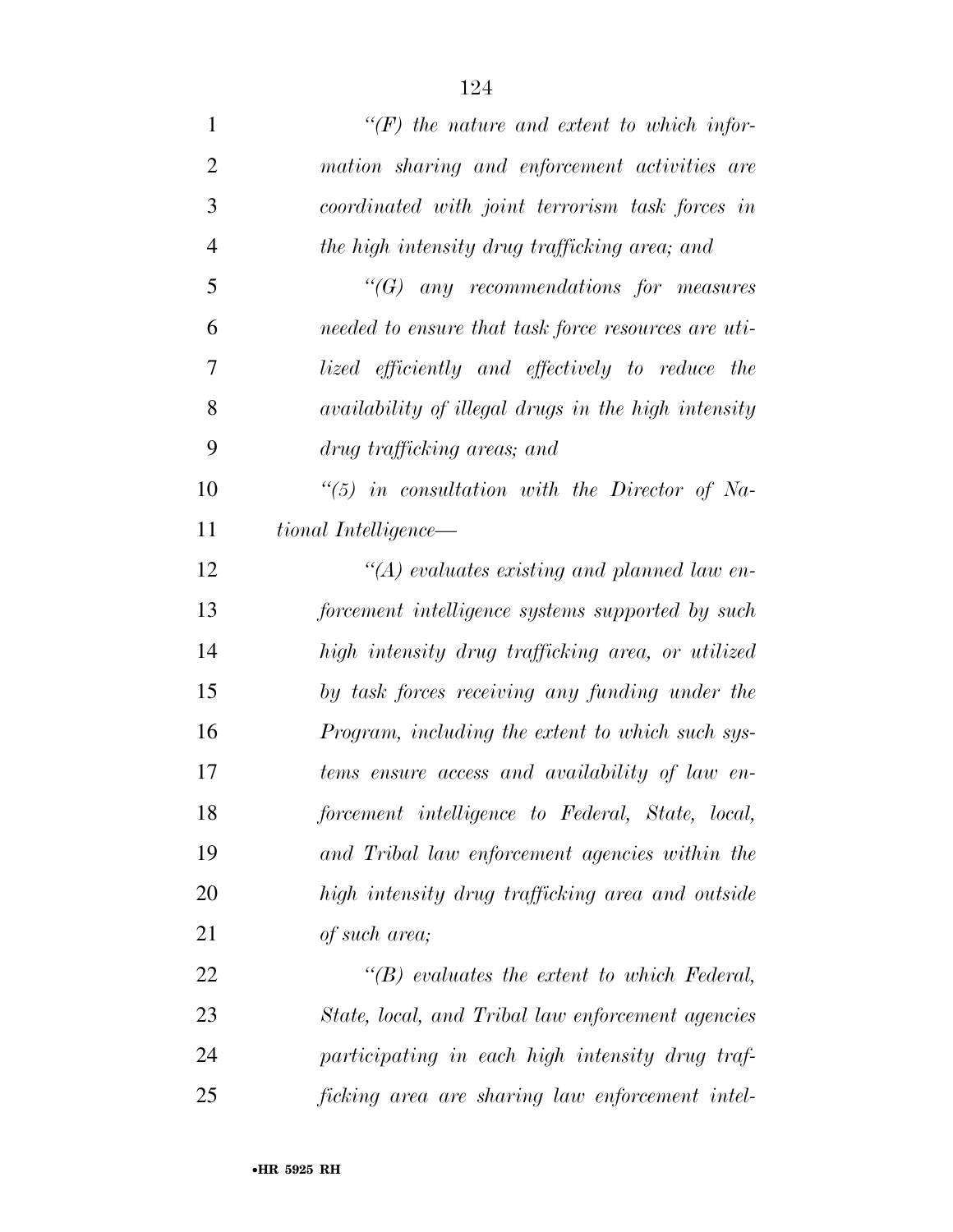*"(F) the nature and extent to which information sharing and enforcement activities are coordinated with joint terrorism task forces in the high intensity drug trafficking area; and*

*"(G) any recommendations for measures needed to ensure that task force resources are utilized efficiently and effectively to reduce the availability of illegal drugs in the high intensity drug trafficking areas; and*

*"(5) in consultation with the Director of National Intelligence—*

*"(A) evaluates existing and planned law enforcement intelligence systems supported by such high intensity drug trafficking area, or utilized by task forces receiving any funding under the Program, including the extent to which such systems ensure access and availability of law enforcement intelligence to Federal, State, local, and Tribal law enforcement agencies within the high intensity drug trafficking area and outside of such area;*

*"(B) evaluates the extent to which Federal, State, local, and Tribal law enforcement agencies participating in each high intensity drug trafficking area are sharing law enforcement intel-*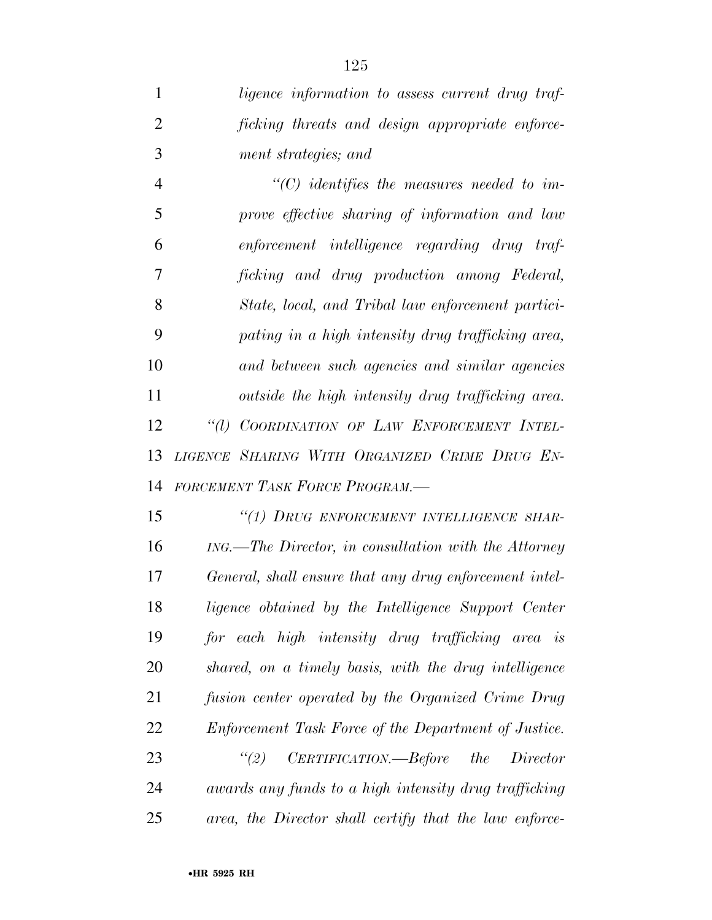*ligence information to assess current drug trafficking threats and design appropriate enforcement strategies; and*

*"(C) identifies the measures needed to improve effective sharing of information and law enforcement intelligence regarding drug trafficking and drug production among Federal, State, local, and Tribal law enforcement participating in a high intensity drug trafficking area, and between such agencies and similar agencies outside the high intensity drug trafficking area.*

*"(l) COORDINATION OF LAW ENFORCEMENT INTELLIGENCE SHARING WITH ORGANIZED CRIME DRUG ENFORCEMENT TASK FORCE PROGRAM.—*

*"(1) DRUG ENFORCEMENT INTELLIGENCE SHARING.—The Director, in consultation with the Attorney General, shall ensure that any drug enforcement intelligence obtained by the Intelligence Support Center for each high intensity drug trafficking area is shared, on a timely basis, with the drug intelligence fusion center operated by the Organized Crime Drug Enforcement Task Force of the Department of Justice.*

*"(2) CERTIFICATION.—Before the Director awards any funds to a high intensity drug trafficking area, the Director shall certify that the law enforce-*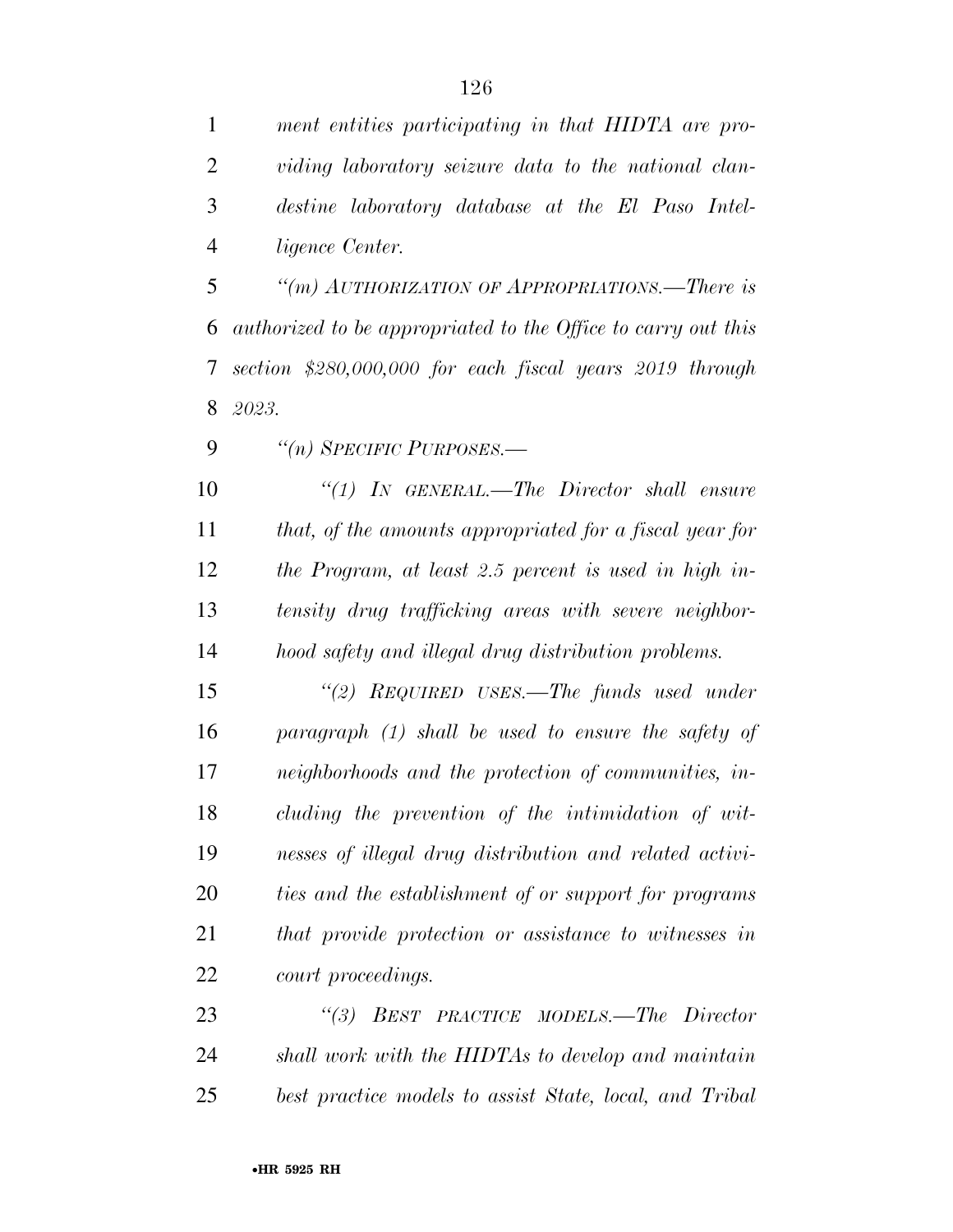*ment entities participating in that HIDTA are providing laboratory seizure data to the national clandestine laboratory database at the El Paso Intelligence Center.*

*"(m) AUTHORIZATION OF APPROPRIATIONS.—There is authorized to be appropriated to the Office to carry out this section $280,000,000 for each fiscal years 2019 through 2023.*

*"(n) SPECIFIC PURPOSES.—*

*"(1) IN GENERAL.—The Director shall ensure that, of the amounts appropriated for a fiscal year for the Program, at least 2.5 percent is used in high intensity drug trafficking areas with severe neighborhood safety and illegal drug distribution problems.*

*"(2) REQUIRED USES.—The funds used under paragraph (1) shall be used to ensure the safety of neighborhoods and the protection of communities, including the prevention of the intimidation of witnesses of illegal drug distribution and related activities and the establishment of or support for programs that provide protection or assistance to witnesses in court proceedings.*

*"(3) BEST PRACTICE MODELS.—The Director shall work with the HIDTAs to develop and maintain best practice models to assist State, local, and Tribal*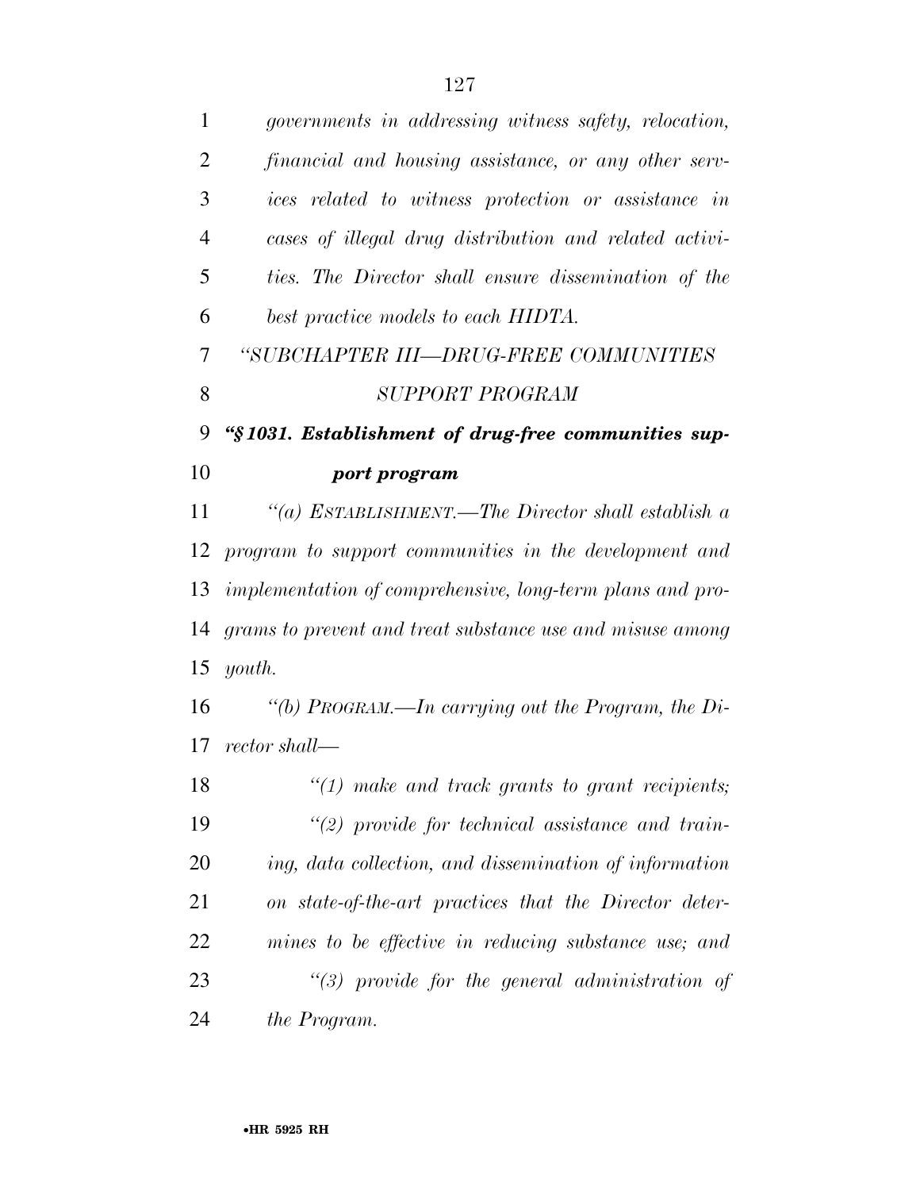*governments in addressing witness safety, relocation, financial and housing assistance, or any other services related to witness protection or assistance in cases of illegal drug distribution and related activities. The Director shall ensure dissemination of the best practice models to each HIDTA.*

*"SUBCHAPTER III—DRUG-FREE COMMUNITIES SUPPORT PROGRAM*

***"§ 1031. Establishment of drug-free communities support program***

*"(a) ESTABLISHMENT.—The Director shall establish a program to support communities in the development and implementation of comprehensive, long-term plans and programs to prevent and treat substance use and misuse among youth.*

*"(b) PROGRAM.—In carrying out the Program, the Director shall—*

*"(1) make and track grants to grant recipients;*

*"(2) provide for technical assistance and training, data collection, and dissemination of information on state-of-the-art practices that the Director determines to be effective in reducing substance use; and*

*"(3) provide for the general administration of the Program.*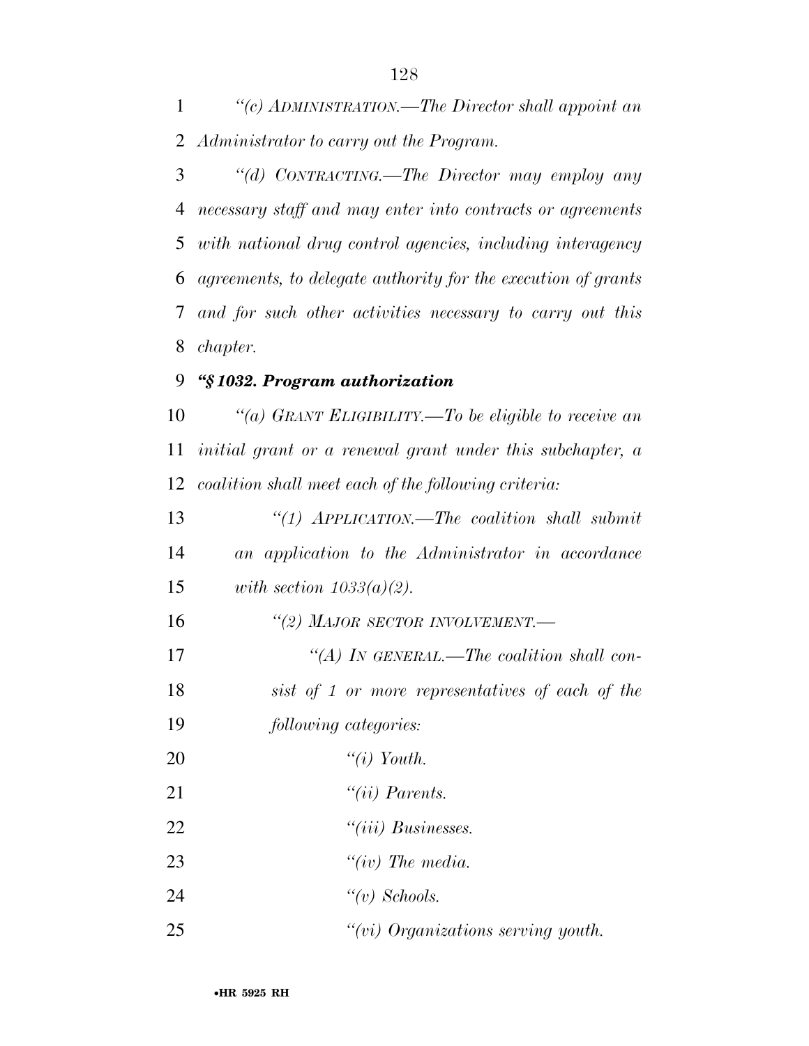*"(c) ADMINISTRATION.—The Director shall appoint an Administrator to carry out the Program.*

*"(d) CONTRACTING.—The Director may employ any necessary staff and may enter into contracts or agreements with national drug control agencies, including interagency agreements, to delegate authority for the execution of grants and for such other activities necessary to carry out this chapter.*

***"§ 1032. Program authorization***

*"(a) GRANT ELIGIBILITY.—To be eligible to receive an initial grant or a renewal grant under this subchapter, a coalition shall meet each of the following criteria:*

*"(1) APPLICATION.—The coalition shall submit an application to the Administrator in accordance with section 1033(a)(2).*

*"(2) MAJOR SECTOR INVOLVEMENT.—*

*"(A) IN GENERAL.—The coalition shall consist of 1 or more representatives of each of the following categories:*

*"(i) Youth.*

*"(ii) Parents.*

*"(iii) Businesses.*

*"(iv) The media.*

*"(v) Schools.*

*"(vi) Organizations serving youth.*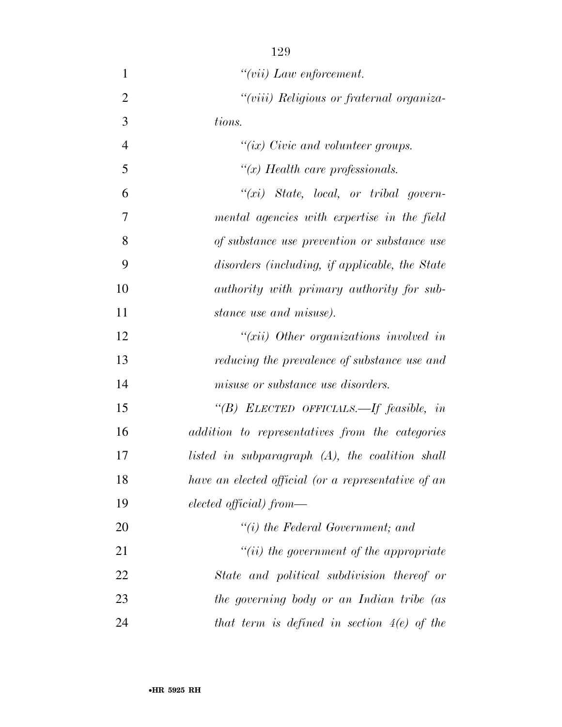*"(vii) Law enforcement.*

*"(viii) Religious or fraternal organizations.*

*"(ix) Civic and volunteer groups.*

*"(x) Health care professionals.*

*"(xi) State, local, or tribal governmental agencies with expertise in the field of substance use prevention or substance use disorders (including, if applicable, the State authority with primary authority for substance use and misuse).*

*"(xii) Other organizations involved in reducing the prevalence of substance use and misuse or substance use disorders.*

*"(B) ELECTED OFFICIALS.—If feasible, in addition to representatives from the categories listed in subparagraph (A), the coalition shall have an elected official (or a representative of an elected official) from—*

*"(i) the Federal Government; and*

*"(ii) the government of the appropriate State and political subdivision thereof or the governing body or an Indian tribe (as that term is defined in section 4(e) of the*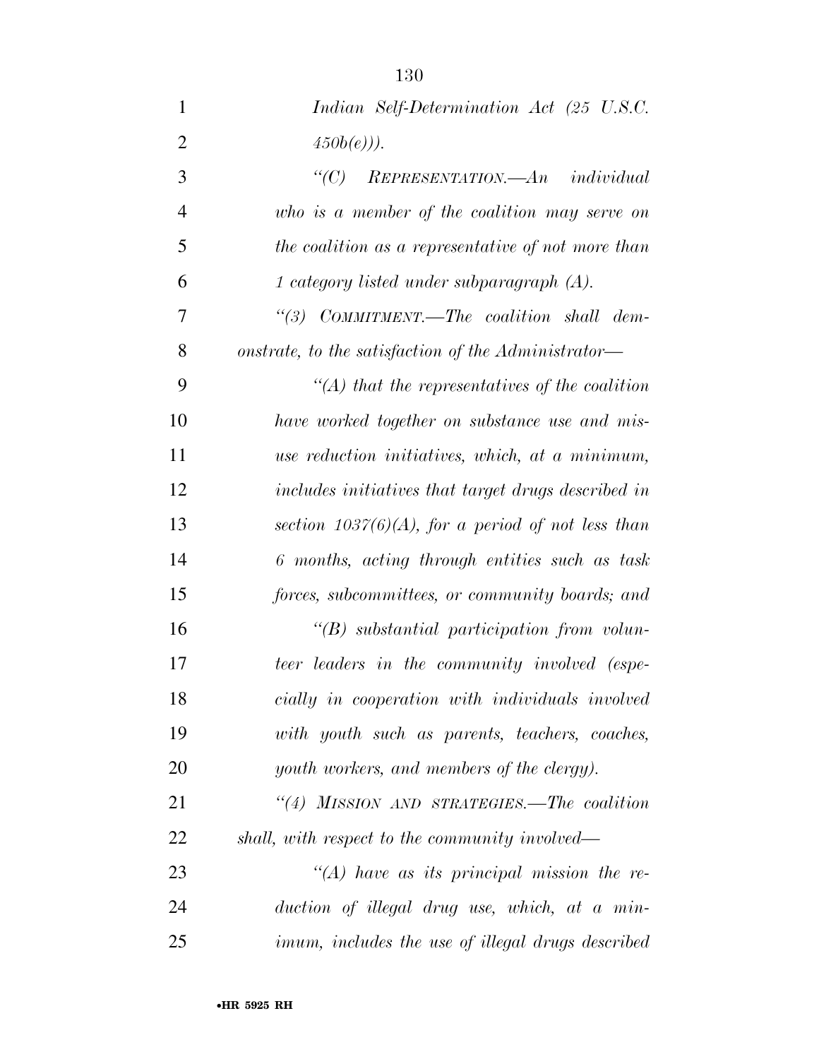*Indian Self-Determination Act (25 U.S.C. 450b(e))).*

*"(C) REPRESENTATION.—An individual who is a member of the coalition may serve on the coalition as a representative of not more than 1 category listed under subparagraph (A).*

*"(3) COMMITMENT.—The coalition shall demonstrate, to the satisfaction of the Administrator—*

*"(A) that the representatives of the coalition have worked together on substance use and misuse reduction initiatives, which, at a minimum, includes initiatives that target drugs described in section 1037(6)(A), for a period of not less than 6 months, acting through entities such as task forces, subcommittees, or community boards; and*

*"(B) substantial participation from volunteer leaders in the community involved (especially in cooperation with individuals involved with youth such as parents, teachers, coaches, youth workers, and members of the clergy).*

*"(4) MISSION AND STRATEGIES.—The coalition shall, with respect to the community involved—*

*"(A) have as its principal mission the reduction of illegal drug use, which, at a minimum, includes the use of illegal drugs described*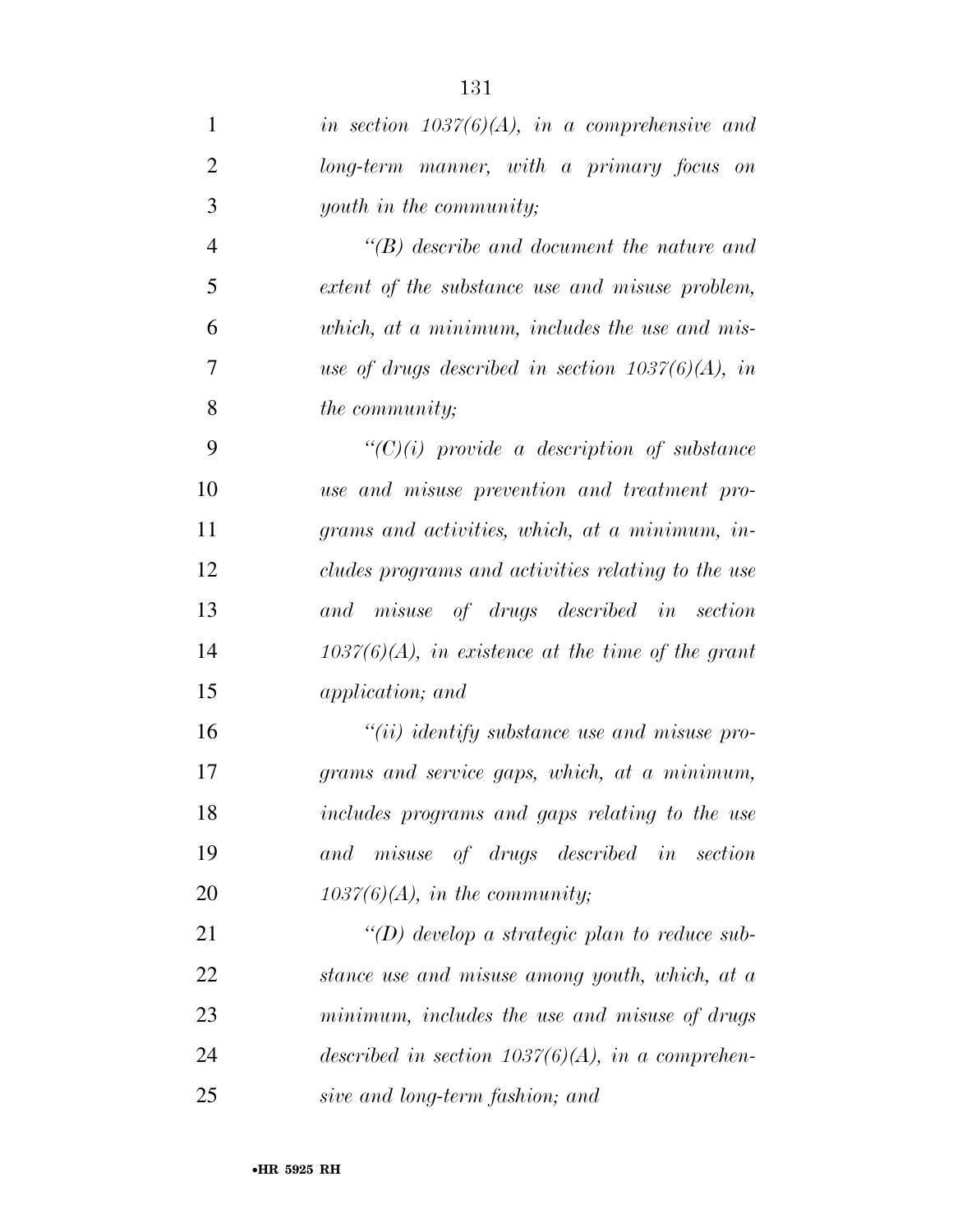*in section 1037(6)(A), in a comprehensive and long-term manner, with a primary focus on youth in the community;*

*"(B) describe and document the nature and extent of the substance use and misuse problem, which, at a minimum, includes the use and misuse of drugs described in section 1037(6)(A), in the community;*

*"(C)(i) provide a description of substance use and misuse prevention and treatment programs and activities, which, at a minimum, includes programs and activities relating to the use and misuse of drugs described in section 1037(6)(A), in existence at the time of the grant application; and*

*"(ii) identify substance use and misuse programs and service gaps, which, at a minimum, includes programs and gaps relating to the use and misuse of drugs described in section 1037(6)(A), in the community;*

*"(D) develop a strategic plan to reduce substance use and misuse among youth, which, at a minimum, includes the use and misuse of drugs described in section 1037(6)(A), in a comprehensive and long-term fashion; and*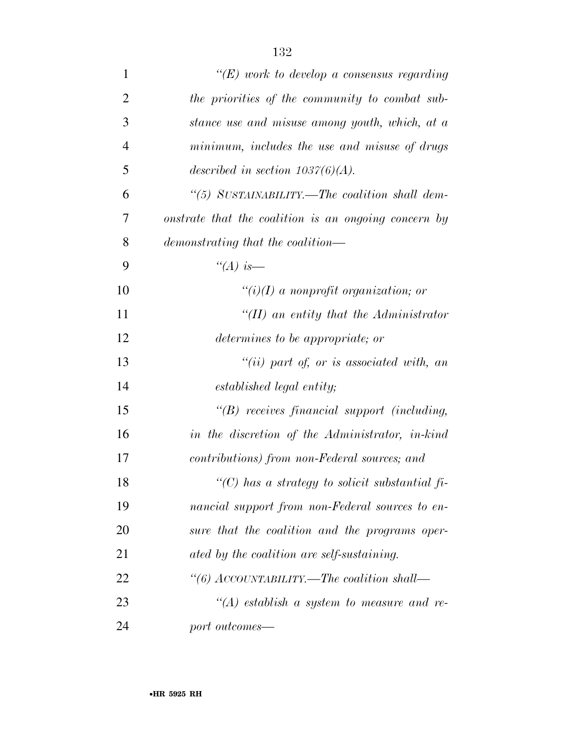*"(E) work to develop a consensus regarding the priorities of the community to combat substance use and misuse among youth, which, at a minimum, includes the use and misuse of drugs described in section 1037(6)(A).*

*"(5) SUSTAINABILITY.—The coalition shall demonstrate that the coalition is an ongoing concern by demonstrating that the coalition—*

*"(A) is—*

*"(i)(I) a nonprofit organization; or*

*"(II) an entity that the Administrator determines to be appropriate; or*

*"(ii) part of, or is associated with, an established legal entity;*

*"(B) receives financial support (including, in the discretion of the Administrator, in-kind contributions) from non-Federal sources; and*

*"(C) has a strategy to solicit substantial financial support from non-Federal sources to ensure that the coalition and the programs operated by the coalition are self-sustaining.*

*"(6) ACCOUNTABILITY.—The coalition shall—*

*"(A) establish a system to measure and report outcomes—*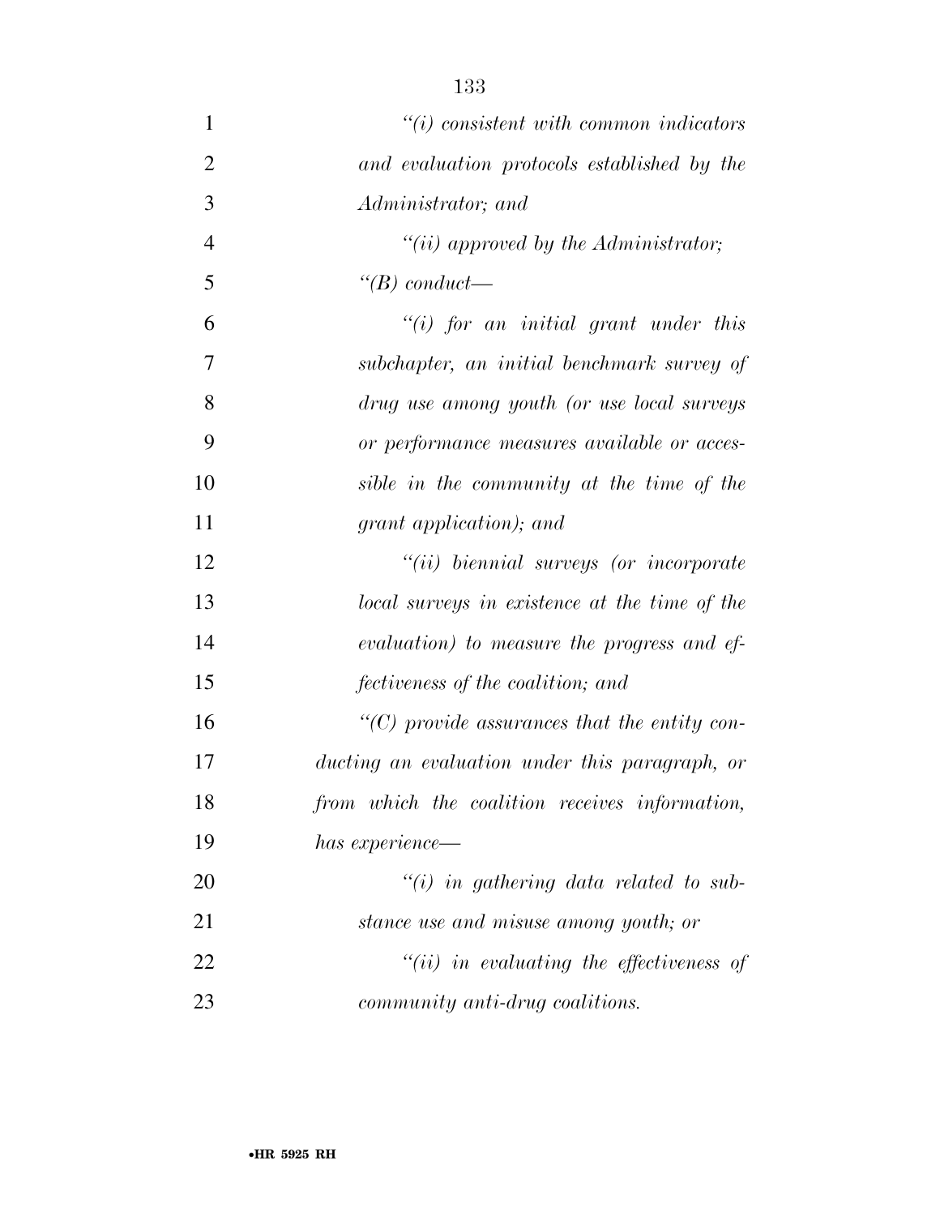*"(i) consistent with common indicators and evaluation protocols established by the Administrator; and*

*"(ii) approved by the Administrator;*

*"(B) conduct—*

*"(i) for an initial grant under this subchapter, an initial benchmark survey of drug use among youth (or use local surveys or performance measures available or accessible in the community at the time of the grant application); and*

*"(ii) biennial surveys (or incorporate local surveys in existence at the time of the evaluation) to measure the progress and effectiveness of the coalition; and*

*"(C) provide assurances that the entity conducting an evaluation under this paragraph, or from which the coalition receives information, has experience—*

*"(i) in gathering data related to substance use and misuse among youth; or*

*"(ii) in evaluating the effectiveness of community anti-drug coalitions.*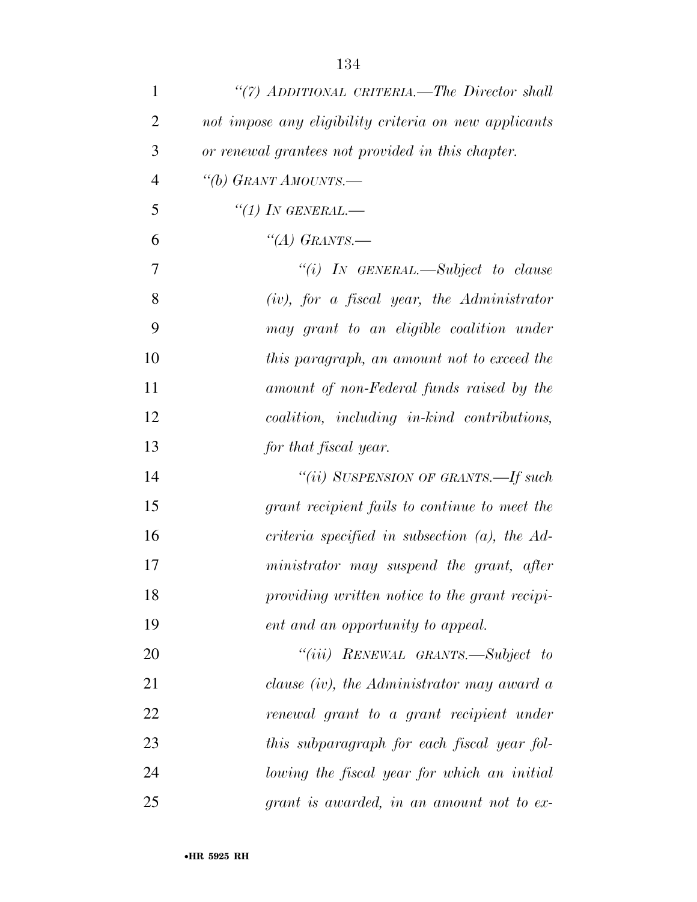*"(7) ADDITIONAL CRITERIA.—The Director shall not impose any eligibility criteria on new applicants or renewal grantees not provided in this chapter.*

*"(b) GRANT AMOUNTS.—*

*"(1) IN GENERAL.—*

*"(A) GRANTS.—*

*"(i) IN GENERAL.—Subject to clause (iv), for a fiscal year, the Administrator may grant to an eligible coalition under this paragraph, an amount not to exceed the amount of non-Federal funds raised by the coalition, including in-kind contributions, for that fiscal year.*

*"(ii) SUSPENSION OF GRANTS.—If such grant recipient fails to continue to meet the criteria specified in subsection (a), the Administrator may suspend the grant, after providing written notice to the grant recipient and an opportunity to appeal.*

*"(iii) RENEWAL GRANTS.—Subject to clause (iv), the Administrator may award a renewal grant to a grant recipient under this subparagraph for each fiscal year following the fiscal year for which an initial grant is awarded, in an amount not to ex-*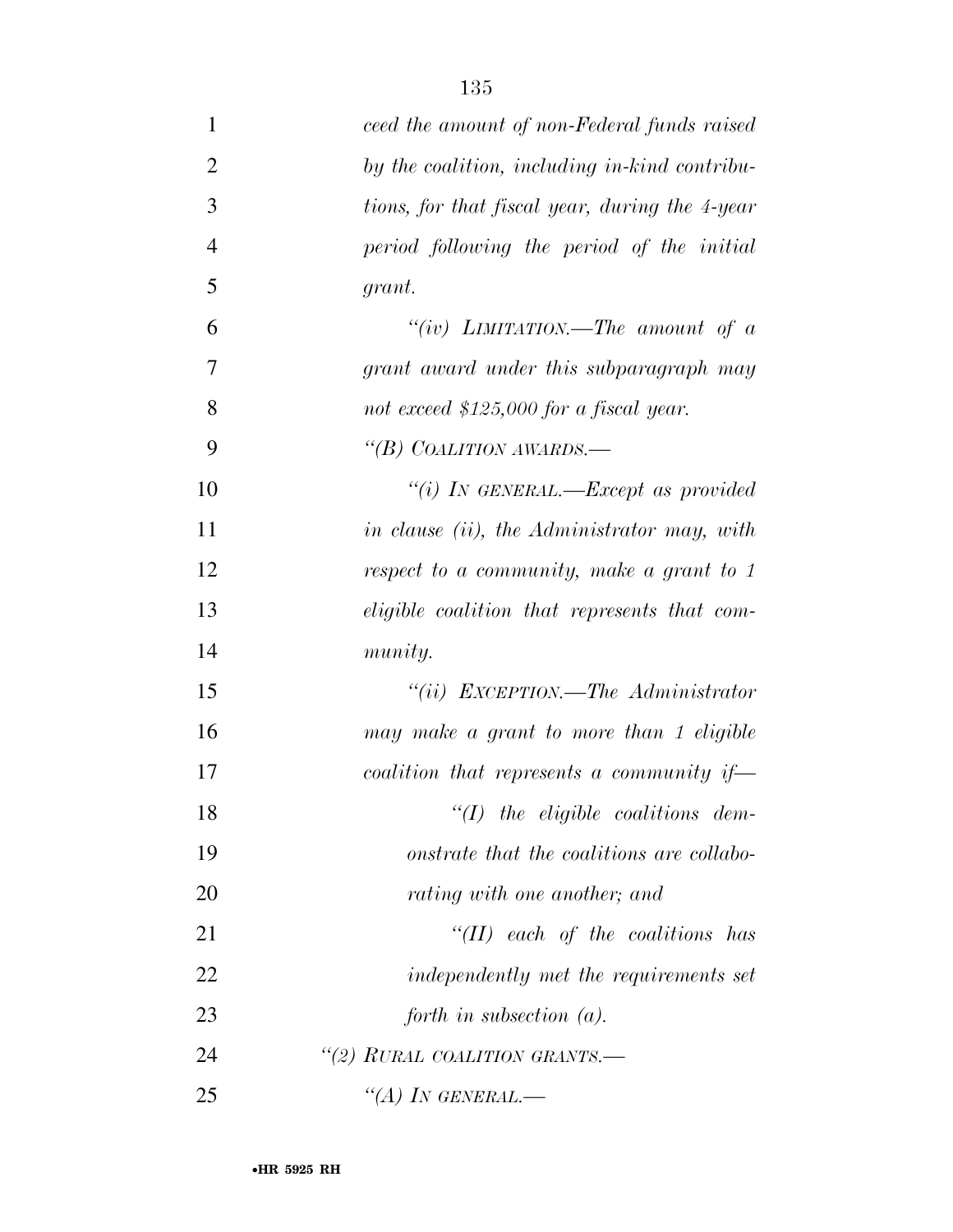*ceed the amount of non-Federal funds raised by the coalition, including in-kind contributions, for that fiscal year, during the 4-year period following the period of the initial grant.*

*"(iv) LIMITATION.—The amount of a grant award under this subparagraph may not exceed $125,000 for a fiscal year.*

*"(B) COALITION AWARDS.—*

*"(i) IN GENERAL.—Except as provided in clause (ii), the Administrator may, with respect to a community, make a grant to 1 eligible coalition that represents that community.*

*"(ii) EXCEPTION.—The Administrator may make a grant to more than 1 eligible coalition that represents a community if—*

*"(I) the eligible coalitions demonstrate that the coalitions are collaborating with one another; and*

*"(II) each of the coalitions has independently met the requirements set forth in subsection (a).*

*"(2) RURAL COALITION GRANTS.—*

*"(A) IN GENERAL.—*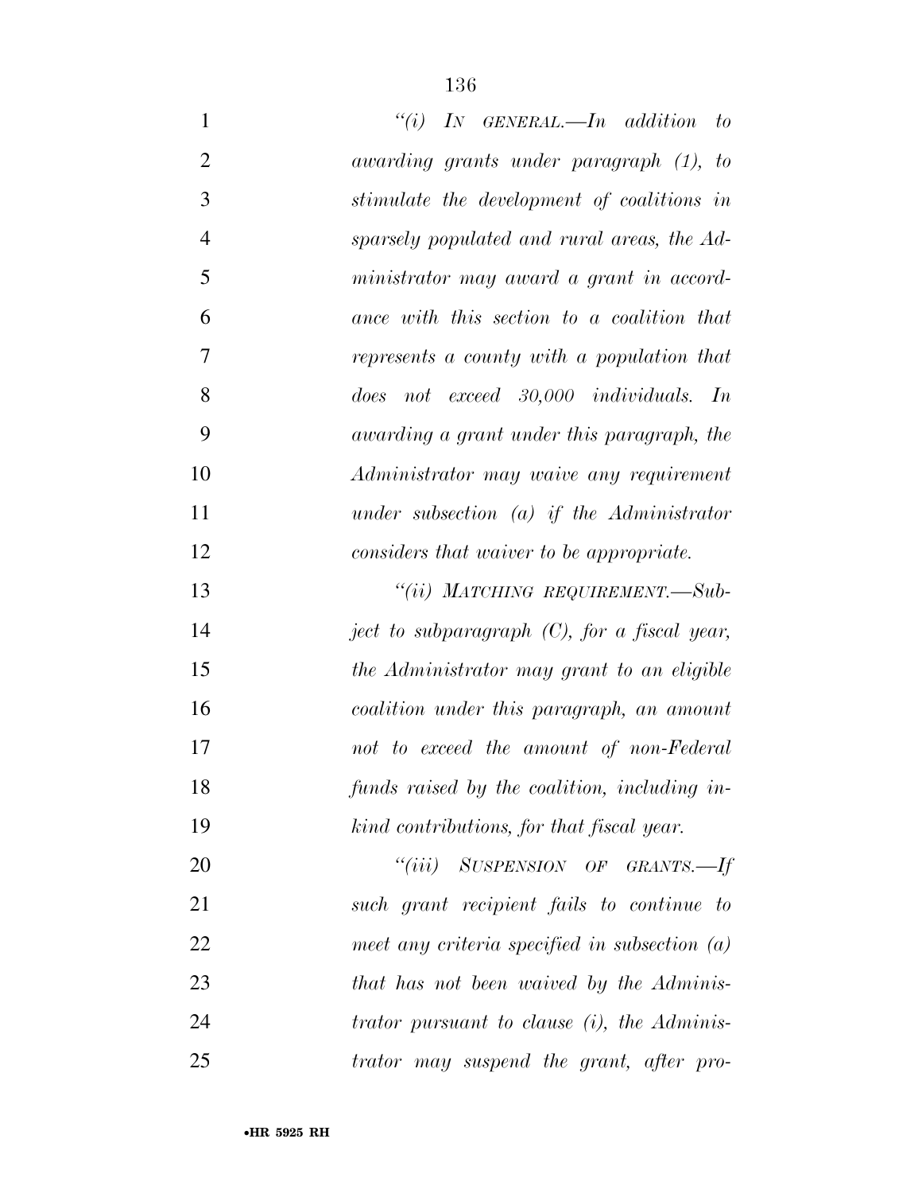*"(i) IN GENERAL.—In addition to awarding grants under paragraph (1), to stimulate the development of coalitions in sparsely populated and rural areas, the Administrator may award a grant in accordance with this section to a coalition that represents a county with a population that does not exceed 30,000 individuals. In awarding a grant under this paragraph, the Administrator may waive any requirement under subsection (a) if the Administrator considers that waiver to be appropriate.*

*"(ii) MATCHING REQUIREMENT.—Subject to subparagraph (C), for a fiscal year, the Administrator may grant to an eligible coalition under this paragraph, an amount not to exceed the amount of non-Federal funds raised by the coalition, including in-kind contributions, for that fiscal year.*

*"(iii) SUSPENSION OF GRANTS.—If such grant recipient fails to continue to meet any criteria specified in subsection (a) that has not been waived by the Administrator pursuant to clause (i), the Administrator may suspend the grant, after pro-*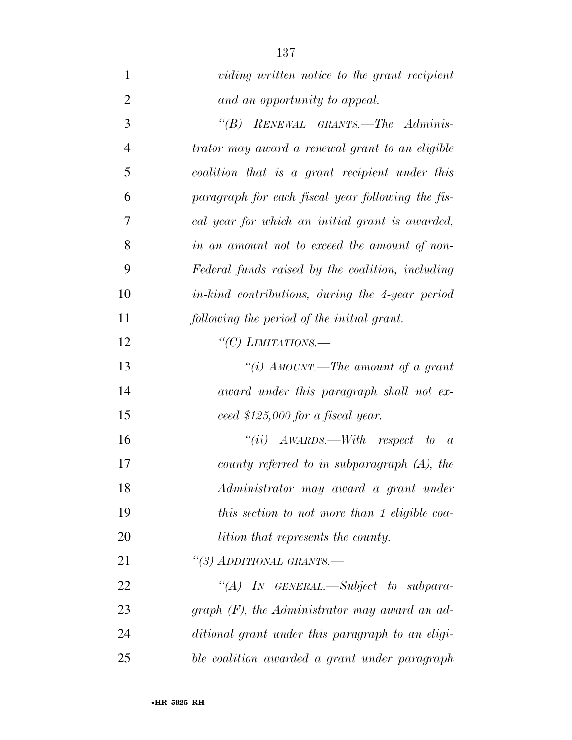*viding written notice to the grant recipient and an opportunity to appeal.*

*"(B) RENEWAL GRANTS.—The Administrator may award a renewal grant to an eligible coalition that is a grant recipient under this paragraph for each fiscal year following the fiscal year for which an initial grant is awarded, in an amount not to exceed the amount of non-Federal funds raised by the coalition, including in-kind contributions, during the 4-year period following the period of the initial grant.*

*"(C) LIMITATIONS.—*

*"(i) AMOUNT.—The amount of a grant award under this paragraph shall not exceed $125,000 for a fiscal year.*

*"(ii) AWARDS.—With respect to a county referred to in subparagraph (A), the Administrator may award a grant under this section to not more than 1 eligible coalition that represents the county.*

*"(3) ADDITIONAL GRANTS.—*

*"(A) IN GENERAL.—Subject to subparagraph (F), the Administrator may award an additional grant under this paragraph to an eligible coalition awarded a grant under paragraph*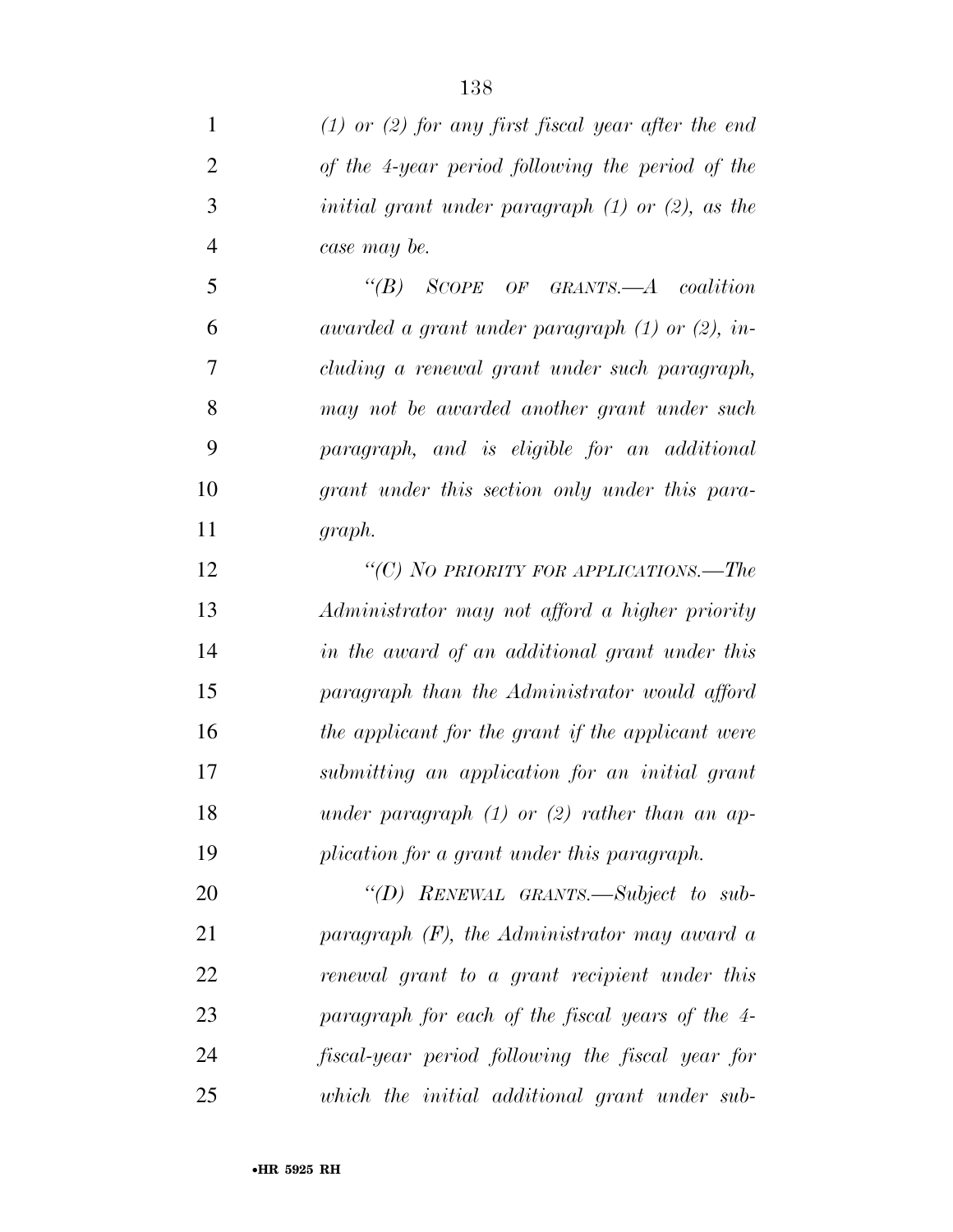*(1) or (2) for any first fiscal year after the end of the 4-year period following the period of the initial grant under paragraph (1) or (2), as the case may be.*

*"(B) SCOPE OF GRANTS.—A coalition awarded a grant under paragraph (1) or (2), including a renewal grant under such paragraph, may not be awarded another grant under such paragraph, and is eligible for an additional grant under this section only under this paragraph.*

*"(C) NO PRIORITY FOR APPLICATIONS.—The Administrator may not afford a higher priority in the award of an additional grant under this paragraph than the Administrator would afford the applicant for the grant if the applicant were submitting an application for an initial grant under paragraph (1) or (2) rather than an application for a grant under this paragraph.*

*"(D) RENEWAL GRANTS.—Subject to subparagraph (F), the Administrator may award a renewal grant to a grant recipient under this paragraph for each of the fiscal years of the 4-fiscal-year period following the fiscal year for which the initial additional grant under sub-*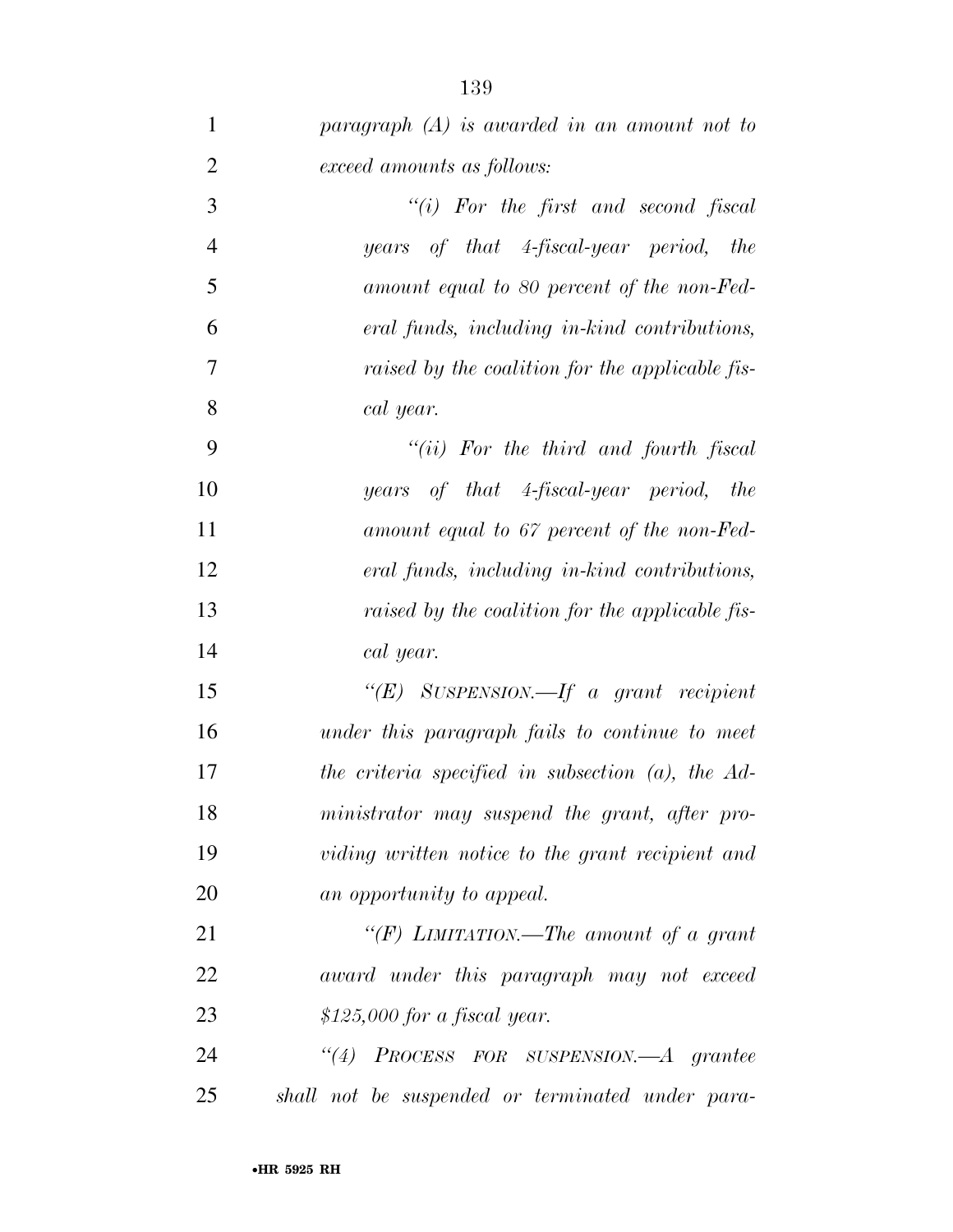*paragraph (A) is awarded in an amount not to exceed amounts as follows:*

*"(i) For the first and second fiscal years of that 4-fiscal-year period, the amount equal to 80 percent of the non-Federal funds, including in-kind contributions, raised by the coalition for the applicable fiscal year.*

*"(ii) For the third and fourth fiscal years of that 4-fiscal-year period, the amount equal to 67 percent of the non-Federal funds, including in-kind contributions, raised by the coalition for the applicable fiscal year.*

*"(E) SUSPENSION.—If a grant recipient under this paragraph fails to continue to meet the criteria specified in subsection (a), the Administrator may suspend the grant, after providing written notice to the grant recipient and an opportunity to appeal.*

*"(F) LIMITATION.—The amount of a grant award under this paragraph may not exceed $125,000 for a fiscal year.*

*"(4) PROCESS FOR SUSPENSION.—A grantee shall not be suspended or terminated under para-*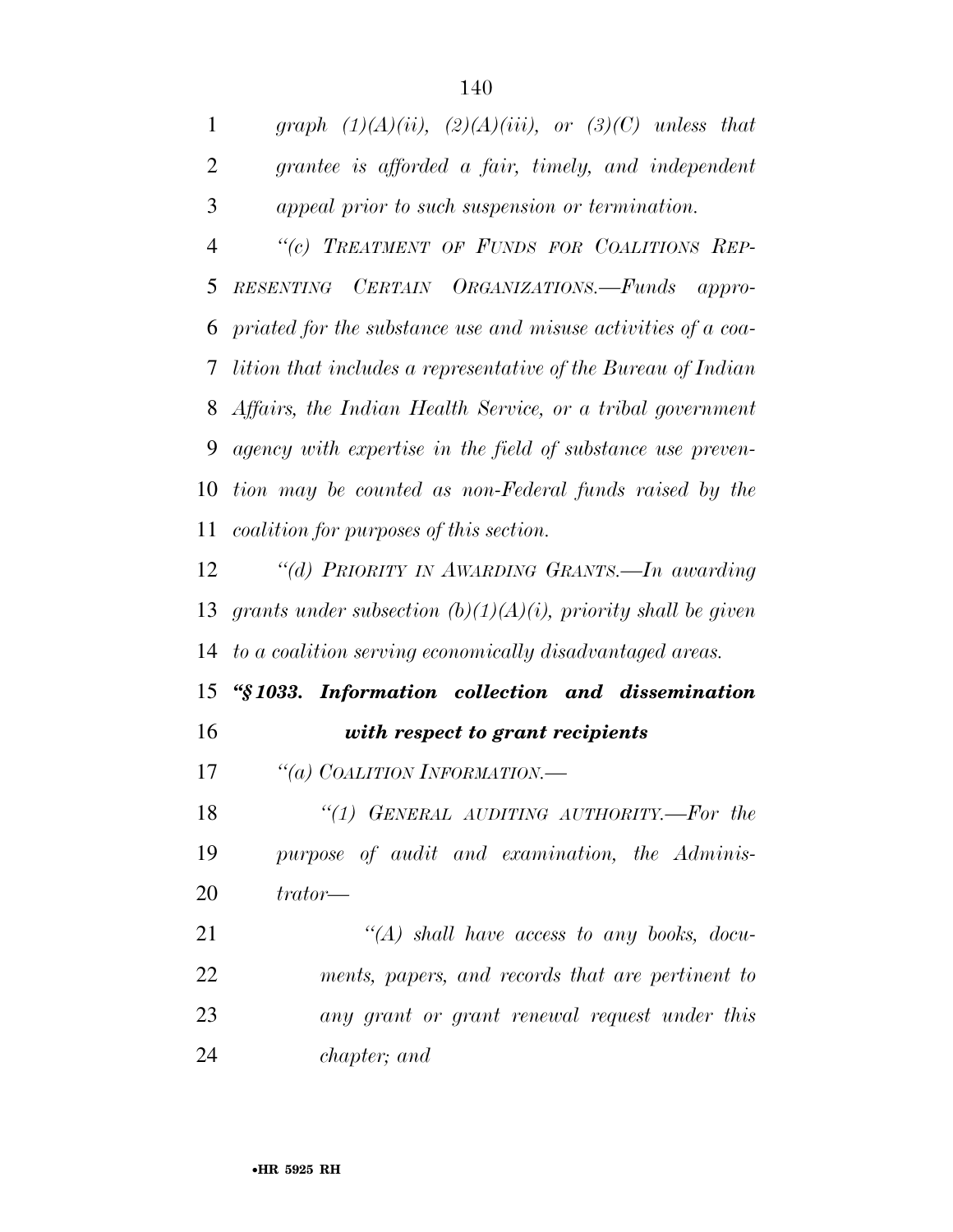*graph (1)(A)(ii), (2)(A)(iii), or (3)(C) unless that grantee is afforded a fair, timely, and independent appeal prior to such suspension or termination.*

*"(c) TREATMENT OF FUNDS FOR COALITIONS REPRESENTING CERTAIN ORGANIZATIONS.—Funds appropriated for the substance use and misuse activities of a coalition that includes a representative of the Bureau of Indian Affairs, the Indian Health Service, or a tribal government agency with expertise in the field of substance use prevention may be counted as non-Federal funds raised by the coalition for purposes of this section.*

*"(d) PRIORITY IN AWARDING GRANTS.—In awarding grants under subsection (b)(1)(A)(i), priority shall be given to a coalition serving economically disadvantaged areas.*

***"§ 1033. Information collection and dissemination with respect to grant recipients***

*"(a) COALITION INFORMATION.—*

*"(1) GENERAL AUDITING AUTHORITY.—For the purpose of audit and examination, the Administrator—*

*"(A) shall have access to any books, documents, papers, and records that are pertinent to any grant or grant renewal request under this chapter; and*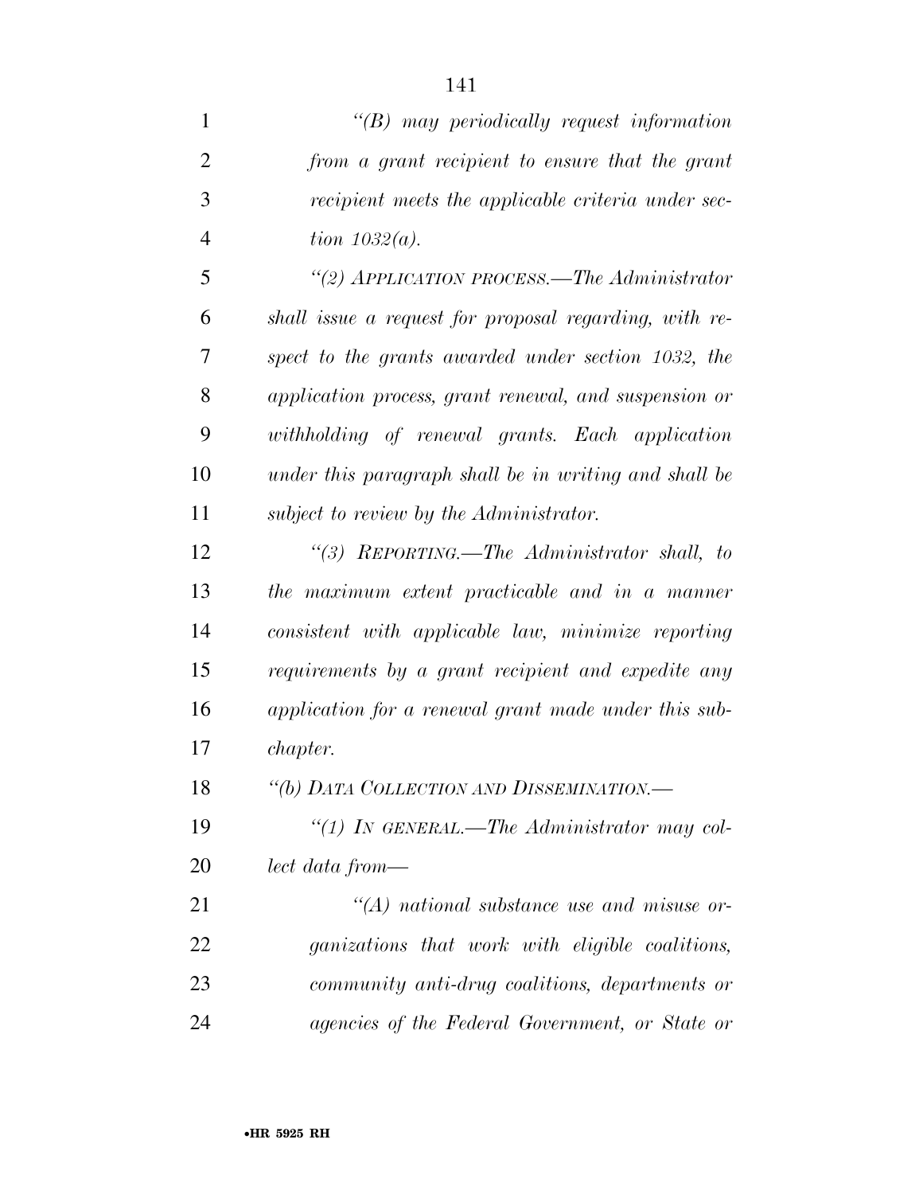*"(B) may periodically request information from a grant recipient to ensure that the grant recipient meets the applicable criteria under section 1032(a).*

*"(2) APPLICATION PROCESS.—The Administrator shall issue a request for proposal regarding, with respect to the grants awarded under section 1032, the application process, grant renewal, and suspension or withholding of renewal grants. Each application under this paragraph shall be in writing and shall be subject to review by the Administrator.*

*"(3) REPORTING.—The Administrator shall, to the maximum extent practicable and in a manner consistent with applicable law, minimize reporting requirements by a grant recipient and expedite any application for a renewal grant made under this subchapter.*

*"(b) DATA COLLECTION AND DISSEMINATION.—*

*"(1) IN GENERAL.—The Administrator may collect data from—*

*"(A) national substance use and misuse organizations that work with eligible coalitions, community anti-drug coalitions, departments or agencies of the Federal Government, or State or*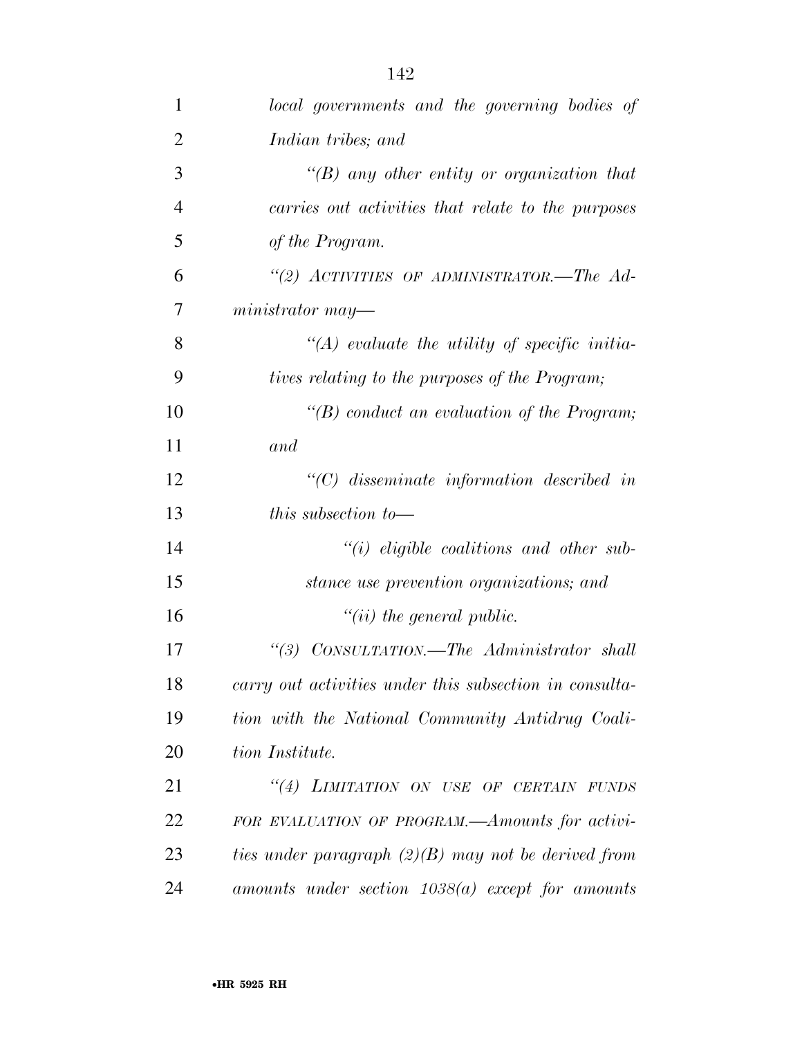*local governments and the governing bodies of Indian tribes; and*

*"(B) any other entity or organization that carries out activities that relate to the purposes of the Program.*

*"(2) ACTIVITIES OF ADMINISTRATOR.—The Administrator may—*

*"(A) evaluate the utility of specific initiatives relating to the purposes of the Program;*

*"(B) conduct an evaluation of the Program; and*

*"(C) disseminate information described in this subsection to—*

*"(i) eligible coalitions and other substance use prevention organizations; and*

*"(ii) the general public.*

*"(3) CONSULTATION.—The Administrator shall carry out activities under this subsection in consultation with the National Community Antidrug Coalition Institute.*

*"(4) LIMITATION ON USE OF CERTAIN FUNDS FOR EVALUATION OF PROGRAM.—Amounts for activities under paragraph (2)(B) may not be derived from amounts under section 1038(a) except for amounts*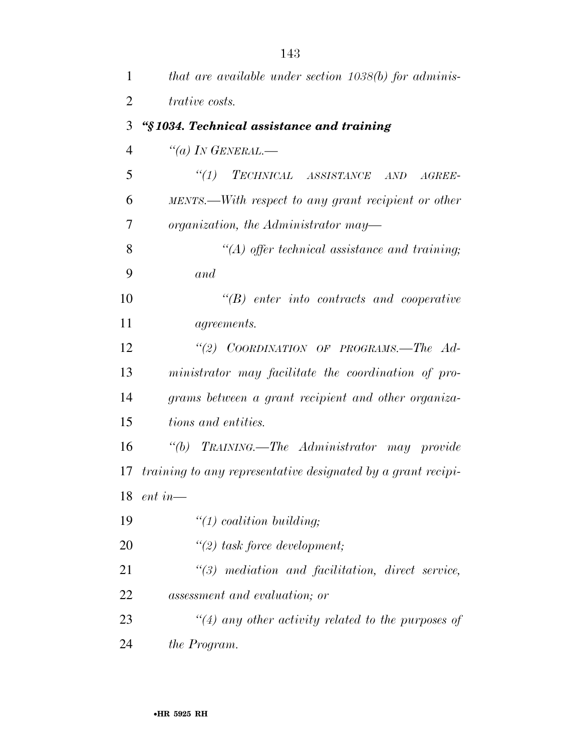*that are available under section 1038(b) for administrative costs.*

***"§ 1034. Technical assistance and training***

*"(a) IN GENERAL.—*

*"(1) TECHNICAL ASSISTANCE AND AGREEMENTS.—With respect to any grant recipient or other organization, the Administrator may—*

*"(A) offer technical assistance and training; and*

*"(B) enter into contracts and cooperative agreements.*

*"(2) COORDINATION OF PROGRAMS.—The Administrator may facilitate the coordination of programs between a grant recipient and other organizations and entities.*

*"(b) TRAINING.—The Administrator may provide training to any representative designated by a grant recipient in—*

*"(1) coalition building;*

*"(2) task force development;*

*"(3) mediation and facilitation, direct service, assessment and evaluation; or*

*"(4) any other activity related to the purposes of the Program.*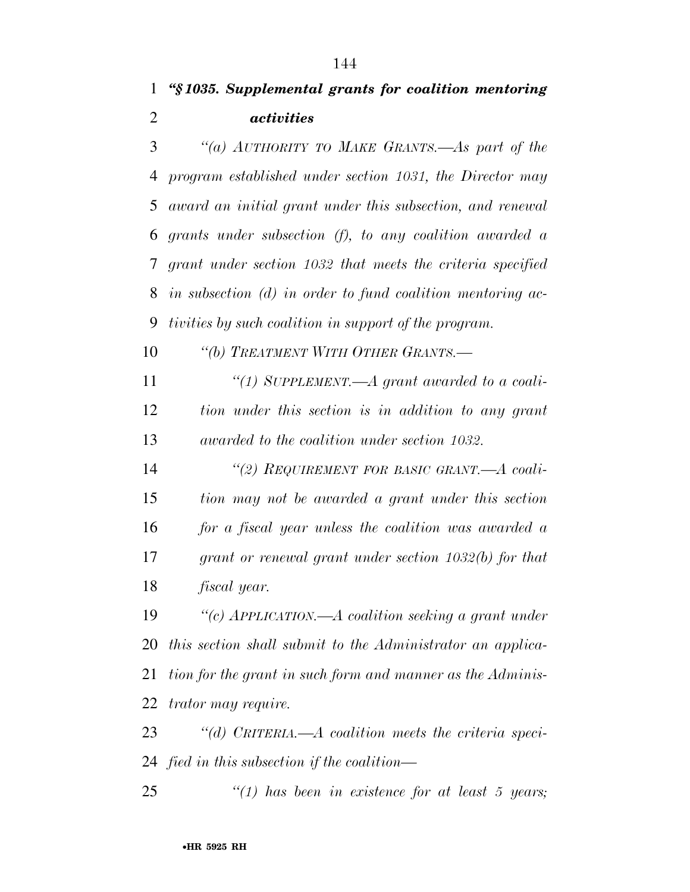***"§ 1035. Supplemental grants for coalition mentoring activities***

*"(a) AUTHORITY TO MAKE GRANTS.—As part of the program established under section 1031, the Director may award an initial grant under this subsection, and renewal grants under subsection (f), to any coalition awarded a grant under section 1032 that meets the criteria specified in subsection (d) in order to fund coalition mentoring activities by such coalition in support of the program.*

*"(b) TREATMENT WITH OTHER GRANTS.—*

*"(1) SUPPLEMENT.—A grant awarded to a coalition under this section is in addition to any grant awarded to the coalition under section 1032.*

*"(2) REQUIREMENT FOR BASIC GRANT.—A coalition may not be awarded a grant under this section for a fiscal year unless the coalition was awarded a grant or renewal grant under section 1032(b) for that fiscal year.*

*"(c) APPLICATION.—A coalition seeking a grant under this section shall submit to the Administrator an application for the grant in such form and manner as the Administrator may require.*

*"(d) CRITERIA.—A coalition meets the criteria specified in this subsection if the coalition—*

*"(1) has been in existence for at least 5 years;*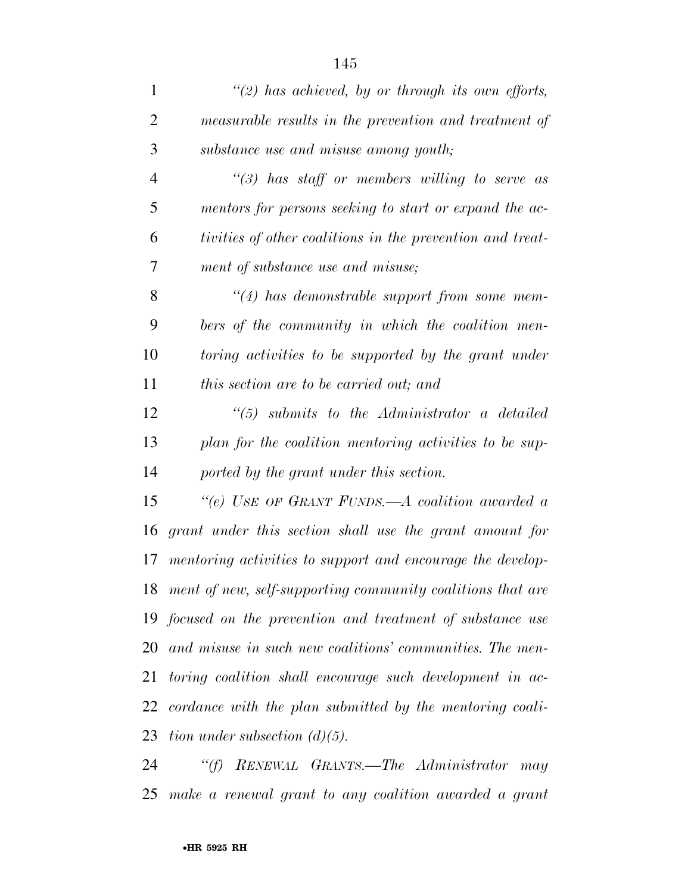*"(2) has achieved, by or through its own efforts, measurable results in the prevention and treatment of substance use and misuse among youth;*

*"(3) has staff or members willing to serve as mentors for persons seeking to start or expand the activities of other coalitions in the prevention and treatment of substance use and misuse;*

*"(4) has demonstrable support from some members of the community in which the coalition mentoring activities to be supported by the grant under this section are to be carried out; and*

*"(5) submits to the Administrator a detailed plan for the coalition mentoring activities to be supported by the grant under this section.*

*"(e) USE OF GRANT FUNDS.—A coalition awarded a grant under this section shall use the grant amount for mentoring activities to support and encourage the development of new, self-supporting community coalitions that are focused on the prevention and treatment of substance use and misuse in such new coalitions' communities. The mentoring coalition shall encourage such development in accordance with the plan submitted by the mentoring coalition under subsection (d)(5).*

*"(f) RENEWAL GRANTS.—The Administrator may make a renewal grant to any coalition awarded a grant*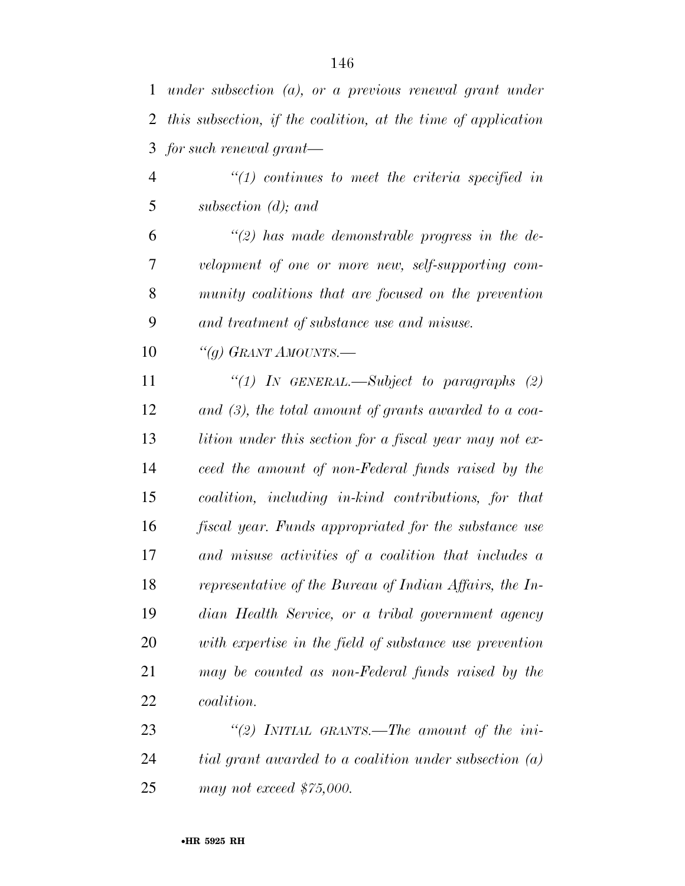*under subsection (a), or a previous renewal grant under this subsection, if the coalition, at the time of application for such renewal grant—*

*"(1) continues to meet the criteria specified in subsection (d); and*

*"(2) has made demonstrable progress in the development of one or more new, self-supporting community coalitions that are focused on the prevention and treatment of substance use and misuse.*

*"(g) GRANT AMOUNTS.—*

*"(1) IN GENERAL.—Subject to paragraphs (2) and (3), the total amount of grants awarded to a coalition under this section for a fiscal year may not exceed the amount of non-Federal funds raised by the coalition, including in-kind contributions, for that fiscal year. Funds appropriated for the substance use and misuse activities of a coalition that includes a representative of the Bureau of Indian Affairs, the Indian Health Service, or a tribal government agency with expertise in the field of substance use prevention may be counted as non-Federal funds raised by the coalition.*

*"(2) INITIAL GRANTS.—The amount of the initial grant awarded to a coalition under subsection (a) may not exceed $75,000.*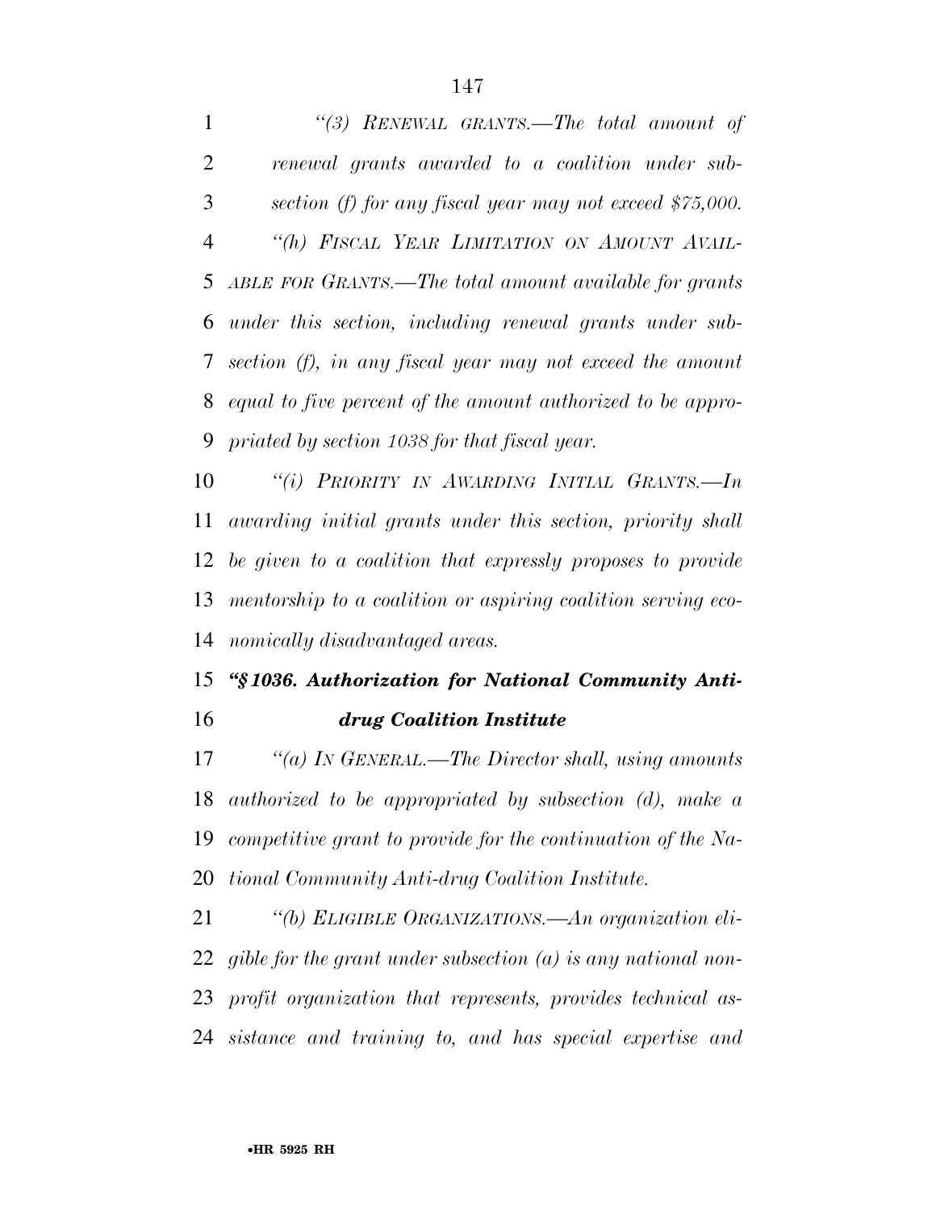*"(3) RENEWAL GRANTS.—The total amount of renewal grants awarded to a coalition under subsection (f) for any fiscal year may not exceed $75,000.*

*"(h) FISCAL YEAR LIMITATION ON AMOUNT AVAILABLE FOR GRANTS.—The total amount available for grants under this section, including renewal grants under subsection (f), in any fiscal year may not exceed the amount equal to five percent of the amount authorized to be appropriated by section 1038 for that fiscal year.*

*"(i) PRIORITY IN AWARDING INITIAL GRANTS.—In awarding initial grants under this section, priority shall be given to a coalition that expressly proposes to provide mentorship to a coalition or aspiring coalition serving economically disadvantaged areas.*

***"§1036. Authorization for National Community Anti-drug Coalition Institute***

*"(a) IN GENERAL.—The Director shall, using amounts authorized to be appropriated by subsection (d), make a competitive grant to provide for the continuation of the National Community Anti-drug Coalition Institute.*

*"(b) ELIGIBLE ORGANIZATIONS.—An organization eligible for the grant under subsection (a) is any national non-profit organization that represents, provides technical assistance and training to, and has special expertise and*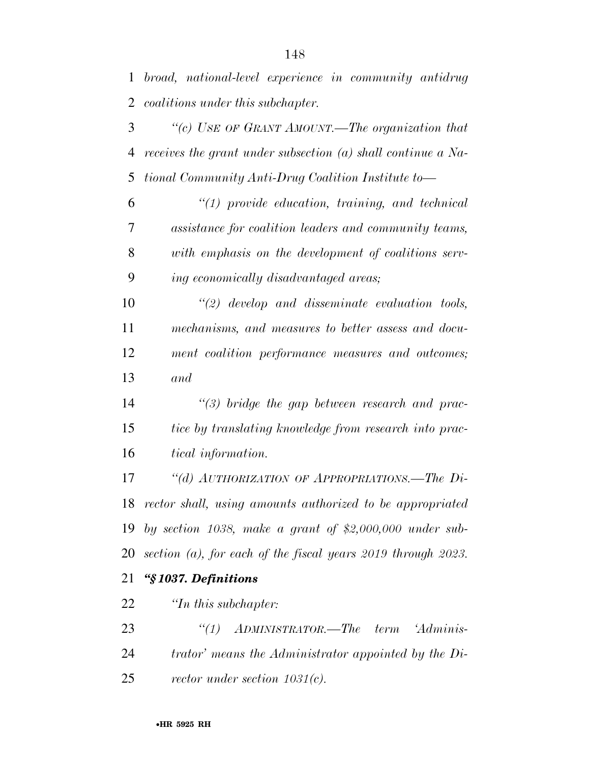*broad, national-level experience in community antidrug coalitions under this subchapter.*

*"(c) USE OF GRANT AMOUNT.—The organization that receives the grant under subsection (a) shall continue a National Community Anti-Drug Coalition Institute to—*

*"(1) provide education, training, and technical assistance for coalition leaders and community teams, with emphasis on the development of coalitions serving economically disadvantaged areas;*

*"(2) develop and disseminate evaluation tools, mechanisms, and measures to better assess and document coalition performance measures and outcomes; and*

*"(3) bridge the gap between research and practice by translating knowledge from research into practical information.*

*"(d) AUTHORIZATION OF APPROPRIATIONS.—The Director shall, using amounts authorized to be appropriated by section 1038, make a grant of $2,000,000 under subsection (a), for each of the fiscal years 2019 through 2023.*

***"§1037. Definitions***

*"In this subchapter:*

*"(1) ADMINISTRATOR.—The term 'Administrator' means the Administrator appointed by the Director under section 1031(c).*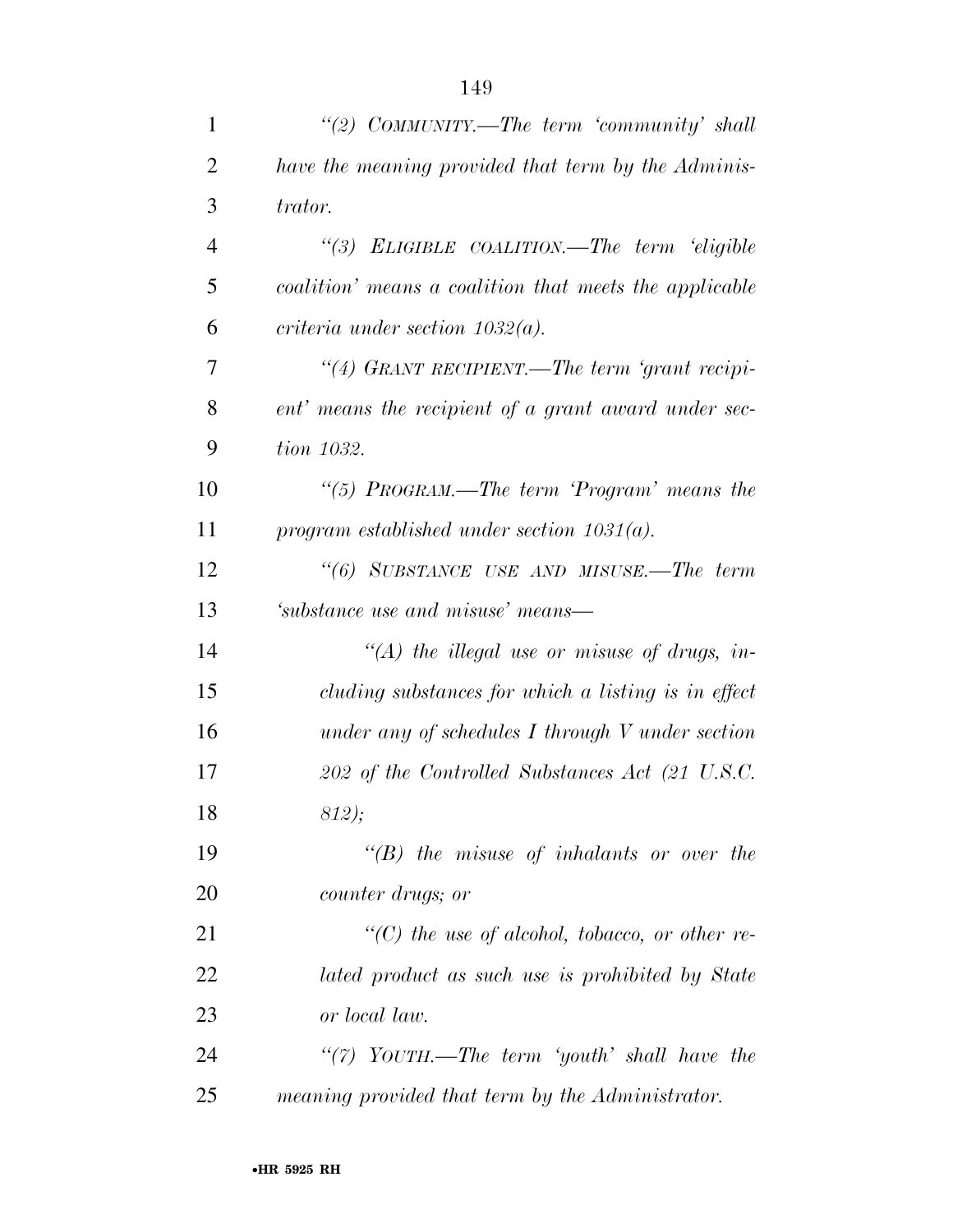*"(2) COMMUNITY.—The term 'community' shall have the meaning provided that term by the Administrator.*

*"(3) ELIGIBLE COALITION.—The term 'eligible coalition' means a coalition that meets the applicable criteria under section 1032(a).*

*"(4) GRANT RECIPIENT.—The term 'grant recipient' means the recipient of a grant award under section 1032.*

*"(5) PROGRAM.—The term 'Program' means the program established under section 1031(a).*

*"(6) SUBSTANCE USE AND MISUSE.—The term 'substance use and misuse' means—*

*"(A) the illegal use or misuse of drugs, including substances for which a listing is in effect under any of schedules I through V under section 202 of the Controlled Substances Act (21 U.S.C. 812);*

*"(B) the misuse of inhalants or over the counter drugs; or*

*"(C) the use of alcohol, tobacco, or other related product as such use is prohibited by State or local law.*

*"(7) YOUTH.—The term 'youth' shall have the meaning provided that term by the Administrator.*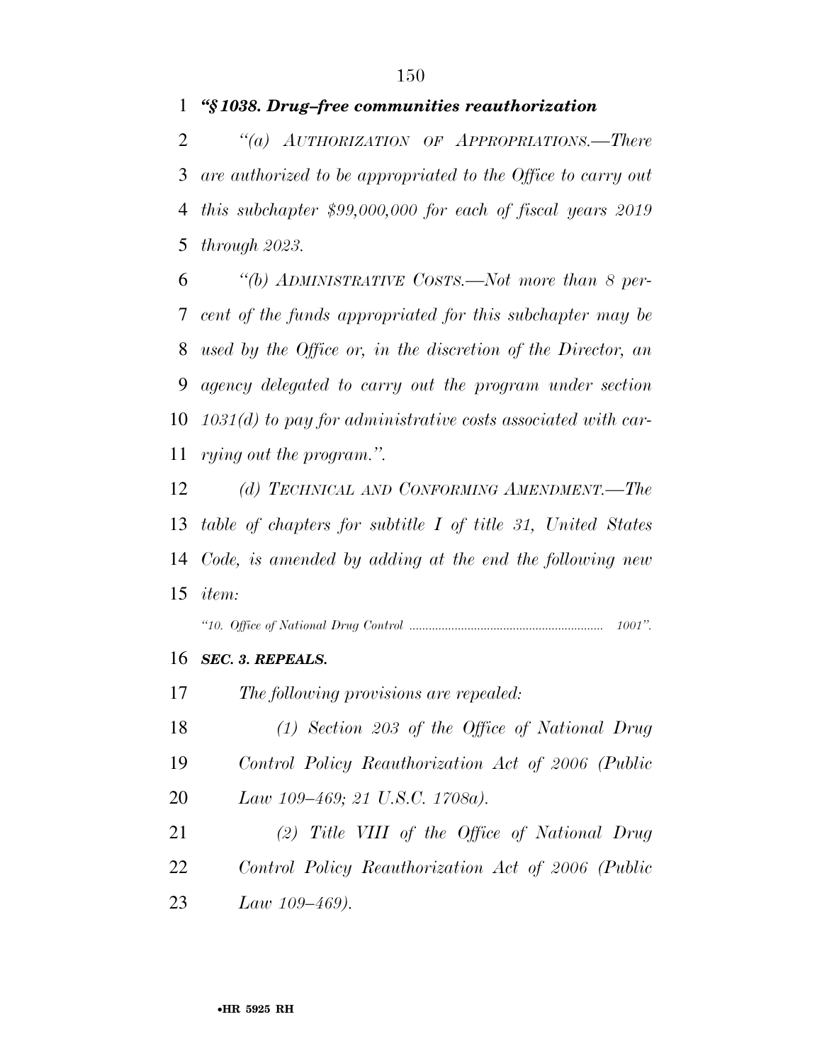***"§ 1038. Drug–free communities reauthorization***

*"(a) AUTHORIZATION OF APPROPRIATIONS.—There are authorized to be appropriated to the Office to carry out this subchapter $99,000,000 for each of fiscal years 2019 through 2023.*

*"(b) ADMINISTRATIVE COSTS.—Not more than 8 percent of the funds appropriated for this subchapter may be used by the Office or, in the discretion of the Director, an agency delegated to carry out the program under section 1031(d) to pay for administrative costs associated with carrying out the program.".*

*(d) TECHNICAL AND CONFORMING AMENDMENT.—The table of chapters for subtitle I of title 31, United States Code, is amended by adding at the end the following new item:*

*"10. Office of National Drug Control .......................................................... 1001".*

***SEC. 3. REPEALS.***

*The following provisions are repealed:*

*(1) Section 203 of the Office of National Drug Control Policy Reauthorization Act of 2006 (Public Law 109–469; 21 U.S.C. 1708a).*

*(2) Title VIII of the Office of National Drug Control Policy Reauthorization Act of 2006 (Public Law 109–469).*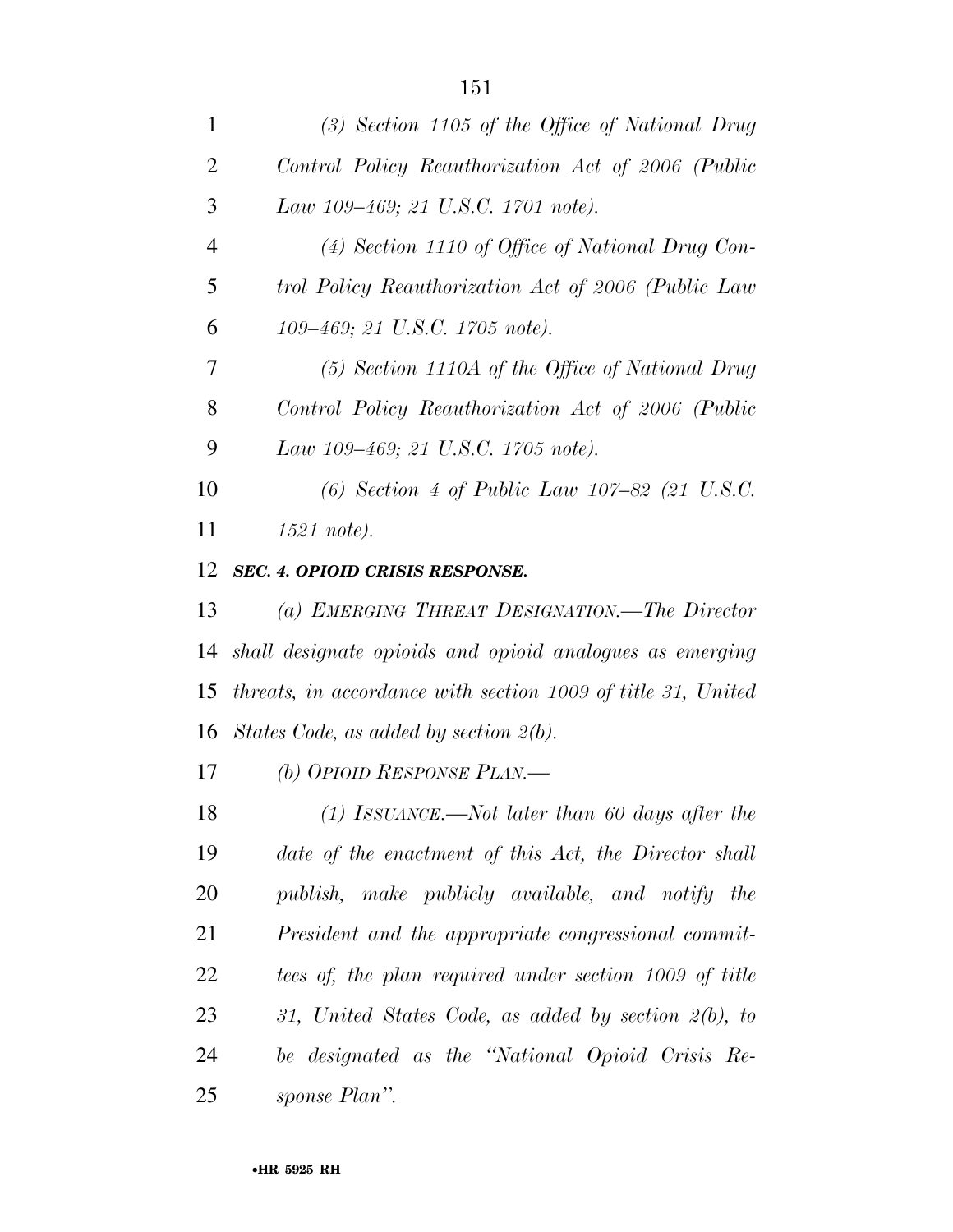*(3) Section 1105 of the Office of National Drug Control Policy Reauthorization Act of 2006 (Public Law 109–469; 21 U.S.C. 1701 note).*

*(4) Section 1110 of Office of National Drug Control Policy Reauthorization Act of 2006 (Public Law 109–469; 21 U.S.C. 1705 note).*

*(5) Section 1110A of the Office of National Drug Control Policy Reauthorization Act of 2006 (Public Law 109–469; 21 U.S.C. 1705 note).*

*(6) Section 4 of Public Law 107–82 (21 U.S.C. 1521 note).*

***SEC. 4. OPIOID CRISIS RESPONSE.***

*(a) EMERGING THREAT DESIGNATION.—The Director shall designate opioids and opioid analogues as emerging threats, in accordance with section 1009 of title 31, United States Code, as added by section 2(b).*

*(b) OPIOID RESPONSE PLAN.—*

*(1) ISSUANCE.—Not later than 60 days after the date of the enactment of this Act, the Director shall publish, make publicly available, and notify the President and the appropriate congressional committees of, the plan required under section 1009 of title 31, United States Code, as added by section 2(b), to be designated as the "National Opioid Crisis Response Plan".*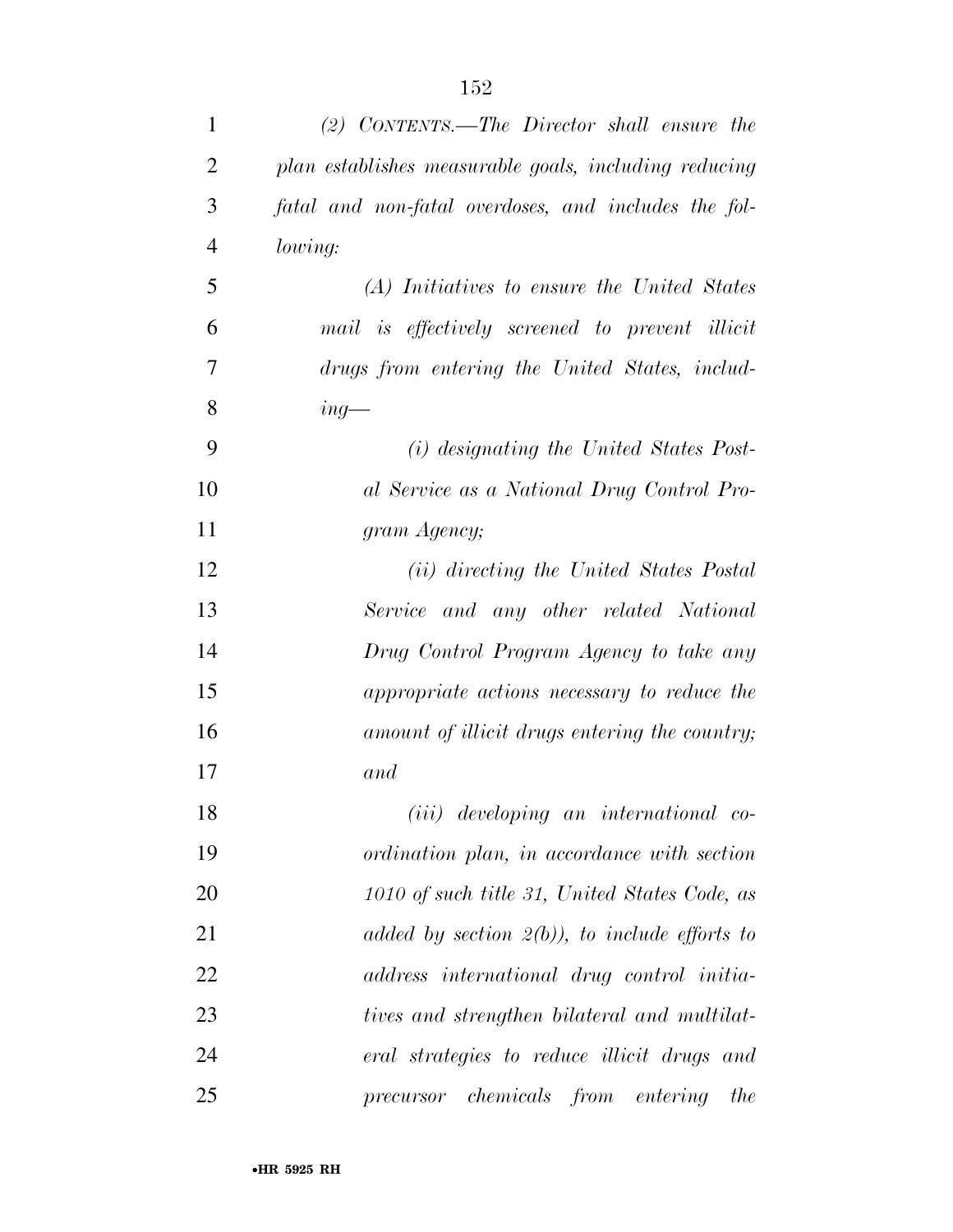*(2) CONTENTS.—The Director shall ensure the plan establishes measurable goals, including reducing fatal and non-fatal overdoses, and includes the following:*

*(A) Initiatives to ensure the United States mail is effectively screened to prevent illicit drugs from entering the United States, including—*

*(i) designating the United States Postal Service as a National Drug Control Program Agency;*

*(ii) directing the United States Postal Service and any other related National Drug Control Program Agency to take any appropriate actions necessary to reduce the amount of illicit drugs entering the country; and*

*(iii) developing an international coordination plan, in accordance with section 1010 of such title 31, United States Code, as added by section 2(b)), to include efforts to address international drug control initiatives and strengthen bilateral and multilateral strategies to reduce illicit drugs and precursor chemicals from entering the*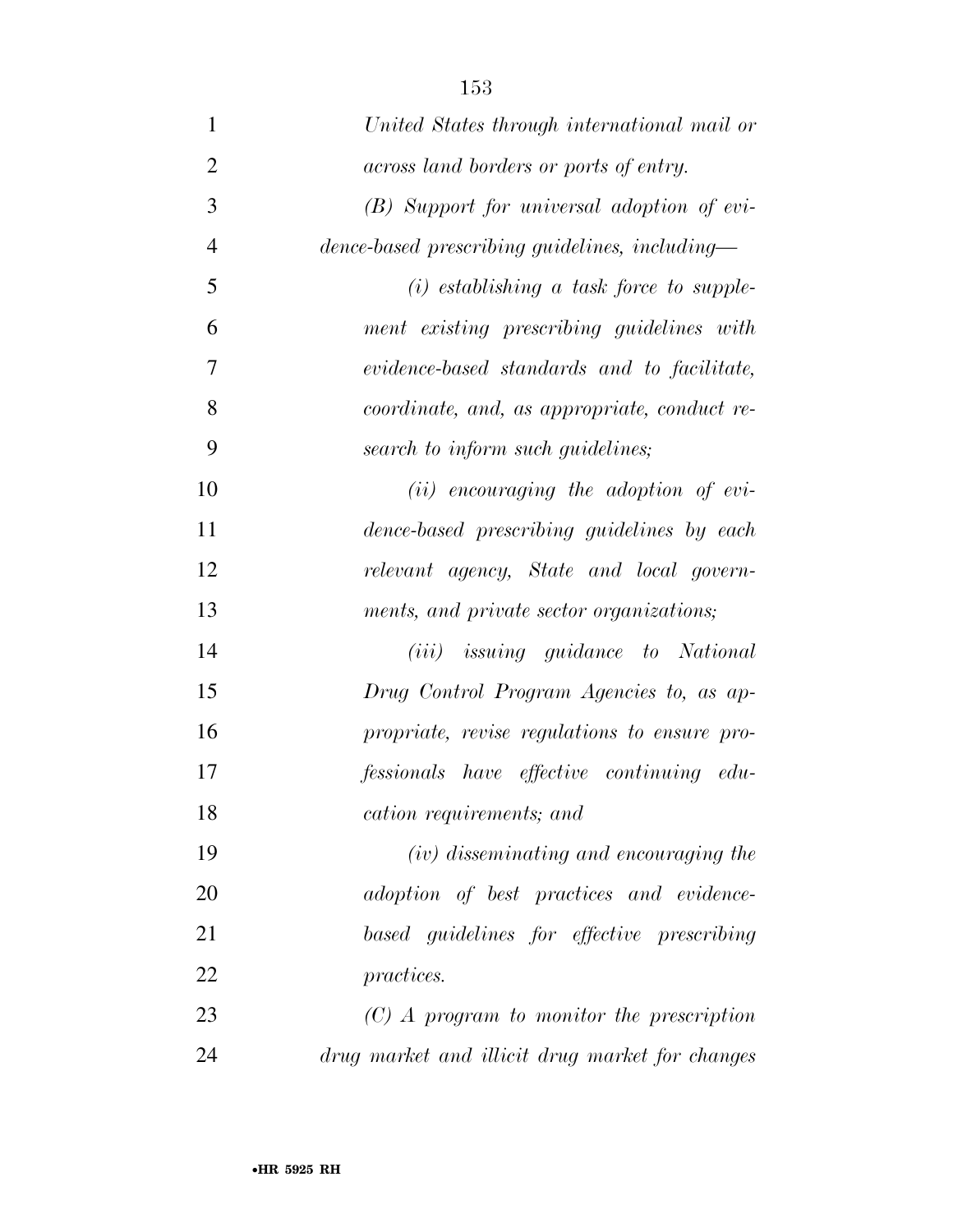*United States through international mail or across land borders or ports of entry.*

*(B) Support for universal adoption of evidence-based prescribing guidelines, including—*

*(i) establishing a task force to supplement existing prescribing guidelines with evidence-based standards and to facilitate, coordinate, and, as appropriate, conduct research to inform such guidelines;*

*(ii) encouraging the adoption of evidence-based prescribing guidelines by each relevant agency, State and local governments, and private sector organizations;*

*(iii) issuing guidance to National Drug Control Program Agencies to, as appropriate, revise regulations to ensure professionals have effective continuing education requirements; and*

*(iv) disseminating and encouraging the adoption of best practices and evidence-based guidelines for effective prescribing practices.*

*(C) A program to monitor the prescription drug market and illicit drug market for changes*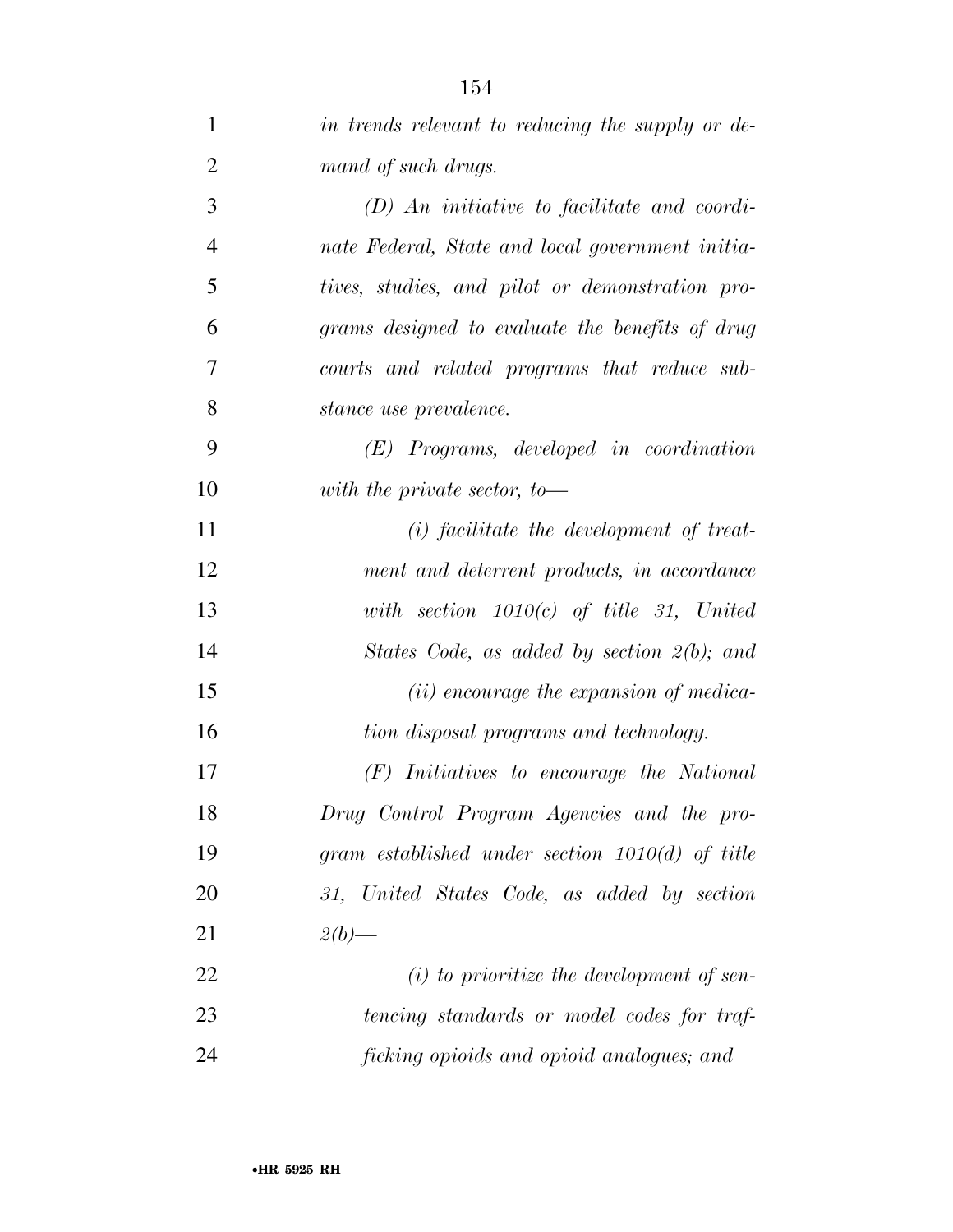*in trends relevant to reducing the supply or demand of such drugs.*

*(D) An initiative to facilitate and coordinate Federal, State and local government initiatives, studies, and pilot or demonstration programs designed to evaluate the benefits of drug courts and related programs that reduce substance use prevalence.*

*(E) Programs, developed in coordination with the private sector, to—*

*(i) facilitate the development of treatment and deterrent products, in accordance with section 1010(c) of title 31, United States Code, as added by section 2(b); and*

*(ii) encourage the expansion of medication disposal programs and technology.*

*(F) Initiatives to encourage the National Drug Control Program Agencies and the program established under section 1010(d) of title 31, United States Code, as added by section 2(b)—*

*(i) to prioritize the development of sentencing standards or model codes for trafficking opioids and opioid analogues; and*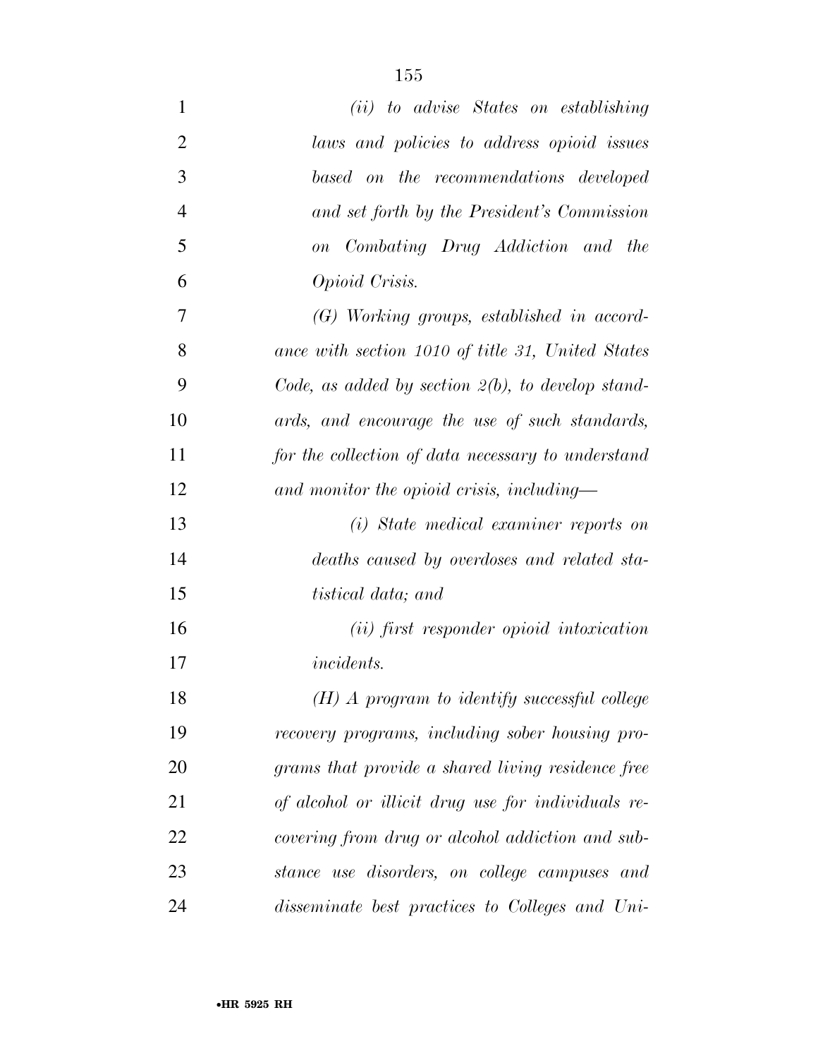*(ii) to advise States on establishing laws and policies to address opioid issues based on the recommendations developed and set forth by the President's Commission on Combating Drug Addiction and the Opioid Crisis.*

*(G) Working groups, established in accordance with section 1010 of title 31, United States Code, as added by section 2(b), to develop standards, and encourage the use of such standards, for the collection of data necessary to understand and monitor the opioid crisis, including—*

*(i) State medical examiner reports on deaths caused by overdoses and related statistical data; and*

*(ii) first responder opioid intoxication incidents.*

*(H) A program to identify successful college recovery programs, including sober housing programs that provide a shared living residence free of alcohol or illicit drug use for individuals recovering from drug or alcohol addiction and substance use disorders, on college campuses and disseminate best practices to Colleges and Uni-*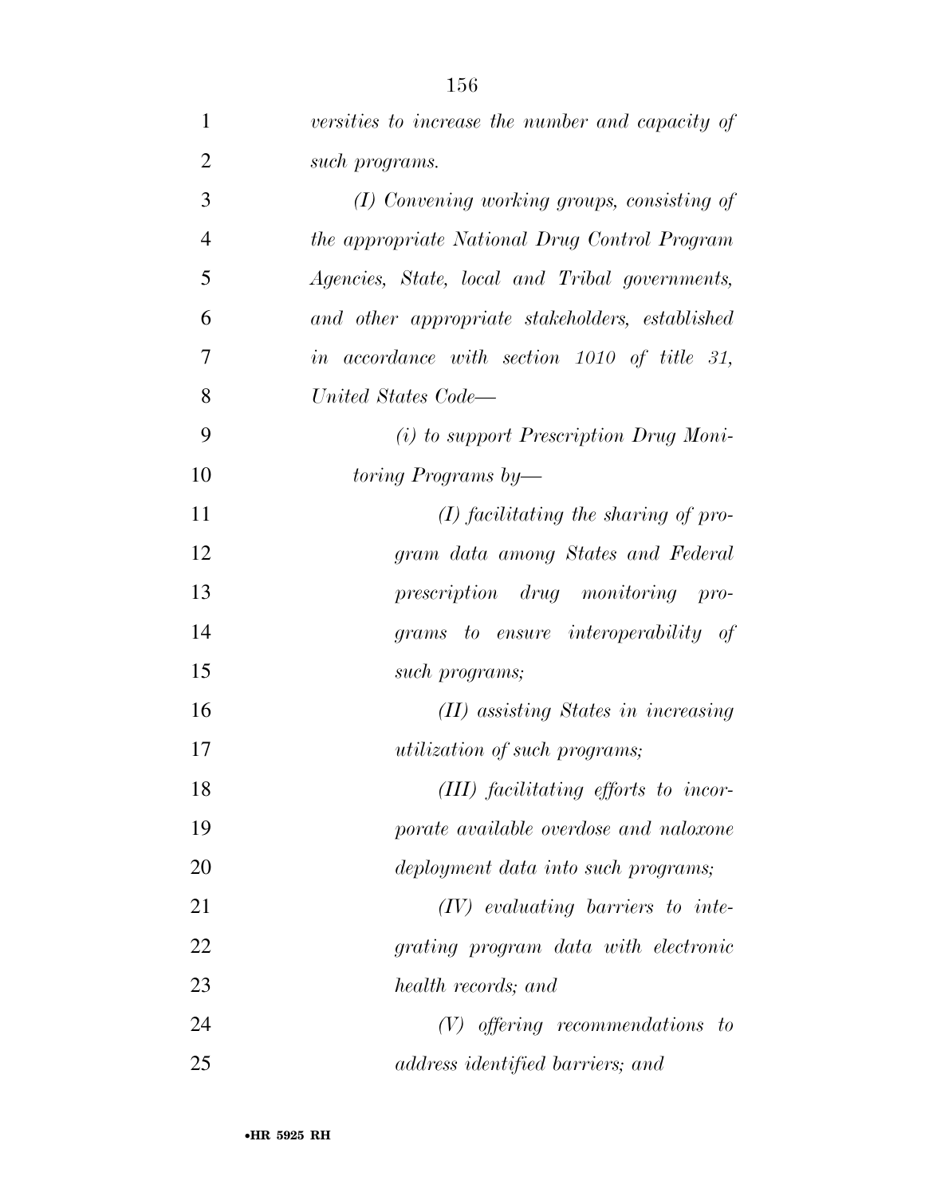*versities to increase the number and capacity of such programs.*

*(I) Convening working groups, consisting of the appropriate National Drug Control Program Agencies, State, local and Tribal governments, and other appropriate stakeholders, established in accordance with section 1010 of title 31, United States Code—*

*(i) to support Prescription Drug Monitoring Programs by—*

*(I) facilitating the sharing of program data among States and Federal prescription drug monitoring programs to ensure interoperability of such programs;*

*(II) assisting States in increasing utilization of such programs;*

*(III) facilitating efforts to incorporate available overdose and naloxone deployment data into such programs;*

*(IV) evaluating barriers to integrating program data with electronic health records; and*

*(V) offering recommendations to address identified barriers; and*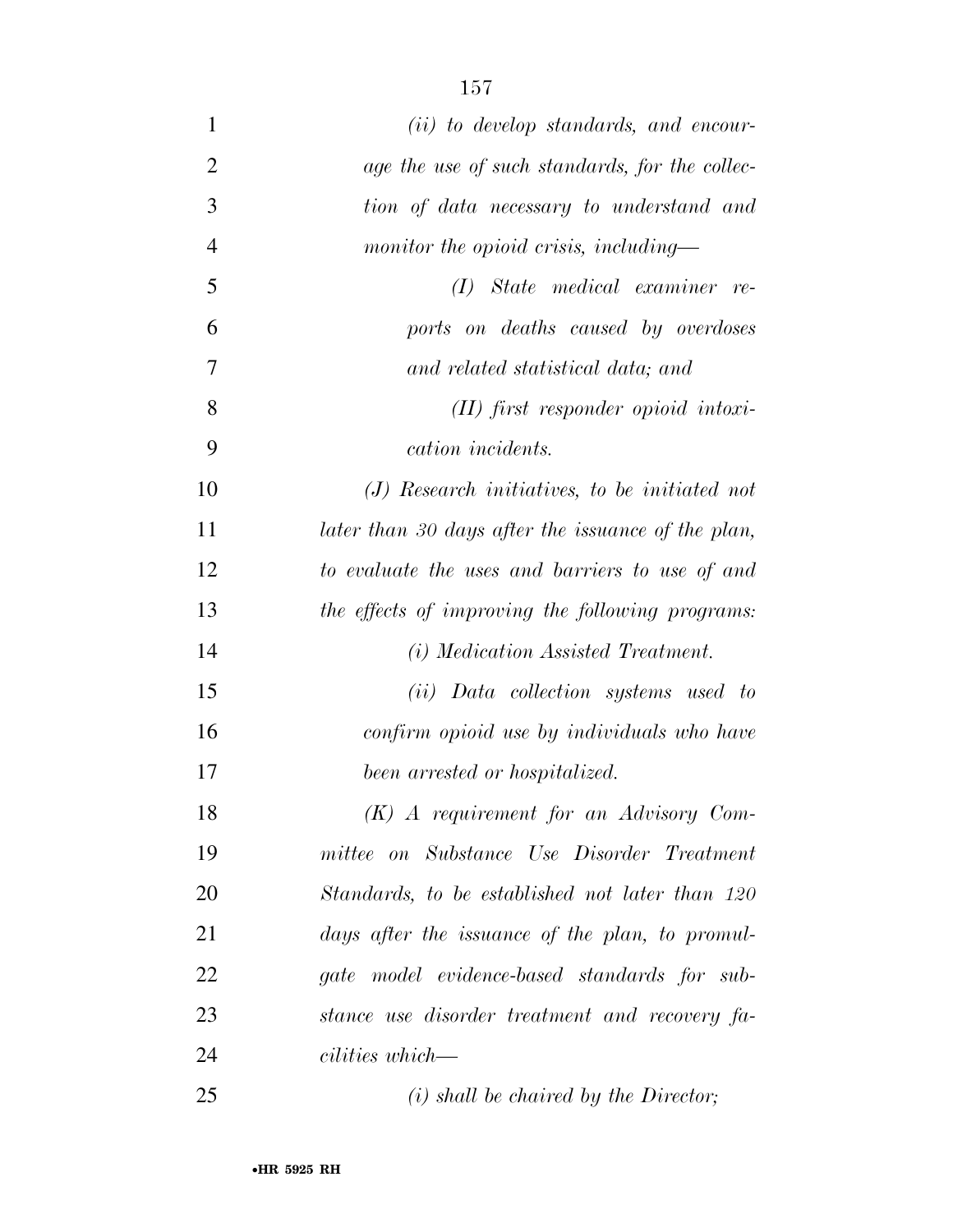*(ii) to develop standards, and encourage the use of such standards, for the collection of data necessary to understand and monitor the opioid crisis, including—*

*(I) State medical examiner reports on deaths caused by overdoses and related statistical data; and*

*(II) first responder opioid intoxication incidents.*

*(J) Research initiatives, to be initiated not later than 30 days after the issuance of the plan, to evaluate the uses and barriers to use of and the effects of improving the following programs:*

*(i) Medication Assisted Treatment.*

*(ii) Data collection systems used to confirm opioid use by individuals who have been arrested or hospitalized.*

*(K) A requirement for an Advisory Committee on Substance Use Disorder Treatment Standards, to be established not later than 120 days after the issuance of the plan, to promulgate model evidence-based standards for substance use disorder treatment and recovery facilities which—*

*(i) shall be chaired by the Director;*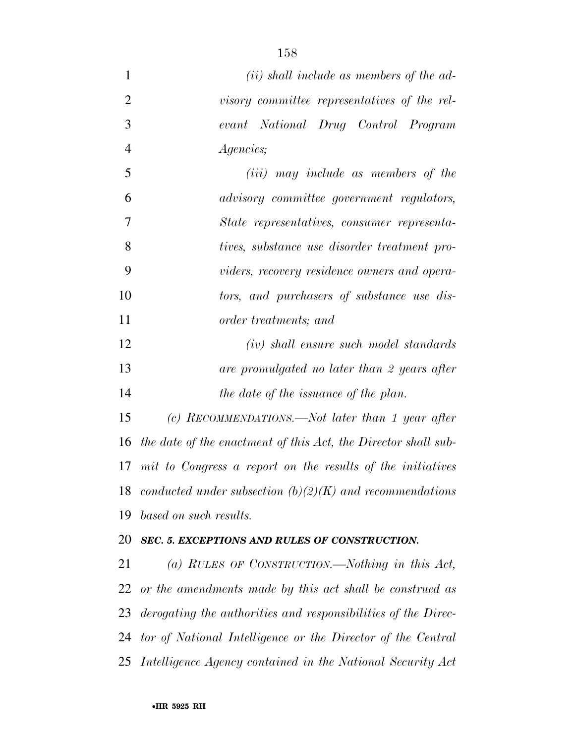*(ii) shall include as members of the advisory committee representatives of the relevant National Drug Control Program Agencies;*

*(iii) may include as members of the advisory committee government regulators, State representatives, consumer representatives, substance use disorder treatment providers, recovery residence owners and operators, and purchasers of substance use disorder treatments; and*

*(iv) shall ensure such model standards are promulgated no later than 2 years after the date of the issuance of the plan.*

*(c) RECOMMENDATIONS.—Not later than 1 year after the date of the enactment of this Act, the Director shall submit to Congress a report on the results of the initiatives conducted under subsection (b)(2)(K) and recommendations based on such results.*

***SEC. 5. EXCEPTIONS AND RULES OF CONSTRUCTION.***

*(a) RULES OF CONSTRUCTION.—Nothing in this Act, or the amendments made by this act shall be construed as derogating the authorities and responsibilities of the Director of National Intelligence or the Director of the Central Intelligence Agency contained in the National Security Act*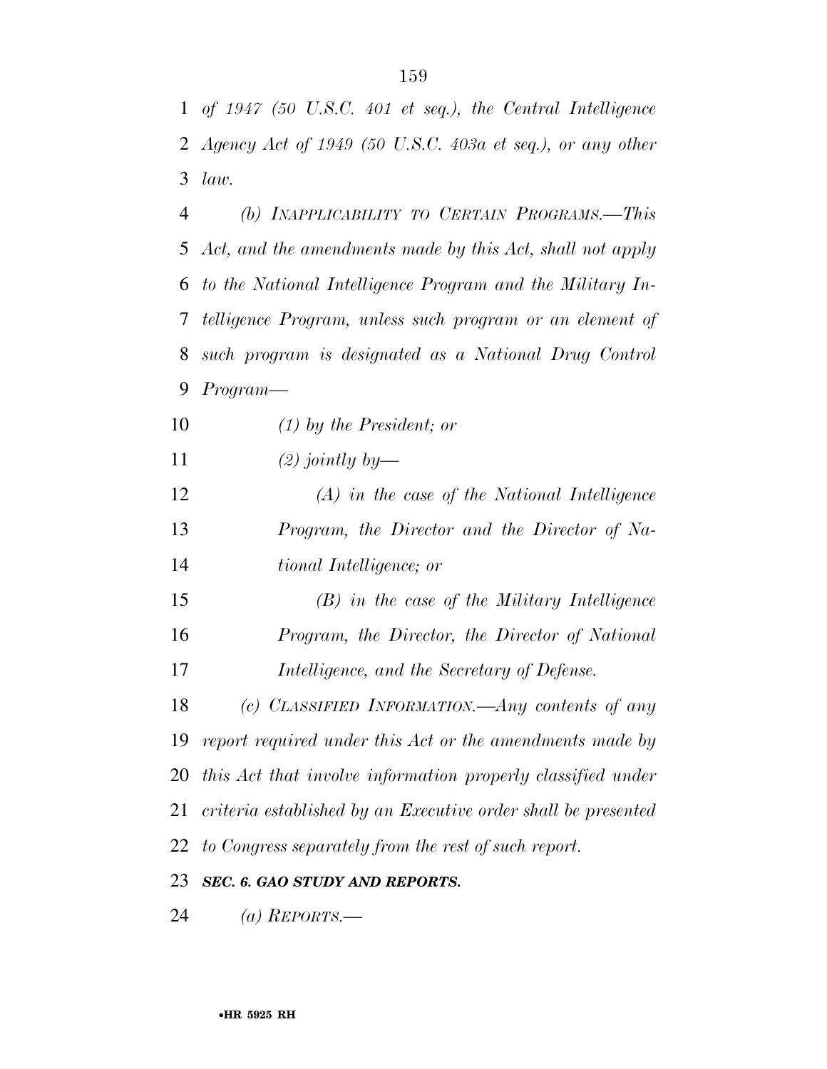*of 1947 (50 U.S.C. 401 et seq.), the Central Intelligence Agency Act of 1949 (50 U.S.C. 403a et seq.), or any other law.*

*(b) INAPPLICABILITY TO CERTAIN PROGRAMS.—This Act, and the amendments made by this Act, shall not apply to the National Intelligence Program and the Military Intelligence Program, unless such program or an element of such program is designated as a National Drug Control Program—*

*(1) by the President; or*

*(2) jointly by—*

*(A) in the case of the National Intelligence Program, the Director and the Director of National Intelligence; or*

*(B) in the case of the Military Intelligence Program, the Director, the Director of National Intelligence, and the Secretary of Defense.*

*(c) CLASSIFIED INFORMATION.—Any contents of any report required under this Act or the amendments made by this Act that involve information properly classified under criteria established by an Executive order shall be presented to Congress separately from the rest of such report.*

***SEC. 6. GAO STUDY AND REPORTS.***

*(a) REPORTS.—*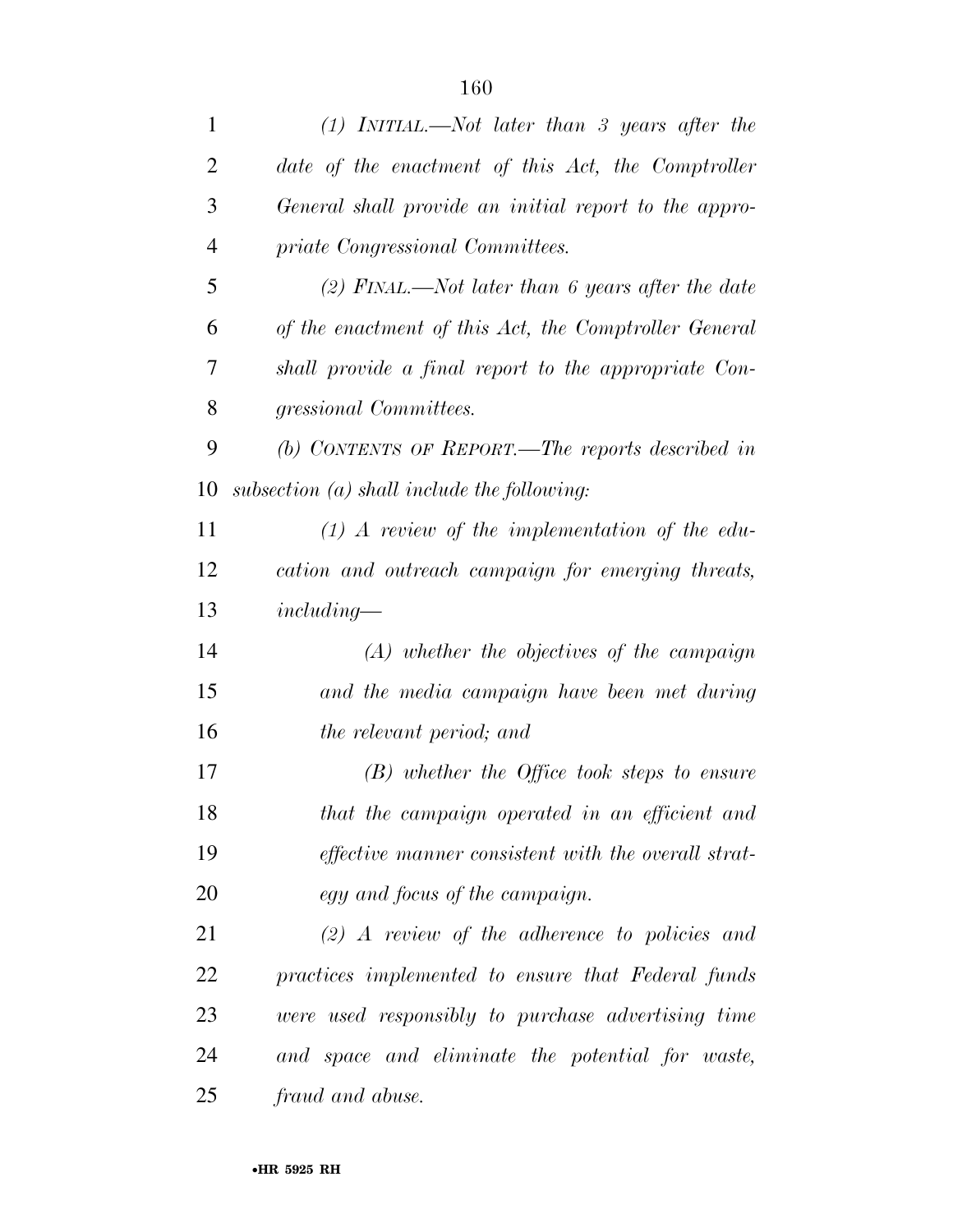*(1) INITIAL.—Not later than 3 years after the date of the enactment of this Act, the Comptroller General shall provide an initial report to the appropriate Congressional Committees.*

*(2) FINAL.—Not later than 6 years after the date of the enactment of this Act, the Comptroller General shall provide a final report to the appropriate Congressional Committees.*

*(b) CONTENTS OF REPORT.—The reports described in subsection (a) shall include the following:*

*(1) A review of the implementation of the education and outreach campaign for emerging threats, including—*

*(A) whether the objectives of the campaign and the media campaign have been met during the relevant period; and*

*(B) whether the Office took steps to ensure that the campaign operated in an efficient and effective manner consistent with the overall strategy and focus of the campaign.*

*(2) A review of the adherence to policies and practices implemented to ensure that Federal funds were used responsibly to purchase advertising time and space and eliminate the potential for waste, fraud and abuse.*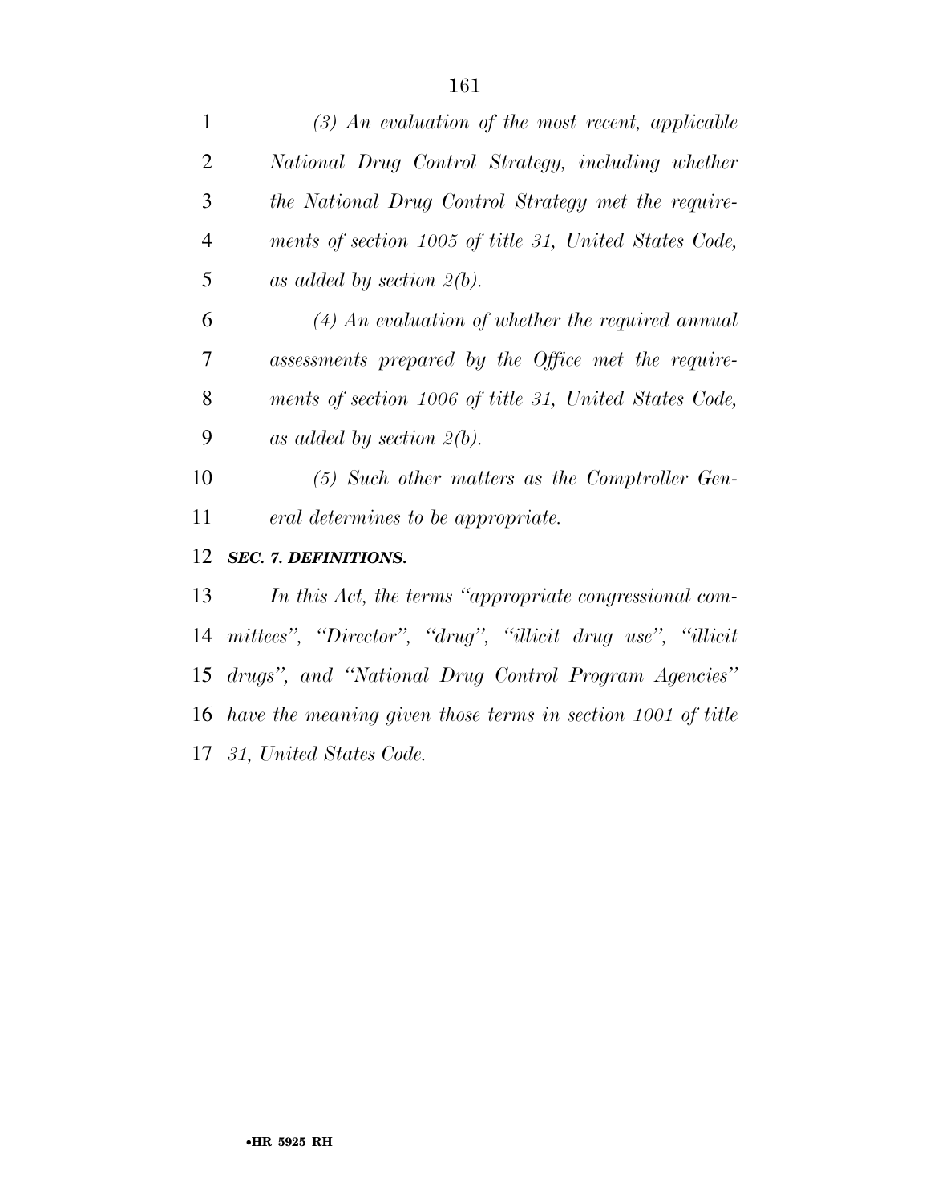*(3) An evaluation of the most recent, applicable National Drug Control Strategy, including whether the National Drug Control Strategy met the requirements of section 1005 of title 31, United States Code, as added by section 2(b).*

*(4) An evaluation of whether the required annual assessments prepared by the Office met the requirements of section 1006 of title 31, United States Code, as added by section 2(b).*

*(5) Such other matters as the Comptroller General determines to be appropriate.*

***SEC. 7. DEFINITIONS.***

*In this Act, the terms "appropriate congressional committees", "Director", "drug", "illicit drug use", "illicit drugs", and "National Drug Control Program Agencies" have the meaning given those terms in section 1001 of title 31, United States Code.*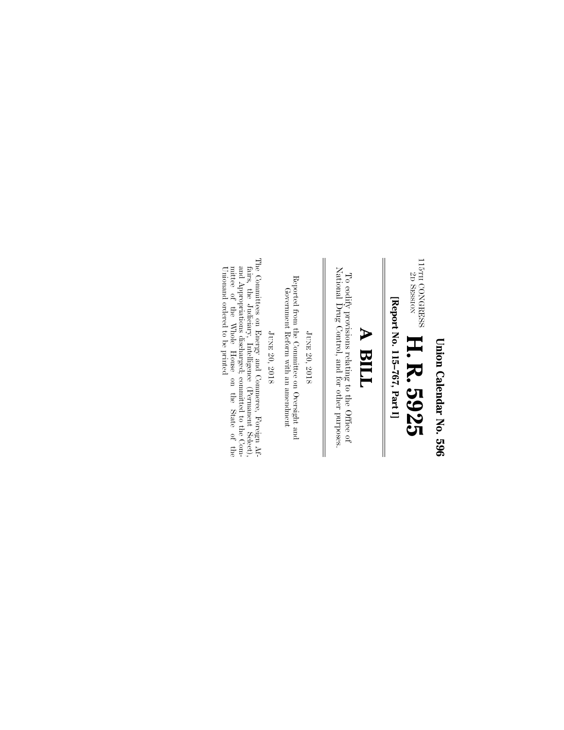# Union Calendar No. 596

115TH CONGRESS
2D SESSION

# H. R. 5925

**[Report No. 115–767, Part I]**

---

# A BILL

To codify provisions relating to the Office of National Drug Control, and for other purposes.

---

JUNE 20, 2018

Reported from the Committee on Oversight and Government Reform with an amendment

JUNE 20, 2018

The Committees on Energy and Commerce, Foreign Affairs, the Judiciary, Intelligence (Permanent Select), and Appropriations discharged; committed to the Committee of the Whole House on the State of the Unionand ordered to be printed